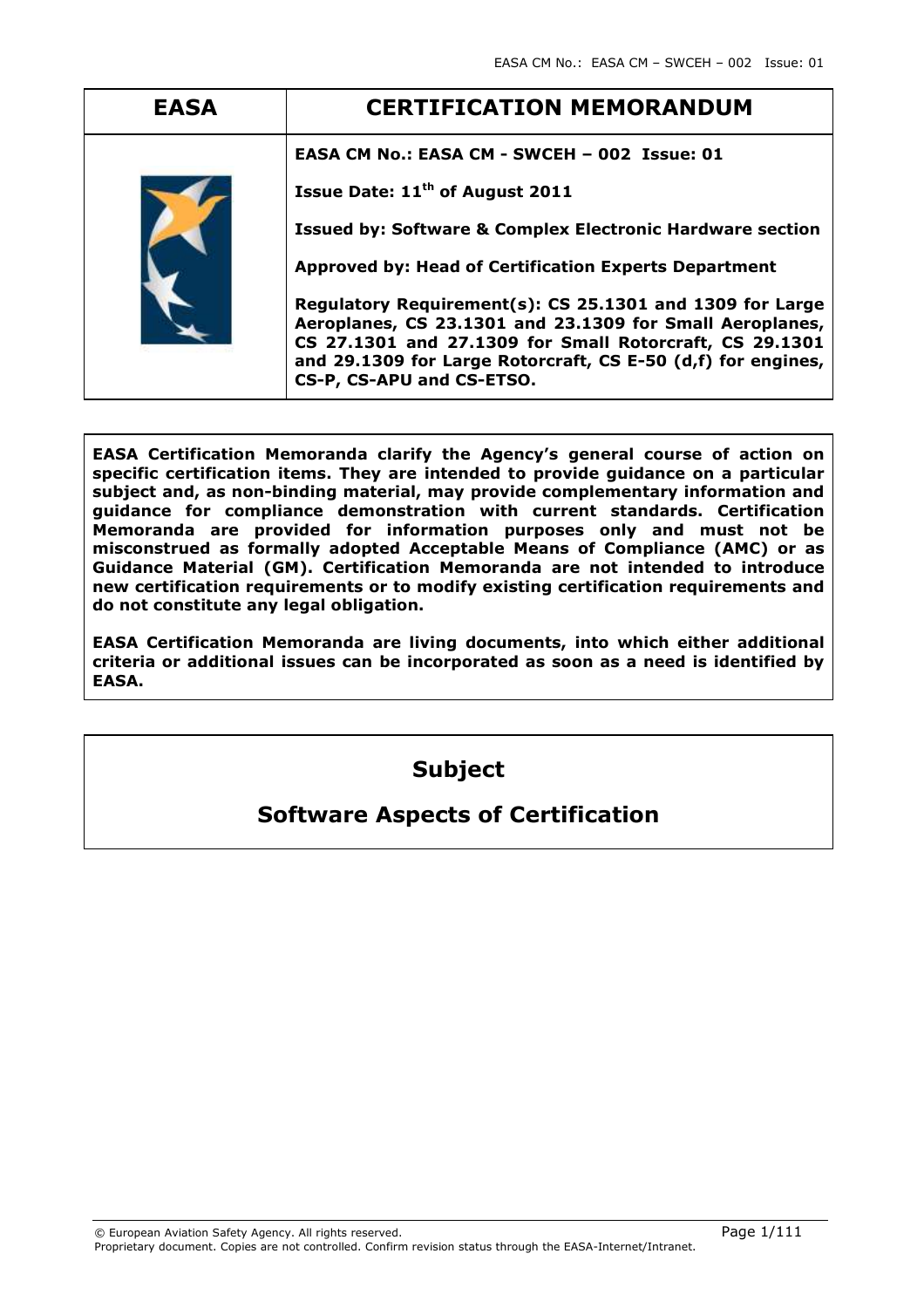| EASA | CERTIFICATION MEMORANDUM |
| --- | --- |
| | **EASA CM No.: EASA CM - SWCEH – 002 Issue: 01**<br><br>**Issue Date: 11th of August 2011**<br><br>**Issued by: Software & Complex Electronic Hardware section**<br><br>**Approved by: Head of Certification Experts Department**<br><br>**Regulatory Requirement(s): CS 25.1301 and 1309 for Large Aeroplanes, CS 23.1301 and 23.1309 for Small Aeroplanes, CS 27.1301 and 27.1309 for Small Rotorcraft, CS 29.1301 and 29.1309 for Large Rotorcraft, CS E-50 (d,f) for engines, CS-P, CS-APU and CS-ETSO.** |

**EASA Certification Memoranda clarify the Agency's general course of action on specific certification items. They are intended to provide guidance on a particular subject and, as non-binding material, may provide complementary information and guidance for compliance demonstration with current standards. Certification Memoranda are provided for information purposes only and must not be misconstrued as formally adopted Acceptable Means of Compliance (AMC) or as Guidance Material (GM). Certification Memoranda are not intended to introduce new certification requirements or to modify existing certification requirements and do not constitute any legal obligation.**

**EASA Certification Memoranda are living documents, into which either additional criteria or additional issues can be incorporated as soon as a need is identified by EASA.**

## Subject

## Software Aspects of Certification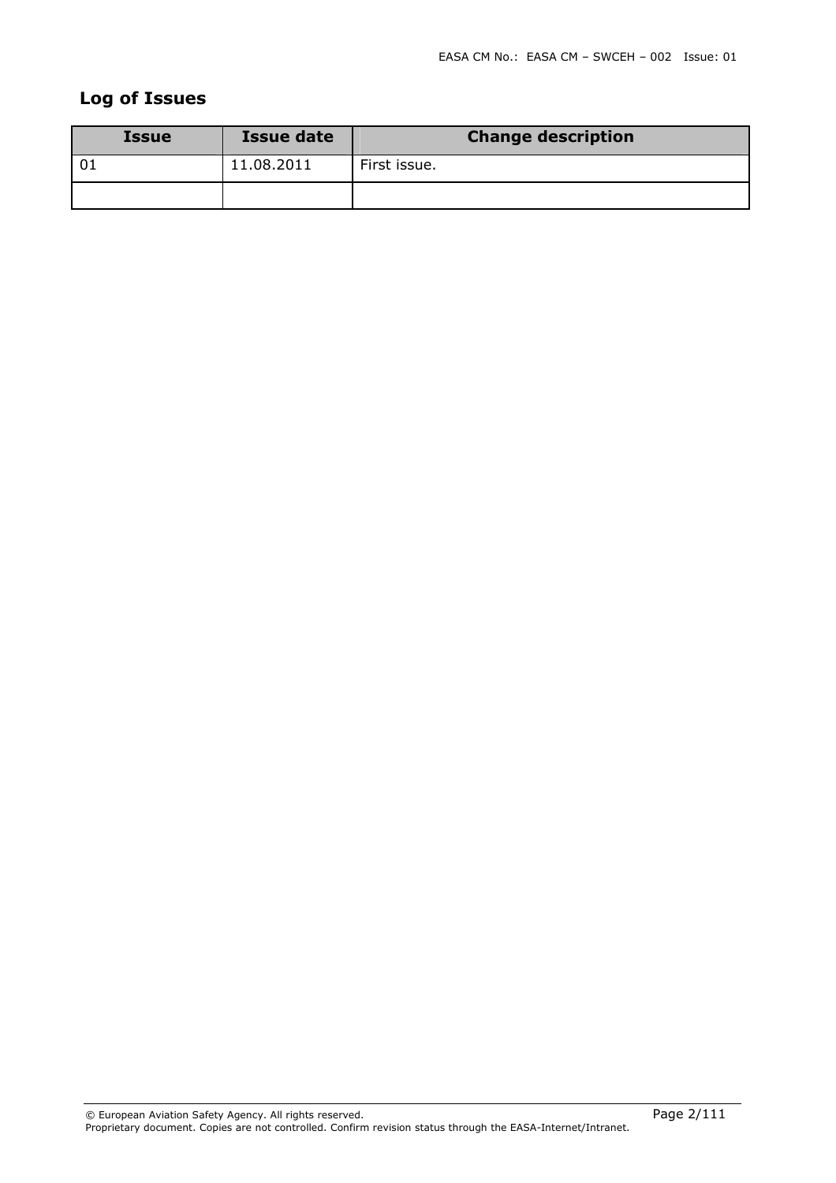## Log of Issues

| Issue | Issue date | Change description |
|---|---|---|
| 01 | 11.08.2011 | First issue. |
| | | |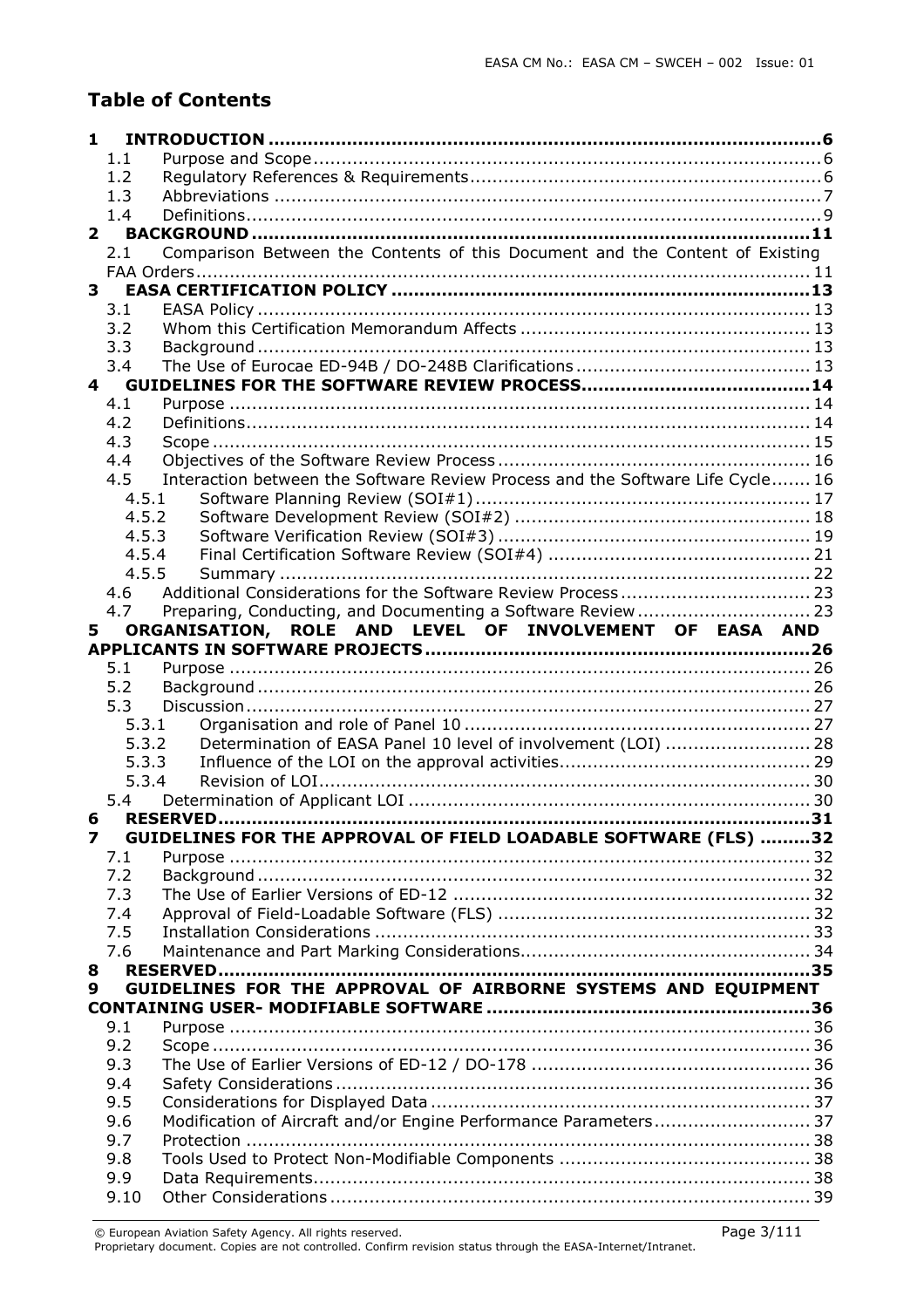## Table of Contents

1 INTRODUCTION ..... 6
- 1.1 Purpose and Scope ..... 6
- 1.2 Regulatory References & Requirements ..... 6
- 1.3 Abbreviations ..... 7
- 1.4 Definitions ..... 9

2 BACKGROUND ..... 11
- 2.1 Comparison Between the Contents of this Document and the Content of Existing FAA Orders ..... 11

3 EASA CERTIFICATION POLICY ..... 13
- 3.1 EASA Policy ..... 13
- 3.2 Whom this Certification Memorandum Affects ..... 13
- 3.3 Background ..... 13
- 3.4 The Use of Eurocae ED-94B / DO-248B Clarifications ..... 13

4 GUIDELINES FOR THE SOFTWARE REVIEW PROCESS ..... 14
- 4.1 Purpose ..... 14
- 4.2 Definitions ..... 14
- 4.3 Scope ..... 15
- 4.4 Objectives of the Software Review Process ..... 16
- 4.5 Interaction between the Software Review Process and the Software Life Cycle ..... 16
  - 4.5.1 Software Planning Review (SOI#1) ..... 17
  - 4.5.2 Software Development Review (SOI#2) ..... 18
  - 4.5.3 Software Verification Review (SOI#3) ..... 19
  - 4.5.4 Final Certification Software Review (SOI#4) ..... 21
  - 4.5.5 Summary ..... 22
- 4.6 Additional Considerations for the Software Review Process ..... 23
- 4.7 Preparing, Conducting, and Documenting a Software Review ..... 23

5 ORGANISATION, ROLE AND LEVEL OF INVOLVEMENT OF EASA AND APPLICANTS IN SOFTWARE PROJECTS ..... 26
- 5.1 Purpose ..... 26
- 5.2 Background ..... 26
- 5.3 Discussion ..... 27
  - 5.3.1 Organisation and role of Panel 10 ..... 27
  - 5.3.2 Determination of EASA Panel 10 level of involvement (LOI) ..... 28
  - 5.3.3 Influence of the LOI on the approval activities ..... 29
  - 5.3.4 Revision of LOI ..... 30
- 5.4 Determination of Applicant LOI ..... 30

6 RESERVED ..... 31

7 GUIDELINES FOR THE APPROVAL OF FIELD LOADABLE SOFTWARE (FLS) ..... 32
- 7.1 Purpose ..... 32
- 7.2 Background ..... 32
- 7.3 The Use of Earlier Versions of ED-12 ..... 32
- 7.4 Approval of Field-Loadable Software (FLS) ..... 32
- 7.5 Installation Considerations ..... 33
- 7.6 Maintenance and Part Marking Considerations ..... 34

8 RESERVED ..... 35

9 GUIDELINES FOR THE APPROVAL OF AIRBORNE SYSTEMS AND EQUIPMENT CONTAINING USER- MODIFIABLE SOFTWARE ..... 36
- 9.1 Purpose ..... 36
- 9.2 Scope ..... 36
- 9.3 The Use of Earlier Versions of ED-12 / DO-178 ..... 36
- 9.4 Safety Considerations ..... 36
- 9.5 Considerations for Displayed Data ..... 37
- 9.6 Modification of Aircraft and/or Engine Performance Parameters ..... 37
- 9.7 Protection ..... 38
- 9.8 Tools Used to Protect Non-Modifiable Components ..... 38
- 9.9 Data Requirements ..... 38
- 9.10 Other Considerations ..... 39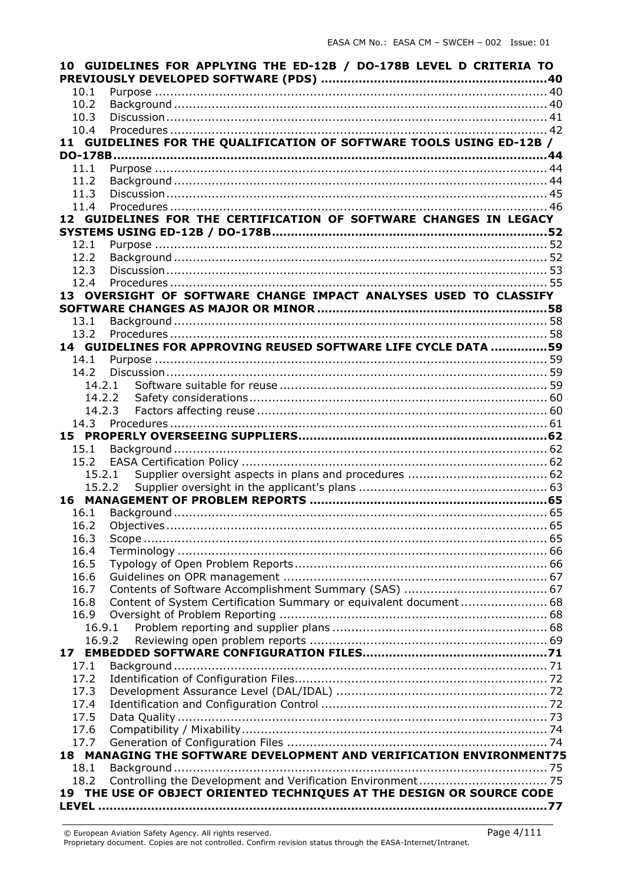**10 GUIDELINES FOR APPLYING THE ED-12B / DO-178B LEVEL D CRITERIA TO PREVIOUSLY DEVELOPED SOFTWARE (PDS) ....................................................................40**

- 10.1 Purpose ........................................................................................................ 40
- 10.2 Background ................................................................................................... 40
- 10.3 Discussion..................................................................................................... 41
- 10.4 Procedures .................................................................................................... 42

**11 GUIDELINES FOR THE QUALIFICATION OF SOFTWARE TOOLS USING ED-12B / DO-178B.........................................................................................................44**

- 11.1 Purpose ........................................................................................................ 44
- 11.2 Background ................................................................................................... 44
- 11.3 Discussion..................................................................................................... 45
- 11.4 Procedures .................................................................................................... 46

**12 GUIDELINES FOR THE CERTIFICATION OF SOFTWARE CHANGES IN LEGACY SYSTEMS USING ED-12B / DO-178B.......................................................................52**

- 12.1 Purpose ........................................................................................................ 52
- 12.2 Background ................................................................................................... 52
- 12.3 Discussion..................................................................................................... 53
- 12.4 Procedures .................................................................................................... 55

**13 OVERSIGHT OF SOFTWARE CHANGE IMPACT ANALYSES USED TO CLASSIFY SOFTWARE CHANGES AS MAJOR OR MINOR ............................................................58**

- 13.1 Background ................................................................................................... 58
- 13.2 Procedures .................................................................................................... 58

**14 GUIDELINES FOR APPROVING REUSED SOFTWARE LIFE CYCLE DATA ..............59**

- 14.1 Purpose ........................................................................................................ 59
- 14.2 Discussion..................................................................................................... 59
  - 14.2.1 Software suitable for reuse ...................................................................... 59
  - 14.2.2 Safety considerations.............................................................................. 60
  - 14.2.3 Factors affecting reuse ............................................................................ 60
- 14.3 Procedures .................................................................................................... 61

**15 PROPERLY OVERSEEING SUPPLIERS.................................................................62**

- 15.1 Background ................................................................................................... 62
- 15.2 EASA Certification Policy ................................................................................ 62
  - 15.2.1 Supplier oversight aspects in plans and procedures ..................................... 62
  - 15.2.2 Supplier oversight in the applicant's plans ................................................. 63

**16 MANAGEMENT OF PROBLEM REPORTS ..............................................................65**

- 16.1 Background ................................................................................................... 65
- 16.2 Objectives..................................................................................................... 65
- 16.3 Scope ........................................................................................................... 65
- 16.4 Terminology .................................................................................................. 66
- 16.5 Typology of Open Problem Reports................................................................... 66
- 16.6 Guidelines on OPR management ...................................................................... 67
- 16.7 Contents of Software Accomplishment Summary (SAS) ...................................... 67
- 16.8 Content of System Certification Summary or equivalent document ....................... 68
- 16.9 Oversight of Problem Reporting ....................................................................... 68
  - 16.9.1 Problem reporting and supplier plans ........................................................ 68
  - 16.9.2 Reviewing open problem reports .............................................................. 69

**17 EMBEDDED SOFTWARE CONFIGURATION FILES.................................................71**

- 17.1 Background ................................................................................................... 71
- 17.2 Identification of Configuration Files.................................................................. 72
- 17.3 Development Assurance Level (DAL/IDAL) ........................................................ 72
- 17.4 Identification and Configuration Control ........................................................... 72
- 17.5 Data Quality .................................................................................................. 73
- 17.6 Compatibility / Mixability................................................................................. 74
- 17.7 Generation of Configuration Files ..................................................................... 74

**18 MANAGING THE SOFTWARE DEVELOPMENT AND VERIFICATION ENVIRONMENT75**

- 18.1 Background ................................................................................................... 75
- 18.2 Controlling the Development and Verification Environment .................................. 75

**19 THE USE OF OBJECT ORIENTED TECHNIQUES AT THE DESIGN OR SOURCE CODE LEVEL .......................................................................................................................77**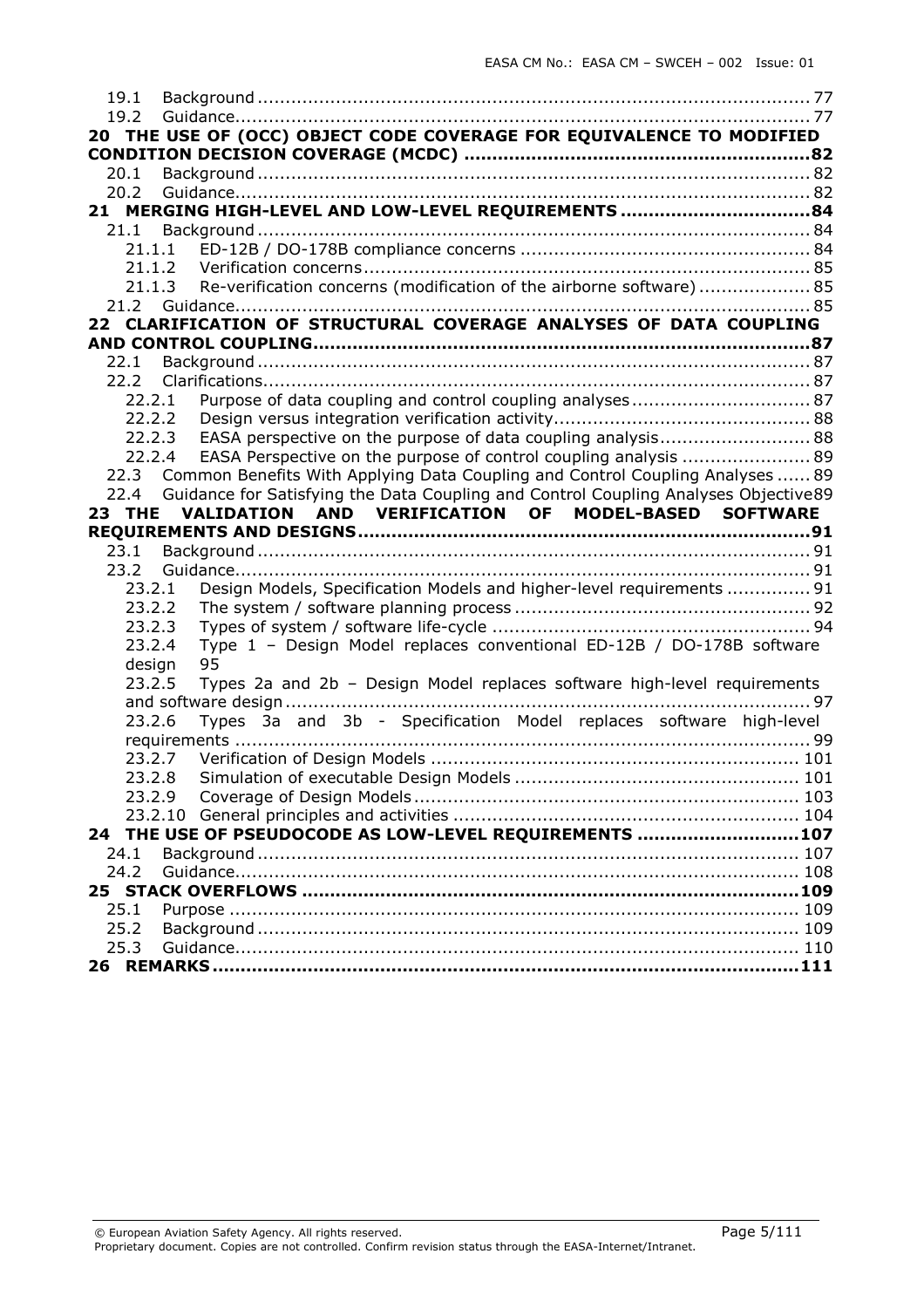19.1 Background ..................................................................................................... 77
19.2 Guidance......................................................................................................... 77

**20 THE USE OF (OCC) OBJECT CODE COVERAGE FOR EQUIVALENCE TO MODIFIED CONDITION DECISION COVERAGE (MCDC) .............................................................82**

20.1 Background ..................................................................................................... 82
20.2 Guidance......................................................................................................... 82

**21 MERGING HIGH-LEVEL AND LOW-LEVEL REQUIREMENTS .................................84**

21.1 Background ..................................................................................................... 84
21.1.1 ED-12B / DO-178B compliance concerns .................................................... 84
21.1.2 Verification concerns................................................................................. 85
21.1.3 Re-verification concerns (modification of the airborne software) .................... 85
21.2 Guidance......................................................................................................... 85

**22 CLARIFICATION OF STRUCTURAL COVERAGE ANALYSES OF DATA COUPLING AND CONTROL COUPLING.......................................................................................87**

22.1 Background ..................................................................................................... 87
22.2 Clarifications.................................................................................................... 87
22.2.1 Purpose of data coupling and control coupling analyses ................................ 87
22.2.2 Design versus integration verification activity.............................................. 88
22.2.3 EASA perspective on the purpose of data coupling analysis........................... 88
22.2.4 EASA Perspective on the purpose of control coupling analysis ....................... 89
22.3 Common Benefits With Applying Data Coupling and Control Coupling Analyses ...... 89
22.4 Guidance for Satisfying the Data Coupling and Control Coupling Analyses Objective 89

**23 THE VALIDATION AND VERIFICATION OF MODEL-BASED SOFTWARE REQUIREMENTS AND DESIGNS.................................................................................91**

23.1 Background ..................................................................................................... 91
23.2 Guidance......................................................................................................... 91
23.2.1 Design Models, Specification Models and higher-level requirements ............... 91
23.2.2 The system / software planning process ..................................................... 92
23.2.3 Types of system / software life-cycle ......................................................... 94
23.2.4 Type 1 – Design Model replaces conventional ED-12B / DO-178B software design 95
23.2.5 Types 2a and 2b – Design Model replaces software high-level requirements and software design.............................................................................................. 97
23.2.6 Types 3a and 3b - Specification Model replaces software high-level requirements ...................................................................................................... 99
23.2.7 Verification of Design Models ................................................................. 101
23.2.8 Simulation of executable Design Models .................................................. 101
23.2.9 Coverage of Design Models..................................................................... 103
23.2.10 General principles and activities ............................................................. 104

**24 THE USE OF PSEUDOCODE AS LOW-LEVEL REQUIREMENTS ............................107**

24.1 Background ................................................................................................... 107
24.2 Guidance....................................................................................................... 108

**25 STACK OVERFLOWS ......................................................................................109**

25.1 Purpose ........................................................................................................ 109
25.2 Background ................................................................................................... 109
25.3 Guidance....................................................................................................... 110

**26 REMARKS ......................................................................................................111**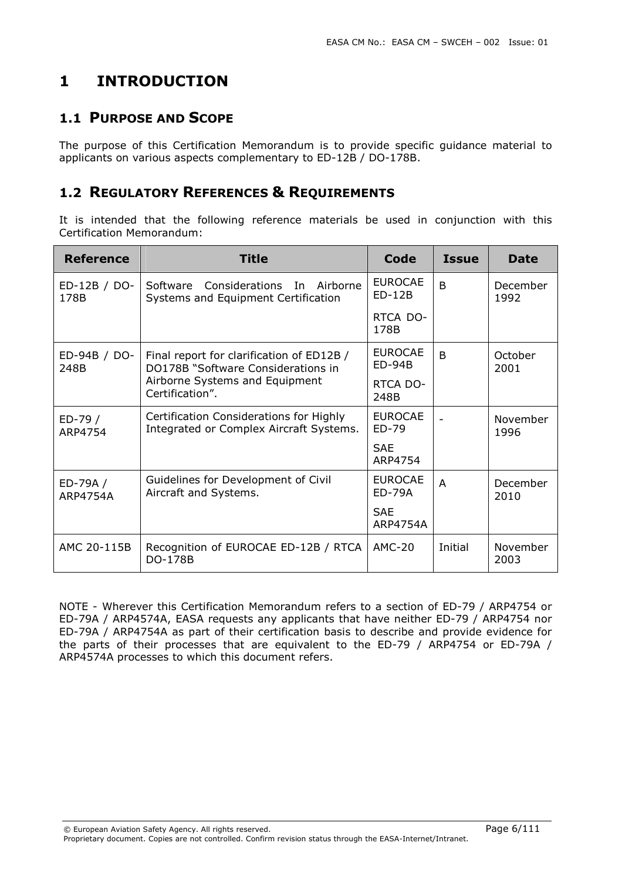# 1 INTRODUCTION

## 1.1 PURPOSE AND SCOPE

The purpose of this Certification Memorandum is to provide specific guidance material to applicants on various aspects complementary to ED-12B / DO-178B.

## 1.2 REGULATORY REFERENCES & REQUIREMENTS

It is intended that the following reference materials be used in conjunction with this Certification Memorandum:

| Reference | Title | Code | Issue | Date |
|---|---|---|---|---|
| ED-12B / DO-178B | Software Considerations In Airborne Systems and Equipment Certification | EUROCAE ED-12B<br>RTCA DO-178B | B | December 1992 |
| ED-94B / DO-248B | Final report for clarification of ED12B / DO178B "Software Considerations in Airborne Systems and Equipment Certification". | EUROCAE ED-94B<br>RTCA DO-248B | B | October 2001 |
| ED-79 / ARP4754 | Certification Considerations for Highly Integrated or Complex Aircraft Systems. | EUROCAE ED-79<br>SAE ARP4754 | - | November 1996 |
| ED-79A / ARP4754A | Guidelines for Development of Civil Aircraft and Systems. | EUROCAE ED-79A<br>SAE ARP4754A | A | December 2010 |
| AMC 20-115B | Recognition of EUROCAE ED-12B / RTCA DO-178B | AMC-20 | Initial | November 2003 |

NOTE - Wherever this Certification Memorandum refers to a section of ED-79 / ARP4754 or ED-79A / ARP4574A, EASA requests any applicants that have neither ED-79 / ARP4754 nor ED-79A / ARP4754A as part of their certification basis to describe and provide evidence for the parts of their processes that are equivalent to the ED-79 / ARP4754 or ED-79A / ARP4574A processes to which this document refers.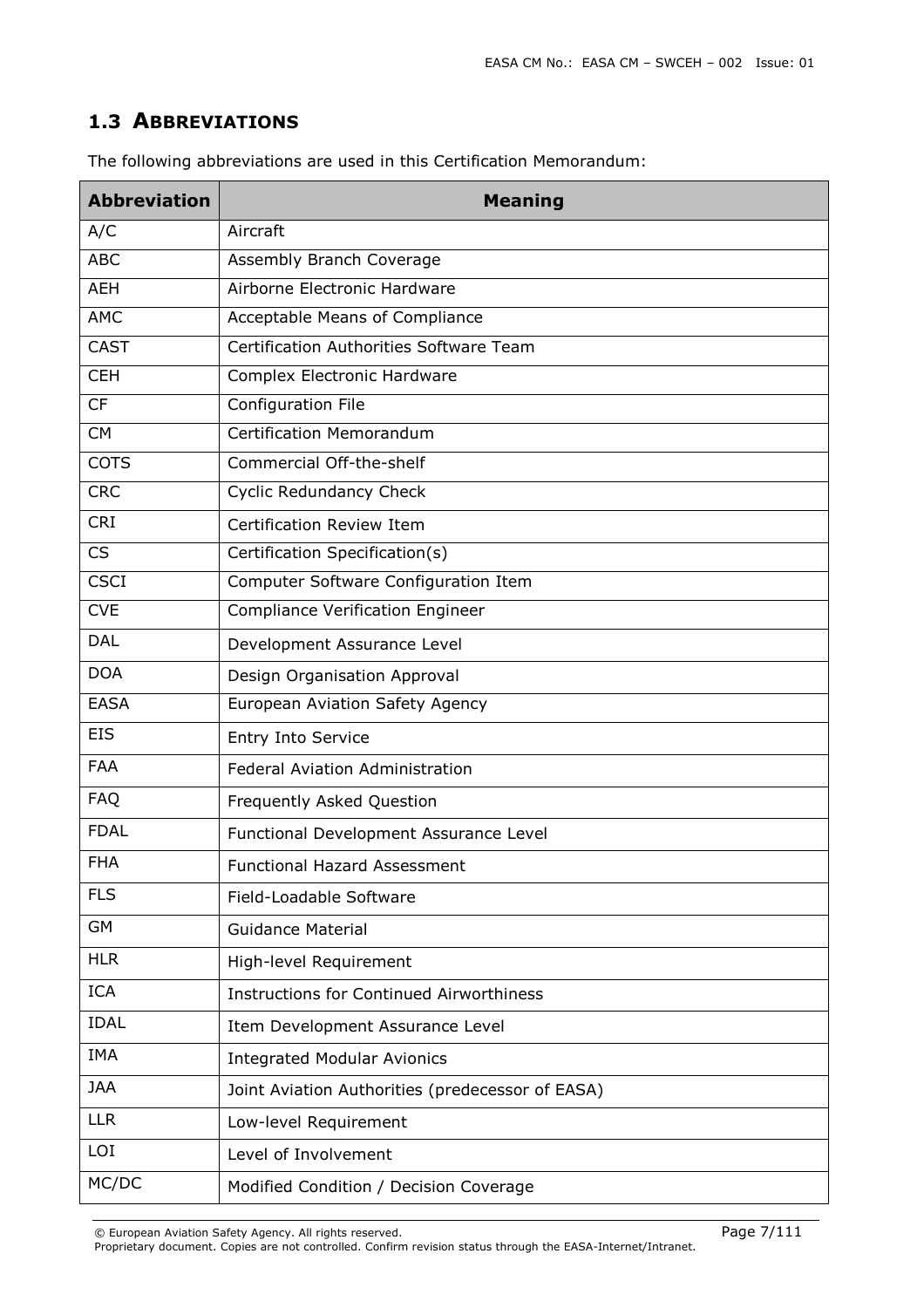## 1.3 ABBREVIATIONS

The following abbreviations are used in this Certification Memorandum:

| Abbreviation | Meaning |
| --- | --- |
| A/C | Aircraft |
| ABC | Assembly Branch Coverage |
| AEH | Airborne Electronic Hardware |
| AMC | Acceptable Means of Compliance |
| CAST | Certification Authorities Software Team |
| CEH | Complex Electronic Hardware |
| CF | Configuration File |
| CM | Certification Memorandum |
| COTS | Commercial Off-the-shelf |
| CRC | Cyclic Redundancy Check |
| CRI | Certification Review Item |
| CS | Certification Specification(s) |
| CSCI | Computer Software Configuration Item |
| CVE | Compliance Verification Engineer |
| DAL | Development Assurance Level |
| DOA | Design Organisation Approval |
| EASA | European Aviation Safety Agency |
| EIS | Entry Into Service |
| FAA | Federal Aviation Administration |
| FAQ | Frequently Asked Question |
| FDAL | Functional Development Assurance Level |
| FHA | Functional Hazard Assessment |
| FLS | Field-Loadable Software |
| GM | Guidance Material |
| HLR | High-level Requirement |
| ICA | Instructions for Continued Airworthiness |
| IDAL | Item Development Assurance Level |
| IMA | Integrated Modular Avionics |
| JAA | Joint Aviation Authorities (predecessor of EASA) |
| LLR | Low-level Requirement |
| LOI | Level of Involvement |
| MC/DC | Modified Condition / Decision Coverage |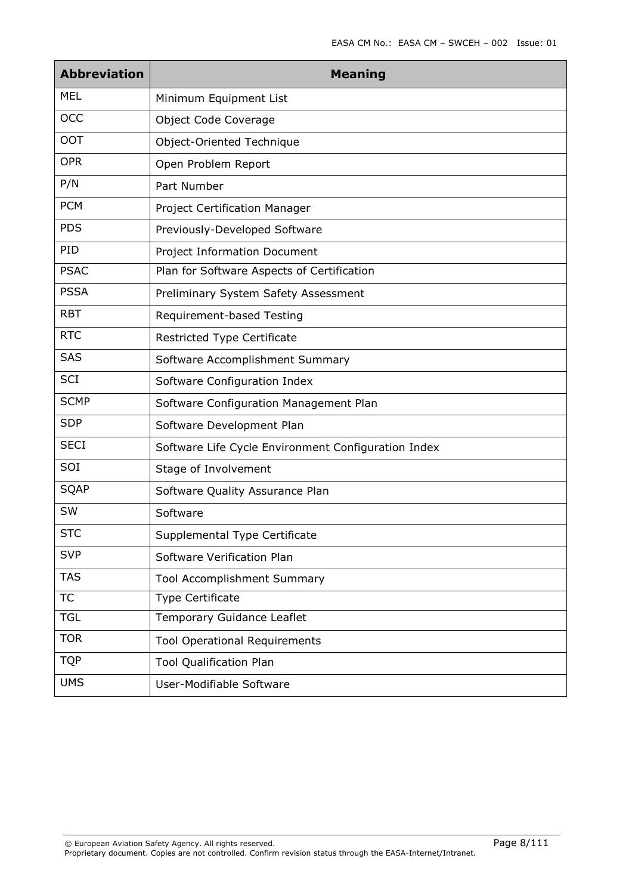| Abbreviation | Meaning |
|---|---|
| MEL | Minimum Equipment List |
| OCC | Object Code Coverage |
| OOT | Object-Oriented Technique |
| OPR | Open Problem Report |
| P/N | Part Number |
| PCM | Project Certification Manager |
| PDS | Previously-Developed Software |
| PID | Project Information Document |
| PSAC | Plan for Software Aspects of Certification |
| PSSA | Preliminary System Safety Assessment |
| RBT | Requirement-based Testing |
| RTC | Restricted Type Certificate |
| SAS | Software Accomplishment Summary |
| SCI | Software Configuration Index |
| SCMP | Software Configuration Management Plan |
| SDP | Software Development Plan |
| SECI | Software Life Cycle Environment Configuration Index |
| SOI | Stage of Involvement |
| SQAP | Software Quality Assurance Plan |
| SW | Software |
| STC | Supplemental Type Certificate |
| SVP | Software Verification Plan |
| TAS | Tool Accomplishment Summary |
| TC | Type Certificate |
| TGL | Temporary Guidance Leaflet |
| TOR | Tool Operational Requirements |
| TQP | Tool Qualification Plan |
| UMS | User-Modifiable Software |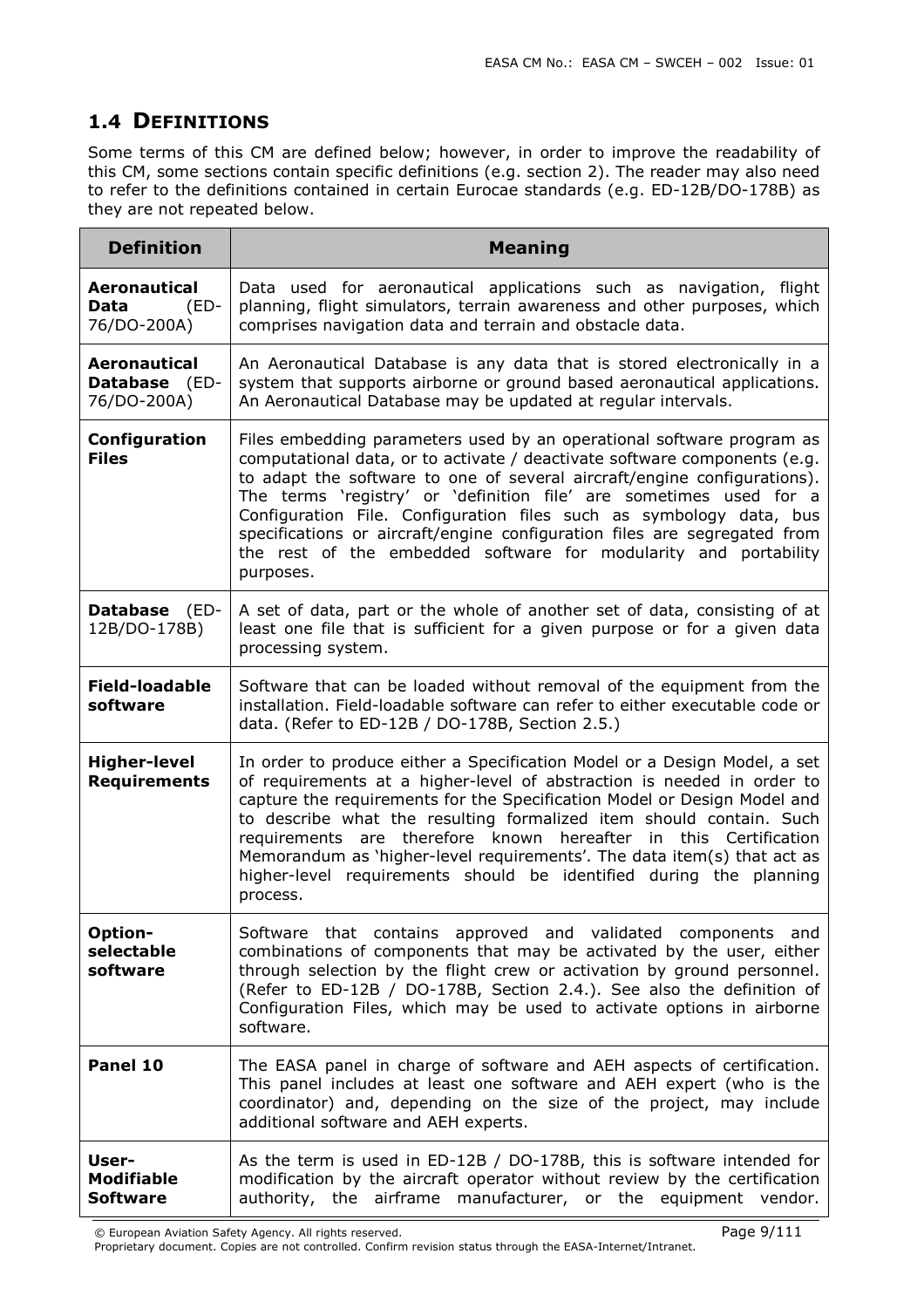## 1.4 DEFINITIONS

Some terms of this CM are defined below; however, in order to improve the readability of this CM, some sections contain specific definitions (e.g. section 2). The reader may also need to refer to the definitions contained in certain Eurocae standards (e.g. ED-12B/DO-178B) as they are not repeated below.

| Definition | Meaning |
|---|---|
| **Aeronautical Data** (ED-76/DO-200A) | Data used for aeronautical applications such as navigation, flight planning, flight simulators, terrain awareness and other purposes, which comprises navigation data and terrain and obstacle data. |
| **Aeronautical Database** (ED-76/DO-200A) | An Aeronautical Database is any data that is stored electronically in a system that supports airborne or ground based aeronautical applications. An Aeronautical Database may be updated at regular intervals. |
| **Configuration Files** | Files embedding parameters used by an operational software program as computational data, or to activate / deactivate software components (e.g. to adapt the software to one of several aircraft/engine configurations). The terms 'registry' or 'definition file' are sometimes used for a Configuration File. Configuration files such as symbology data, bus specifications or aircraft/engine configuration files are segregated from the rest of the embedded software for modularity and portability purposes. |
| **Database** (ED-12B/DO-178B) | A set of data, part or the whole of another set of data, consisting of at least one file that is sufficient for a given purpose or for a given data processing system. |
| **Field-loadable software** | Software that can be loaded without removal of the equipment from the installation. Field-loadable software can refer to either executable code or data. (Refer to ED-12B / DO-178B, Section 2.5.) |
| **Higher-level Requirements** | In order to produce either a Specification Model or a Design Model, a set of requirements at a higher-level of abstraction is needed in order to capture the requirements for the Specification Model or Design Model and to describe what the resulting formalized item should contain. Such requirements are therefore known hereafter in this Certification Memorandum as 'higher-level requirements'. The data item(s) that act as higher-level requirements should be identified during the planning process. |
| **Option-selectable software** | Software that contains approved and validated components and combinations of components that may be activated by the user, either through selection by the flight crew or activation by ground personnel. (Refer to ED-12B / DO-178B, Section 2.4.). See also the definition of Configuration Files, which may be used to activate options in airborne software. |
| **Panel 10** | The EASA panel in charge of software and AEH aspects of certification. This panel includes at least one software and AEH expert (who is the coordinator) and, depending on the size of the project, may include additional software and AEH experts. |
| **User-Modifiable Software** | As the term is used in ED-12B / DO-178B, this is software intended for modification by the aircraft operator without review by the certification authority, the airframe manufacturer, or the equipment vendor. |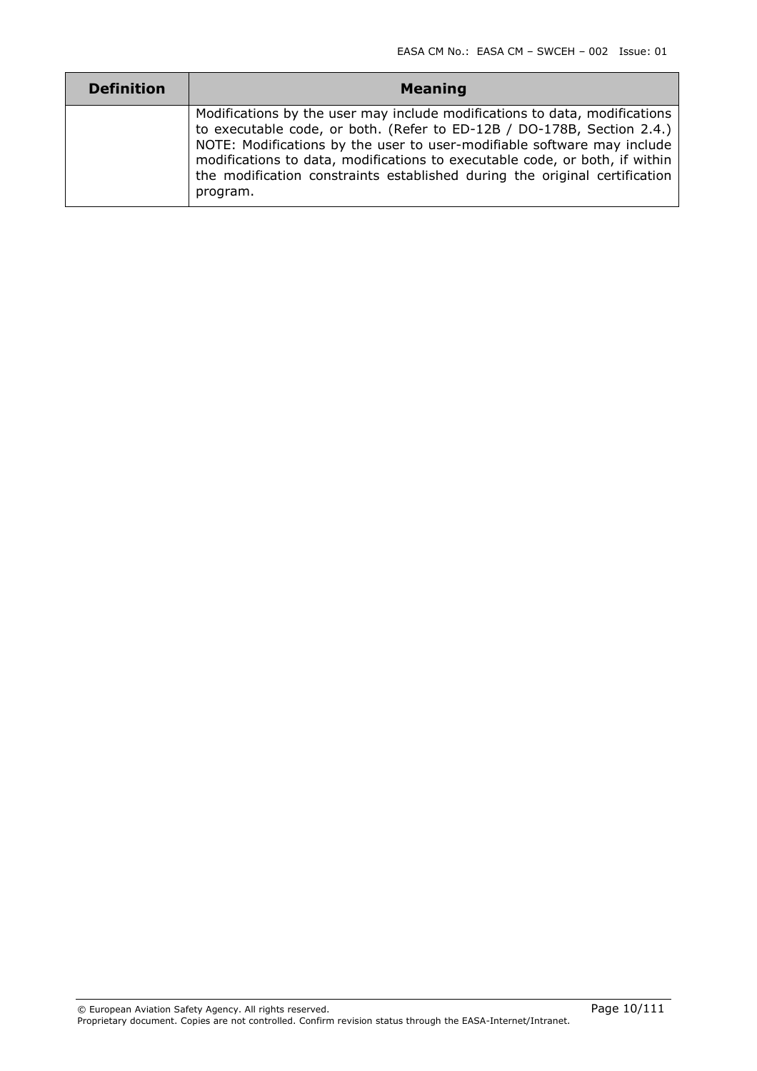| Definition | Meaning |
| --- | --- |
| | Modifications by the user may include modifications to data, modifications to executable code, or both. (Refer to ED-12B / DO-178B, Section 2.4.) NOTE: Modifications by the user to user-modifiable software may include modifications to data, modifications to executable code, or both, if within the modification constraints established during the original certification program. |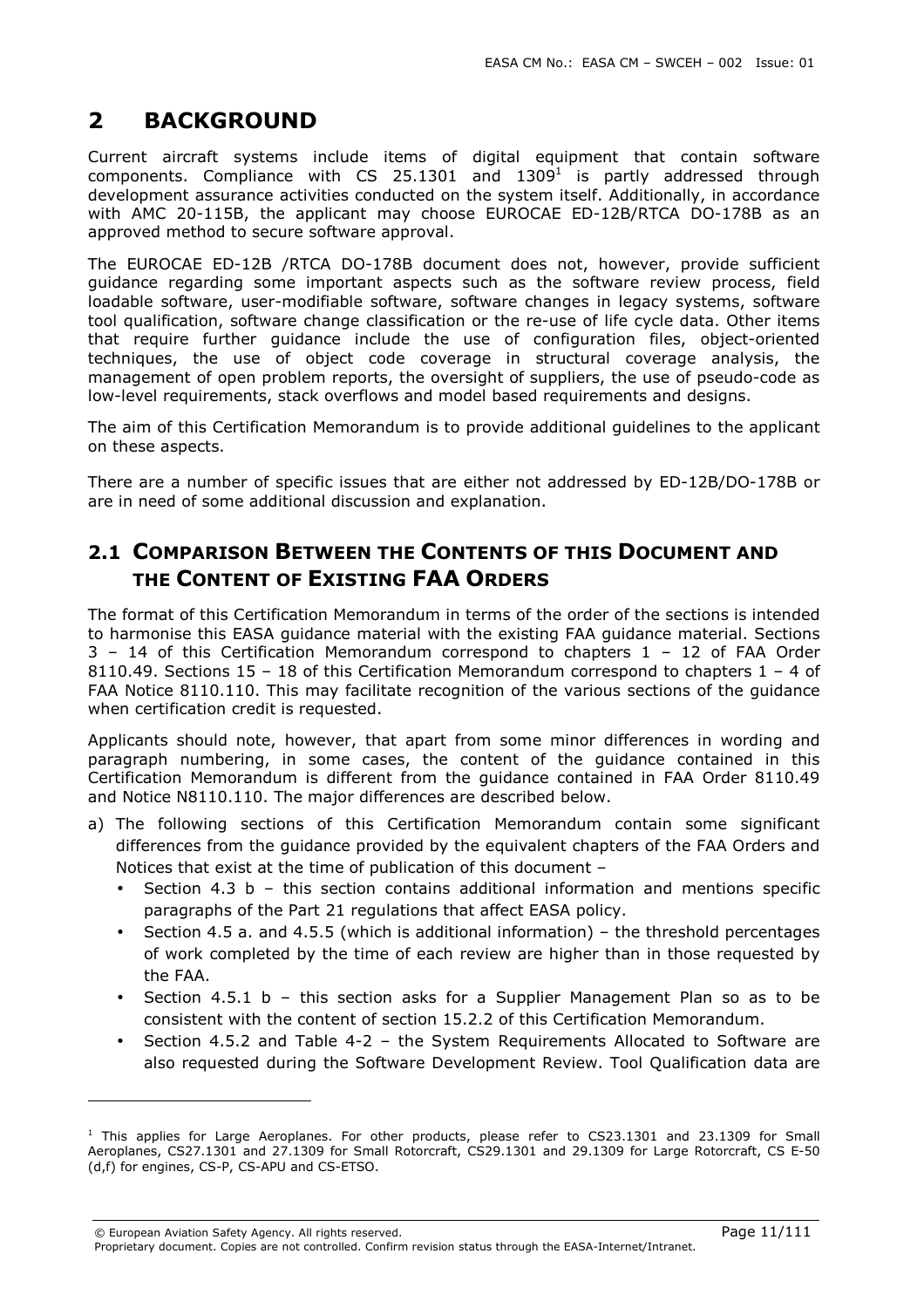# 2 BACKGROUND

Current aircraft systems include items of digital equipment that contain software components. Compliance with CS 25.1301 and 1309[1] is partly addressed through development assurance activities conducted on the system itself. Additionally, in accordance with AMC 20-115B, the applicant may choose EUROCAE ED-12B/RTCA DO-178B as an approved method to secure software approval.

The EUROCAE ED-12B /RTCA DO-178B document does not, however, provide sufficient guidance regarding some important aspects such as the software review process, field loadable software, user-modifiable software, software changes in legacy systems, software tool qualification, software change classification or the re-use of life cycle data. Other items that require further guidance include the use of configuration files, object-oriented techniques, the use of object code coverage in structural coverage analysis, the management of open problem reports, the oversight of suppliers, the use of pseudo-code as low-level requirements, stack overflows and model based requirements and designs.

The aim of this Certification Memorandum is to provide additional guidelines to the applicant on these aspects.

There are a number of specific issues that are either not addressed by ED-12B/DO-178B or are in need of some additional discussion and explanation.

## 2.1 COMPARISON BETWEEN THE CONTENTS OF THIS DOCUMENT AND THE CONTENT OF EXISTING FAA ORDERS

The format of this Certification Memorandum in terms of the order of the sections is intended to harmonise this EASA guidance material with the existing FAA guidance material. Sections 3 – 14 of this Certification Memorandum correspond to chapters 1 – 12 of FAA Order 8110.49. Sections 15 – 18 of this Certification Memorandum correspond to chapters 1 – 4 of FAA Notice 8110.110. This may facilitate recognition of the various sections of the guidance when certification credit is requested.

Applicants should note, however, that apart from some minor differences in wording and paragraph numbering, in some cases, the content of the guidance contained in this Certification Memorandum is different from the guidance contained in FAA Order 8110.49 and Notice N8110.110. The major differences are described below.

a) The following sections of this Certification Memorandum contain some significant differences from the guidance provided by the equivalent chapters of the FAA Orders and Notices that exist at the time of publication of this document –
   - Section 4.3 b – this section contains additional information and mentions specific paragraphs of the Part 21 regulations that affect EASA policy.
   - Section 4.5 a. and 4.5.5 (which is additional information) – the threshold percentages of work completed by the time of each review are higher than in those requested by the FAA.
   - Section 4.5.1 b – this section asks for a Supplier Management Plan so as to be consistent with the content of section 15.2.2 of this Certification Memorandum.
   - Section 4.5.2 and Table 4-2 – the System Requirements Allocated to Software are also requested during the Software Development Review. Tool Qualification data are

[1] This applies for Large Aeroplanes. For other products, please refer to CS23.1301 and 23.1309 for Small Aeroplanes, CS27.1301 and 27.1309 for Small Rotorcraft, CS29.1301 and 29.1309 for Large Rotorcraft, CS E-50 (d,f) for engines, CS-P, CS-APU and CS-ETSO.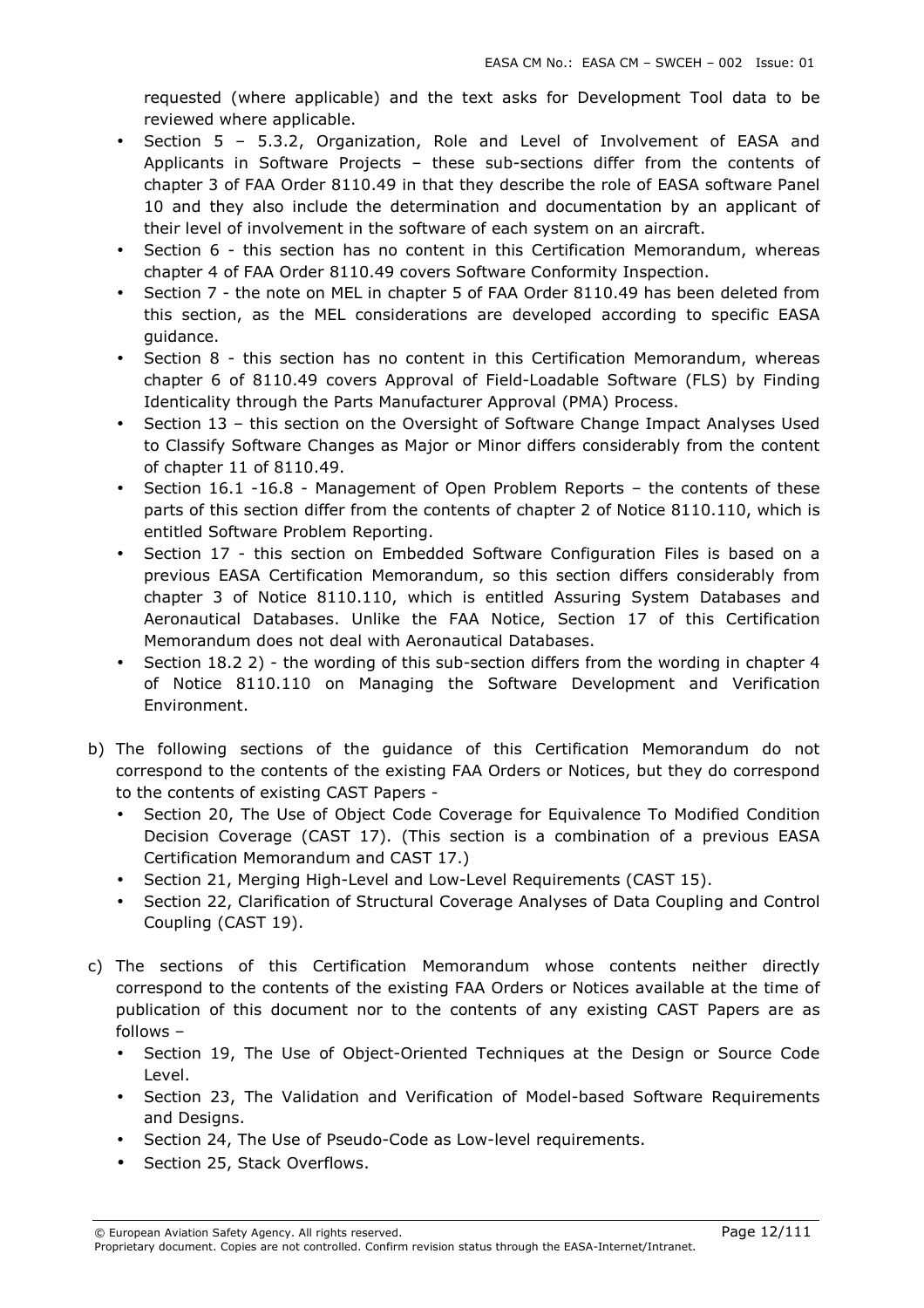requested (where applicable) and the text asks for Development Tool data to be reviewed where applicable.

- Section 5 – 5.3.2, Organization, Role and Level of Involvement of EASA and Applicants in Software Projects – these sub-sections differ from the contents of chapter 3 of FAA Order 8110.49 in that they describe the role of EASA software Panel 10 and they also include the determination and documentation by an applicant of their level of involvement in the software of each system on an aircraft.
- Section 6 - this section has no content in this Certification Memorandum, whereas chapter 4 of FAA Order 8110.49 covers Software Conformity Inspection.
- Section 7 - the note on MEL in chapter 5 of FAA Order 8110.49 has been deleted from this section, as the MEL considerations are developed according to specific EASA guidance.
- Section 8 - this section has no content in this Certification Memorandum, whereas chapter 6 of 8110.49 covers Approval of Field-Loadable Software (FLS) by Finding Identicality through the Parts Manufacturer Approval (PMA) Process.
- Section 13 – this section on the Oversight of Software Change Impact Analyses Used to Classify Software Changes as Major or Minor differs considerably from the content of chapter 11 of 8110.49.
- Section 16.1 -16.8 - Management of Open Problem Reports – the contents of these parts of this section differ from the contents of chapter 2 of Notice 8110.110, which is entitled Software Problem Reporting.
- Section 17 - this section on Embedded Software Configuration Files is based on a previous EASA Certification Memorandum, so this section differs considerably from chapter 3 of Notice 8110.110, which is entitled Assuring System Databases and Aeronautical Databases. Unlike the FAA Notice, Section 17 of this Certification Memorandum does not deal with Aeronautical Databases.
- Section 18.2 2) - the wording of this sub-section differs from the wording in chapter 4 of Notice 8110.110 on Managing the Software Development and Verification Environment.

b) The following sections of the guidance of this Certification Memorandum do not correspond to the contents of the existing FAA Orders or Notices, but they do correspond to the contents of existing CAST Papers -

- Section 20, The Use of Object Code Coverage for Equivalence To Modified Condition Decision Coverage (CAST 17). (This section is a combination of a previous EASA Certification Memorandum and CAST 17.)
- Section 21, Merging High-Level and Low-Level Requirements (CAST 15).
- Section 22, Clarification of Structural Coverage Analyses of Data Coupling and Control Coupling (CAST 19).

c) The sections of this Certification Memorandum whose contents neither directly correspond to the contents of the existing FAA Orders or Notices available at the time of publication of this document nor to the contents of any existing CAST Papers are as follows –

- Section 19, The Use of Object-Oriented Techniques at the Design or Source Code Level.
- Section 23, The Validation and Verification of Model-based Software Requirements and Designs.
- Section 24, The Use of Pseudo-Code as Low-level requirements.
- Section 25, Stack Overflows.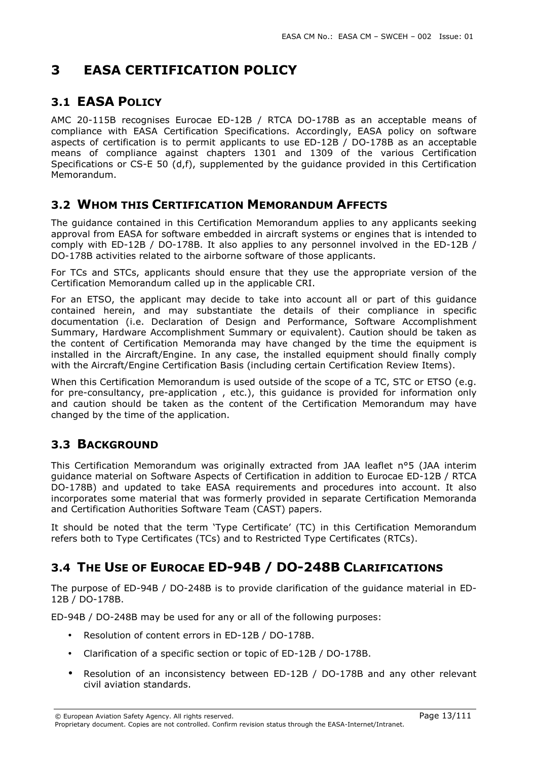# 3 EASA CERTIFICATION POLICY

## 3.1 EASA POLICY

AMC 20-115B recognises Eurocae ED-12B / RTCA DO-178B as an acceptable means of compliance with EASA Certification Specifications. Accordingly, EASA policy on software aspects of certification is to permit applicants to use ED-12B / DO-178B as an acceptable means of compliance against chapters 1301 and 1309 of the various Certification Specifications or CS-E 50 (d,f), supplemented by the guidance provided in this Certification Memorandum.

## 3.2 WHOM THIS CERTIFICATION MEMORANDUM AFFECTS

The guidance contained in this Certification Memorandum applies to any applicants seeking approval from EASA for software embedded in aircraft systems or engines that is intended to comply with ED-12B / DO-178B. It also applies to any personnel involved in the ED-12B / DO-178B activities related to the airborne software of those applicants.

For TCs and STCs, applicants should ensure that they use the appropriate version of the Certification Memorandum called up in the applicable CRI.

For an ETSO, the applicant may decide to take into account all or part of this guidance contained herein, and may substantiate the details of their compliance in specific documentation (i.e. Declaration of Design and Performance, Software Accomplishment Summary, Hardware Accomplishment Summary or equivalent). Caution should be taken as the content of Certification Memoranda may have changed by the time the equipment is installed in the Aircraft/Engine. In any case, the installed equipment should finally comply with the Aircraft/Engine Certification Basis (including certain Certification Review Items).

When this Certification Memorandum is used outside of the scope of a TC, STC or ETSO (e.g. for pre-consultancy, pre-application , etc.), this guidance is provided for information only and caution should be taken as the content of the Certification Memorandum may have changed by the time of the application.

## 3.3 BACKGROUND

This Certification Memorandum was originally extracted from JAA leaflet n°5 (JAA interim guidance material on Software Aspects of Certification in addition to Eurocae ED-12B / RTCA DO-178B) and updated to take EASA requirements and procedures into account. It also incorporates some material that was formerly provided in separate Certification Memoranda and Certification Authorities Software Team (CAST) papers.

It should be noted that the term 'Type Certificate' (TC) in this Certification Memorandum refers both to Type Certificates (TCs) and to Restricted Type Certificates (RTCs).

## 3.4 THE USE OF EUROCAE ED-94B / DO-248B CLARIFICATIONS

The purpose of ED-94B / DO-248B is to provide clarification of the guidance material in ED-12B / DO-178B.

ED-94B / DO-248B may be used for any or all of the following purposes:

- Resolution of content errors in ED-12B / DO-178B.
- Clarification of a specific section or topic of ED-12B / DO-178B.
- Resolution of an inconsistency between ED-12B / DO-178B and any other relevant civil aviation standards.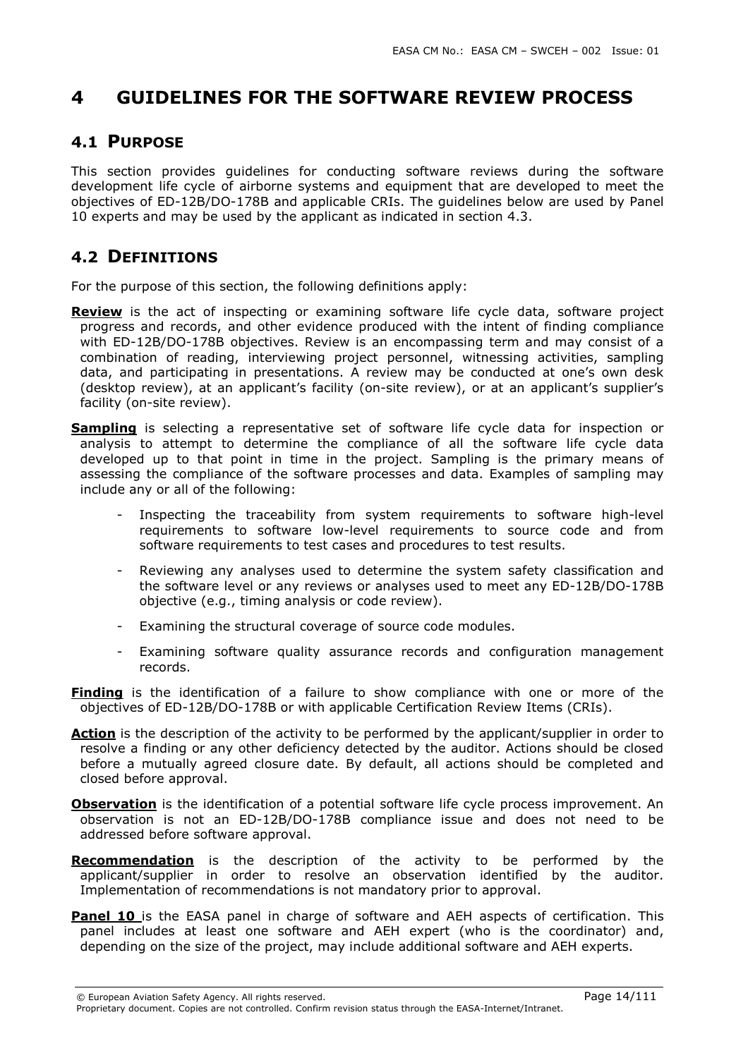# 4 GUIDELINES FOR THE SOFTWARE REVIEW PROCESS

## 4.1 PURPOSE

This section provides guidelines for conducting software reviews during the software development life cycle of airborne systems and equipment that are developed to meet the objectives of ED-12B/DO-178B and applicable CRIs. The guidelines below are used by Panel 10 experts and may be used by the applicant as indicated in section 4.3.

## 4.2 DEFINITIONS

For the purpose of this section, the following definitions apply:

**Review** is the act of inspecting or examining software life cycle data, software project progress and records, and other evidence produced with the intent of finding compliance with ED-12B/DO-178B objectives. Review is an encompassing term and may consist of a combination of reading, interviewing project personnel, witnessing activities, sampling data, and participating in presentations. A review may be conducted at one's own desk (desktop review), at an applicant's facility (on-site review), or at an applicant's supplier's facility (on-site review).

**Sampling** is selecting a representative set of software life cycle data for inspection or analysis to attempt to determine the compliance of all the software life cycle data developed up to that point in time in the project. Sampling is the primary means of assessing the compliance of the software processes and data. Examples of sampling may include any or all of the following:

- Inspecting the traceability from system requirements to software high-level requirements to software low-level requirements to source code and from software requirements to test cases and procedures to test results.
- Reviewing any analyses used to determine the system safety classification and the software level or any reviews or analyses used to meet any ED-12B/DO-178B objective (e.g., timing analysis or code review).
- Examining the structural coverage of source code modules.
- Examining software quality assurance records and configuration management records.

**Finding** is the identification of a failure to show compliance with one or more of the objectives of ED-12B/DO-178B or with applicable Certification Review Items (CRIs).

**Action** is the description of the activity to be performed by the applicant/supplier in order to resolve a finding or any other deficiency detected by the auditor. Actions should be closed before a mutually agreed closure date. By default, all actions should be completed and closed before approval.

**Observation** is the identification of a potential software life cycle process improvement. An observation is not an ED-12B/DO-178B compliance issue and does not need to be addressed before software approval.

**Recommendation** is the description of the activity to be performed by the applicant/supplier in order to resolve an observation identified by the auditor. Implementation of recommendations is not mandatory prior to approval.

**Panel 10** is the EASA panel in charge of software and AEH aspects of certification. This panel includes at least one software and AEH expert (who is the coordinator) and, depending on the size of the project, may include additional software and AEH experts.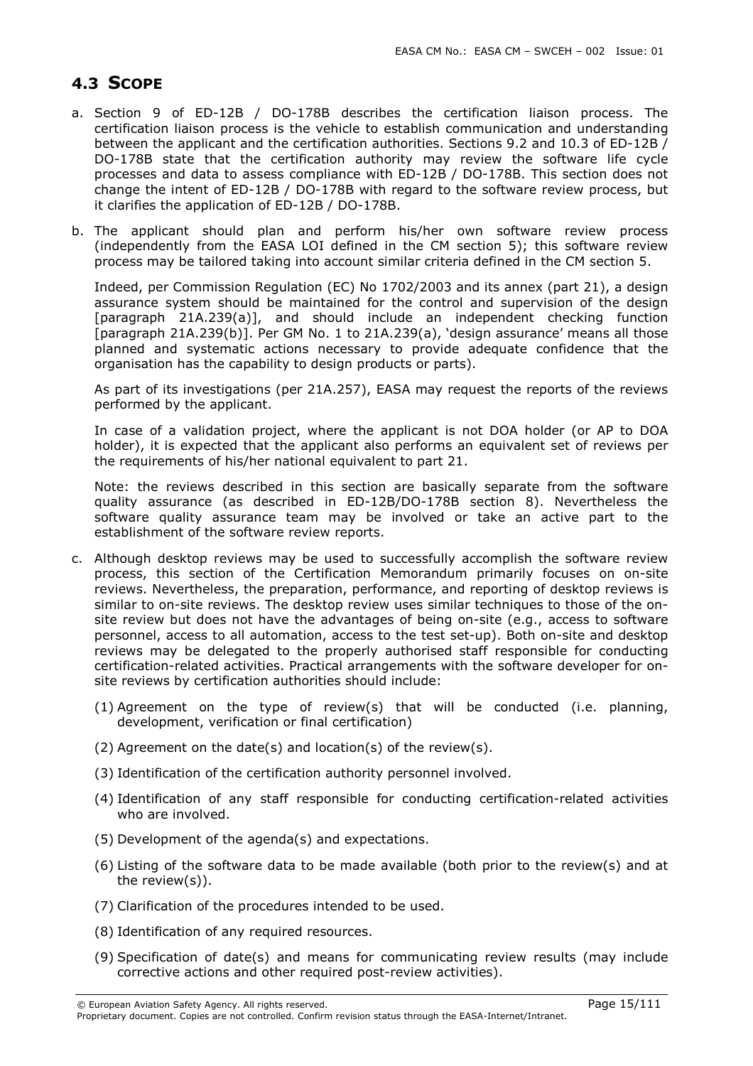## 4.3 SCOPE

a. Section 9 of ED-12B / DO-178B describes the certification liaison process. The certification liaison process is the vehicle to establish communication and understanding between the applicant and the certification authorities. Sections 9.2 and 10.3 of ED-12B / DO-178B state that the certification authority may review the software life cycle processes and data to assess compliance with ED-12B / DO-178B. This section does not change the intent of ED-12B / DO-178B with regard to the software review process, but it clarifies the application of ED-12B / DO-178B.

b. The applicant should plan and perform his/her own software review process (independently from the EASA LOI defined in the CM section 5); this software review process may be tailored taking into account similar criteria defined in the CM section 5.

   Indeed, per Commission Regulation (EC) No 1702/2003 and its annex (part 21), a design assurance system should be maintained for the control and supervision of the design [paragraph 21A.239(a)], and should include an independent checking function [paragraph 21A.239(b)]. Per GM No. 1 to 21A.239(a), 'design assurance' means all those planned and systematic actions necessary to provide adequate confidence that the organisation has the capability to design products or parts).

   As part of its investigations (per 21A.257), EASA may request the reports of the reviews performed by the applicant.

   In case of a validation project, where the applicant is not DOA holder (or AP to DOA holder), it is expected that the applicant also performs an equivalent set of reviews per the requirements of his/her national equivalent to part 21.

   Note: the reviews described in this section are basically separate from the software quality assurance (as described in ED-12B/DO-178B section 8). Nevertheless the software quality assurance team may be involved or take an active part to the establishment of the software review reports.

c. Although desktop reviews may be used to successfully accomplish the software review process, this section of the Certification Memorandum primarily focuses on on-site reviews. Nevertheless, the preparation, performance, and reporting of desktop reviews is similar to on-site reviews. The desktop review uses similar techniques to those of the on-site review but does not have the advantages of being on-site (e.g., access to software personnel, access to all automation, access to the test set-up). Both on-site and desktop reviews may be delegated to the properly authorised staff responsible for conducting certification-related activities. Practical arrangements with the software developer for on-site reviews by certification authorities should include:

   (1) Agreement on the type of review(s) that will be conducted (i.e. planning, development, verification or final certification)

   (2) Agreement on the date(s) and location(s) of the review(s).

   (3) Identification of the certification authority personnel involved.

   (4) Identification of any staff responsible for conducting certification-related activities who are involved.

   (5) Development of the agenda(s) and expectations.

   (6) Listing of the software data to be made available (both prior to the review(s) and at the review(s)).

   (7) Clarification of the procedures intended to be used.

   (8) Identification of any required resources.

   (9) Specification of date(s) and means for communicating review results (may include corrective actions and other required post-review activities).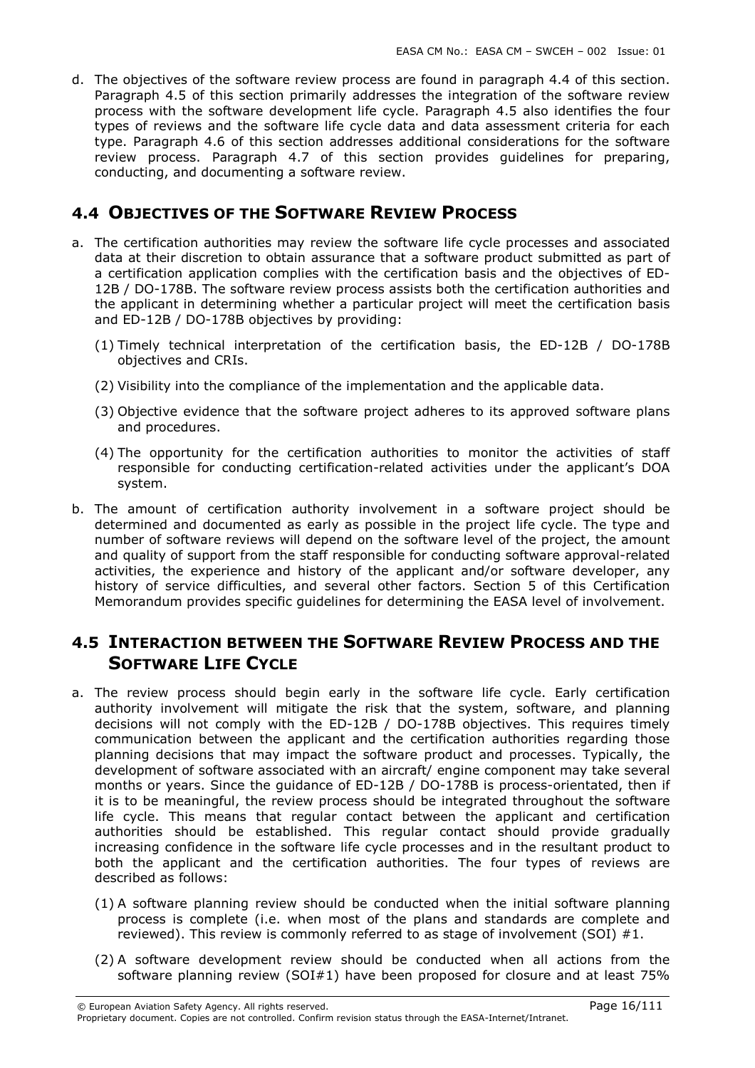d. The objectives of the software review process are found in paragraph 4.4 of this section. Paragraph 4.5 of this section primarily addresses the integration of the software review process with the software development life cycle. Paragraph 4.5 also identifies the four types of reviews and the software life cycle data and data assessment criteria for each type. Paragraph 4.6 of this section addresses additional considerations for the software review process. Paragraph 4.7 of this section provides guidelines for preparing, conducting, and documenting a software review.

## 4.4 OBJECTIVES OF THE SOFTWARE REVIEW PROCESS

a. The certification authorities may review the software life cycle processes and associated data at their discretion to obtain assurance that a software product submitted as part of a certification application complies with the certification basis and the objectives of ED-12B / DO-178B. The software review process assists both the certification authorities and the applicant in determining whether a particular project will meet the certification basis and ED-12B / DO-178B objectives by providing:

   (1) Timely technical interpretation of the certification basis, the ED-12B / DO-178B objectives and CRIs.

   (2) Visibility into the compliance of the implementation and the applicable data.

   (3) Objective evidence that the software project adheres to its approved software plans and procedures.

   (4) The opportunity for the certification authorities to monitor the activities of staff responsible for conducting certification-related activities under the applicant's DOA system.

b. The amount of certification authority involvement in a software project should be determined and documented as early as possible in the project life cycle. The type and number of software reviews will depend on the software level of the project, the amount and quality of support from the staff responsible for conducting software approval-related activities, the experience and history of the applicant and/or software developer, any history of service difficulties, and several other factors. Section 5 of this Certification Memorandum provides specific guidelines for determining the EASA level of involvement.

## 4.5 INTERACTION BETWEEN THE SOFTWARE REVIEW PROCESS AND THE SOFTWARE LIFE CYCLE

a. The review process should begin early in the software life cycle. Early certification authority involvement will mitigate the risk that the system, software, and planning decisions will not comply with the ED-12B / DO-178B objectives. This requires timely communication between the applicant and the certification authorities regarding those planning decisions that may impact the software product and processes. Typically, the development of software associated with an aircraft/ engine component may take several months or years. Since the guidance of ED-12B / DO-178B is process-orientated, then if it is to be meaningful, the review process should be integrated throughout the software life cycle. This means that regular contact between the applicant and certification authorities should be established. This regular contact should provide gradually increasing confidence in the software life cycle processes and in the resultant product to both the applicant and the certification authorities. The four types of reviews are described as follows:

   (1) A software planning review should be conducted when the initial software planning process is complete (i.e. when most of the plans and standards are complete and reviewed). This review is commonly referred to as stage of involvement (SOI) #1.

   (2) A software development review should be conducted when all actions from the software planning review (SOI#1) have been proposed for closure and at least 75%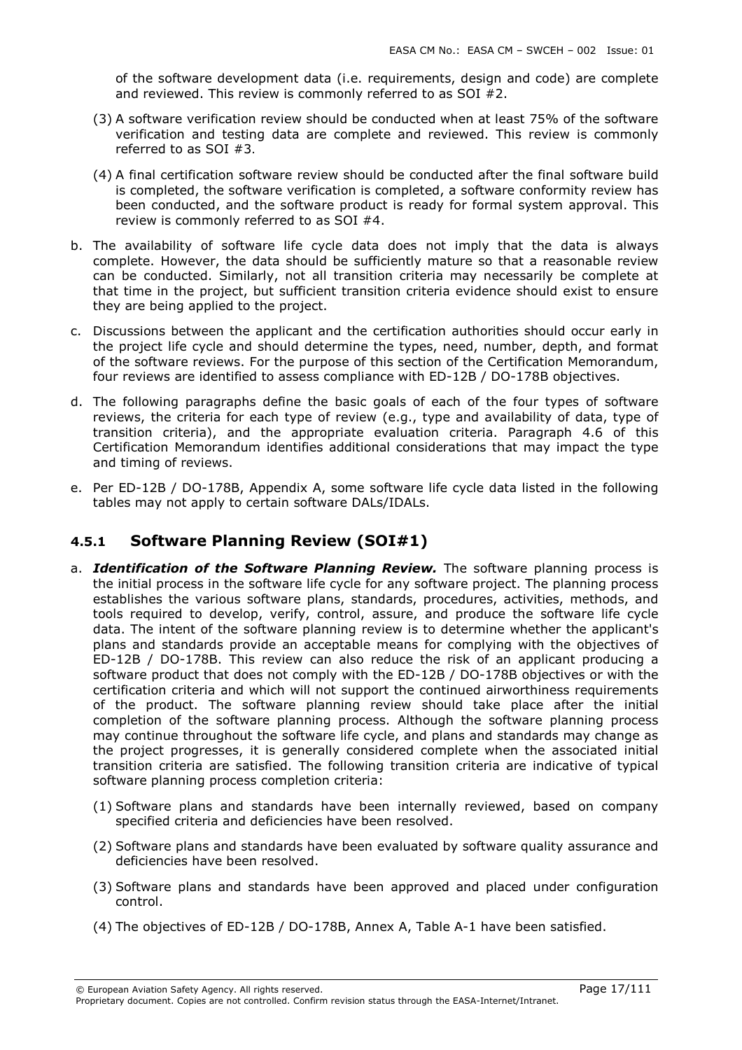of the software development data (i.e. requirements, design and code) are complete and reviewed. This review is commonly referred to as SOI #2.

(3) A software verification review should be conducted when at least 75% of the software verification and testing data are complete and reviewed. This review is commonly referred to as SOI #3.

(4) A final certification software review should be conducted after the final software build is completed, the software verification is completed, a software conformity review has been conducted, and the software product is ready for formal system approval. This review is commonly referred to as SOI #4.

b. The availability of software life cycle data does not imply that the data is always complete. However, the data should be sufficiently mature so that a reasonable review can be conducted. Similarly, not all transition criteria may necessarily be complete at that time in the project, but sufficient transition criteria evidence should exist to ensure they are being applied to the project.

c. Discussions between the applicant and the certification authorities should occur early in the project life cycle and should determine the types, need, number, depth, and format of the software reviews. For the purpose of this section of the Certification Memorandum, four reviews are identified to assess compliance with ED-12B / DO-178B objectives.

d. The following paragraphs define the basic goals of each of the four types of software reviews, the criteria for each type of review (e.g., type and availability of data, type of transition criteria), and the appropriate evaluation criteria. Paragraph 4.6 of this Certification Memorandum identifies additional considerations that may impact the type and timing of reviews.

e. Per ED-12B / DO-178B, Appendix A, some software life cycle data listed in the following tables may not apply to certain software DALs/IDALs.

### 4.5.1 Software Planning Review (SOI#1)

a. ***Identification of the Software Planning Review.*** The software planning process is the initial process in the software life cycle for any software project. The planning process establishes the various software plans, standards, procedures, activities, methods, and tools required to develop, verify, control, assure, and produce the software life cycle data. The intent of the software planning review is to determine whether the applicant's plans and standards provide an acceptable means for complying with the objectives of ED-12B / DO-178B. This review can also reduce the risk of an applicant producing a software product that does not comply with the ED-12B / DO-178B objectives or with the certification criteria and which will not support the continued airworthiness requirements of the product. The software planning review should take place after the initial completion of the software planning process. Although the software planning process may continue throughout the software life cycle, and plans and standards may change as the project progresses, it is generally considered complete when the associated initial transition criteria are satisfied. The following transition criteria are indicative of typical software planning process completion criteria:

(1) Software plans and standards have been internally reviewed, based on company specified criteria and deficiencies have been resolved.

(2) Software plans and standards have been evaluated by software quality assurance and deficiencies have been resolved.

(3) Software plans and standards have been approved and placed under configuration control.

(4) The objectives of ED-12B / DO-178B, Annex A, Table A-1 have been satisfied.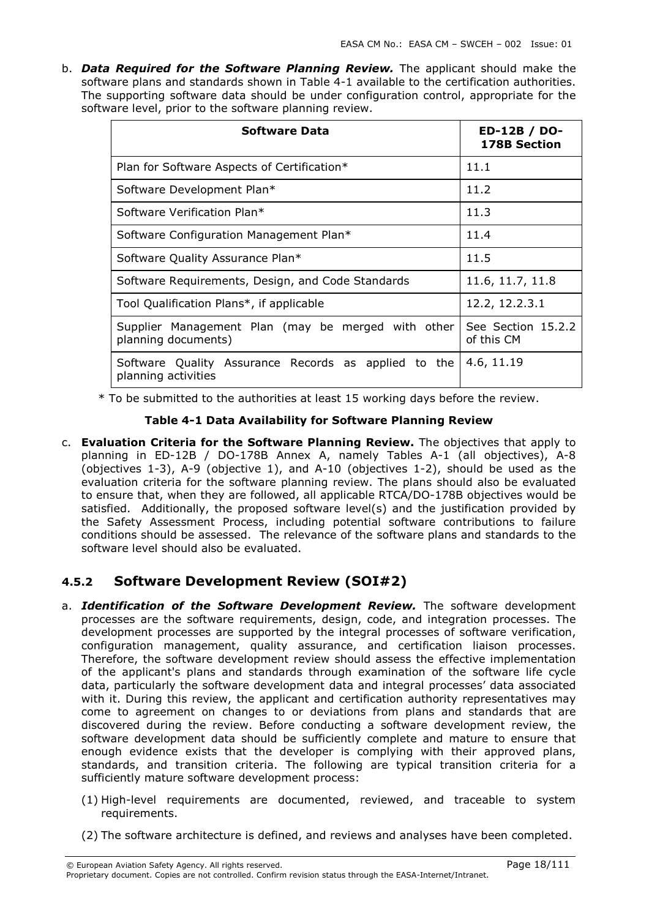b. ***Data Required for the Software Planning Review.*** The applicant should make the software plans and standards shown in Table 4-1 available to the certification authorities. The supporting software data should be under configuration control, appropriate for the software level, prior to the software planning review.

| Software Data | ED-12B / DO-178B Section |
|---|---|
| Plan for Software Aspects of Certification* | 11.1 |
| Software Development Plan* | 11.2 |
| Software Verification Plan* | 11.3 |
| Software Configuration Management Plan* | 11.4 |
| Software Quality Assurance Plan* | 11.5 |
| Software Requirements, Design, and Code Standards | 11.6, 11.7, 11.8 |
| Tool Qualification Plans*, if applicable | 12.2, 12.2.3.1 |
| Supplier Management Plan (may be merged with other planning documents) | See Section 15.2.2 of this CM |
| Software Quality Assurance Records as applied to the planning activities | 4.6, 11.19 |

\* To be submitted to the authorities at least 15 working days before the review.

**Table 4-1 Data Availability for Software Planning Review**

c. **Evaluation Criteria for the Software Planning Review.** The objectives that apply to planning in ED-12B / DO-178B Annex A, namely Tables A-1 (all objectives), A-8 (objectives 1-3), A-9 (objective 1), and A-10 (objectives 1-2), should be used as the evaluation criteria for the software planning review. The plans should also be evaluated to ensure that, when they are followed, all applicable RTCA/DO-178B objectives would be satisfied. Additionally, the proposed software level(s) and the justification provided by the Safety Assessment Process, including potential software contributions to failure conditions should be assessed. The relevance of the software plans and standards to the software level should also be evaluated.

### 4.5.2 Software Development Review (SOI#2)

a. ***Identification of the Software Development Review.*** The software development processes are the software requirements, design, code, and integration processes. The development processes are supported by the integral processes of software verification, configuration management, quality assurance, and certification liaison processes. Therefore, the software development review should assess the effective implementation of the applicant's plans and standards through examination of the software life cycle data, particularly the software development data and integral processes' data associated with it. During this review, the applicant and certification authority representatives may come to agreement on changes to or deviations from plans and standards that are discovered during the review. Before conducting a software development review, the software development data should be sufficiently complete and mature to ensure that enough evidence exists that the developer is complying with their approved plans, standards, and transition criteria. The following are typical transition criteria for a sufficiently mature software development process:

(1) High-level requirements are documented, reviewed, and traceable to system requirements.

(2) The software architecture is defined, and reviews and analyses have been completed.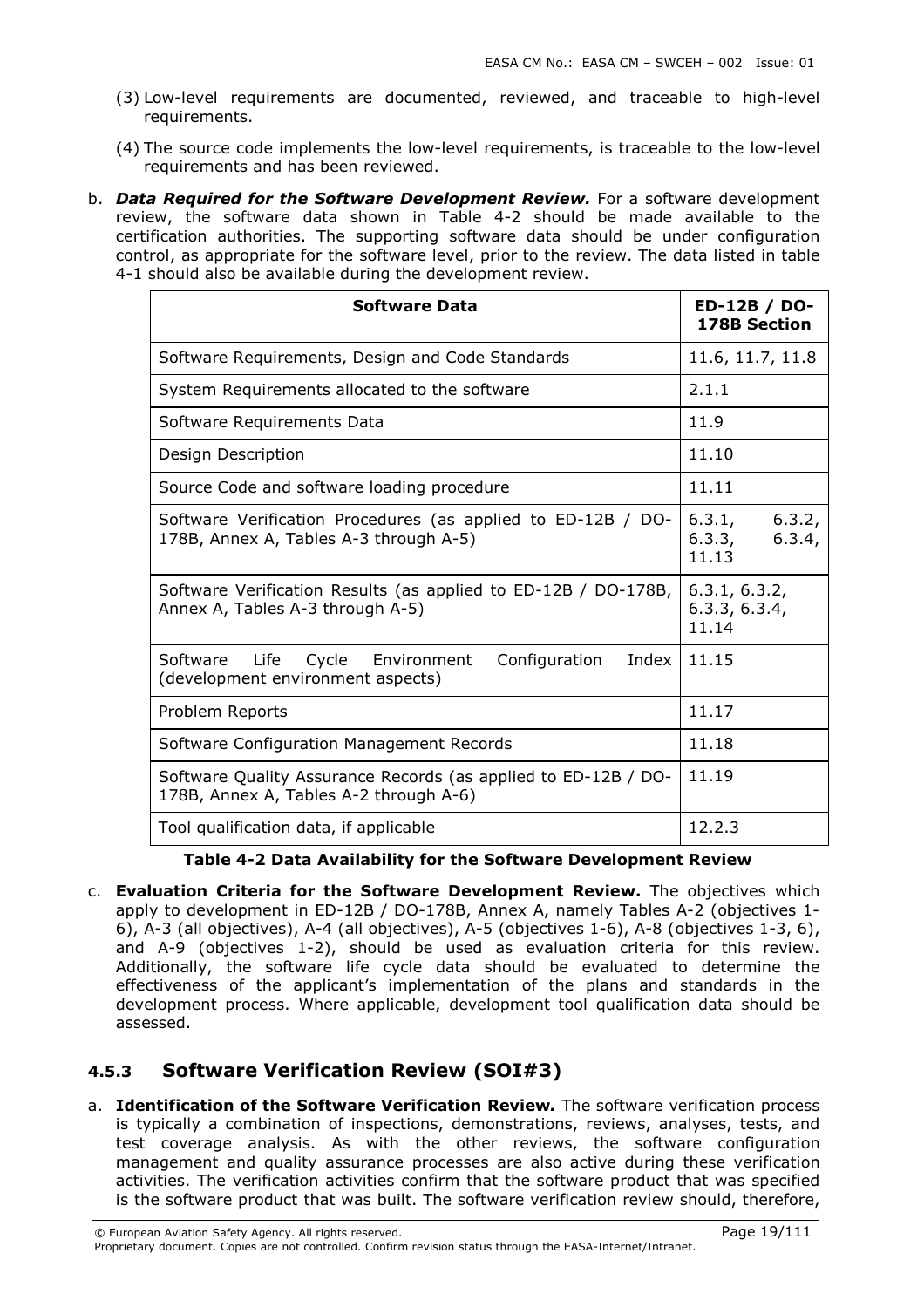(3) Low-level requirements are documented, reviewed, and traceable to high-level requirements.

(4) The source code implements the low-level requirements, is traceable to the low-level requirements and has been reviewed.

b. ***Data Required for the Software Development Review.*** For a software development review, the software data shown in Table 4-2 should be made available to the certification authorities. The supporting software data should be under configuration control, as appropriate for the software level, prior to the review. The data listed in table 4-1 should also be available during the development review.

| Software Data | ED-12B / DO-178B Section |
|---|---|
| Software Requirements, Design and Code Standards | 11.6, 11.7, 11.8 |
| System Requirements allocated to the software | 2.1.1 |
| Software Requirements Data | 11.9 |
| Design Description | 11.10 |
| Source Code and software loading procedure | 11.11 |
| Software Verification Procedures (as applied to ED-12B / DO-178B, Annex A, Tables A-3 through A-5) | 6.3.1, 6.3.2, 6.3.3, 6.3.4, 11.13 |
| Software Verification Results (as applied to ED-12B / DO-178B, Annex A, Tables A-3 through A-5) | 6.3.1, 6.3.2, 6.3.3, 6.3.4, 11.14 |
| Software Life Cycle Environment Configuration Index (development environment aspects) | 11.15 |
| Problem Reports | 11.17 |
| Software Configuration Management Records | 11.18 |
| Software Quality Assurance Records (as applied to ED-12B / DO-178B, Annex A, Tables A-2 through A-6) | 11.19 |
| Tool qualification data, if applicable | 12.2.3 |

**Table 4-2 Data Availability for the Software Development Review**

c. **Evaluation Criteria for the Software Development Review.** The objectives which apply to development in ED-12B / DO-178B, Annex A, namely Tables A-2 (objectives 1-6), A-3 (all objectives), A-4 (all objectives), A-5 (objectives 1-6), A-8 (objectives 1-3, 6), and A-9 (objectives 1-2), should be used as evaluation criteria for this review. Additionally, the software life cycle data should be evaluated to determine the effectiveness of the applicant's implementation of the plans and standards in the development process. Where applicable, development tool qualification data should be assessed.

### 4.5.3 Software Verification Review (SOI#3)

a. **Identification of the Software Verification Review.** The software verification process is typically a combination of inspections, demonstrations, reviews, analyses, tests, and test coverage analysis. As with the other reviews, the software configuration management and quality assurance processes are also active during these verification activities. The verification activities confirm that the software product that was specified is the software product that was built. The software verification review should, therefore,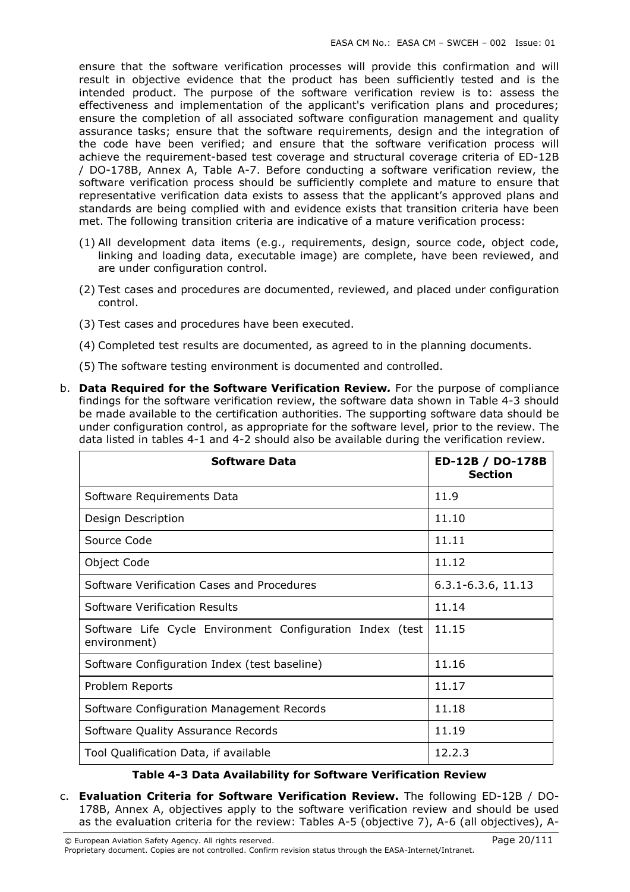ensure that the software verification processes will provide this confirmation and will result in objective evidence that the product has been sufficiently tested and is the intended product. The purpose of the software verification review is to: assess the effectiveness and implementation of the applicant's verification plans and procedures; ensure the completion of all associated software configuration management and quality assurance tasks; ensure that the software requirements, design and the integration of the code have been verified; and ensure that the software verification process will achieve the requirement-based test coverage and structural coverage criteria of ED-12B / DO-178B, Annex A, Table A-7. Before conducting a software verification review, the software verification process should be sufficiently complete and mature to ensure that representative verification data exists to assess that the applicant's approved plans and standards are being complied with and evidence exists that transition criteria have been met. The following transition criteria are indicative of a mature verification process:

(1) All development data items (e.g., requirements, design, source code, object code, linking and loading data, executable image) are complete, have been reviewed, and are under configuration control.

(2) Test cases and procedures are documented, reviewed, and placed under configuration control.

(3) Test cases and procedures have been executed.

(4) Completed test results are documented, as agreed to in the planning documents.

(5) The software testing environment is documented and controlled.

b. **Data Required for the Software Verification Review.** For the purpose of compliance findings for the software verification review, the software data shown in Table 4-3 should be made available to the certification authorities. The supporting software data should be under configuration control, as appropriate for the software level, prior to the review. The data listed in tables 4-1 and 4-2 should also be available during the verification review.

| **Software Data** | **ED-12B / DO-178B Section** |
|---|---|
| Software Requirements Data | 11.9 |
| Design Description | 11.10 |
| Source Code | 11.11 |
| Object Code | 11.12 |
| Software Verification Cases and Procedures | 6.3.1-6.3.6, 11.13 |
| Software Verification Results | 11.14 |
| Software Life Cycle Environment Configuration Index (test environment) | 11.15 |
| Software Configuration Index (test baseline) | 11.16 |
| Problem Reports | 11.17 |
| Software Configuration Management Records | 11.18 |
| Software Quality Assurance Records | 11.19 |
| Tool Qualification Data, if available | 12.2.3 |

**Table 4-3 Data Availability for Software Verification Review**

c. **Evaluation Criteria for Software Verification Review.** The following ED-12B / DO-178B, Annex A, objectives apply to the software verification review and should be used as the evaluation criteria for the review: Tables A-5 (objective 7), A-6 (all objectives), A-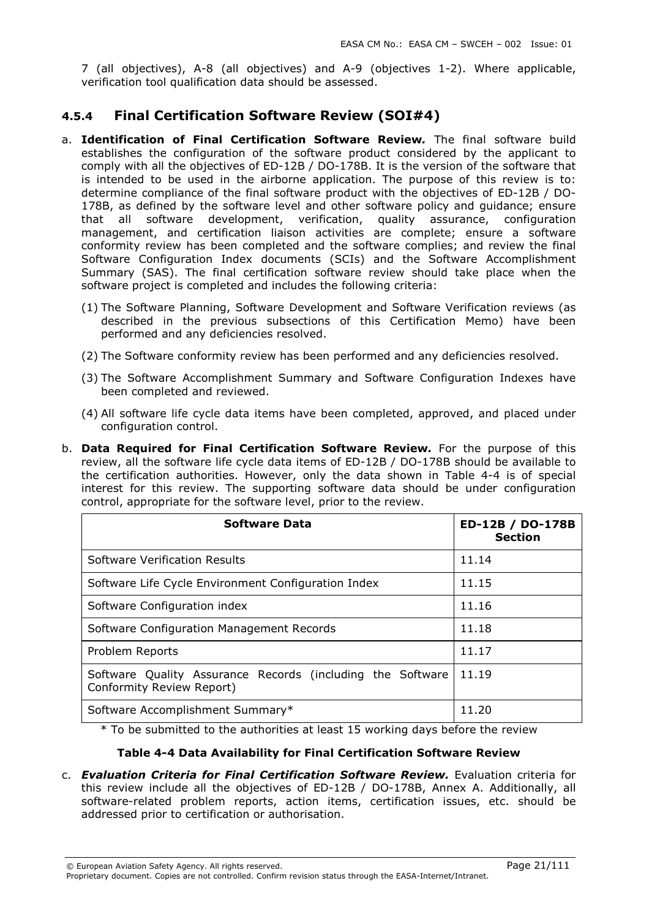7 (all objectives), A-8 (all objectives) and A-9 (objectives 1-2). Where applicable, verification tool qualification data should be assessed.

### 4.5.4 Final Certification Software Review (SOI#4)

a. **Identification of Final Certification Software Review.** The final software build establishes the configuration of the software product considered by the applicant to comply with all the objectives of ED-12B / DO-178B. It is the version of the software that is intended to be used in the airborne application. The purpose of this review is to: determine compliance of the final software product with the objectives of ED-12B / DO-178B, as defined by the software level and other software policy and guidance; ensure that all software development, verification, quality assurance, configuration management, and certification liaison activities are complete; ensure a software conformity review has been completed and the software complies; and review the final Software Configuration Index documents (SCIs) and the Software Accomplishment Summary (SAS). The final certification software review should take place when the software project is completed and includes the following criteria:

   (1) The Software Planning, Software Development and Software Verification reviews (as described in the previous subsections of this Certification Memo) have been performed and any deficiencies resolved.

   (2) The Software conformity review has been performed and any deficiencies resolved.

   (3) The Software Accomplishment Summary and Software Configuration Indexes have been completed and reviewed.

   (4) All software life cycle data items have been completed, approved, and placed under configuration control.

b. **Data Required for Final Certification Software Review.** For the purpose of this review, all the software life cycle data items of ED-12B / DO-178B should be available to the certification authorities. However, only the data shown in Table 4-4 is of special interest for this review. The supporting software data should be under configuration control, appropriate for the software level, prior to the review.

| Software Data | ED-12B / DO-178B Section |
|---|---|
| Software Verification Results | 11.14 |
| Software Life Cycle Environment Configuration Index | 11.15 |
| Software Configuration index | 11.16 |
| Software Configuration Management Records | 11.18 |
| Problem Reports | 11.17 |
| Software Quality Assurance Records (including the Software Conformity Review Report) | 11.19 |
| Software Accomplishment Summary* | 11.20 |

\* To be submitted to the authorities at least 15 working days before the review

**Table 4-4 Data Availability for Final Certification Software Review**

c. ***Evaluation Criteria for Final Certification Software Review.*** Evaluation criteria for this review include all the objectives of ED-12B / DO-178B, Annex A. Additionally, all software-related problem reports, action items, certification issues, etc. should be addressed prior to certification or authorisation.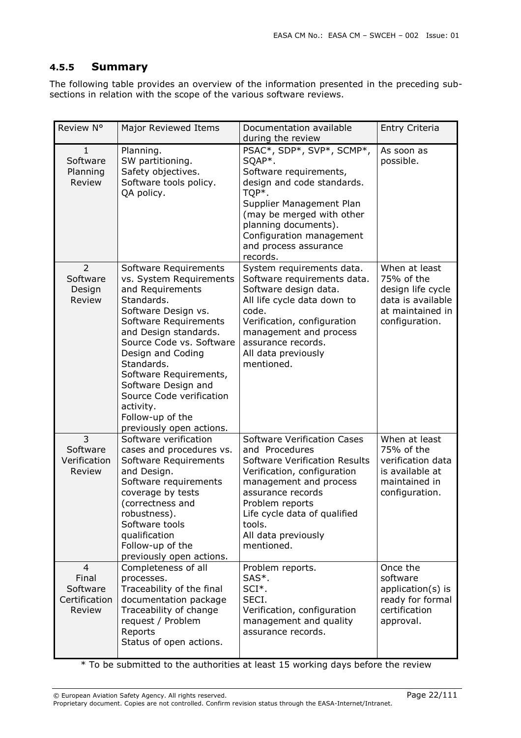### 4.5.5 Summary

The following table provides an overview of the information presented in the preceding sub-sections in relation with the scope of the various software reviews.

| Review N° | Major Reviewed Items | Documentation available during the review | Entry Criteria |
|---|---|---|---|
| 1 Software Planning Review | Planning.<br>SW partitioning.<br>Safety objectives.<br>Software tools policy.<br>QA policy. | PSAC*, SDP*, SVP*, SCMP*, SQAP*.<br>Software requirements, design and code standards.<br>TQP*.<br>Supplier Management Plan (may be merged with other planning documents).<br>Configuration management and process assurance records. | As soon as possible. |
| 2 Software Design Review | Software Requirements vs. System Requirements and Requirements Standards.<br>Software Design vs. Software Requirements and Design standards.<br>Source Code vs. Software Design and Coding Standards.<br>Software Requirements, Software Design and Source Code verification activity.<br>Follow-up of the previously open actions. | System requirements data.<br>Software requirements data.<br>Software design data.<br>All life cycle data down to code.<br>Verification, configuration management and process assurance records.<br>All data previously mentioned. | When at least 75% of the design life cycle data is available at maintained in configuration. |
| 3 Software Verification Review | Software verification cases and procedures vs. Software Requirements and Design.<br>Software requirements coverage by tests (correctness and robustness).<br>Software tools qualification<br>Follow-up of the previously open actions. | Software Verification Cases and Procedures<br>Software Verification Results<br>Verification, configuration management and process assurance records<br>Problem reports<br>Life cycle data of qualified tools.<br>All data previously mentioned. | When at least 75% of the verification data is available at maintained in configuration. |
| 4 Final Software Certification Review | Completeness of all processes.<br>Traceability of the final documentation package<br>Traceability of change request / Problem Reports<br>Status of open actions. | Problem reports.<br>SAS*.<br>SCI*.<br>SECI.<br>Verification, configuration management and quality assurance records. | Once the software application(s) is ready for formal certification approval. |

* To be submitted to the authorities at least 15 working days before the review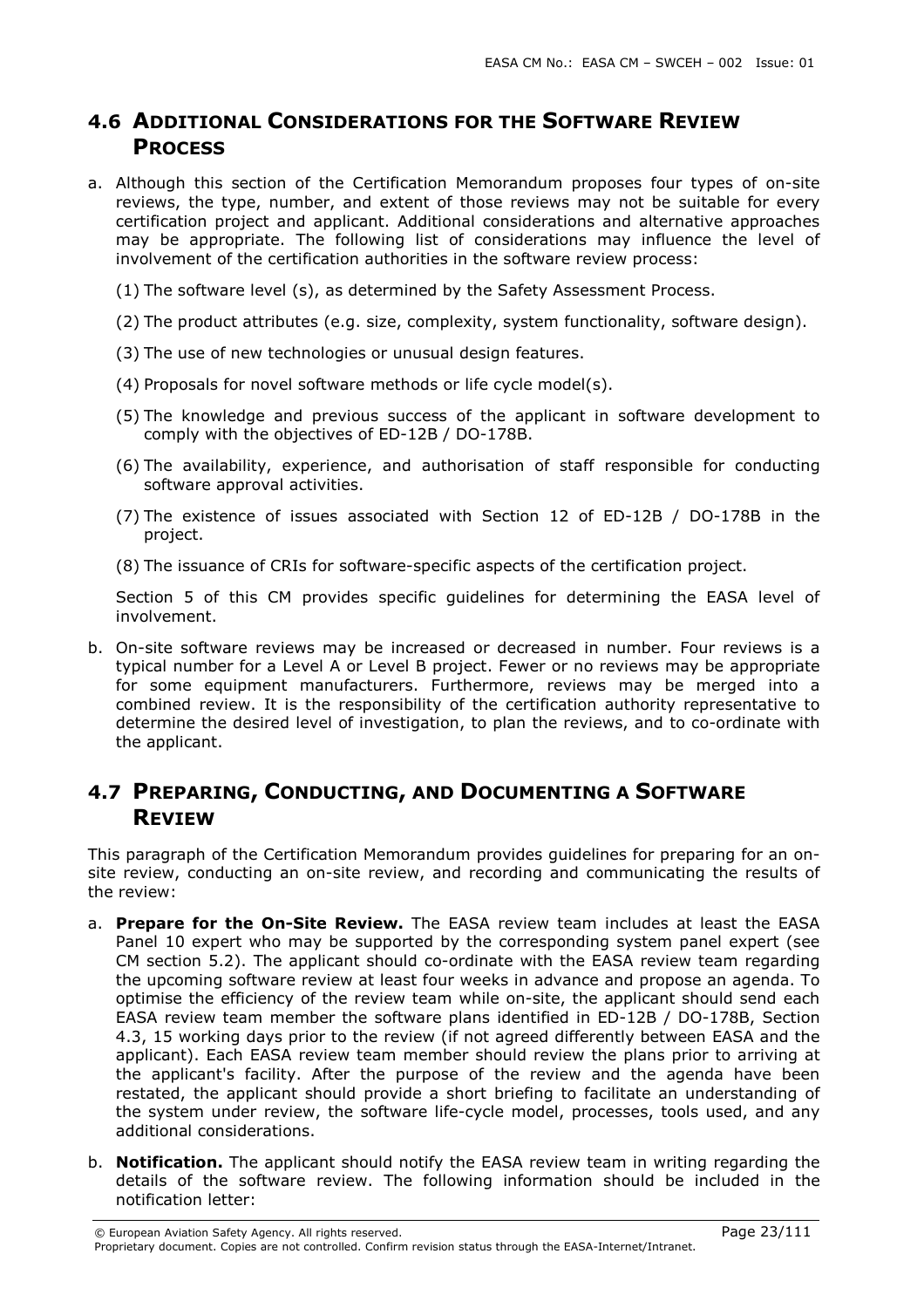## 4.6 ADDITIONAL CONSIDERATIONS FOR THE SOFTWARE REVIEW PROCESS

a. Although this section of the Certification Memorandum proposes four types of on-site reviews, the type, number, and extent of those reviews may not be suitable for every certification project and applicant. Additional considerations and alternative approaches may be appropriate. The following list of considerations may influence the level of involvement of the certification authorities in the software review process:

   (1) The software level (s), as determined by the Safety Assessment Process.

   (2) The product attributes (e.g. size, complexity, system functionality, software design).

   (3) The use of new technologies or unusual design features.

   (4) Proposals for novel software methods or life cycle model(s).

   (5) The knowledge and previous success of the applicant in software development to comply with the objectives of ED-12B / DO-178B.

   (6) The availability, experience, and authorisation of staff responsible for conducting software approval activities.

   (7) The existence of issues associated with Section 12 of ED-12B / DO-178B in the project.

   (8) The issuance of CRIs for software-specific aspects of the certification project.

   Section 5 of this CM provides specific guidelines for determining the EASA level of involvement.

b. On-site software reviews may be increased or decreased in number. Four reviews is a typical number for a Level A or Level B project. Fewer or no reviews may be appropriate for some equipment manufacturers. Furthermore, reviews may be merged into a combined review. It is the responsibility of the certification authority representative to determine the desired level of investigation, to plan the reviews, and to co-ordinate with the applicant.

## 4.7 PREPARING, CONDUCTING, AND DOCUMENTING A SOFTWARE REVIEW

This paragraph of the Certification Memorandum provides guidelines for preparing for an on-site review, conducting an on-site review, and recording and communicating the results of the review:

a. **Prepare for the On-Site Review.** The EASA review team includes at least the EASA Panel 10 expert who may be supported by the corresponding system panel expert (see CM section 5.2). The applicant should co-ordinate with the EASA review team regarding the upcoming software review at least four weeks in advance and propose an agenda. To optimise the efficiency of the review team while on-site, the applicant should send each EASA review team member the software plans identified in ED-12B / DO-178B, Section 4.3, 15 working days prior to the review (if not agreed differently between EASA and the applicant). Each EASA review team member should review the plans prior to arriving at the applicant's facility. After the purpose of the review and the agenda have been restated, the applicant should provide a short briefing to facilitate an understanding of the system under review, the software life-cycle model, processes, tools used, and any additional considerations.

b. **Notification.** The applicant should notify the EASA review team in writing regarding the details of the software review. The following information should be included in the notification letter: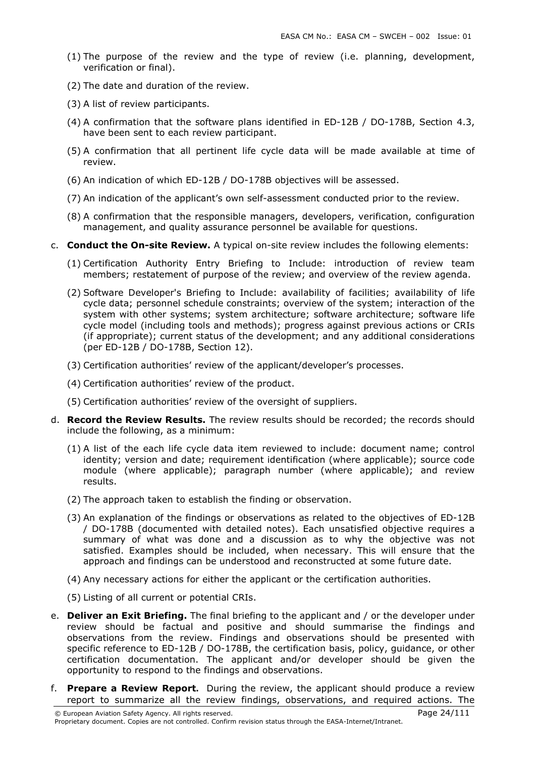(1) The purpose of the review and the type of review (i.e. planning, development, verification or final).

(2) The date and duration of the review.

(3) A list of review participants.

(4) A confirmation that the software plans identified in ED-12B / DO-178B, Section 4.3, have been sent to each review participant.

(5) A confirmation that all pertinent life cycle data will be made available at time of review.

(6) An indication of which ED-12B / DO-178B objectives will be assessed.

(7) An indication of the applicant's own self-assessment conducted prior to the review.

(8) A confirmation that the responsible managers, developers, verification, configuration management, and quality assurance personnel be available for questions.

c. **Conduct the On-site Review.** A typical on-site review includes the following elements:

(1) Certification Authority Entry Briefing to Include: introduction of review team members; restatement of purpose of the review; and overview of the review agenda.

(2) Software Developer's Briefing to Include: availability of facilities; availability of life cycle data; personnel schedule constraints; overview of the system; interaction of the system with other systems; system architecture; software architecture; software life cycle model (including tools and methods); progress against previous actions or CRIs (if appropriate); current status of the development; and any additional considerations (per ED-12B / DO-178B, Section 12).

(3) Certification authorities' review of the applicant/developer's processes.

(4) Certification authorities' review of the product.

(5) Certification authorities' review of the oversight of suppliers.

d. **Record the Review Results.** The review results should be recorded; the records should include the following, as a minimum:

(1) A list of the each life cycle data item reviewed to include: document name; control identity; version and date; requirement identification (where applicable); source code module (where applicable); paragraph number (where applicable); and review results.

(2) The approach taken to establish the finding or observation.

(3) An explanation of the findings or observations as related to the objectives of ED-12B / DO-178B (documented with detailed notes). Each unsatisfied objective requires a summary of what was done and a discussion as to why the objective was not satisfied. Examples should be included, when necessary. This will ensure that the approach and findings can be understood and reconstructed at some future date.

(4) Any necessary actions for either the applicant or the certification authorities.

(5) Listing of all current or potential CRIs.

e. **Deliver an Exit Briefing.** The final briefing to the applicant and / or the developer under review should be factual and positive and should summarise the findings and observations from the review. Findings and observations should be presented with specific reference to ED-12B / DO-178B, the certification basis, policy, guidance, or other certification documentation. The applicant and/or developer should be given the opportunity to respond to the findings and observations.

f. **Prepare a Review Report.** During the review, the applicant should produce a review report to summarize all the review findings, observations, and required actions. The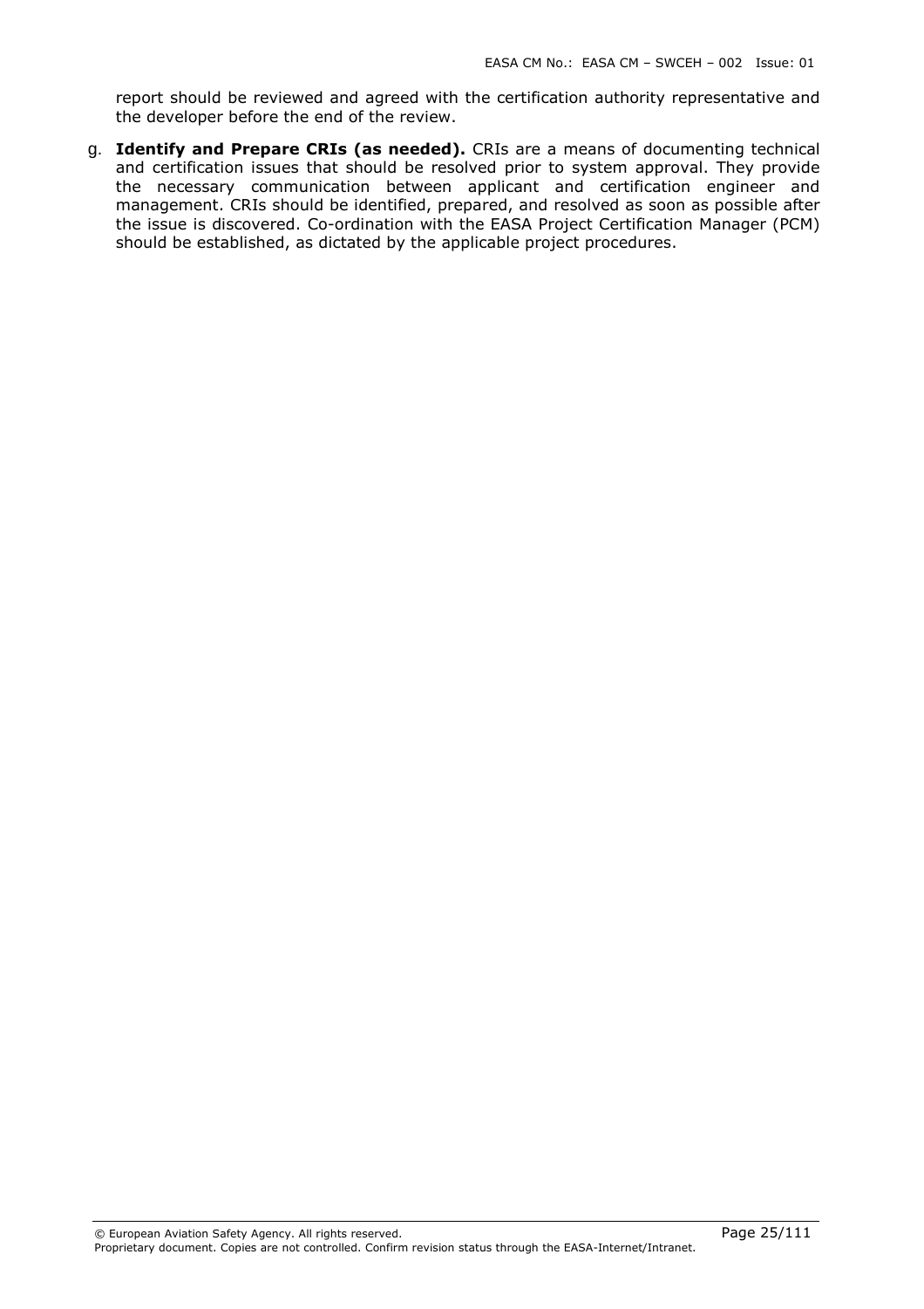report should be reviewed and agreed with the certification authority representative and the developer before the end of the review.

g. **Identify and Prepare CRIs (as needed).** CRIs are a means of documenting technical and certification issues that should be resolved prior to system approval. They provide the necessary communication between applicant and certification engineer and management. CRIs should be identified, prepared, and resolved as soon as possible after the issue is discovered. Co-ordination with the EASA Project Certification Manager (PCM) should be established, as dictated by the applicable project procedures.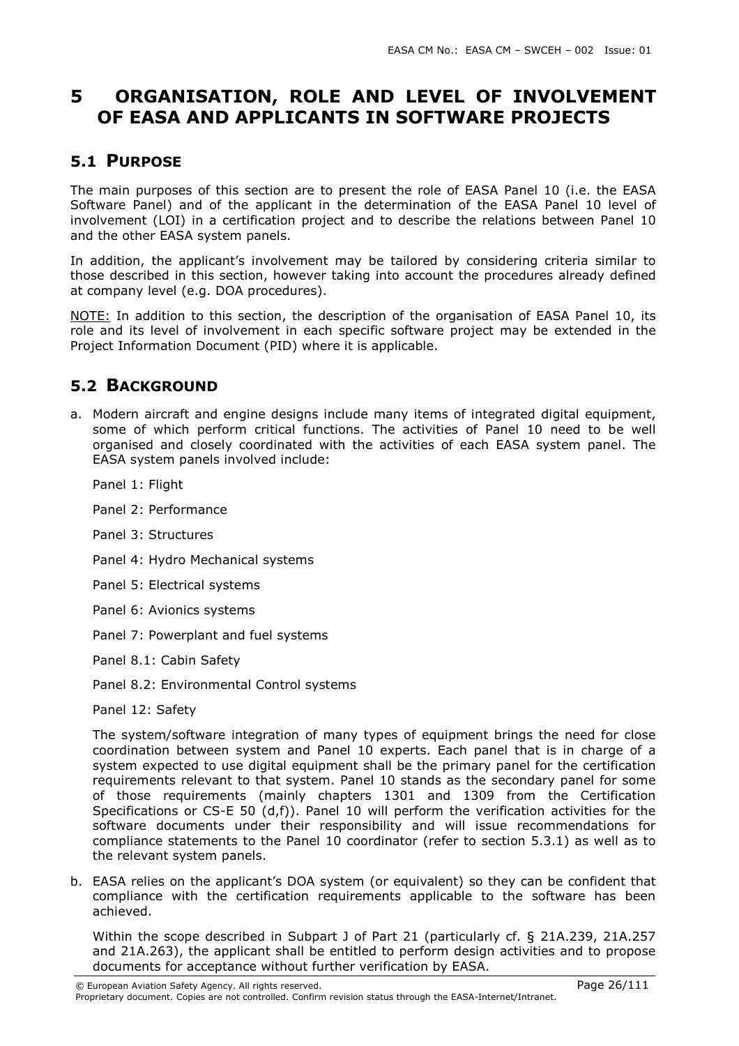# 5 ORGANISATION, ROLE AND LEVEL OF INVOLVEMENT OF EASA AND APPLICANTS IN SOFTWARE PROJECTS

## 5.1 PURPOSE

The main purposes of this section are to present the role of EASA Panel 10 (i.e. the EASA Software Panel) and of the applicant in the determination of the EASA Panel 10 level of involvement (LOI) in a certification project and to describe the relations between Panel 10 and the other EASA system panels.

In addition, the applicant's involvement may be tailored by considering criteria similar to those described in this section, however taking into account the procedures already defined at company level (e.g. DOA procedures).

NOTE: In addition to this section, the description of the organisation of EASA Panel 10, its role and its level of involvement in each specific software project may be extended in the Project Information Document (PID) where it is applicable.

## 5.2 BACKGROUND

a. Modern aircraft and engine designs include many items of integrated digital equipment, some of which perform critical functions. The activities of Panel 10 need to be well organised and closely coordinated with the activities of each EASA system panel. The EASA system panels involved include:

   Panel 1: Flight

   Panel 2: Performance

   Panel 3: Structures

   Panel 4: Hydro Mechanical systems

   Panel 5: Electrical systems

   Panel 6: Avionics systems

   Panel 7: Powerplant and fuel systems

   Panel 8.1: Cabin Safety

   Panel 8.2: Environmental Control systems

   Panel 12: Safety

   The system/software integration of many types of equipment brings the need for close coordination between system and Panel 10 experts. Each panel that is in charge of a system expected to use digital equipment shall be the primary panel for the certification requirements relevant to that system. Panel 10 stands as the secondary panel for some of those requirements (mainly chapters 1301 and 1309 from the Certification Specifications or CS-E 50 (d,f)). Panel 10 will perform the verification activities for the software documents under their responsibility and will issue recommendations for compliance statements to the Panel 10 coordinator (refer to section 5.3.1) as well as to the relevant system panels.

b. EASA relies on the applicant's DOA system (or equivalent) so they can be confident that compliance with the certification requirements applicable to the software has been achieved.

   Within the scope described in Subpart J of Part 21 (particularly cf. § 21A.239, 21A.257 and 21A.263), the applicant shall be entitled to perform design activities and to propose documents for acceptance without further verification by EASA.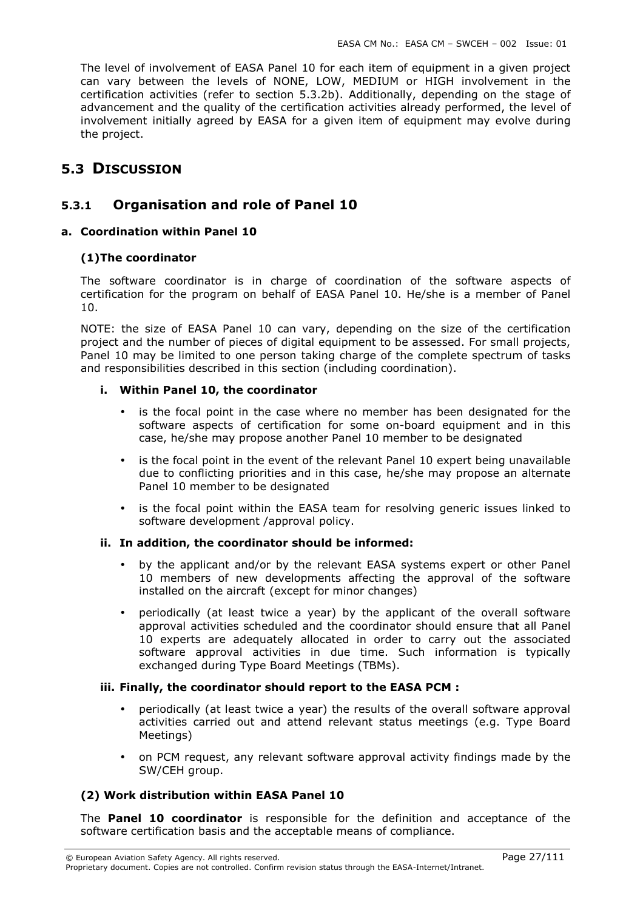The level of involvement of EASA Panel 10 for each item of equipment in a given project can vary between the levels of NONE, LOW, MEDIUM or HIGH involvement in the certification activities (refer to section 5.3.2b). Additionally, depending on the stage of advancement and the quality of the certification activities already performed, the level of involvement initially agreed by EASA for a given item of equipment may evolve during the project.

## 5.3 DISCUSSION

### 5.3.1 Organisation and role of Panel 10

#### a. Coordination within Panel 10

##### (1)The coordinator

The software coordinator is in charge of coordination of the software aspects of certification for the program on behalf of EASA Panel 10. He/she is a member of Panel 10.

NOTE: the size of EASA Panel 10 can vary, depending on the size of the certification project and the number of pieces of digital equipment to be assessed. For small projects, Panel 10 may be limited to one person taking charge of the complete spectrum of tasks and responsibilities described in this section (including coordination).

**i. Within Panel 10, the coordinator**

- is the focal point in the case where no member has been designated for the software aspects of certification for some on-board equipment and in this case, he/she may propose another Panel 10 member to be designated
- is the focal point in the event of the relevant Panel 10 expert being unavailable due to conflicting priorities and in this case, he/she may propose an alternate Panel 10 member to be designated
- is the focal point within the EASA team for resolving generic issues linked to software development /approval policy.

**ii. In addition, the coordinator should be informed:**

- by the applicant and/or by the relevant EASA systems expert or other Panel 10 members of new developments affecting the approval of the software installed on the aircraft (except for minor changes)
- periodically (at least twice a year) by the applicant of the overall software approval activities scheduled and the coordinator should ensure that all Panel 10 experts are adequately allocated in order to carry out the associated software approval activities in due time. Such information is typically exchanged during Type Board Meetings (TBMs).

**iii. Finally, the coordinator should report to the EASA PCM :**

- periodically (at least twice a year) the results of the overall software approval activities carried out and attend relevant status meetings (e.g. Type Board Meetings)
- on PCM request, any relevant software approval activity findings made by the SW/CEH group.

##### (2) Work distribution within EASA Panel 10

The **Panel 10 coordinator** is responsible for the definition and acceptance of the software certification basis and the acceptable means of compliance.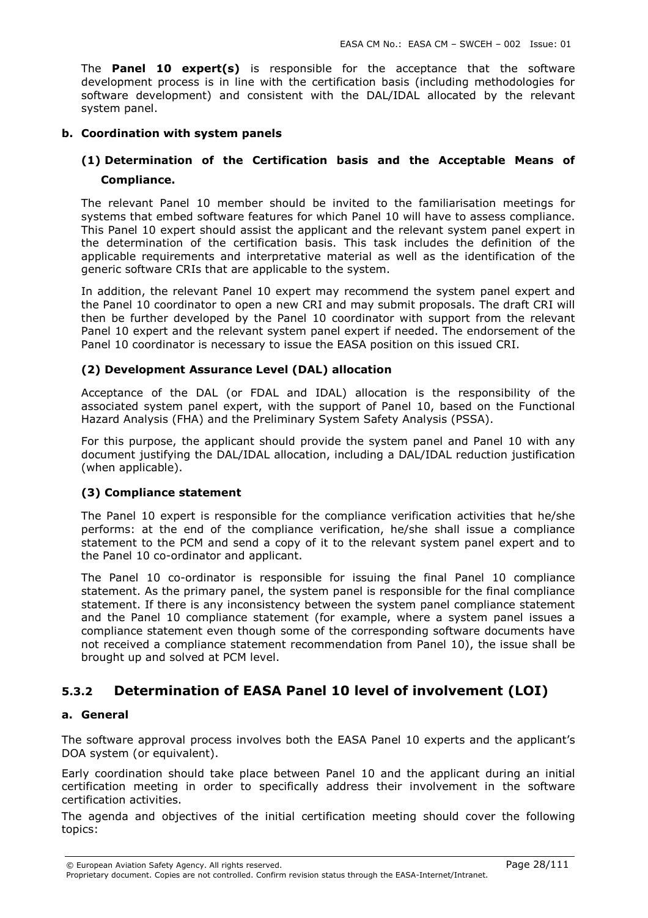The **Panel 10 expert(s)** is responsible for the acceptance that the software development process is in line with the certification basis (including methodologies for software development) and consistent with the DAL/IDAL allocated by the relevant system panel.

**b. Coordination with system panels**

**(1) Determination of the Certification basis and the Acceptable Means of Compliance.**

The relevant Panel 10 member should be invited to the familiarisation meetings for systems that embed software features for which Panel 10 will have to assess compliance. This Panel 10 expert should assist the applicant and the relevant system panel expert in the determination of the certification basis. This task includes the definition of the applicable requirements and interpretative material as well as the identification of the generic software CRIs that are applicable to the system.

In addition, the relevant Panel 10 expert may recommend the system panel expert and the Panel 10 coordinator to open a new CRI and may submit proposals. The draft CRI will then be further developed by the Panel 10 coordinator with support from the relevant Panel 10 expert and the relevant system panel expert if needed. The endorsement of the Panel 10 coordinator is necessary to issue the EASA position on this issued CRI.

**(2) Development Assurance Level (DAL) allocation**

Acceptance of the DAL (or FDAL and IDAL) allocation is the responsibility of the associated system panel expert, with the support of Panel 10, based on the Functional Hazard Analysis (FHA) and the Preliminary System Safety Analysis (PSSA).

For this purpose, the applicant should provide the system panel and Panel 10 with any document justifying the DAL/IDAL allocation, including a DAL/IDAL reduction justification (when applicable).

**(3) Compliance statement**

The Panel 10 expert is responsible for the compliance verification activities that he/she performs: at the end of the compliance verification, he/she shall issue a compliance statement to the PCM and send a copy of it to the relevant system panel expert and to the Panel 10 co-ordinator and applicant.

The Panel 10 co-ordinator is responsible for issuing the final Panel 10 compliance statement. As the primary panel, the system panel is responsible for the final compliance statement. If there is any inconsistency between the system panel compliance statement and the Panel 10 compliance statement (for example, where a system panel issues a compliance statement even though some of the corresponding software documents have not received a compliance statement recommendation from Panel 10), the issue shall be brought up and solved at PCM level.

### 5.3.2 Determination of EASA Panel 10 level of involvement (LOI)

**a. General**

The software approval process involves both the EASA Panel 10 experts and the applicant's DOA system (or equivalent).

Early coordination should take place between Panel 10 and the applicant during an initial certification meeting in order to specifically address their involvement in the software certification activities.

The agenda and objectives of the initial certification meeting should cover the following topics: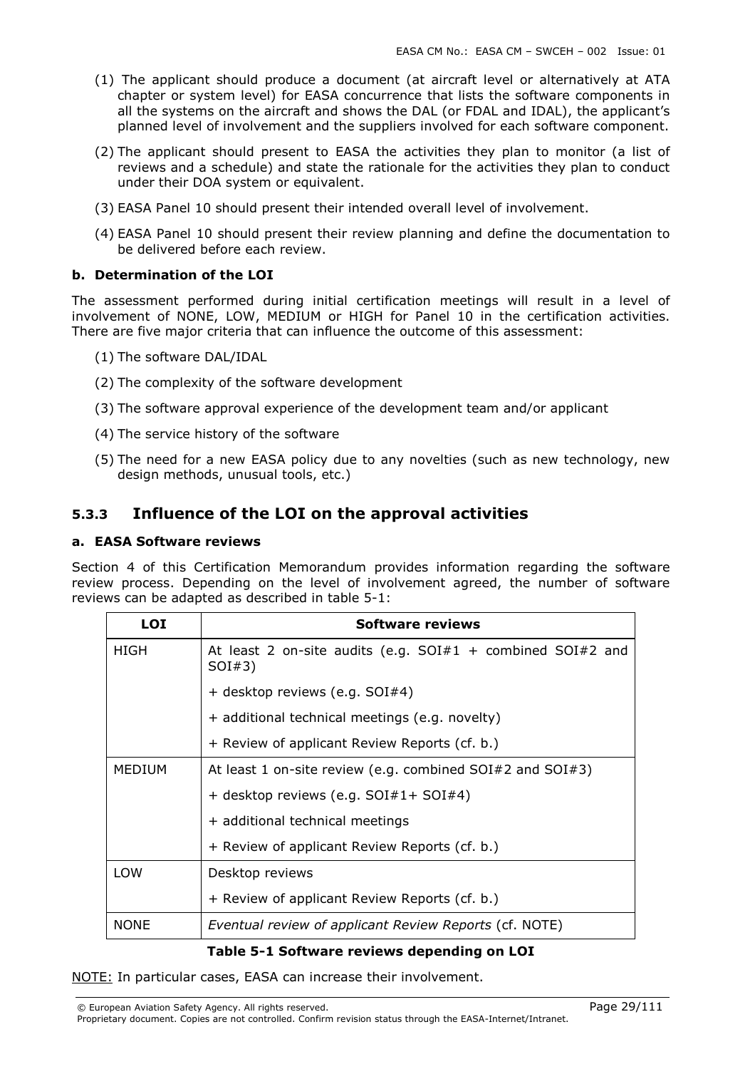(1) The applicant should produce a document (at aircraft level or alternatively at ATA chapter or system level) for EASA concurrence that lists the software components in all the systems on the aircraft and shows the DAL (or FDAL and IDAL), the applicant's planned level of involvement and the suppliers involved for each software component.

(2) The applicant should present to EASA the activities they plan to monitor (a list of reviews and a schedule) and state the rationale for the activities they plan to conduct under their DOA system or equivalent.

(3) EASA Panel 10 should present their intended overall level of involvement.

(4) EASA Panel 10 should present their review planning and define the documentation to be delivered before each review.

**b. Determination of the LOI**

The assessment performed during initial certification meetings will result in a level of involvement of NONE, LOW, MEDIUM or HIGH for Panel 10 in the certification activities. There are five major criteria that can influence the outcome of this assessment:

(1) The software DAL/IDAL

(2) The complexity of the software development

(3) The software approval experience of the development team and/or applicant

(4) The service history of the software

(5) The need for a new EASA policy due to any novelties (such as new technology, new design methods, unusual tools, etc.)

## 5.3.3 Influence of the LOI on the approval activities

**a. EASA Software reviews**

Section 4 of this Certification Memorandum provides information regarding the software review process. Depending on the level of involvement agreed, the number of software reviews can be adapted as described in table 5-1:

| LOI | Software reviews |
|---|---|
| HIGH | At least 2 on-site audits (e.g. SOI#1 + combined SOI#2 and SOI#3) |
| | + desktop reviews (e.g. SOI#4) |
| | + additional technical meetings (e.g. novelty) |
| | + Review of applicant Review Reports (cf. b.) |
| MEDIUM | At least 1 on-site review (e.g. combined SOI#2 and SOI#3) |
| | + desktop reviews (e.g. SOI#1+ SOI#4) |
| | + additional technical meetings |
| | + Review of applicant Review Reports (cf. b.) |
| LOW | Desktop reviews |
| | + Review of applicant Review Reports (cf. b.) |
| NONE | *Eventual review of applicant Review Reports* (cf. NOTE) |

**Table 5-1 Software reviews depending on LOI**

NOTE: In particular cases, EASA can increase their involvement.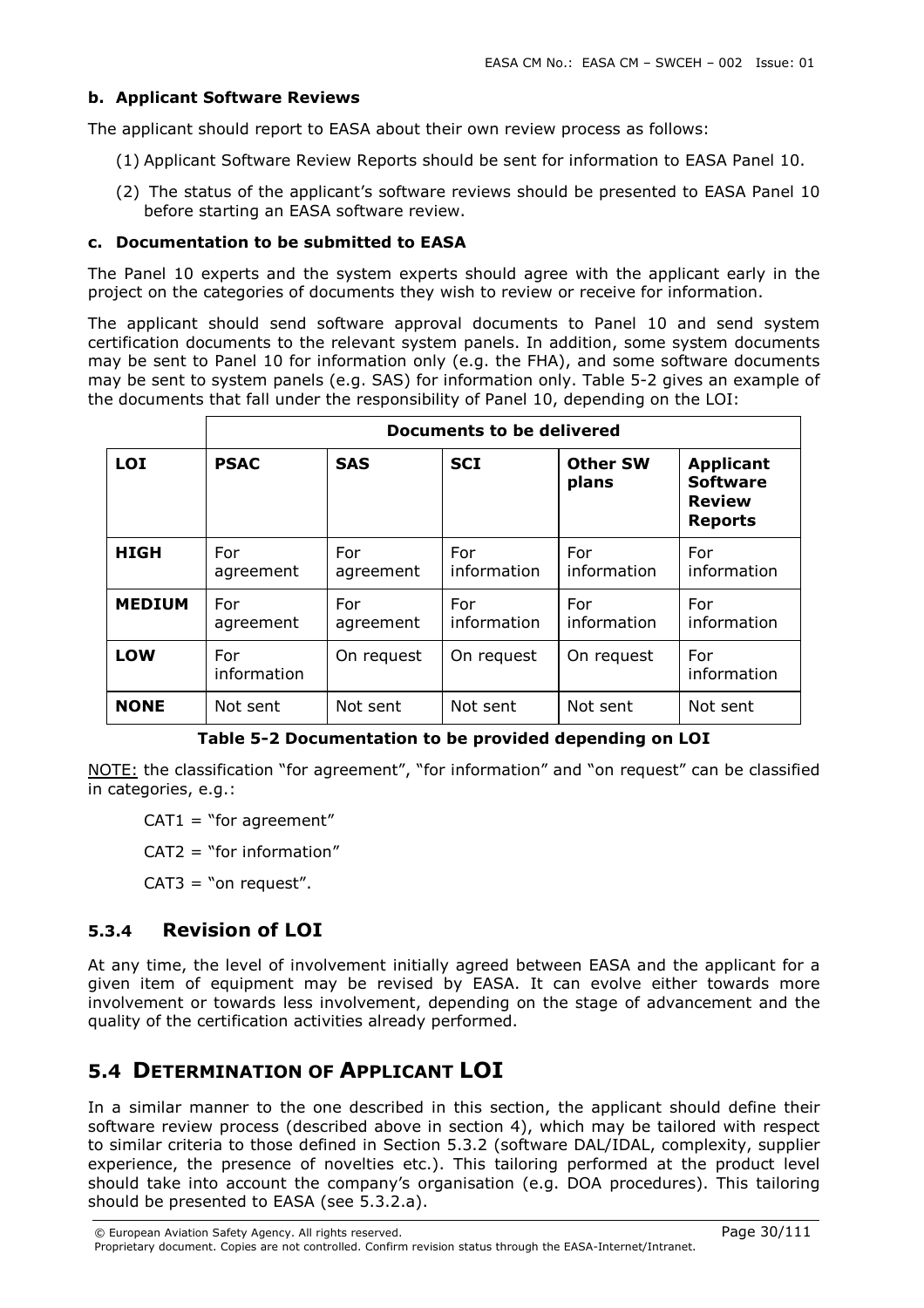**b. Applicant Software Reviews**

The applicant should report to EASA about their own review process as follows:

(1) Applicant Software Review Reports should be sent for information to EASA Panel 10.

(2) The status of the applicant's software reviews should be presented to EASA Panel 10 before starting an EASA software review.

**c. Documentation to be submitted to EASA**

The Panel 10 experts and the system experts should agree with the applicant early in the project on the categories of documents they wish to review or receive for information.

The applicant should send software approval documents to Panel 10 and send system certification documents to the relevant system panels. In addition, some system documents may be sent to Panel 10 for information only (e.g. the FHA), and some software documents may be sent to system panels (e.g. SAS) for information only. Table 5-2 gives an example of the documents that fall under the responsibility of Panel 10, depending on the LOI:

| | **Documents to be delivered** | | | | |
|---|---|---|---|---|---|
| **LOI** | **PSAC** | **SAS** | **SCI** | **Other SW plans** | **Applicant Software Review Reports** |
| **HIGH** | For agreement | For agreement | For information | For information | For information |
| **MEDIUM** | For agreement | For agreement | For information | For information | For information |
| **LOW** | For information | On request | On request | On request | For information |
| **NONE** | Not sent | Not sent | Not sent | Not sent | Not sent |

**Table 5-2 Documentation to be provided depending on LOI**

NOTE: the classification "for agreement", "for information" and "on request" can be classified in categories, e.g.:

CAT1 = "for agreement"

CAT2 = "for information"

CAT3 = "on request".

### 5.3.4 Revision of LOI

At any time, the level of involvement initially agreed between EASA and the applicant for a given item of equipment may be revised by EASA. It can evolve either towards more involvement or towards less involvement, depending on the stage of advancement and the quality of the certification activities already performed.

## 5.4 Determination of Applicant LOI

In a similar manner to the one described in this section, the applicant should define their software review process (described above in section 4), which may be tailored with respect to similar criteria to those defined in Section 5.3.2 (software DAL/IDAL, complexity, supplier experience, the presence of novelties etc.). This tailoring performed at the product level should take into account the company's organisation (e.g. DOA procedures). This tailoring should be presented to EASA (see 5.3.2.a).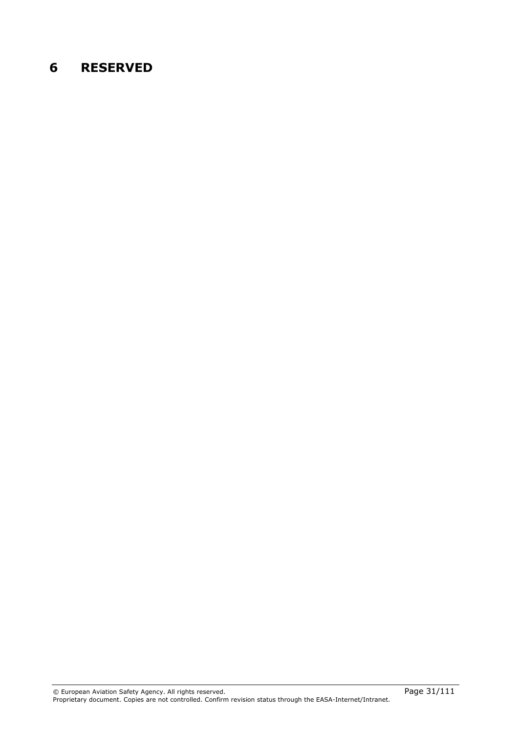# 6 RESERVED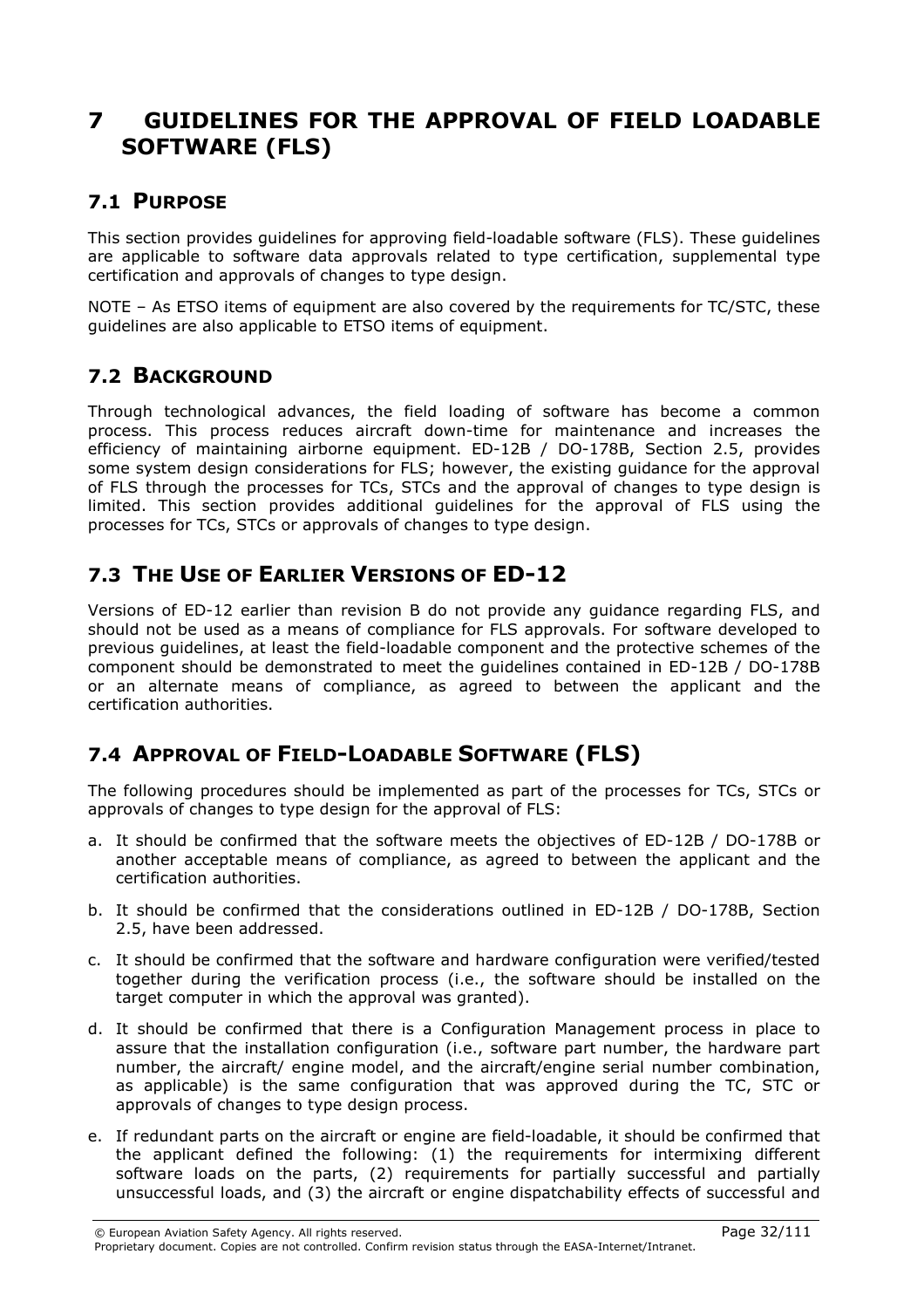# 7 GUIDELINES FOR THE APPROVAL OF FIELD LOADABLE SOFTWARE (FLS)

## 7.1 PURPOSE

This section provides guidelines for approving field-loadable software (FLS). These guidelines are applicable to software data approvals related to type certification, supplemental type certification and approvals of changes to type design.

NOTE – As ETSO items of equipment are also covered by the requirements for TC/STC, these guidelines are also applicable to ETSO items of equipment.

## 7.2 BACKGROUND

Through technological advances, the field loading of software has become a common process. This process reduces aircraft down-time for maintenance and increases the efficiency of maintaining airborne equipment. ED-12B / DO-178B, Section 2.5, provides some system design considerations for FLS; however, the existing guidance for the approval of FLS through the processes for TCs, STCs and the approval of changes to type design is limited. This section provides additional guidelines for the approval of FLS using the processes for TCs, STCs or approvals of changes to type design.

## 7.3 THE USE OF EARLIER VERSIONS OF ED-12

Versions of ED-12 earlier than revision B do not provide any guidance regarding FLS, and should not be used as a means of compliance for FLS approvals. For software developed to previous guidelines, at least the field-loadable component and the protective schemes of the component should be demonstrated to meet the guidelines contained in ED-12B / DO-178B or an alternate means of compliance, as agreed to between the applicant and the certification authorities.

## 7.4 APPROVAL OF FIELD-LOADABLE SOFTWARE (FLS)

The following procedures should be implemented as part of the processes for TCs, STCs or approvals of changes to type design for the approval of FLS:

a. It should be confirmed that the software meets the objectives of ED-12B / DO-178B or another acceptable means of compliance, as agreed to between the applicant and the certification authorities.

b. It should be confirmed that the considerations outlined in ED-12B / DO-178B, Section 2.5, have been addressed.

c. It should be confirmed that the software and hardware configuration were verified/tested together during the verification process (i.e., the software should be installed on the target computer in which the approval was granted).

d. It should be confirmed that there is a Configuration Management process in place to assure that the installation configuration (i.e., software part number, the hardware part number, the aircraft/ engine model, and the aircraft/engine serial number combination, as applicable) is the same configuration that was approved during the TC, STC or approvals of changes to type design process.

e. If redundant parts on the aircraft or engine are field-loadable, it should be confirmed that the applicant defined the following: (1) the requirements for intermixing different software loads on the parts, (2) requirements for partially successful and partially unsuccessful loads, and (3) the aircraft or engine dispatchability effects of successful and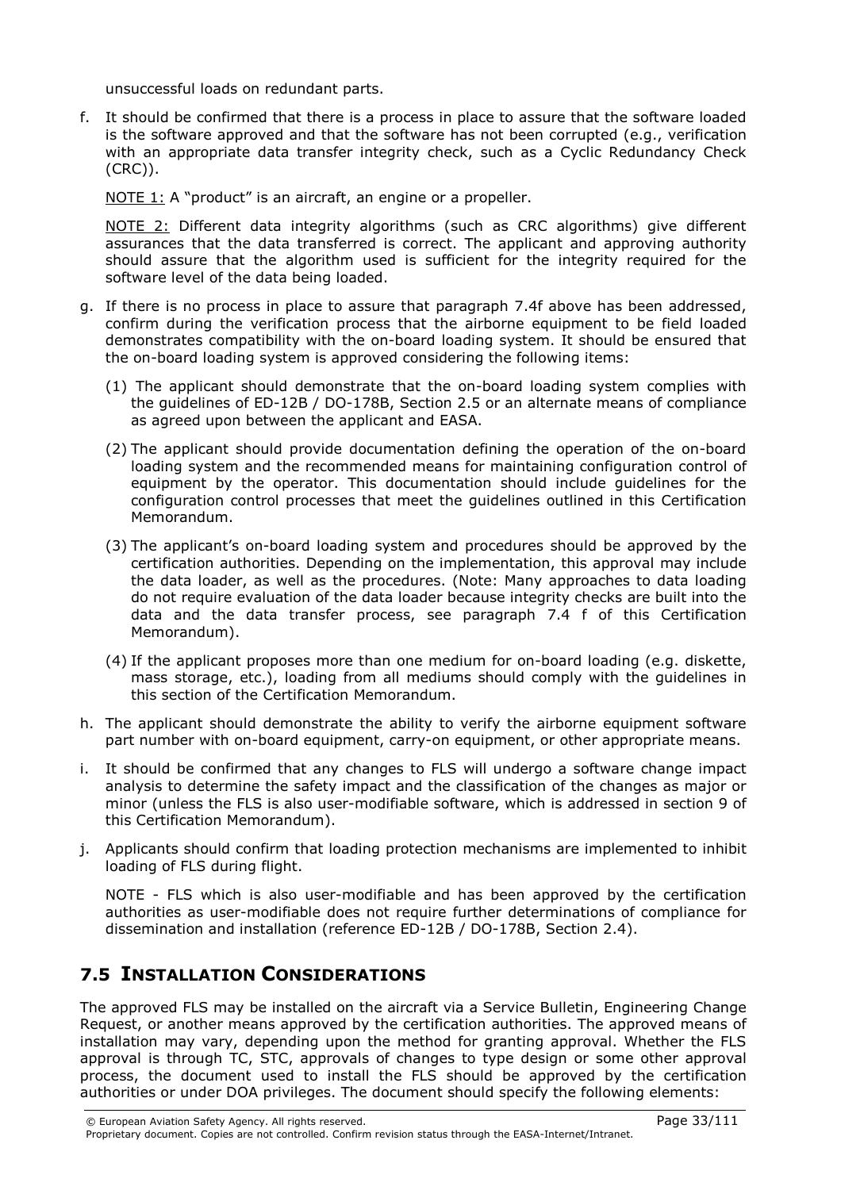unsuccessful loads on redundant parts.

f. It should be confirmed that there is a process in place to assure that the software loaded is the software approved and that the software has not been corrupted (e.g., verification with an appropriate data transfer integrity check, such as a Cyclic Redundancy Check (CRC)).

   NOTE 1: A "product" is an aircraft, an engine or a propeller.

   NOTE 2: Different data integrity algorithms (such as CRC algorithms) give different assurances that the data transferred is correct. The applicant and approving authority should assure that the algorithm used is sufficient for the integrity required for the software level of the data being loaded.

g. If there is no process in place to assure that paragraph 7.4f above has been addressed, confirm during the verification process that the airborne equipment to be field loaded demonstrates compatibility with the on-board loading system. It should be ensured that the on-board loading system is approved considering the following items:

   (1) The applicant should demonstrate that the on-board loading system complies with the guidelines of ED-12B / DO-178B, Section 2.5 or an alternate means of compliance as agreed upon between the applicant and EASA.

   (2) The applicant should provide documentation defining the operation of the on-board loading system and the recommended means for maintaining configuration control of equipment by the operator. This documentation should include guidelines for the configuration control processes that meet the guidelines outlined in this Certification Memorandum.

   (3) The applicant's on-board loading system and procedures should be approved by the certification authorities. Depending on the implementation, this approval may include the data loader, as well as the procedures. (Note: Many approaches to data loading do not require evaluation of the data loader because integrity checks are built into the data and the data transfer process, see paragraph 7.4 f of this Certification Memorandum).

   (4) If the applicant proposes more than one medium for on-board loading (e.g. diskette, mass storage, etc.), loading from all mediums should comply with the guidelines in this section of the Certification Memorandum.

h. The applicant should demonstrate the ability to verify the airborne equipment software part number with on-board equipment, carry-on equipment, or other appropriate means.

i. It should be confirmed that any changes to FLS will undergo a software change impact analysis to determine the safety impact and the classification of the changes as major or minor (unless the FLS is also user-modifiable software, which is addressed in section 9 of this Certification Memorandum).

j. Applicants should confirm that loading protection mechanisms are implemented to inhibit loading of FLS during flight.

   NOTE - FLS which is also user-modifiable and has been approved by the certification authorities as user-modifiable does not require further determinations of compliance for dissemination and installation (reference ED-12B / DO-178B, Section 2.4).

## 7.5 INSTALLATION CONSIDERATIONS

The approved FLS may be installed on the aircraft via a Service Bulletin, Engineering Change Request, or another means approved by the certification authorities. The approved means of installation may vary, depending upon the method for granting approval. Whether the FLS approval is through TC, STC, approvals of changes to type design or some other approval process, the document used to install the FLS should be approved by the certification authorities or under DOA privileges. The document should specify the following elements: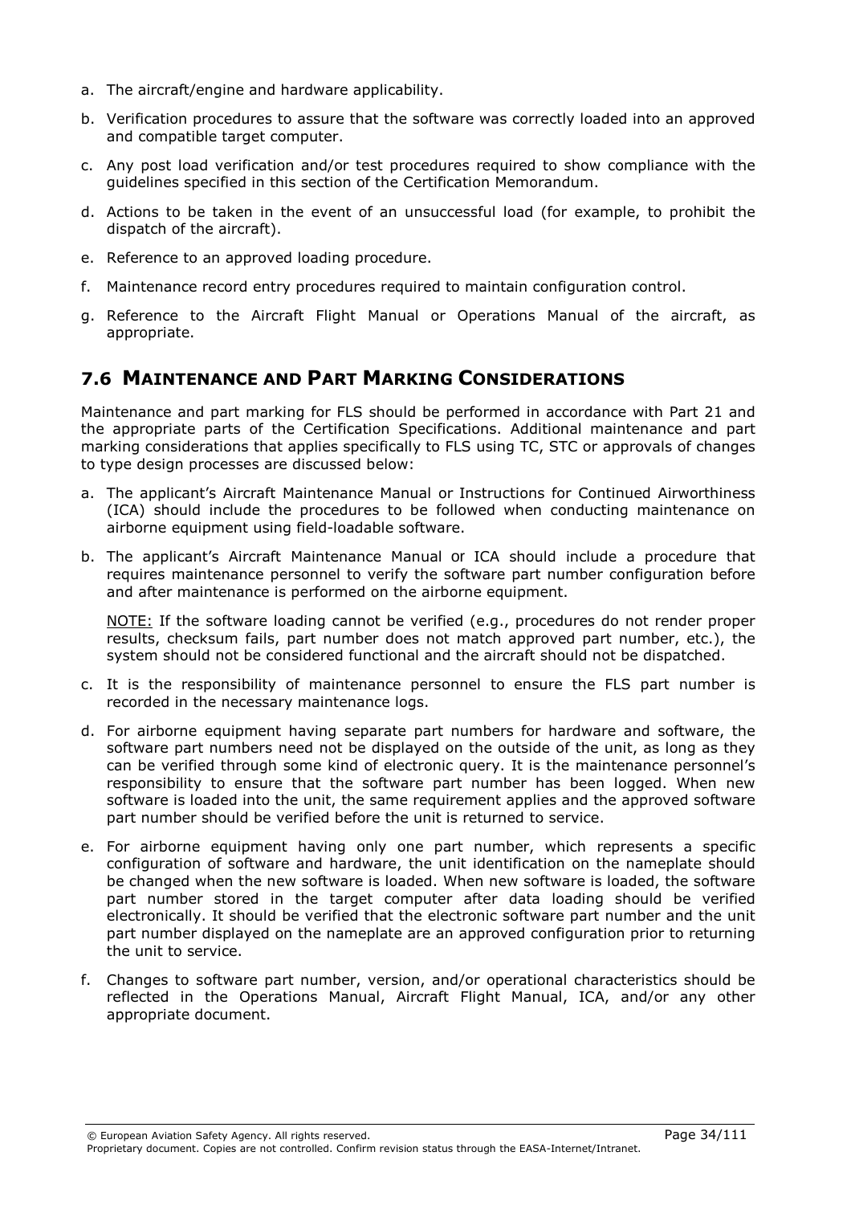a. The aircraft/engine and hardware applicability.

b. Verification procedures to assure that the software was correctly loaded into an approved and compatible target computer.

c. Any post load verification and/or test procedures required to show compliance with the guidelines specified in this section of the Certification Memorandum.

d. Actions to be taken in the event of an unsuccessful load (for example, to prohibit the dispatch of the aircraft).

e. Reference to an approved loading procedure.

f. Maintenance record entry procedures required to maintain configuration control.

g. Reference to the Aircraft Flight Manual or Operations Manual of the aircraft, as appropriate.

## 7.6 MAINTENANCE AND PART MARKING CONSIDERATIONS

Maintenance and part marking for FLS should be performed in accordance with Part 21 and the appropriate parts of the Certification Specifications. Additional maintenance and part marking considerations that applies specifically to FLS using TC, STC or approvals of changes to type design processes are discussed below:

a. The applicant's Aircraft Maintenance Manual or Instructions for Continued Airworthiness (ICA) should include the procedures to be followed when conducting maintenance on airborne equipment using field-loadable software.

b. The applicant's Aircraft Maintenance Manual or ICA should include a procedure that requires maintenance personnel to verify the software part number configuration before and after maintenance is performed on the airborne equipment.

   NOTE: If the software loading cannot be verified (e.g., procedures do not render proper results, checksum fails, part number does not match approved part number, etc.), the system should not be considered functional and the aircraft should not be dispatched.

c. It is the responsibility of maintenance personnel to ensure the FLS part number is recorded in the necessary maintenance logs.

d. For airborne equipment having separate part numbers for hardware and software, the software part numbers need not be displayed on the outside of the unit, as long as they can be verified through some kind of electronic query. It is the maintenance personnel's responsibility to ensure that the software part number has been logged. When new software is loaded into the unit, the same requirement applies and the approved software part number should be verified before the unit is returned to service.

e. For airborne equipment having only one part number, which represents a specific configuration of software and hardware, the unit identification on the nameplate should be changed when the new software is loaded. When new software is loaded, the software part number stored in the target computer after data loading should be verified electronically. It should be verified that the electronic software part number and the unit part number displayed on the nameplate are an approved configuration prior to returning the unit to service.

f. Changes to software part number, version, and/or operational characteristics should be reflected in the Operations Manual, Aircraft Flight Manual, ICA, and/or any other appropriate document.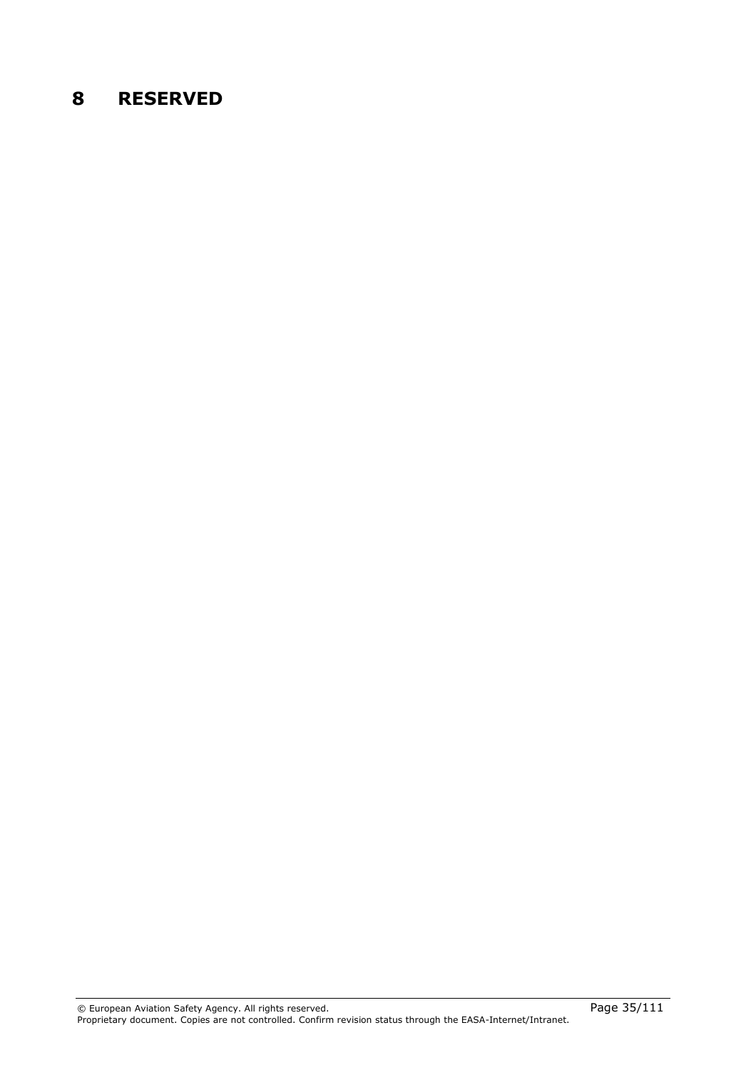# 8 RESERVED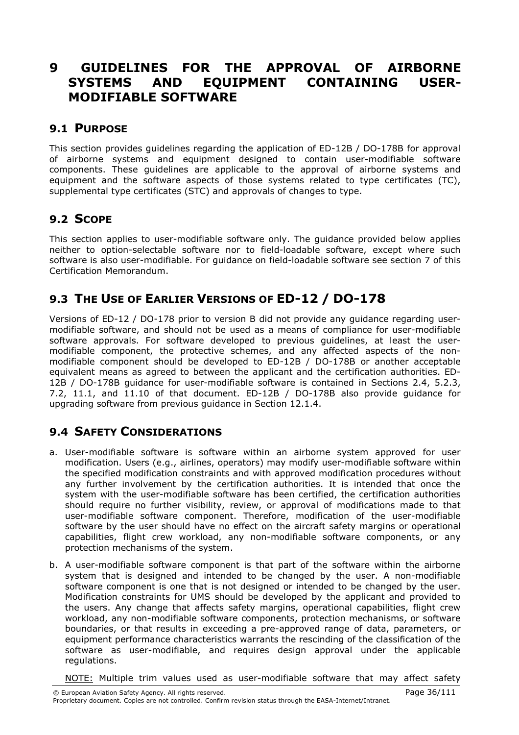# 9 GUIDELINES FOR THE APPROVAL OF AIRBORNE SYSTEMS AND EQUIPMENT CONTAINING USER-MODIFIABLE SOFTWARE

## 9.1 PURPOSE

This section provides guidelines regarding the application of ED-12B / DO-178B for approval of airborne systems and equipment designed to contain user-modifiable software components. These guidelines are applicable to the approval of airborne systems and equipment and the software aspects of those systems related to type certificates (TC), supplemental type certificates (STC) and approvals of changes to type.

## 9.2 SCOPE

This section applies to user-modifiable software only. The guidance provided below applies neither to option-selectable software nor to field-loadable software, except where such software is also user-modifiable. For guidance on field-loadable software see section 7 of this Certification Memorandum.

## 9.3 THE USE OF EARLIER VERSIONS OF ED-12 / DO-178

Versions of ED-12 / DO-178 prior to version B did not provide any guidance regarding user-modifiable software, and should not be used as a means of compliance for user-modifiable software approvals. For software developed to previous guidelines, at least the user-modifiable component, the protective schemes, and any affected aspects of the non-modifiable component should be developed to ED-12B / DO-178B or another acceptable equivalent means as agreed to between the applicant and the certification authorities. ED-12B / DO-178B guidance for user-modifiable software is contained in Sections 2.4, 5.2.3, 7.2, 11.1, and 11.10 of that document. ED-12B / DO-178B also provide guidance for upgrading software from previous guidance in Section 12.1.4.

## 9.4 SAFETY CONSIDERATIONS

a. User-modifiable software is software within an airborne system approved for user modification. Users (e.g., airlines, operators) may modify user-modifiable software within the specified modification constraints and with approved modification procedures without any further involvement by the certification authorities. It is intended that once the system with the user-modifiable software has been certified, the certification authorities should require no further visibility, review, or approval of modifications made to that user-modifiable software component. Therefore, modification of the user-modifiable software by the user should have no effect on the aircraft safety margins or operational capabilities, flight crew workload, any non-modifiable software components, or any protection mechanisms of the system.

b. A user-modifiable software component is that part of the software within the airborne system that is designed and intended to be changed by the user. A non-modifiable software component is one that is not designed or intended to be changed by the user. Modification constraints for UMS should be developed by the applicant and provided to the users. Any change that affects safety margins, operational capabilities, flight crew workload, any non-modifiable software components, protection mechanisms, or software boundaries, or that results in exceeding a pre-approved range of data, parameters, or equipment performance characteristics warrants the rescinding of the classification of the software as user-modifiable, and requires design approval under the applicable regulations.

NOTE: Multiple trim values used as user-modifiable software that may affect safety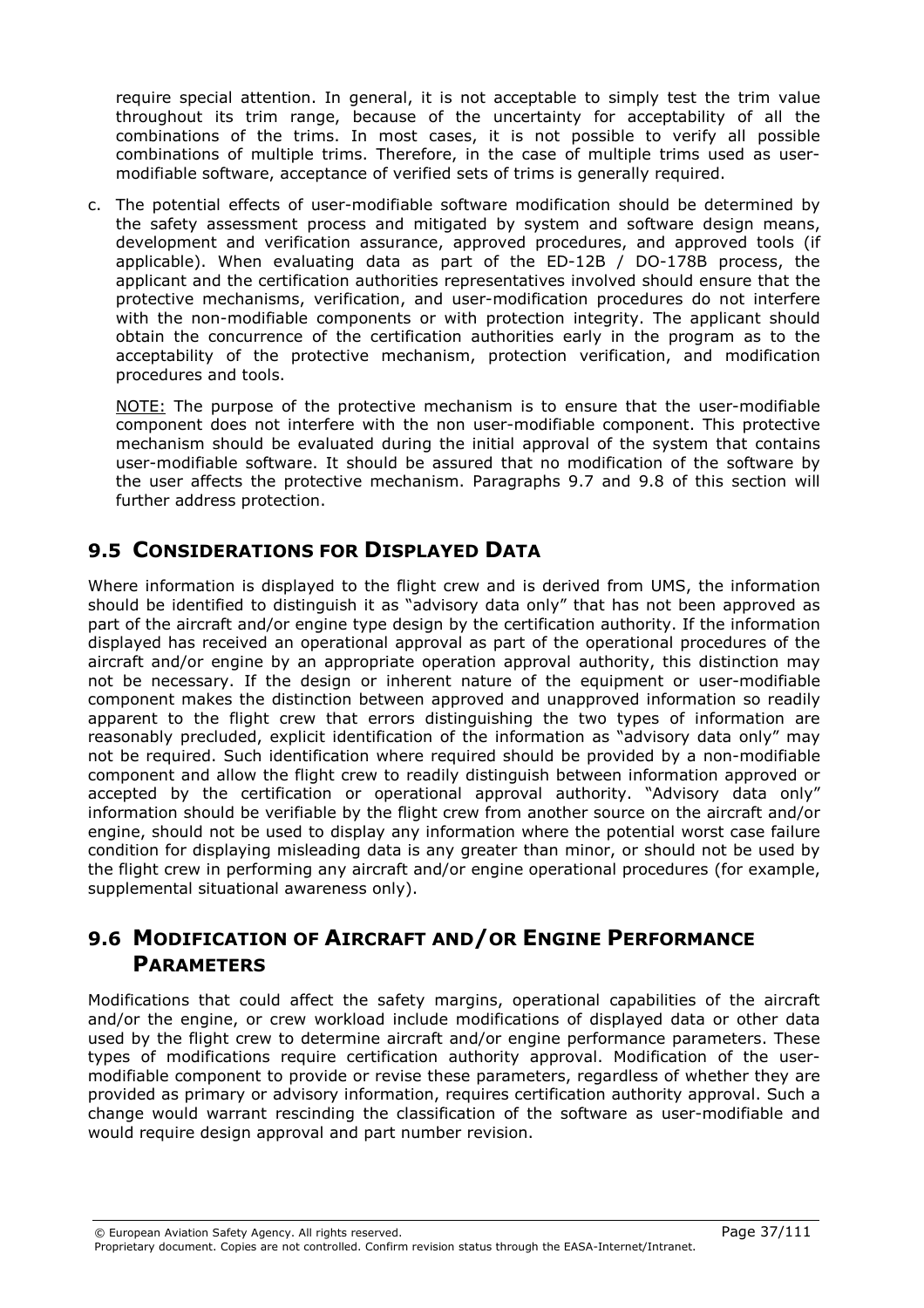require special attention. In general, it is not acceptable to simply test the trim value throughout its trim range, because of the uncertainty for acceptability of all the combinations of the trims. In most cases, it is not possible to verify all possible combinations of multiple trims. Therefore, in the case of multiple trims used as user-modifiable software, acceptance of verified sets of trims is generally required.

c. The potential effects of user-modifiable software modification should be determined by the safety assessment process and mitigated by system and software design means, development and verification assurance, approved procedures, and approved tools (if applicable). When evaluating data as part of the ED-12B / DO-178B process, the applicant and the certification authorities representatives involved should ensure that the protective mechanisms, verification, and user-modification procedures do not interfere with the non-modifiable components or with protection integrity. The applicant should obtain the concurrence of the certification authorities early in the program as to the acceptability of the protective mechanism, protection verification, and modification procedures and tools.

   NOTE: The purpose of the protective mechanism is to ensure that the user-modifiable component does not interfere with the non user-modifiable component. This protective mechanism should be evaluated during the initial approval of the system that contains user-modifiable software. It should be assured that no modification of the software by the user affects the protective mechanism. Paragraphs 9.7 and 9.8 of this section will further address protection.

## 9.5 CONSIDERATIONS FOR DISPLAYED DATA

Where information is displayed to the flight crew and is derived from UMS, the information should be identified to distinguish it as "advisory data only" that has not been approved as part of the aircraft and/or engine type design by the certification authority. If the information displayed has received an operational approval as part of the operational procedures of the aircraft and/or engine by an appropriate operation approval authority, this distinction may not be necessary. If the design or inherent nature of the equipment or user-modifiable component makes the distinction between approved and unapproved information so readily apparent to the flight crew that errors distinguishing the two types of information are reasonably precluded, explicit identification of the information as "advisory data only" may not be required. Such identification where required should be provided by a non-modifiable component and allow the flight crew to readily distinguish between information approved or accepted by the certification or operational approval authority. "Advisory data only" information should be verifiable by the flight crew from another source on the aircraft and/or engine, should not be used to display any information where the potential worst case failure condition for displaying misleading data is any greater than minor, or should not be used by the flight crew in performing any aircraft and/or engine operational procedures (for example, supplemental situational awareness only).

## 9.6 MODIFICATION OF AIRCRAFT AND/OR ENGINE PERFORMANCE PARAMETERS

Modifications that could affect the safety margins, operational capabilities of the aircraft and/or the engine, or crew workload include modifications of displayed data or other data used by the flight crew to determine aircraft and/or engine performance parameters. These types of modifications require certification authority approval. Modification of the user-modifiable component to provide or revise these parameters, regardless of whether they are provided as primary or advisory information, requires certification authority approval. Such a change would warrant rescinding the classification of the software as user-modifiable and would require design approval and part number revision.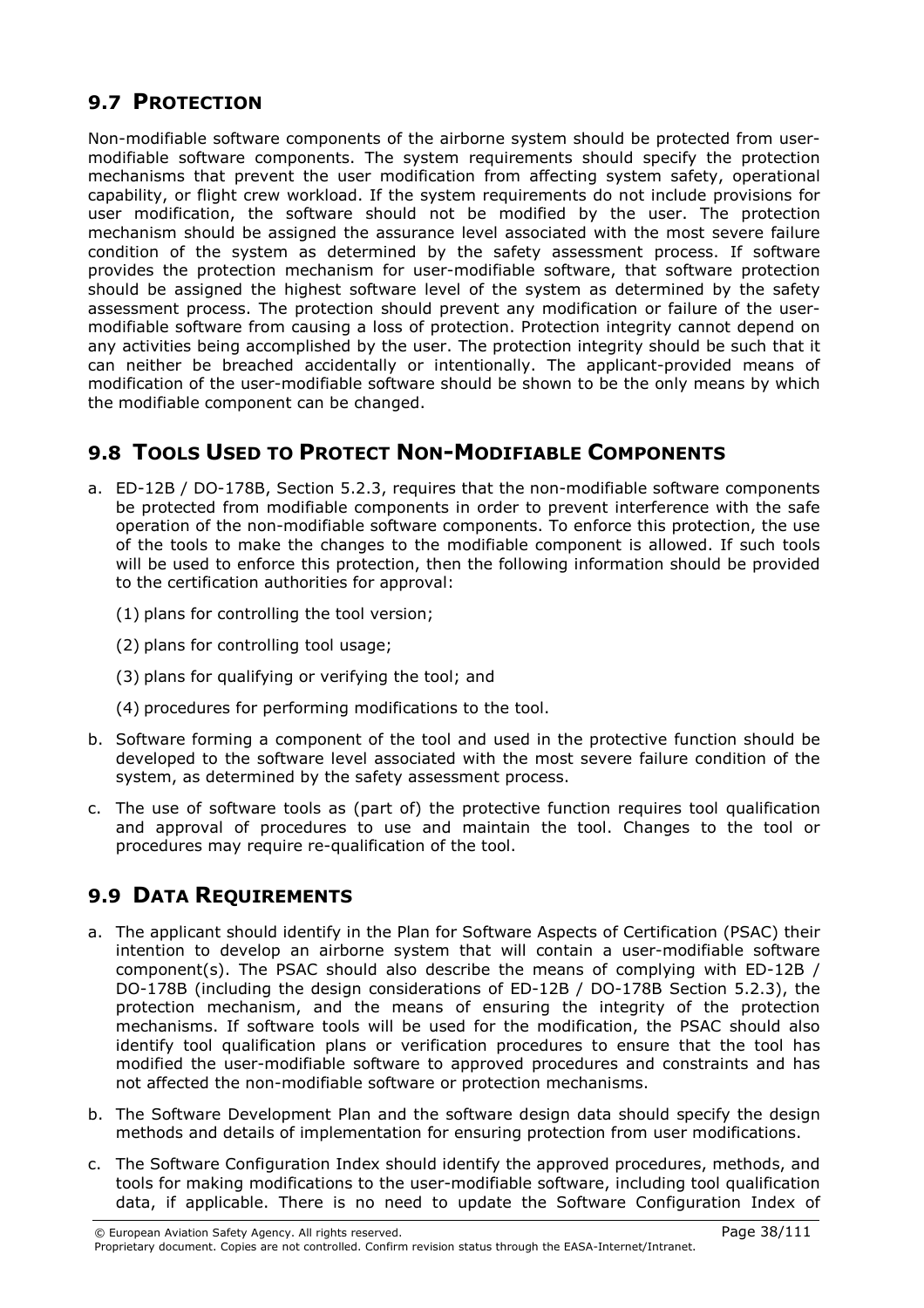## 9.7 PROTECTION

Non-modifiable software components of the airborne system should be protected from user-modifiable software components. The system requirements should specify the protection mechanisms that prevent the user modification from affecting system safety, operational capability, or flight crew workload. If the system requirements do not include provisions for user modification, the software should not be modified by the user. The protection mechanism should be assigned the assurance level associated with the most severe failure condition of the system as determined by the safety assessment process. If software provides the protection mechanism for user-modifiable software, that software protection should be assigned the highest software level of the system as determined by the safety assessment process. The protection should prevent any modification or failure of the user-modifiable software from causing a loss of protection. Protection integrity cannot depend on any activities being accomplished by the user. The protection integrity should be such that it can neither be breached accidentally or intentionally. The applicant-provided means of modification of the user-modifiable software should be shown to be the only means by which the modifiable component can be changed.

## 9.8 TOOLS USED TO PROTECT NON-MODIFIABLE COMPONENTS

a. ED-12B / DO-178B, Section 5.2.3, requires that the non-modifiable software components be protected from modifiable components in order to prevent interference with the safe operation of the non-modifiable software components. To enforce this protection, the use of the tools to make the changes to the modifiable component is allowed. If such tools will be used to enforce this protection, then the following information should be provided to the certification authorities for approval:

   (1) plans for controlling the tool version;

   (2) plans for controlling tool usage;

   (3) plans for qualifying or verifying the tool; and

   (4) procedures for performing modifications to the tool.

b. Software forming a component of the tool and used in the protective function should be developed to the software level associated with the most severe failure condition of the system, as determined by the safety assessment process.

c. The use of software tools as (part of) the protective function requires tool qualification and approval of procedures to use and maintain the tool. Changes to the tool or procedures may require re-qualification of the tool.

## 9.9 DATA REQUIREMENTS

a. The applicant should identify in the Plan for Software Aspects of Certification (PSAC) their intention to develop an airborne system that will contain a user-modifiable software component(s). The PSAC should also describe the means of complying with ED-12B / DO-178B (including the design considerations of ED-12B / DO-178B Section 5.2.3), the protection mechanism, and the means of ensuring the integrity of the protection mechanisms. If software tools will be used for the modification, the PSAC should also identify tool qualification plans or verification procedures to ensure that the tool has modified the user-modifiable software to approved procedures and constraints and has not affected the non-modifiable software or protection mechanisms.

b. The Software Development Plan and the software design data should specify the design methods and details of implementation for ensuring protection from user modifications.

c. The Software Configuration Index should identify the approved procedures, methods, and tools for making modifications to the user-modifiable software, including tool qualification data, if applicable. There is no need to update the Software Configuration Index of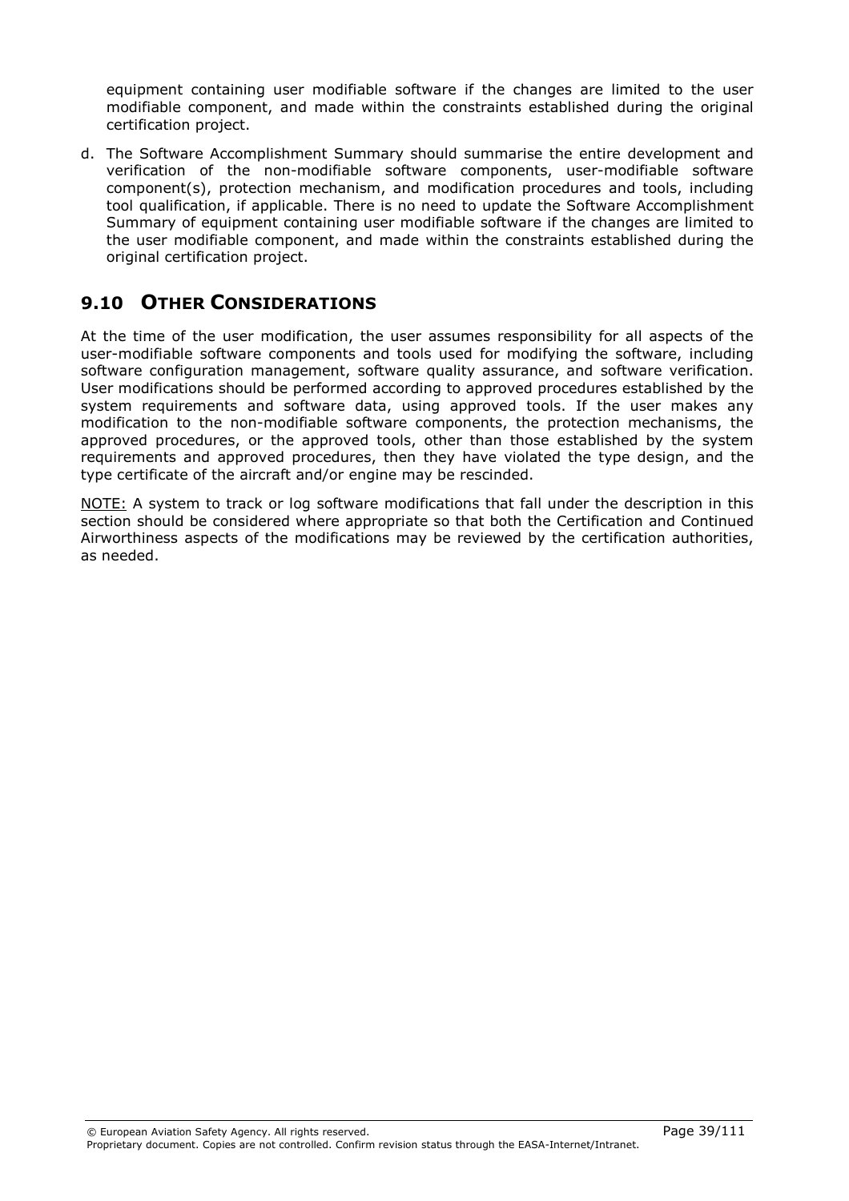equipment containing user modifiable software if the changes are limited to the user modifiable component, and made within the constraints established during the original certification project.

d. The Software Accomplishment Summary should summarise the entire development and verification of the non-modifiable software components, user-modifiable software component(s), protection mechanism, and modification procedures and tools, including tool qualification, if applicable. There is no need to update the Software Accomplishment Summary of equipment containing user modifiable software if the changes are limited to the user modifiable component, and made within the constraints established during the original certification project.

## 9.10 OTHER CONSIDERATIONS

At the time of the user modification, the user assumes responsibility for all aspects of the user-modifiable software components and tools used for modifying the software, including software configuration management, software quality assurance, and software verification. User modifications should be performed according to approved procedures established by the system requirements and software data, using approved tools. If the user makes any modification to the non-modifiable software components, the protection mechanisms, the approved procedures, or the approved tools, other than those established by the system requirements and approved procedures, then they have violated the type design, and the type certificate of the aircraft and/or engine may be rescinded.

NOTE: A system to track or log software modifications that fall under the description in this section should be considered where appropriate so that both the Certification and Continued Airworthiness aspects of the modifications may be reviewed by the certification authorities, as needed.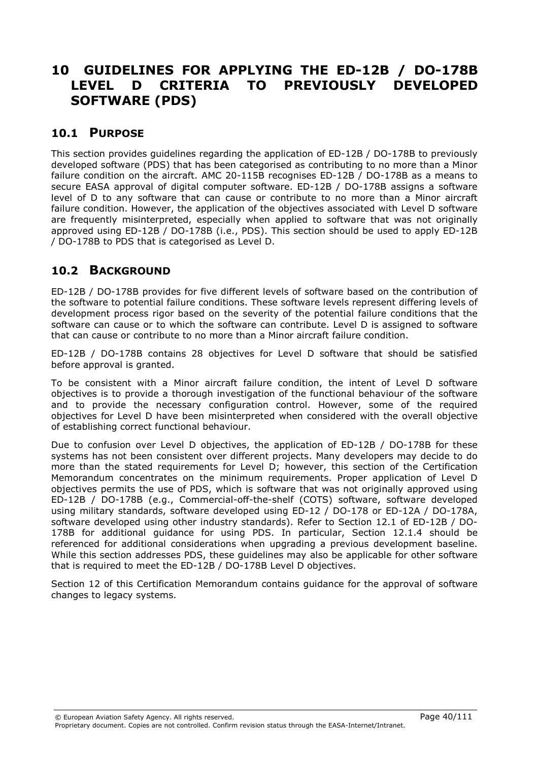# 10 GUIDELINES FOR APPLYING THE ED-12B / DO-178B LEVEL D CRITERIA TO PREVIOUSLY DEVELOPED SOFTWARE (PDS)

## 10.1 PURPOSE

This section provides guidelines regarding the application of ED-12B / DO-178B to previously developed software (PDS) that has been categorised as contributing to no more than a Minor failure condition on the aircraft. AMC 20-115B recognises ED-12B / DO-178B as a means to secure EASA approval of digital computer software. ED-12B / DO-178B assigns a software level of D to any software that can cause or contribute to no more than a Minor aircraft failure condition. However, the application of the objectives associated with Level D software are frequently misinterpreted, especially when applied to software that was not originally approved using ED-12B / DO-178B (i.e., PDS). This section should be used to apply ED-12B / DO-178B to PDS that is categorised as Level D.

## 10.2 BACKGROUND

ED-12B / DO-178B provides for five different levels of software based on the contribution of the software to potential failure conditions. These software levels represent differing levels of development process rigor based on the severity of the potential failure conditions that the software can cause or to which the software can contribute. Level D is assigned to software that can cause or contribute to no more than a Minor aircraft failure condition.

ED-12B / DO-178B contains 28 objectives for Level D software that should be satisfied before approval is granted.

To be consistent with a Minor aircraft failure condition, the intent of Level D software objectives is to provide a thorough investigation of the functional behaviour of the software and to provide the necessary configuration control. However, some of the required objectives for Level D have been misinterpreted when considered with the overall objective of establishing correct functional behaviour.

Due to confusion over Level D objectives, the application of ED-12B / DO-178B for these systems has not been consistent over different projects. Many developers may decide to do more than the stated requirements for Level D; however, this section of the Certification Memorandum concentrates on the minimum requirements. Proper application of Level D objectives permits the use of PDS, which is software that was not originally approved using ED-12B / DO-178B (e.g., Commercial-off-the-shelf (COTS) software, software developed using military standards, software developed using ED-12 / DO-178 or ED-12A / DO-178A, software developed using other industry standards). Refer to Section 12.1 of ED-12B / DO-178B for additional guidance for using PDS. In particular, Section 12.1.4 should be referenced for additional considerations when upgrading a previous development baseline. While this section addresses PDS, these guidelines may also be applicable for other software that is required to meet the ED-12B / DO-178B Level D objectives.

Section 12 of this Certification Memorandum contains guidance for the approval of software changes to legacy systems.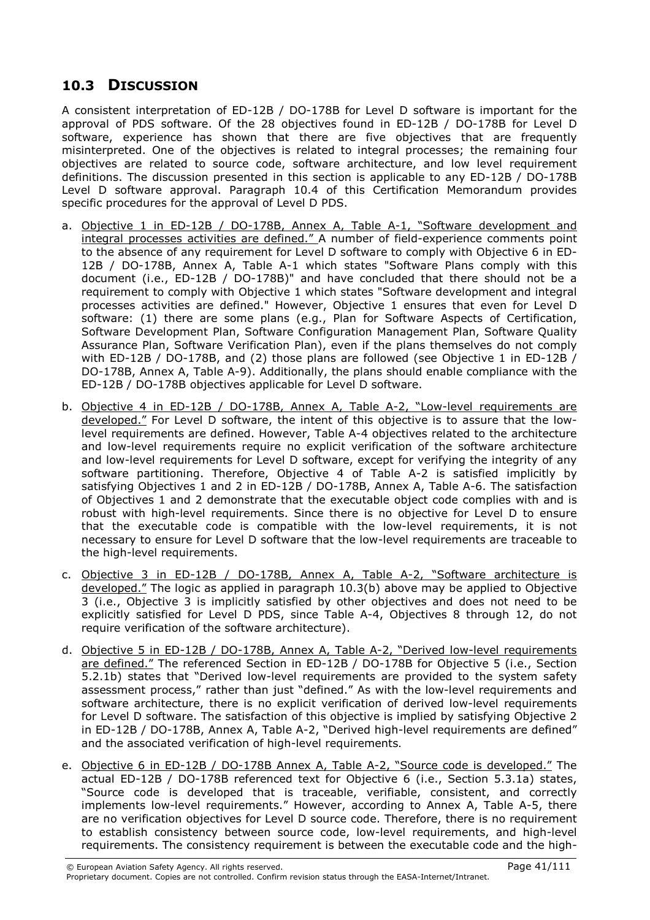## 10.3 Discussion

A consistent interpretation of ED-12B / DO-178B for Level D software is important for the approval of PDS software. Of the 28 objectives found in ED-12B / DO-178B for Level D software, experience has shown that there are five objectives that are frequently misinterpreted. One of the objectives is related to integral processes; the remaining four objectives are related to source code, software architecture, and low level requirement definitions. The discussion presented in this section is applicable to any ED-12B / DO-178B Level D software approval. Paragraph 10.4 of this Certification Memorandum provides specific procedures for the approval of Level D PDS.

a. Objective 1 in ED-12B / DO-178B, Annex A, Table A-1, "Software development and integral processes activities are defined." A number of field-experience comments point to the absence of any requirement for Level D software to comply with Objective 6 in ED-12B / DO-178B, Annex A, Table A-1 which states "Software Plans comply with this document (i.e., ED-12B / DO-178B)" and have concluded that there should not be a requirement to comply with Objective 1 which states "Software development and integral processes activities are defined." However, Objective 1 ensures that even for Level D software: (1) there are some plans (e.g., Plan for Software Aspects of Certification, Software Development Plan, Software Configuration Management Plan, Software Quality Assurance Plan, Software Verification Plan), even if the plans themselves do not comply with ED-12B / DO-178B, and (2) those plans are followed (see Objective 1 in ED-12B / DO-178B, Annex A, Table A-9). Additionally, the plans should enable compliance with the ED-12B / DO-178B objectives applicable for Level D software.

b. Objective 4 in ED-12B / DO-178B, Annex A, Table A-2, "Low-level requirements are developed." For Level D software, the intent of this objective is to assure that the low-level requirements are defined. However, Table A-4 objectives related to the architecture and low-level requirements require no explicit verification of the software architecture and low-level requirements for Level D software, except for verifying the integrity of any software partitioning. Therefore, Objective 4 of Table A-2 is satisfied implicitly by satisfying Objectives 1 and 2 in ED-12B / DO-178B, Annex A, Table A-6. The satisfaction of Objectives 1 and 2 demonstrate that the executable object code complies with and is robust with high-level requirements. Since there is no objective for Level D to ensure that the executable code is compatible with the low-level requirements, it is not necessary to ensure for Level D software that the low-level requirements are traceable to the high-level requirements.

c. Objective 3 in ED-12B / DO-178B, Annex A, Table A-2, "Software architecture is developed." The logic as applied in paragraph 10.3(b) above may be applied to Objective 3 (i.e., Objective 3 is implicitly satisfied by other objectives and does not need to be explicitly satisfied for Level D PDS, since Table A-4, Objectives 8 through 12, do not require verification of the software architecture).

d. Objective 5 in ED-12B / DO-178B, Annex A, Table A-2, "Derived low-level requirements are defined." The referenced Section in ED-12B / DO-178B for Objective 5 (i.e., Section 5.2.1b) states that "Derived low-level requirements are provided to the system safety assessment process," rather than just "defined." As with the low-level requirements and software architecture, there is no explicit verification of derived low-level requirements for Level D software. The satisfaction of this objective is implied by satisfying Objective 2 in ED-12B / DO-178B, Annex A, Table A-2, "Derived high-level requirements are defined" and the associated verification of high-level requirements.

e. Objective 6 in ED-12B / DO-178B Annex A, Table A-2, "Source code is developed." The actual ED-12B / DO-178B referenced text for Objective 6 (i.e., Section 5.3.1a) states, "Source code is developed that is traceable, verifiable, consistent, and correctly implements low-level requirements." However, according to Annex A, Table A-5, there are no verification objectives for Level D source code. Therefore, there is no requirement to establish consistency between source code, low-level requirements, and high-level requirements. The consistency requirement is between the executable code and the high-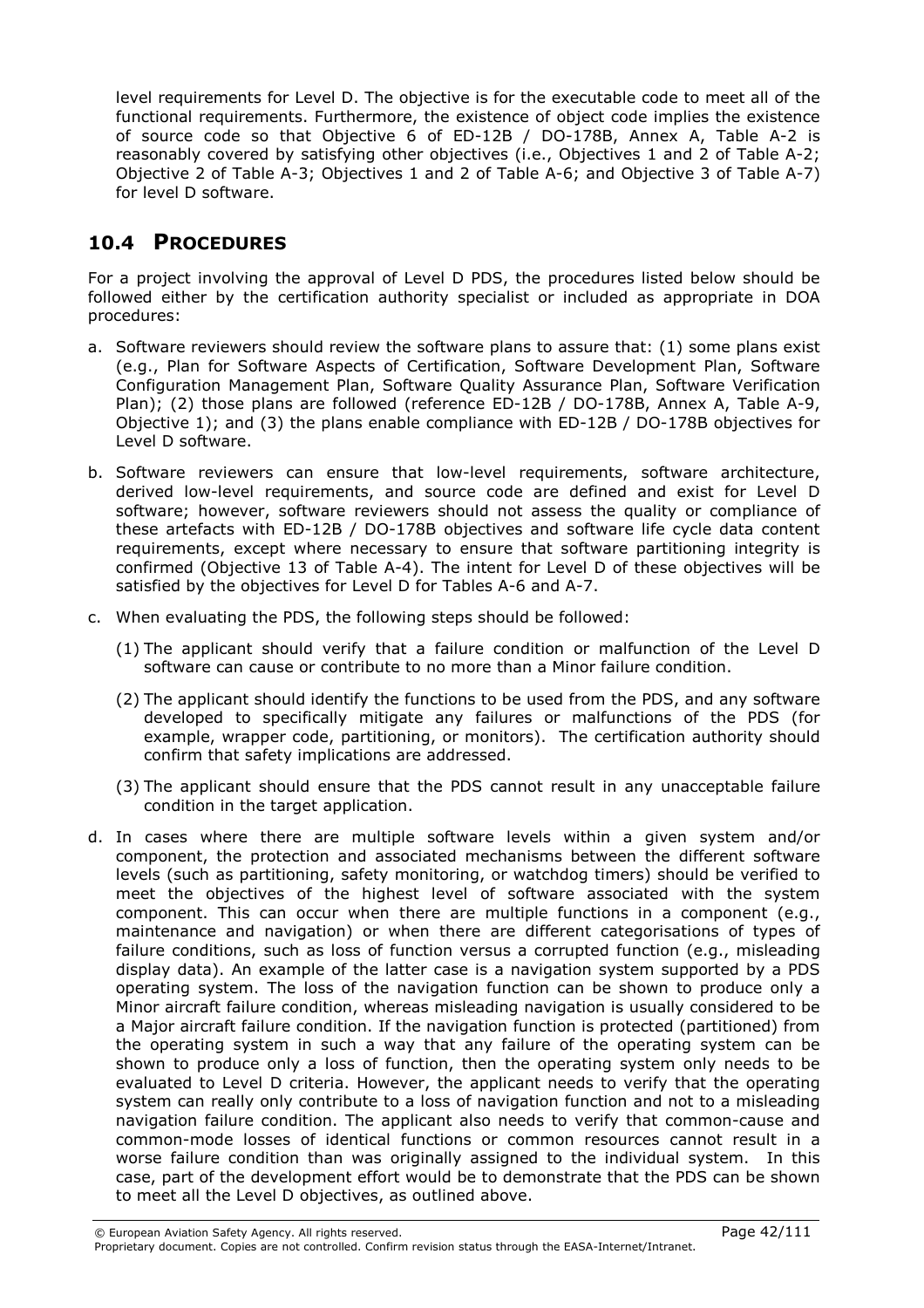level requirements for Level D. The objective is for the executable code to meet all of the functional requirements. Furthermore, the existence of object code implies the existence of source code so that Objective 6 of ED-12B / DO-178B, Annex A, Table A-2 is reasonably covered by satisfying other objectives (i.e., Objectives 1 and 2 of Table A-2; Objective 2 of Table A-3; Objectives 1 and 2 of Table A-6; and Objective 3 of Table A-7) for level D software.

## 10.4 PROCEDURES

For a project involving the approval of Level D PDS, the procedures listed below should be followed either by the certification authority specialist or included as appropriate in DOA procedures:

a. Software reviewers should review the software plans to assure that: (1) some plans exist (e.g., Plan for Software Aspects of Certification, Software Development Plan, Software Configuration Management Plan, Software Quality Assurance Plan, Software Verification Plan); (2) those plans are followed (reference ED-12B / DO-178B, Annex A, Table A-9, Objective 1); and (3) the plans enable compliance with ED-12B / DO-178B objectives for Level D software.

b. Software reviewers can ensure that low-level requirements, software architecture, derived low-level requirements, and source code are defined and exist for Level D software; however, software reviewers should not assess the quality or compliance of these artefacts with ED-12B / DO-178B objectives and software life cycle data content requirements, except where necessary to ensure that software partitioning integrity is confirmed (Objective 13 of Table A-4). The intent for Level D of these objectives will be satisfied by the objectives for Level D for Tables A-6 and A-7.

c. When evaluating the PDS, the following steps should be followed:

   (1) The applicant should verify that a failure condition or malfunction of the Level D software can cause or contribute to no more than a Minor failure condition.

   (2) The applicant should identify the functions to be used from the PDS, and any software developed to specifically mitigate any failures or malfunctions of the PDS (for example, wrapper code, partitioning, or monitors). The certification authority should confirm that safety implications are addressed.

   (3) The applicant should ensure that the PDS cannot result in any unacceptable failure condition in the target application.

d. In cases where there are multiple software levels within a given system and/or component, the protection and associated mechanisms between the different software levels (such as partitioning, safety monitoring, or watchdog timers) should be verified to meet the objectives of the highest level of software associated with the system component. This can occur when there are multiple functions in a component (e.g., maintenance and navigation) or when there are different categorisations of types of failure conditions, such as loss of function versus a corrupted function (e.g., misleading display data). An example of the latter case is a navigation system supported by a PDS operating system. The loss of the navigation function can be shown to produce only a Minor aircraft failure condition, whereas misleading navigation is usually considered to be a Major aircraft failure condition. If the navigation function is protected (partitioned) from the operating system in such a way that any failure of the operating system can be shown to produce only a loss of function, then the operating system only needs to be evaluated to Level D criteria. However, the applicant needs to verify that the operating system can really only contribute to a loss of navigation function and not to a misleading navigation failure condition. The applicant also needs to verify that common-cause and common-mode losses of identical functions or common resources cannot result in a worse failure condition than was originally assigned to the individual system. In this case, part of the development effort would be to demonstrate that the PDS can be shown to meet all the Level D objectives, as outlined above.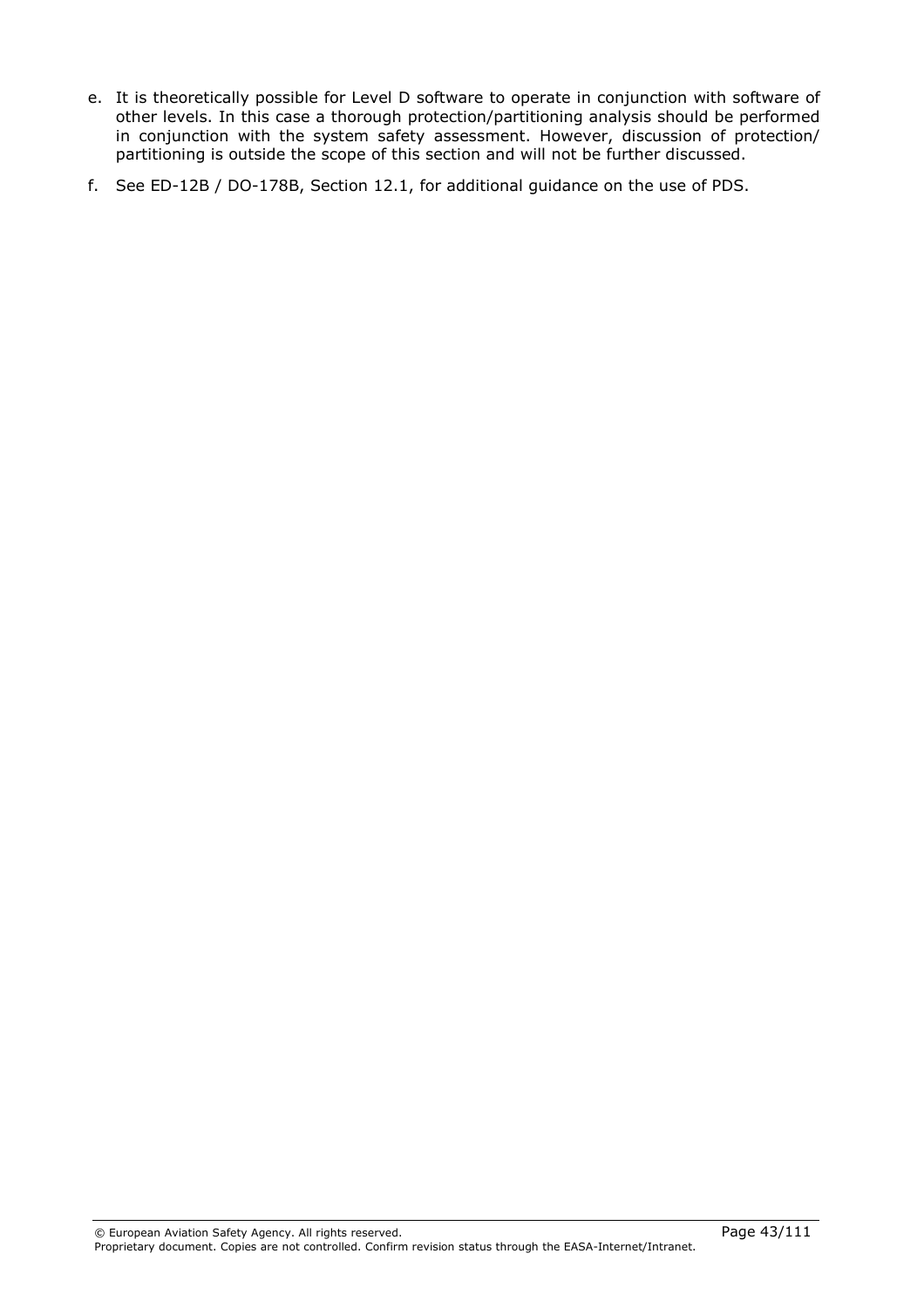e. It is theoretically possible for Level D software to operate in conjunction with software of other levels. In this case a thorough protection/partitioning analysis should be performed in conjunction with the system safety assessment. However, discussion of protection/ partitioning is outside the scope of this section and will not be further discussed.

f. See ED-12B / DO-178B, Section 12.1, for additional guidance on the use of PDS.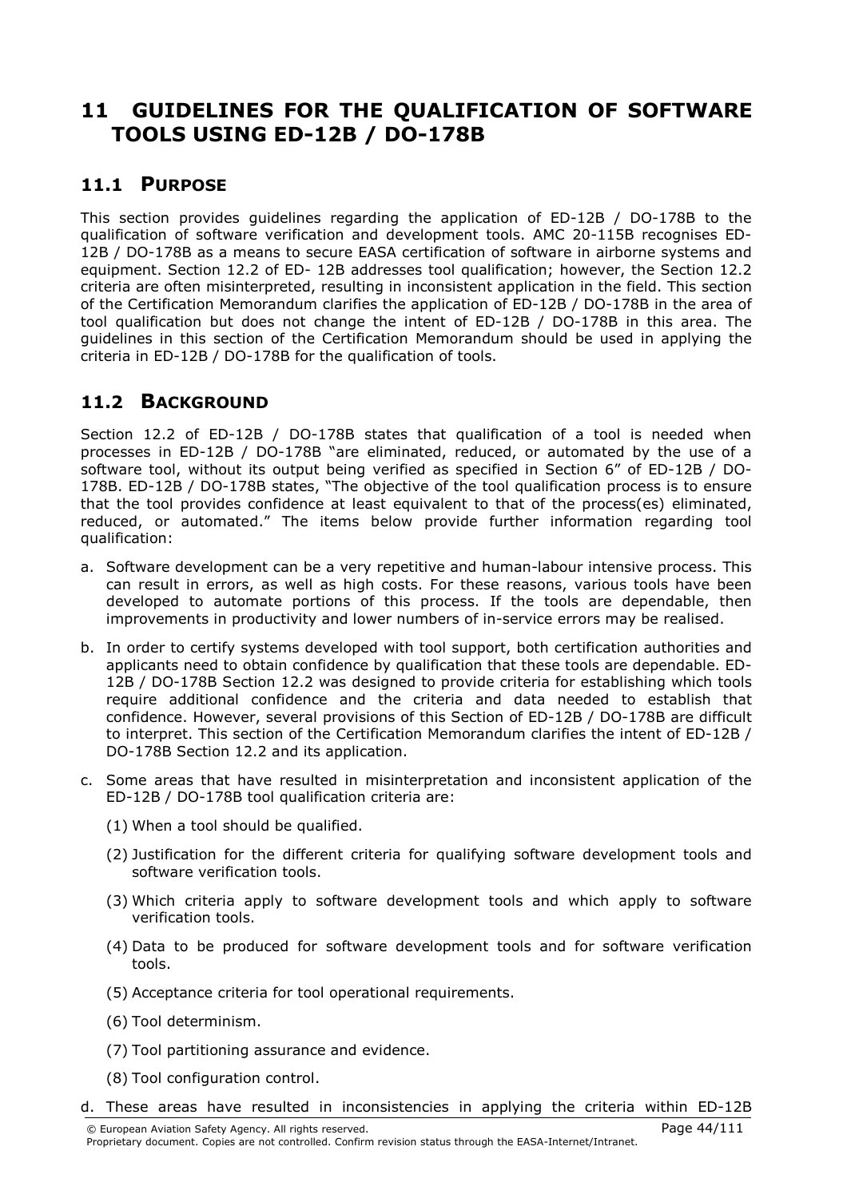# 11 GUIDELINES FOR THE QUALIFICATION OF SOFTWARE TOOLS USING ED-12B / DO-178B

## 11.1 PURPOSE

This section provides guidelines regarding the application of ED-12B / DO-178B to the qualification of software verification and development tools. AMC 20-115B recognises ED-12B / DO-178B as a means to secure EASA certification of software in airborne systems and equipment. Section 12.2 of ED- 12B addresses tool qualification; however, the Section 12.2 criteria are often misinterpreted, resulting in inconsistent application in the field. This section of the Certification Memorandum clarifies the application of ED-12B / DO-178B in the area of tool qualification but does not change the intent of ED-12B / DO-178B in this area. The guidelines in this section of the Certification Memorandum should be used in applying the criteria in ED-12B / DO-178B for the qualification of tools.

## 11.2 BACKGROUND

Section 12.2 of ED-12B / DO-178B states that qualification of a tool is needed when processes in ED-12B / DO-178B "are eliminated, reduced, or automated by the use of a software tool, without its output being verified as specified in Section 6" of ED-12B / DO-178B. ED-12B / DO-178B states, "The objective of the tool qualification process is to ensure that the tool provides confidence at least equivalent to that of the process(es) eliminated, reduced, or automated." The items below provide further information regarding tool qualification:

a. Software development can be a very repetitive and human-labour intensive process. This can result in errors, as well as high costs. For these reasons, various tools have been developed to automate portions of this process. If the tools are dependable, then improvements in productivity and lower numbers of in-service errors may be realised.

b. In order to certify systems developed with tool support, both certification authorities and applicants need to obtain confidence by qualification that these tools are dependable. ED-12B / DO-178B Section 12.2 was designed to provide criteria for establishing which tools require additional confidence and the criteria and data needed to establish that confidence. However, several provisions of this Section of ED-12B / DO-178B are difficult to interpret. This section of the Certification Memorandum clarifies the intent of ED-12B / DO-178B Section 12.2 and its application.

c. Some areas that have resulted in misinterpretation and inconsistent application of the ED-12B / DO-178B tool qualification criteria are:

   (1) When a tool should be qualified.

   (2) Justification for the different criteria for qualifying software development tools and software verification tools.

   (3) Which criteria apply to software development tools and which apply to software verification tools.

   (4) Data to be produced for software development tools and for software verification tools.

   (5) Acceptance criteria for tool operational requirements.

   (6) Tool determinism.

   (7) Tool partitioning assurance and evidence.

   (8) Tool configuration control.

d. These areas have resulted in inconsistencies in applying the criteria within ED-12B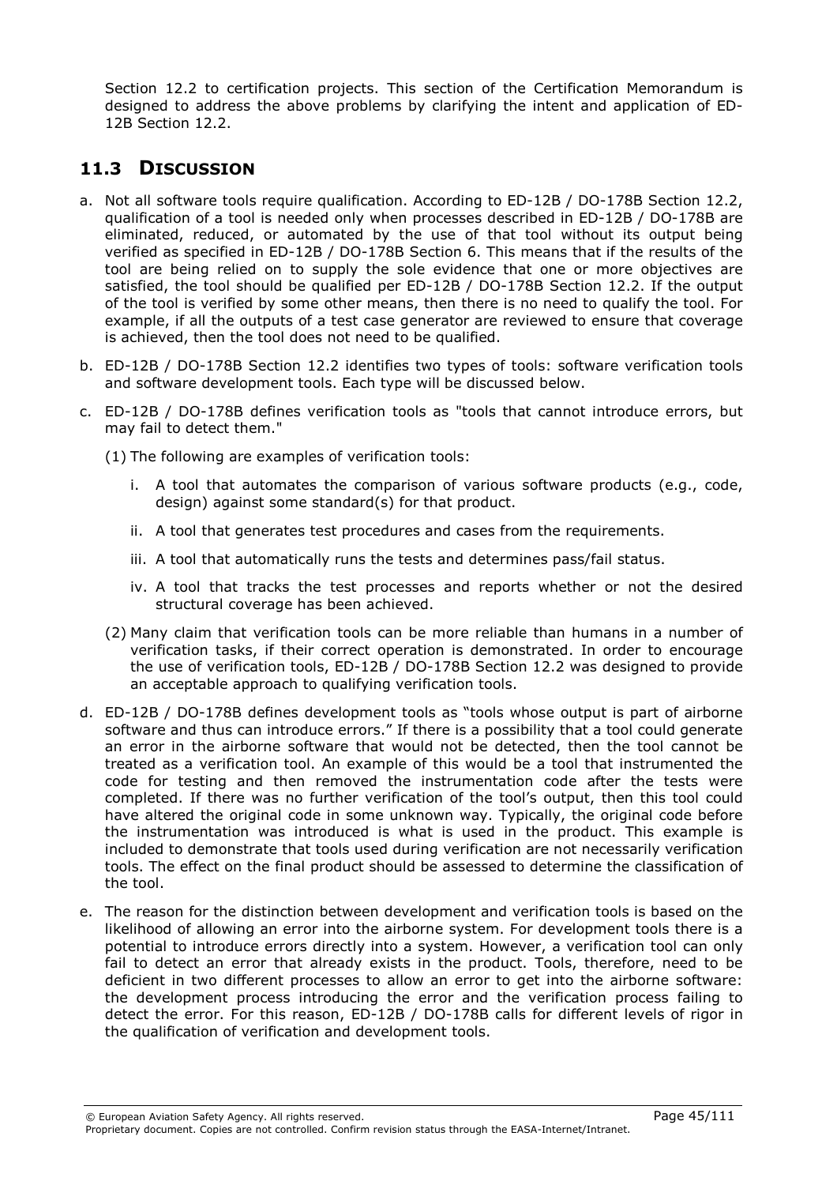Section 12.2 to certification projects. This section of the Certification Memorandum is designed to address the above problems by clarifying the intent and application of ED-12B Section 12.2.

## 11.3 DISCUSSION

a. Not all software tools require qualification. According to ED-12B / DO-178B Section 12.2, qualification of a tool is needed only when processes described in ED-12B / DO-178B are eliminated, reduced, or automated by the use of that tool without its output being verified as specified in ED-12B / DO-178B Section 6. This means that if the results of the tool are being relied on to supply the sole evidence that one or more objectives are satisfied, the tool should be qualified per ED-12B / DO-178B Section 12.2. If the output of the tool is verified by some other means, then there is no need to qualify the tool. For example, if all the outputs of a test case generator are reviewed to ensure that coverage is achieved, then the tool does not need to be qualified.

b. ED-12B / DO-178B Section 12.2 identifies two types of tools: software verification tools and software development tools. Each type will be discussed below.

c. ED-12B / DO-178B defines verification tools as "tools that cannot introduce errors, but may fail to detect them."

   (1) The following are examples of verification tools:

      i. A tool that automates the comparison of various software products (e.g., code, design) against some standard(s) for that product.

      ii. A tool that generates test procedures and cases from the requirements.

      iii. A tool that automatically runs the tests and determines pass/fail status.

      iv. A tool that tracks the test processes and reports whether or not the desired structural coverage has been achieved.

   (2) Many claim that verification tools can be more reliable than humans in a number of verification tasks, if their correct operation is demonstrated. In order to encourage the use of verification tools, ED-12B / DO-178B Section 12.2 was designed to provide an acceptable approach to qualifying verification tools.

d. ED-12B / DO-178B defines development tools as "tools whose output is part of airborne software and thus can introduce errors." If there is a possibility that a tool could generate an error in the airborne software that would not be detected, then the tool cannot be treated as a verification tool. An example of this would be a tool that instrumented the code for testing and then removed the instrumentation code after the tests were completed. If there was no further verification of the tool's output, then this tool could have altered the original code in some unknown way. Typically, the original code before the instrumentation was introduced is what is used in the product. This example is included to demonstrate that tools used during verification are not necessarily verification tools. The effect on the final product should be assessed to determine the classification of the tool.

e. The reason for the distinction between development and verification tools is based on the likelihood of allowing an error into the airborne system. For development tools there is a potential to introduce errors directly into a system. However, a verification tool can only fail to detect an error that already exists in the product. Tools, therefore, need to be deficient in two different processes to allow an error to get into the airborne software: the development process introducing the error and the verification process failing to detect the error. For this reason, ED-12B / DO-178B calls for different levels of rigor in the qualification of verification and development tools.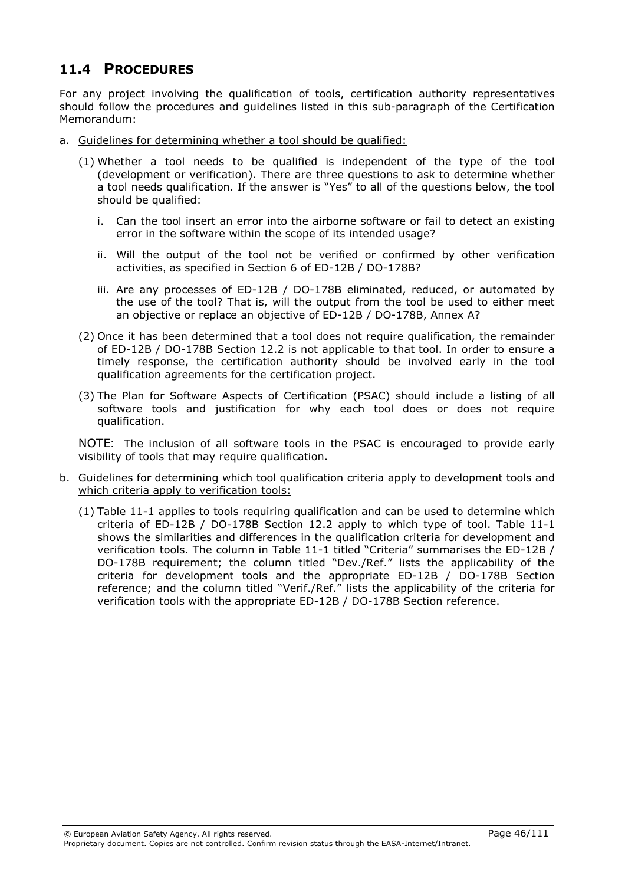## 11.4 PROCEDURES

For any project involving the qualification of tools, certification authority representatives should follow the procedures and guidelines listed in this sub-paragraph of the Certification Memorandum:

a. Guidelines for determining whether a tool should be qualified:

   (1) Whether a tool needs to be qualified is independent of the type of the tool (development or verification). There are three questions to ask to determine whether a tool needs qualification. If the answer is "Yes" to all of the questions below, the tool should be qualified:

      i. Can the tool insert an error into the airborne software or fail to detect an existing error in the software within the scope of its intended usage?

      ii. Will the output of the tool not be verified or confirmed by other verification activities, as specified in Section 6 of ED-12B / DO-178B?

      iii. Are any processes of ED-12B / DO-178B eliminated, reduced, or automated by the use of the tool? That is, will the output from the tool be used to either meet an objective or replace an objective of ED-12B / DO-178B, Annex A?

   (2) Once it has been determined that a tool does not require qualification, the remainder of ED-12B / DO-178B Section 12.2 is not applicable to that tool. In order to ensure a timely response, the certification authority should be involved early in the tool qualification agreements for the certification project.

   (3) The Plan for Software Aspects of Certification (PSAC) should include a listing of all software tools and justification for why each tool does or does not require qualification.

   NOTE: The inclusion of all software tools in the PSAC is encouraged to provide early visibility of tools that may require qualification.

b. Guidelines for determining which tool qualification criteria apply to development tools and which criteria apply to verification tools:

   (1) Table 11-1 applies to tools requiring qualification and can be used to determine which criteria of ED-12B / DO-178B Section 12.2 apply to which type of tool. Table 11-1 shows the similarities and differences in the qualification criteria for development and verification tools. The column in Table 11-1 titled "Criteria" summarises the ED-12B / DO-178B requirement; the column titled "Dev./Ref." lists the applicability of the criteria for development tools and the appropriate ED-12B / DO-178B Section reference; and the column titled "Verif./Ref." lists the applicability of the criteria for verification tools with the appropriate ED-12B / DO-178B Section reference.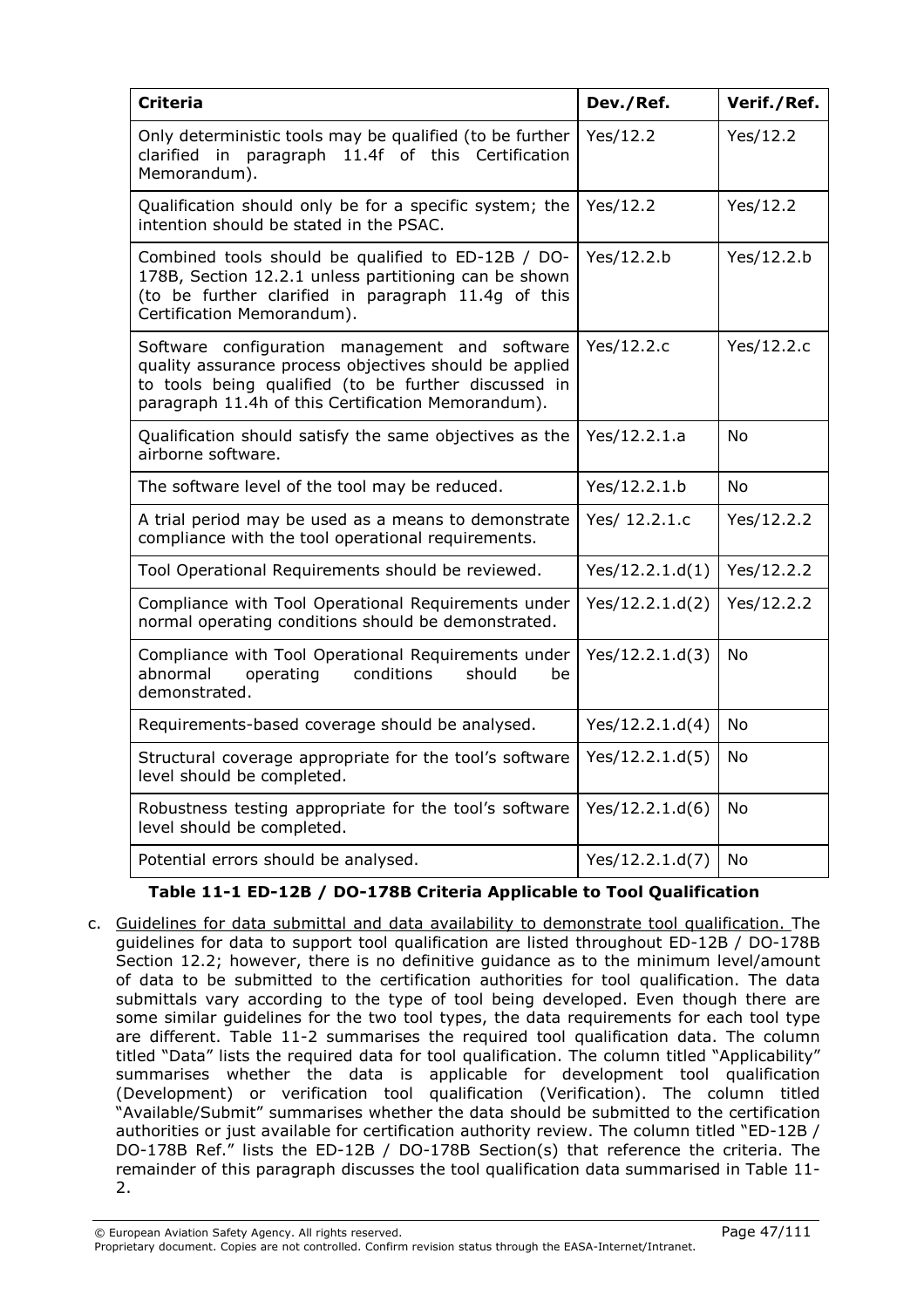| Criteria | Dev./Ref. | Verif./Ref. |
|---|---|---|
| Only deterministic tools may be qualified (to be further clarified in paragraph 11.4f of this Certification Memorandum). | Yes/12.2 | Yes/12.2 |
| Qualification should only be for a specific system; the intention should be stated in the PSAC. | Yes/12.2 | Yes/12.2 |
| Combined tools should be qualified to ED-12B / DO-178B, Section 12.2.1 unless partitioning can be shown (to be further clarified in paragraph 11.4g of this Certification Memorandum). | Yes/12.2.b | Yes/12.2.b |
| Software configuration management and software quality assurance process objectives should be applied to tools being qualified (to be further discussed in paragraph 11.4h of this Certification Memorandum). | Yes/12.2.c | Yes/12.2.c |
| Qualification should satisfy the same objectives as the airborne software. | Yes/12.2.1.a | No |
| The software level of the tool may be reduced. | Yes/12.2.1.b | No |
| A trial period may be used as a means to demonstrate compliance with the tool operational requirements. | Yes/ 12.2.1.c | Yes/12.2.2 |
| Tool Operational Requirements should be reviewed. | Yes/12.2.1.d(1) | Yes/12.2.2 |
| Compliance with Tool Operational Requirements under normal operating conditions should be demonstrated. | Yes/12.2.1.d(2) | Yes/12.2.2 |
| Compliance with Tool Operational Requirements under abnormal operating conditions should be demonstrated. | Yes/12.2.1.d(3) | No |
| Requirements-based coverage should be analysed. | Yes/12.2.1.d(4) | No |
| Structural coverage appropriate for the tool's software level should be completed. | Yes/12.2.1.d(5) | No |
| Robustness testing appropriate for the tool's software level should be completed. | Yes/12.2.1.d(6) | No |
| Potential errors should be analysed. | Yes/12.2.1.d(7) | No |

**Table 11-1 ED-12B / DO-178B Criteria Applicable to Tool Qualification**

c. Guidelines for data submittal and data availability to demonstrate tool qualification. The guidelines for data to support tool qualification are listed throughout ED-12B / DO-178B Section 12.2; however, there is no definitive guidance as to the minimum level/amount of data to be submitted to the certification authorities for tool qualification. The data submittals vary according to the type of tool being developed. Even though there are some similar guidelines for the two tool types, the data requirements for each tool type are different. Table 11-2 summarises the required tool qualification data. The column titled "Data" lists the required data for tool qualification. The column titled "Applicability" summarises whether the data is applicable for development tool qualification (Development) or verification tool qualification (Verification). The column titled "Available/Submit" summarises whether the data should be submitted to the certification authorities or just available for certification authority review. The column titled "ED-12B / DO-178B Ref." lists the ED-12B / DO-178B Section(s) that reference the criteria. The remainder of this paragraph discusses the tool qualification data summarised in Table 11-2.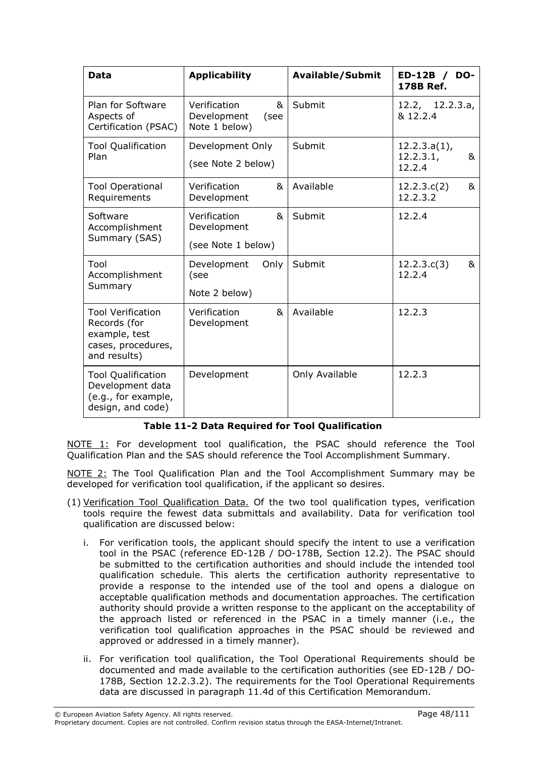| Data | Applicability | Available/Submit | ED-12B / DO-178B Ref. |
|---|---|---|---|
| Plan for Software Aspects of Certification (PSAC) | Verification & Development (see Note 1 below) | Submit | 12.2, 12.2.3.a, & 12.2.4 |
| Tool Qualification Plan | Development Only (see Note 2 below) | Submit | 12.2.3.a(1), 12.2.3.1, & 12.2.4 |
| Tool Operational Requirements | Verification & Development | Available | 12.2.3.c(2) & 12.2.3.2 |
| Software Accomplishment Summary (SAS) | Verification & Development (see Note 1 below) | Submit | 12.2.4 |
| Tool Accomplishment Summary | Development Only (see Note 2 below) | Submit | 12.2.3.c(3) & 12.2.4 |
| Tool Verification Records (for example, test cases, procedures, and results) | Verification & Development | Available | 12.2.3 |
| Tool Qualification Development data (e.g., for example, design, and code) | Development | Only Available | 12.2.3 |

**Table 11-2 Data Required for Tool Qualification**

NOTE 1: For development tool qualification, the PSAC should reference the Tool Qualification Plan and the SAS should reference the Tool Accomplishment Summary.

NOTE 2: The Tool Qualification Plan and the Tool Accomplishment Summary may be developed for verification tool qualification, if the applicant so desires.

(1) Verification Tool Qualification Data. Of the two tool qualification types, verification tools require the fewest data submittals and availability. Data for verification tool qualification are discussed below:

   i. For verification tools, the applicant should specify the intent to use a verification tool in the PSAC (reference ED-12B / DO-178B, Section 12.2). The PSAC should be submitted to the certification authorities and should include the intended tool qualification schedule. This alerts the certification authority representative to provide a response to the intended use of the tool and opens a dialogue on acceptable qualification methods and documentation approaches. The certification authority should provide a written response to the applicant on the acceptability of the approach listed or referenced in the PSAC in a timely manner (i.e., the verification tool qualification approaches in the PSAC should be reviewed and approved or addressed in a timely manner).

   ii. For verification tool qualification, the Tool Operational Requirements should be documented and made available to the certification authorities (see ED-12B / DO-178B, Section 12.2.3.2). The requirements for the Tool Operational Requirements data are discussed in paragraph 11.4d of this Certification Memorandum.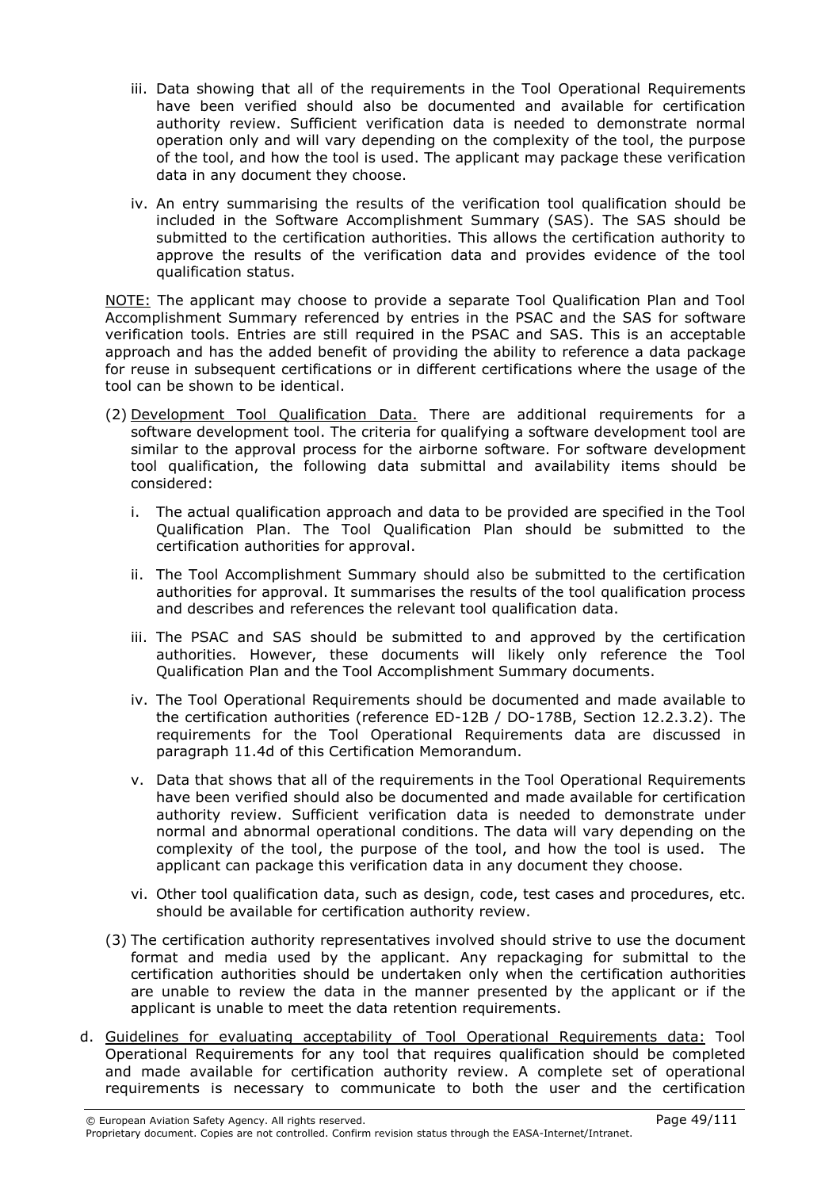iii. Data showing that all of the requirements in the Tool Operational Requirements have been verified should also be documented and available for certification authority review. Sufficient verification data is needed to demonstrate normal operation only and will vary depending on the complexity of the tool, the purpose of the tool, and how the tool is used. The applicant may package these verification data in any document they choose.

iv. An entry summarising the results of the verification tool qualification should be included in the Software Accomplishment Summary (SAS). The SAS should be submitted to the certification authorities. This allows the certification authority to approve the results of the verification data and provides evidence of the tool qualification status.

NOTE: The applicant may choose to provide a separate Tool Qualification Plan and Tool Accomplishment Summary referenced by entries in the PSAC and the SAS for software verification tools. Entries are still required in the PSAC and SAS. This is an acceptable approach and has the added benefit of providing the ability to reference a data package for reuse in subsequent certifications or in different certifications where the usage of the tool can be shown to be identical.

(2) Development Tool Qualification Data. There are additional requirements for a software development tool. The criteria for qualifying a software development tool are similar to the approval process for the airborne software. For software development tool qualification, the following data submittal and availability items should be considered:

i. The actual qualification approach and data to be provided are specified in the Tool Qualification Plan. The Tool Qualification Plan should be submitted to the certification authorities for approval.

ii. The Tool Accomplishment Summary should also be submitted to the certification authorities for approval. It summarises the results of the tool qualification process and describes and references the relevant tool qualification data.

iii. The PSAC and SAS should be submitted to and approved by the certification authorities. However, these documents will likely only reference the Tool Qualification Plan and the Tool Accomplishment Summary documents.

iv. The Tool Operational Requirements should be documented and made available to the certification authorities (reference ED-12B / DO-178B, Section 12.2.3.2). The requirements for the Tool Operational Requirements data are discussed in paragraph 11.4d of this Certification Memorandum.

v. Data that shows that all of the requirements in the Tool Operational Requirements have been verified should also be documented and made available for certification authority review. Sufficient verification data is needed to demonstrate under normal and abnormal operational conditions. The data will vary depending on the complexity of the tool, the purpose of the tool, and how the tool is used. The applicant can package this verification data in any document they choose.

vi. Other tool qualification data, such as design, code, test cases and procedures, etc. should be available for certification authority review.

(3) The certification authority representatives involved should strive to use the document format and media used by the applicant. Any repackaging for submittal to the certification authorities should be undertaken only when the certification authorities are unable to review the data in the manner presented by the applicant or if the applicant is unable to meet the data retention requirements.

d. Guidelines for evaluating acceptability of Tool Operational Requirements data: Tool Operational Requirements for any tool that requires qualification should be completed and made available for certification authority review. A complete set of operational requirements is necessary to communicate to both the user and the certification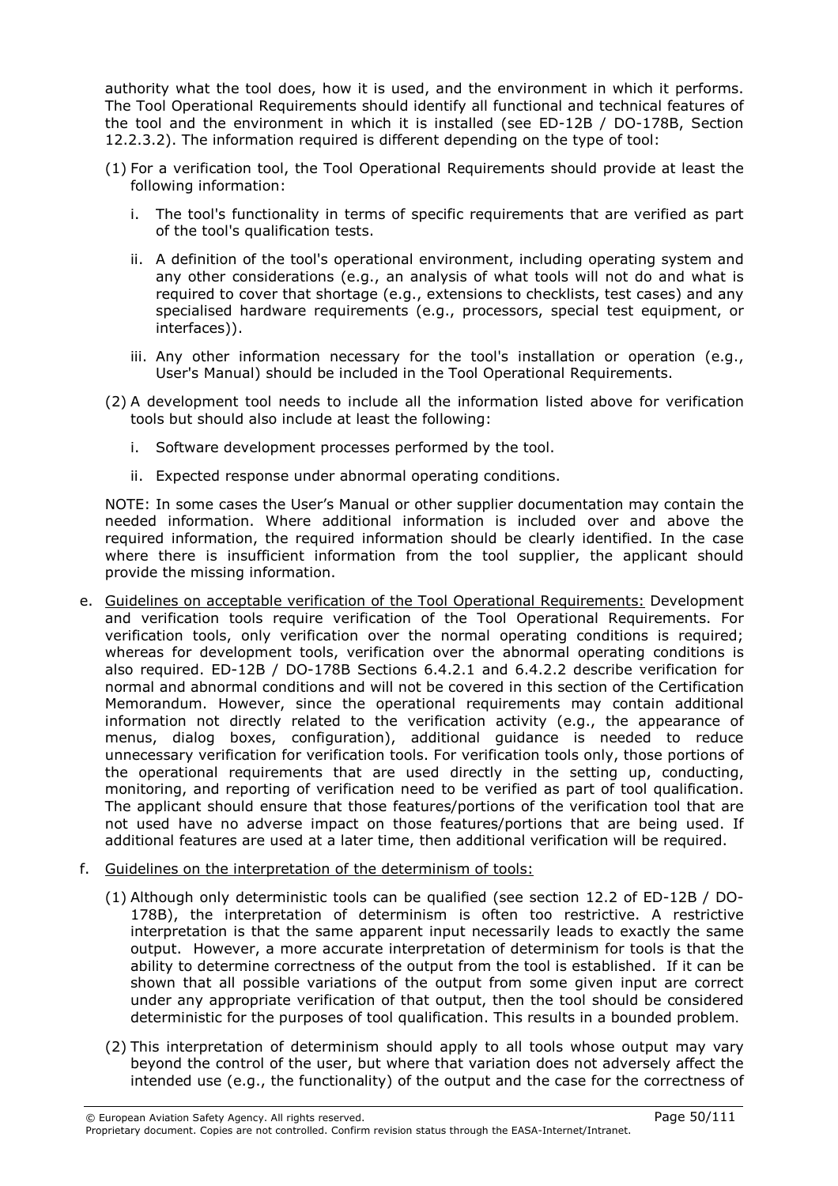authority what the tool does, how it is used, and the environment in which it performs. The Tool Operational Requirements should identify all functional and technical features of the tool and the environment in which it is installed (see ED-12B / DO-178B, Section 12.2.3.2). The information required is different depending on the type of tool:

(1) For a verification tool, the Tool Operational Requirements should provide at least the following information:

   i. The tool's functionality in terms of specific requirements that are verified as part of the tool's qualification tests.

   ii. A definition of the tool's operational environment, including operating system and any other considerations (e.g., an analysis of what tools will not do and what is required to cover that shortage (e.g., extensions to checklists, test cases) and any specialised hardware requirements (e.g., processors, special test equipment, or interfaces)).

   iii. Any other information necessary for the tool's installation or operation (e.g., User's Manual) should be included in the Tool Operational Requirements.

(2) A development tool needs to include all the information listed above for verification tools but should also include at least the following:

   i. Software development processes performed by the tool.

   ii. Expected response under abnormal operating conditions.

NOTE: In some cases the User's Manual or other supplier documentation may contain the needed information. Where additional information is included over and above the required information, the required information should be clearly identified. In the case where there is insufficient information from the tool supplier, the applicant should provide the missing information.

e. Guidelines on acceptable verification of the Tool Operational Requirements: Development and verification tools require verification of the Tool Operational Requirements. For verification tools, only verification over the normal operating conditions is required; whereas for development tools, verification over the abnormal operating conditions is also required. ED-12B / DO-178B Sections 6.4.2.1 and 6.4.2.2 describe verification for normal and abnormal conditions and will not be covered in this section of the Certification Memorandum. However, since the operational requirements may contain additional information not directly related to the verification activity (e.g., the appearance of menus, dialog boxes, configuration), additional guidance is needed to reduce unnecessary verification for verification tools. For verification tools only, those portions of the operational requirements that are used directly in the setting up, conducting, monitoring, and reporting of verification need to be verified as part of tool qualification. The applicant should ensure that those features/portions of the verification tool that are not used have no adverse impact on those features/portions that are being used. If additional features are used at a later time, then additional verification will be required.

f. Guidelines on the interpretation of the determinism of tools:

(1) Although only deterministic tools can be qualified (see section 12.2 of ED-12B / DO-178B), the interpretation of determinism is often too restrictive. A restrictive interpretation is that the same apparent input necessarily leads to exactly the same output. However, a more accurate interpretation of determinism for tools is that the ability to determine correctness of the output from the tool is established. If it can be shown that all possible variations of the output from some given input are correct under any appropriate verification of that output, then the tool should be considered deterministic for the purposes of tool qualification. This results in a bounded problem.

(2) This interpretation of determinism should apply to all tools whose output may vary beyond the control of the user, but where that variation does not adversely affect the intended use (e.g., the functionality) of the output and the case for the correctness of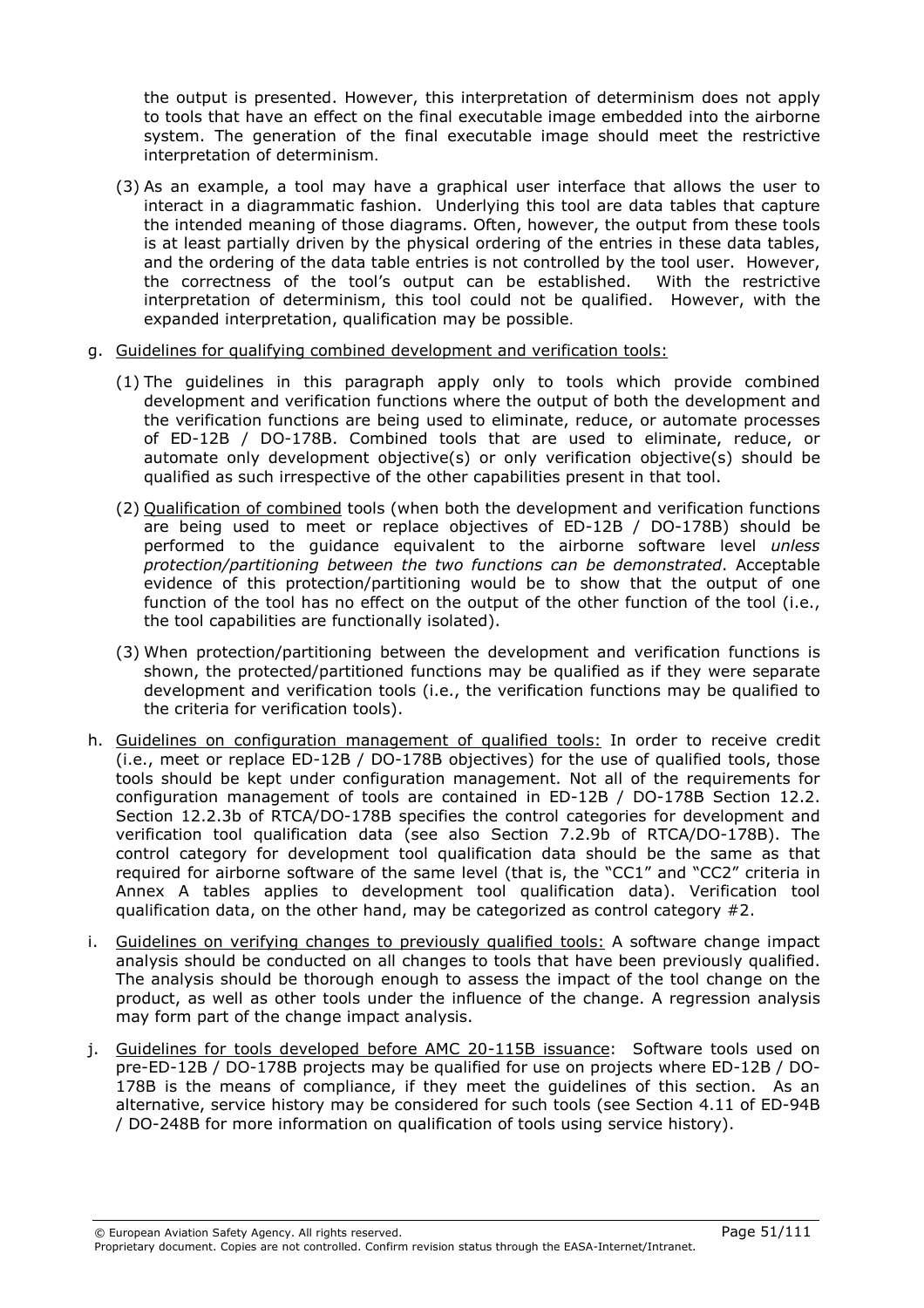the output is presented. However, this interpretation of determinism does not apply to tools that have an effect on the final executable image embedded into the airborne system. The generation of the final executable image should meet the restrictive interpretation of determinism.

(3) As an example, a tool may have a graphical user interface that allows the user to interact in a diagrammatic fashion. Underlying this tool are data tables that capture the intended meaning of those diagrams. Often, however, the output from these tools is at least partially driven by the physical ordering of the entries in these data tables, and the ordering of the data table entries is not controlled by the tool user. However, the correctness of the tool's output can be established. With the restrictive interpretation of determinism, this tool could not be qualified. However, with the expanded interpretation, qualification may be possible.

g. Guidelines for qualifying combined development and verification tools:

(1) The guidelines in this paragraph apply only to tools which provide combined development and verification functions where the output of both the development and the verification functions are being used to eliminate, reduce, or automate processes of ED-12B / DO-178B. Combined tools that are used to eliminate, reduce, or automate only development objective(s) or only verification objective(s) should be qualified as such irrespective of the other capabilities present in that tool.

(2) Qualification of combined tools (when both the development and verification functions are being used to meet or replace objectives of ED-12B / DO-178B) should be performed to the guidance equivalent to the airborne software level *unless protection/partitioning between the two functions can be demonstrated*. Acceptable evidence of this protection/partitioning would be to show that the output of one function of the tool has no effect on the output of the other function of the tool (i.e., the tool capabilities are functionally isolated).

(3) When protection/partitioning between the development and verification functions is shown, the protected/partitioned functions may be qualified as if they were separate development and verification tools (i.e., the verification functions may be qualified to the criteria for verification tools).

h. Guidelines on configuration management of qualified tools: In order to receive credit (i.e., meet or replace ED-12B / DO-178B objectives) for the use of qualified tools, those tools should be kept under configuration management. Not all of the requirements for configuration management of tools are contained in ED-12B / DO-178B Section 12.2. Section 12.2.3b of RTCA/DO-178B specifies the control categories for development and verification tool qualification data (see also Section 7.2.9b of RTCA/DO-178B). The control category for development tool qualification data should be the same as that required for airborne software of the same level (that is, the "CC1" and "CC2" criteria in Annex A tables applies to development tool qualification data). Verification tool qualification data, on the other hand, may be categorized as control category #2.

i. Guidelines on verifying changes to previously qualified tools: A software change impact analysis should be conducted on all changes to tools that have been previously qualified. The analysis should be thorough enough to assess the impact of the tool change on the product, as well as other tools under the influence of the change. A regression analysis may form part of the change impact analysis.

j. Guidelines for tools developed before AMC 20-115B issuance: Software tools used on pre-ED-12B / DO-178B projects may be qualified for use on projects where ED-12B / DO-178B is the means of compliance, if they meet the guidelines of this section. As an alternative, service history may be considered for such tools (see Section 4.11 of ED-94B / DO-248B for more information on qualification of tools using service history).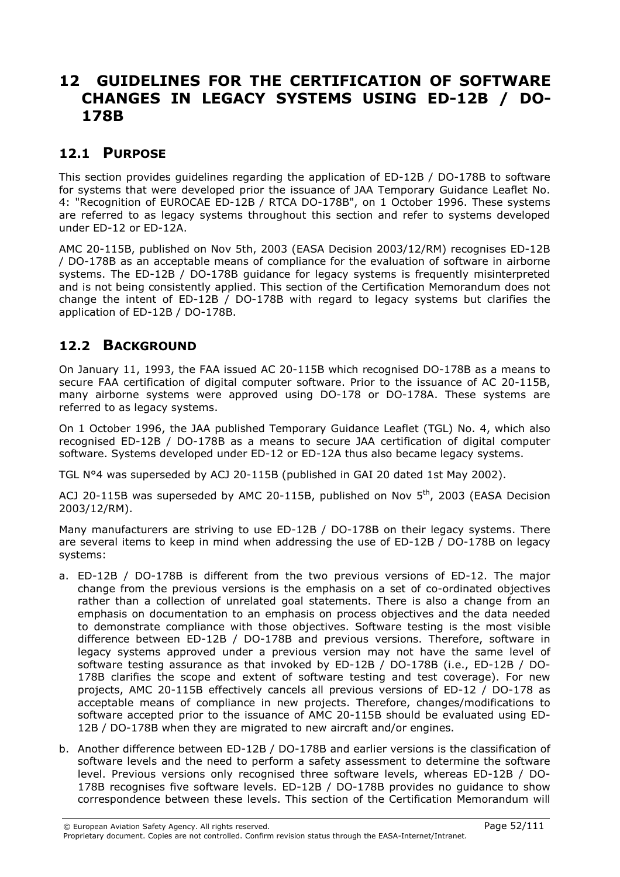# 12 GUIDELINES FOR THE CERTIFICATION OF SOFTWARE CHANGES IN LEGACY SYSTEMS USING ED-12B / DO-178B

## 12.1 PURPOSE

This section provides guidelines regarding the application of ED-12B / DO-178B to software for systems that were developed prior the issuance of JAA Temporary Guidance Leaflet No. 4: "Recognition of EUROCAE ED-12B / RTCA DO-178B", on 1 October 1996. These systems are referred to as legacy systems throughout this section and refer to systems developed under ED-12 or ED-12A.

AMC 20-115B, published on Nov 5th, 2003 (EASA Decision 2003/12/RM) recognises ED-12B / DO-178B as an acceptable means of compliance for the evaluation of software in airborne systems. The ED-12B / DO-178B guidance for legacy systems is frequently misinterpreted and is not being consistently applied. This section of the Certification Memorandum does not change the intent of ED-12B / DO-178B with regard to legacy systems but clarifies the application of ED-12B / DO-178B.

## 12.2 BACKGROUND

On January 11, 1993, the FAA issued AC 20-115B which recognised DO-178B as a means to secure FAA certification of digital computer software. Prior to the issuance of AC 20-115B, many airborne systems were approved using DO-178 or DO-178A. These systems are referred to as legacy systems.

On 1 October 1996, the JAA published Temporary Guidance Leaflet (TGL) No. 4, which also recognised ED-12B / DO-178B as a means to secure JAA certification of digital computer software. Systems developed under ED-12 or ED-12A thus also became legacy systems.

TGL N°4 was superseded by ACJ 20-115B (published in GAI 20 dated 1st May 2002).

ACJ 20-115B was superseded by AMC 20-115B, published on Nov 5th, 2003 (EASA Decision 2003/12/RM).

Many manufacturers are striving to use ED-12B / DO-178B on their legacy systems. There are several items to keep in mind when addressing the use of ED-12B / DO-178B on legacy systems:

a. ED-12B / DO-178B is different from the two previous versions of ED-12. The major change from the previous versions is the emphasis on a set of co-ordinated objectives rather than a collection of unrelated goal statements. There is also a change from an emphasis on documentation to an emphasis on process objectives and the data needed to demonstrate compliance with those objectives. Software testing is the most visible difference between ED-12B / DO-178B and previous versions. Therefore, software in legacy systems approved under a previous version may not have the same level of software testing assurance as that invoked by ED-12B / DO-178B (i.e., ED-12B / DO-178B clarifies the scope and extent of software testing and test coverage). For new projects, AMC 20-115B effectively cancels all previous versions of ED-12 / DO-178 as acceptable means of compliance in new projects. Therefore, changes/modifications to software accepted prior to the issuance of AMC 20-115B should be evaluated using ED-12B / DO-178B when they are migrated to new aircraft and/or engines.

b. Another difference between ED-12B / DO-178B and earlier versions is the classification of software levels and the need to perform a safety assessment to determine the software level. Previous versions only recognised three software levels, whereas ED-12B / DO-178B recognises five software levels. ED-12B / DO-178B provides no guidance to show correspondence between these levels. This section of the Certification Memorandum will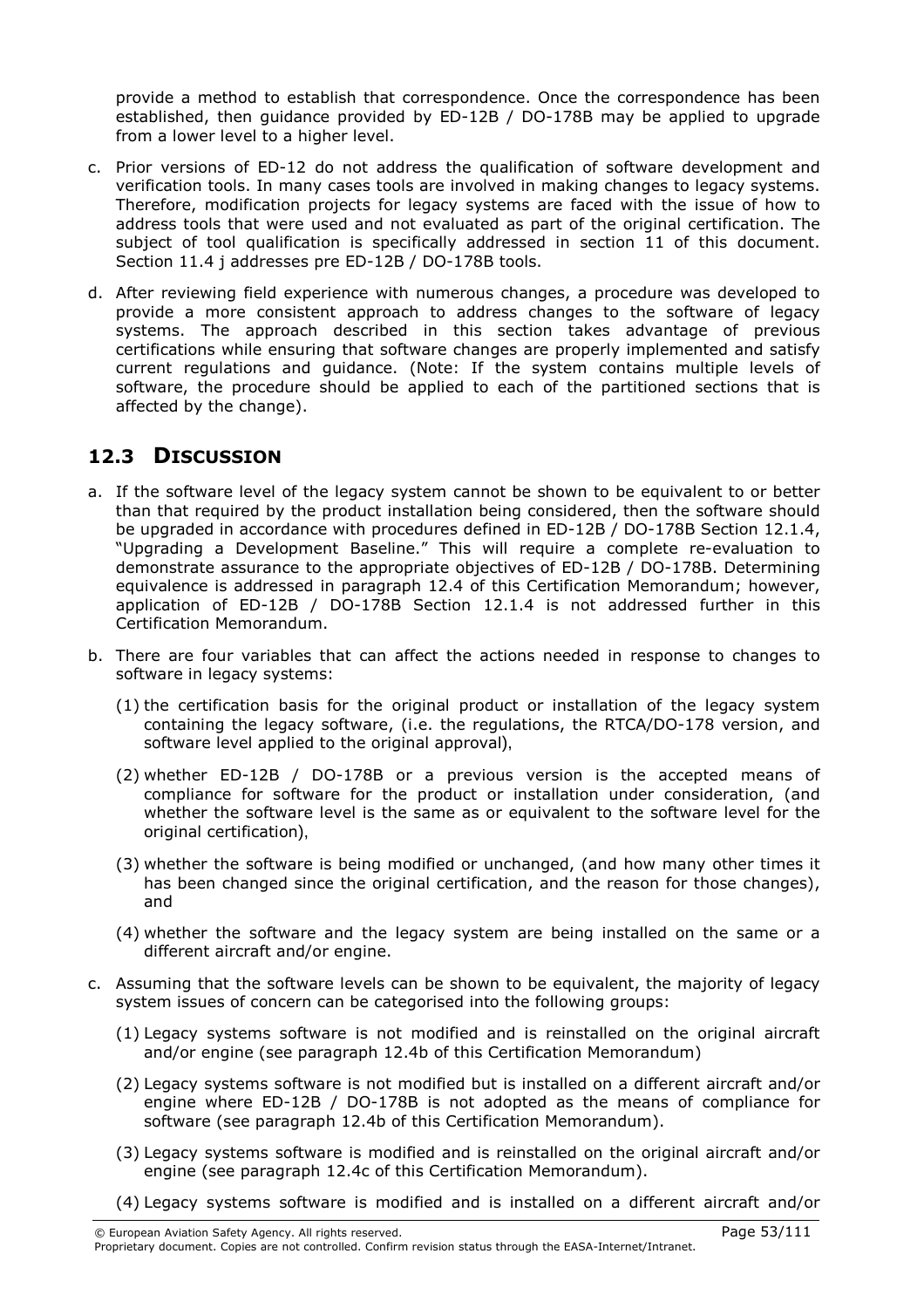provide a method to establish that correspondence. Once the correspondence has been established, then guidance provided by ED-12B / DO-178B may be applied to upgrade from a lower level to a higher level.

c. Prior versions of ED-12 do not address the qualification of software development and verification tools. In many cases tools are involved in making changes to legacy systems. Therefore, modification projects for legacy systems are faced with the issue of how to address tools that were used and not evaluated as part of the original certification. The subject of tool qualification is specifically addressed in section 11 of this document. Section 11.4 j addresses pre ED-12B / DO-178B tools.

d. After reviewing field experience with numerous changes, a procedure was developed to provide a more consistent approach to address changes to the software of legacy systems. The approach described in this section takes advantage of previous certifications while ensuring that software changes are properly implemented and satisfy current regulations and guidance. (Note: If the system contains multiple levels of software, the procedure should be applied to each of the partitioned sections that is affected by the change).

## 12.3 DISCUSSION

a. If the software level of the legacy system cannot be shown to be equivalent to or better than that required by the product installation being considered, then the software should be upgraded in accordance with procedures defined in ED-12B / DO-178B Section 12.1.4, "Upgrading a Development Baseline." This will require a complete re-evaluation to demonstrate assurance to the appropriate objectives of ED-12B / DO-178B. Determining equivalence is addressed in paragraph 12.4 of this Certification Memorandum; however, application of ED-12B / DO-178B Section 12.1.4 is not addressed further in this Certification Memorandum.

b. There are four variables that can affect the actions needed in response to changes to software in legacy systems:

   (1) the certification basis for the original product or installation of the legacy system containing the legacy software, (i.e. the regulations, the RTCA/DO-178 version, and software level applied to the original approval),

   (2) whether ED-12B / DO-178B or a previous version is the accepted means of compliance for software for the product or installation under consideration, (and whether the software level is the same as or equivalent to the software level for the original certification),

   (3) whether the software is being modified or unchanged, (and how many other times it has been changed since the original certification, and the reason for those changes), and

   (4) whether the software and the legacy system are being installed on the same or a different aircraft and/or engine.

c. Assuming that the software levels can be shown to be equivalent, the majority of legacy system issues of concern can be categorised into the following groups:

   (1) Legacy systems software is not modified and is reinstalled on the original aircraft and/or engine (see paragraph 12.4b of this Certification Memorandum)

   (2) Legacy systems software is not modified but is installed on a different aircraft and/or engine where ED-12B / DO-178B is not adopted as the means of compliance for software (see paragraph 12.4b of this Certification Memorandum).

   (3) Legacy systems software is modified and is reinstalled on the original aircraft and/or engine (see paragraph 12.4c of this Certification Memorandum).

   (4) Legacy systems software is modified and is installed on a different aircraft and/or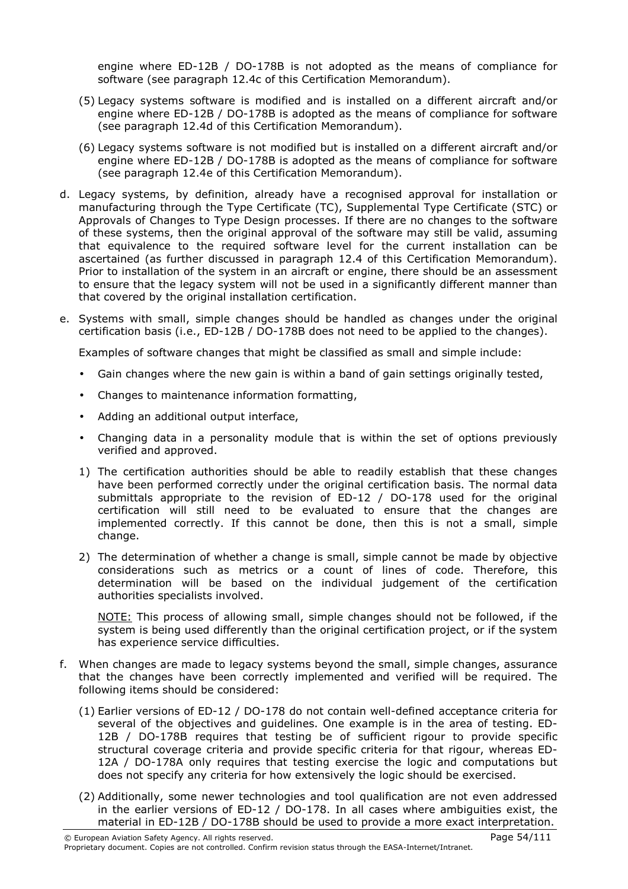engine where ED-12B / DO-178B is not adopted as the means of compliance for software (see paragraph 12.4c of this Certification Memorandum).

(5) Legacy systems software is modified and is installed on a different aircraft and/or engine where ED-12B / DO-178B is adopted as the means of compliance for software (see paragraph 12.4d of this Certification Memorandum).

(6) Legacy systems software is not modified but is installed on a different aircraft and/or engine where ED-12B / DO-178B is adopted as the means of compliance for software (see paragraph 12.4e of this Certification Memorandum).

d. Legacy systems, by definition, already have a recognised approval for installation or manufacturing through the Type Certificate (TC), Supplemental Type Certificate (STC) or Approvals of Changes to Type Design processes. If there are no changes to the software of these systems, then the original approval of the software may still be valid, assuming that equivalence to the required software level for the current installation can be ascertained (as further discussed in paragraph 12.4 of this Certification Memorandum). Prior to installation of the system in an aircraft or engine, there should be an assessment to ensure that the legacy system will not be used in a significantly different manner than that covered by the original installation certification.

e. Systems with small, simple changes should be handled as changes under the original certification basis (i.e., ED-12B / DO-178B does not need to be applied to the changes).

Examples of software changes that might be classified as small and simple include:

- Gain changes where the new gain is within a band of gain settings originally tested,
- Changes to maintenance information formatting,
- Adding an additional output interface,
- Changing data in a personality module that is within the set of options previously verified and approved.

1) The certification authorities should be able to readily establish that these changes have been performed correctly under the original certification basis. The normal data submittals appropriate to the revision of ED-12 / DO-178 used for the original certification will still need to be evaluated to ensure that the changes are implemented correctly. If this cannot be done, then this is not a small, simple change.

2) The determination of whether a change is small, simple cannot be made by objective considerations such as metrics or a count of lines of code. Therefore, this determination will be based on the individual judgement of the certification authorities specialists involved.

<u>NOTE:</u> This process of allowing small, simple changes should not be followed, if the system is being used differently than the original certification project, or if the system has experience service difficulties.

f. When changes are made to legacy systems beyond the small, simple changes, assurance that the changes have been correctly implemented and verified will be required. The following items should be considered:

(1) Earlier versions of ED-12 / DO-178 do not contain well-defined acceptance criteria for several of the objectives and guidelines. One example is in the area of testing. ED-12B / DO-178B requires that testing be of sufficient rigour to provide specific structural coverage criteria and provide specific criteria for that rigour, whereas ED-12A / DO-178A only requires that testing exercise the logic and computations but does not specify any criteria for how extensively the logic should be exercised.

(2) Additionally, some newer technologies and tool qualification are not even addressed in the earlier versions of ED-12 / DO-178. In all cases where ambiguities exist, the material in ED-12B / DO-178B should be used to provide a more exact interpretation.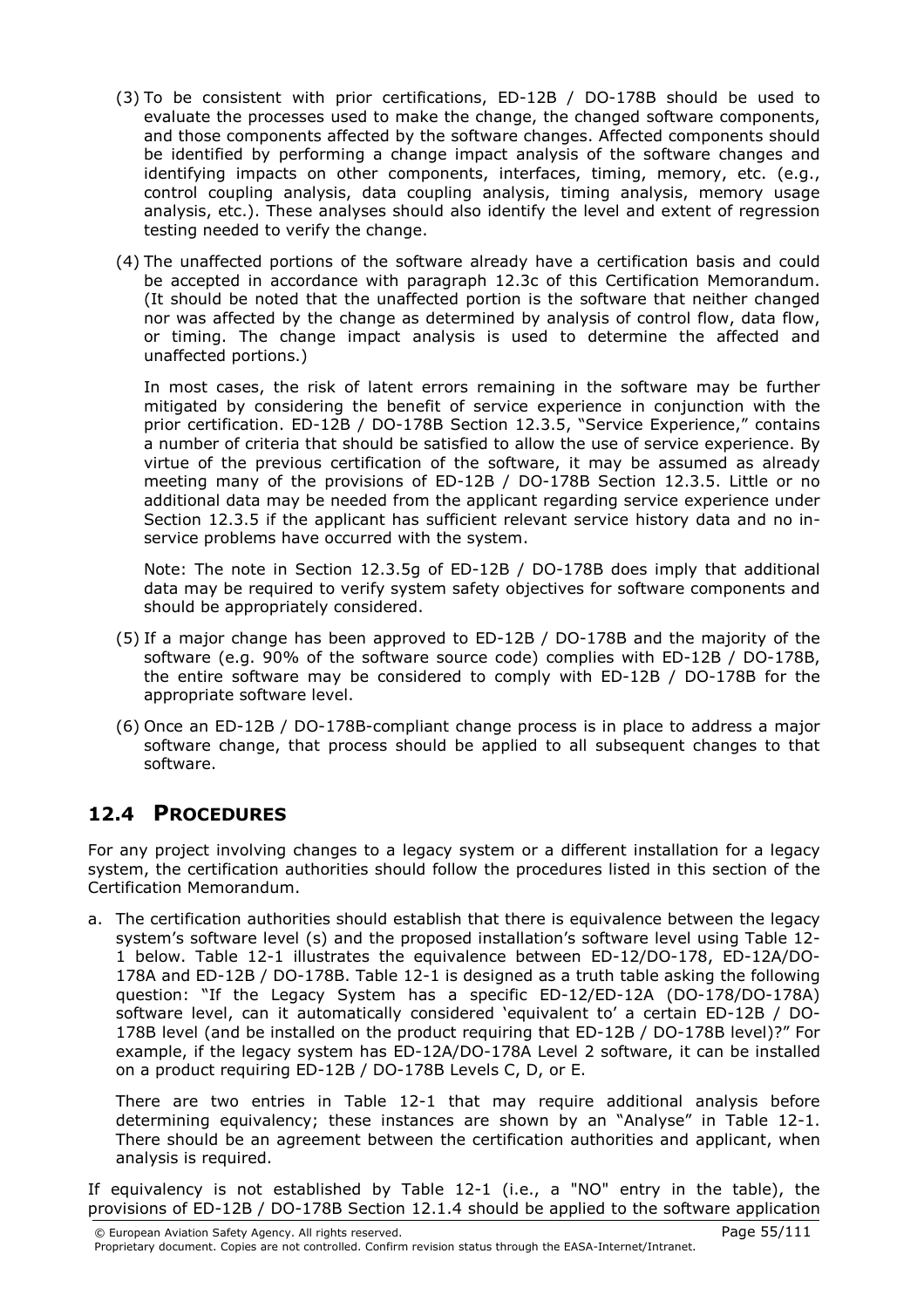(3) To be consistent with prior certifications, ED-12B / DO-178B should be used to evaluate the processes used to make the change, the changed software components, and those components affected by the software changes. Affected components should be identified by performing a change impact analysis of the software changes and identifying impacts on other components, interfaces, timing, memory, etc. (e.g., control coupling analysis, data coupling analysis, timing analysis, memory usage analysis, etc.). These analyses should also identify the level and extent of regression testing needed to verify the change.

(4) The unaffected portions of the software already have a certification basis and could be accepted in accordance with paragraph 12.3c of this Certification Memorandum. (It should be noted that the unaffected portion is the software that neither changed nor was affected by the change as determined by analysis of control flow, data flow, or timing. The change impact analysis is used to determine the affected and unaffected portions.)

In most cases, the risk of latent errors remaining in the software may be further mitigated by considering the benefit of service experience in conjunction with the prior certification. ED-12B / DO-178B Section 12.3.5, "Service Experience," contains a number of criteria that should be satisfied to allow the use of service experience. By virtue of the previous certification of the software, it may be assumed as already meeting many of the provisions of ED-12B / DO-178B Section 12.3.5. Little or no additional data may be needed from the applicant regarding service experience under Section 12.3.5 if the applicant has sufficient relevant service history data and no in-service problems have occurred with the system.

Note: The note in Section 12.3.5g of ED-12B / DO-178B does imply that additional data may be required to verify system safety objectives for software components and should be appropriately considered.

(5) If a major change has been approved to ED-12B / DO-178B and the majority of the software (e.g. 90% of the software source code) complies with ED-12B / DO-178B, the entire software may be considered to comply with ED-12B / DO-178B for the appropriate software level.

(6) Once an ED-12B / DO-178B-compliant change process is in place to address a major software change, that process should be applied to all subsequent changes to that software.

## 12.4 PROCEDURES

For any project involving changes to a legacy system or a different installation for a legacy system, the certification authorities should follow the procedures listed in this section of the Certification Memorandum.

a. The certification authorities should establish that there is equivalence between the legacy system's software level (s) and the proposed installation's software level using Table 12-1 below. Table 12-1 illustrates the equivalence between ED-12/DO-178, ED-12A/DO-178A and ED-12B / DO-178B. Table 12-1 is designed as a truth table asking the following question: "If the Legacy System has a specific ED-12/ED-12A (DO-178/DO-178A) software level, can it automatically considered 'equivalent to' a certain ED-12B / DO-178B level (and be installed on the product requiring that ED-12B / DO-178B level)?" For example, if the legacy system has ED-12A/DO-178A Level 2 software, it can be installed on a product requiring ED-12B / DO-178B Levels C, D, or E.

   There are two entries in Table 12-1 that may require additional analysis before determining equivalency; these instances are shown by an "Analyse" in Table 12-1. There should be an agreement between the certification authorities and applicant, when analysis is required.

If equivalency is not established by Table 12-1 (i.e., a "NO" entry in the table), the provisions of ED-12B / DO-178B Section 12.1.4 should be applied to the software application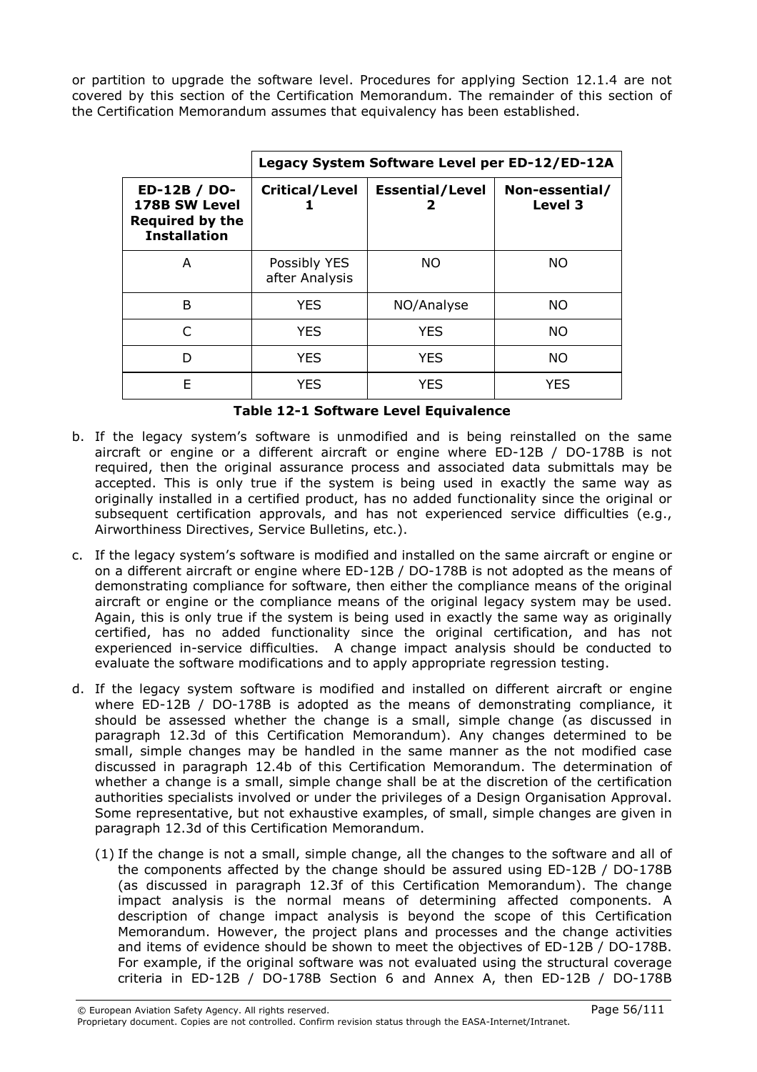or partition to upgrade the software level. Procedures for applying Section 12.1.4 are not covered by this section of the Certification Memorandum. The remainder of this section of the Certification Memorandum assumes that equivalency has been established.

| | **Legacy System Software Level per ED-12/ED-12A** | | |
|---|---|---|---|
| **ED-12B / DO-178B SW Level Required by the Installation** | **Critical/Level 1** | **Essential/Level 2** | **Non-essential/ Level 3** |
| A | Possibly YES after Analysis | NO | NO |
| B | YES | NO/Analyse | NO |
| C | YES | YES | NO |
| D | YES | YES | NO |
| E | YES | YES | YES |

**Table 12-1 Software Level Equivalence**

b. If the legacy system's software is unmodified and is being reinstalled on the same aircraft or engine or a different aircraft or engine where ED-12B / DO-178B is not required, then the original assurance process and associated data submittals may be accepted. This is only true if the system is being used in exactly the same way as originally installed in a certified product, has no added functionality since the original or subsequent certification approvals, and has not experienced service difficulties (e.g., Airworthiness Directives, Service Bulletins, etc.).

c. If the legacy system's software is modified and installed on the same aircraft or engine or on a different aircraft or engine where ED-12B / DO-178B is not adopted as the means of demonstrating compliance for software, then either the compliance means of the original aircraft or engine or the compliance means of the original legacy system may be used. Again, this is only true if the system is being used in exactly the same way as originally certified, has no added functionality since the original certification, and has not experienced in-service difficulties. A change impact analysis should be conducted to evaluate the software modifications and to apply appropriate regression testing.

d. If the legacy system software is modified and installed on different aircraft or engine where ED-12B / DO-178B is adopted as the means of demonstrating compliance, it should be assessed whether the change is a small, simple change (as discussed in paragraph 12.3d of this Certification Memorandum). Any changes determined to be small, simple changes may be handled in the same manner as the not modified case discussed in paragraph 12.4b of this Certification Memorandum. The determination of whether a change is a small, simple change shall be at the discretion of the certification authorities specialists involved or under the privileges of a Design Organisation Approval. Some representative, but not exhaustive examples, of small, simple changes are given in paragraph 12.3d of this Certification Memorandum.

   (1) If the change is not a small, simple change, all the changes to the software and all of the components affected by the change should be assured using ED-12B / DO-178B (as discussed in paragraph 12.3f of this Certification Memorandum). The change impact analysis is the normal means of determining affected components. A description of change impact analysis is beyond the scope of this Certification Memorandum. However, the project plans and processes and the change activities and items of evidence should be shown to meet the objectives of ED-12B / DO-178B. For example, if the original software was not evaluated using the structural coverage criteria in ED-12B / DO-178B Section 6 and Annex A, then ED-12B / DO-178B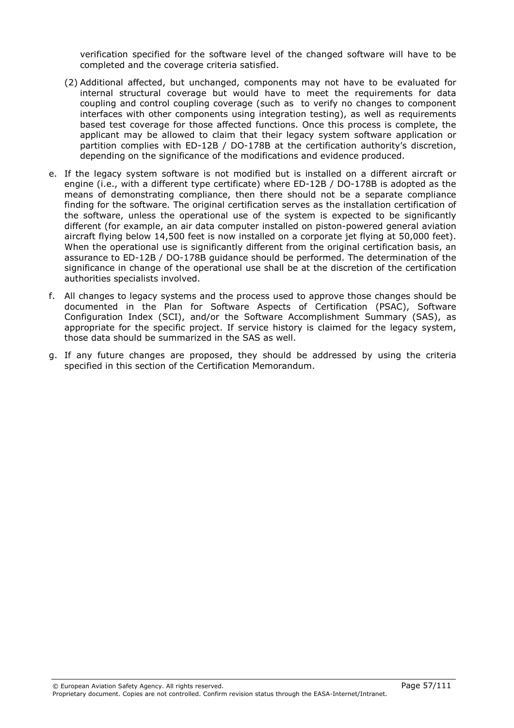verification specified for the software level of the changed software will have to be completed and the coverage criteria satisfied.

(2) Additional affected, but unchanged, components may not have to be evaluated for internal structural coverage but would have to meet the requirements for data coupling and control coupling coverage (such as to verify no changes to component interfaces with other components using integration testing), as well as requirements based test coverage for those affected functions. Once this process is complete, the applicant may be allowed to claim that their legacy system software application or partition complies with ED-12B / DO-178B at the certification authority's discretion, depending on the significance of the modifications and evidence produced.

e. If the legacy system software is not modified but is installed on a different aircraft or engine (i.e., with a different type certificate) where ED-12B / DO-178B is adopted as the means of demonstrating compliance, then there should not be a separate compliance finding for the software. The original certification serves as the installation certification of the software, unless the operational use of the system is expected to be significantly different (for example, an air data computer installed on piston-powered general aviation aircraft flying below 14,500 feet is now installed on a corporate jet flying at 50,000 feet). When the operational use is significantly different from the original certification basis, an assurance to ED-12B / DO-178B guidance should be performed. The determination of the significance in change of the operational use shall be at the discretion of the certification authorities specialists involved.

f. All changes to legacy systems and the process used to approve those changes should be documented in the Plan for Software Aspects of Certification (PSAC), Software Configuration Index (SCI), and/or the Software Accomplishment Summary (SAS), as appropriate for the specific project. If service history is claimed for the legacy system, those data should be summarized in the SAS as well.

g. If any future changes are proposed, they should be addressed by using the criteria specified in this section of the Certification Memorandum.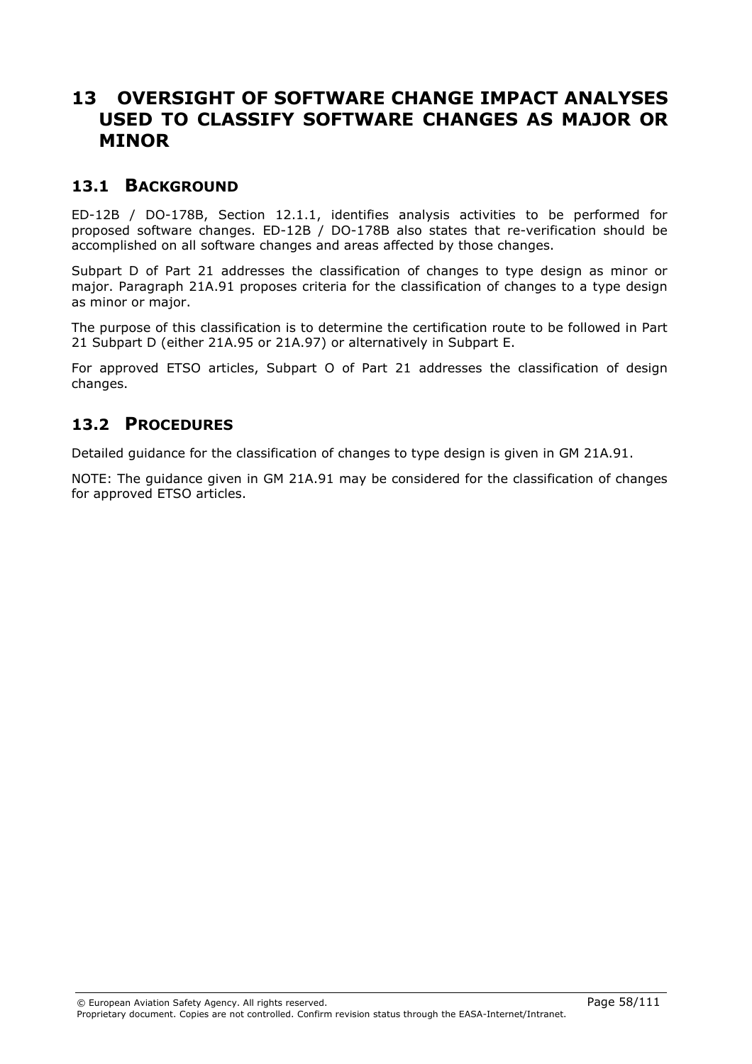# 13 OVERSIGHT OF SOFTWARE CHANGE IMPACT ANALYSES USED TO CLASSIFY SOFTWARE CHANGES AS MAJOR OR MINOR

## 13.1 BACKGROUND

ED-12B / DO-178B, Section 12.1.1, identifies analysis activities to be performed for proposed software changes. ED-12B / DO-178B also states that re-verification should be accomplished on all software changes and areas affected by those changes.

Subpart D of Part 21 addresses the classification of changes to type design as minor or major. Paragraph 21A.91 proposes criteria for the classification of changes to a type design as minor or major.

The purpose of this classification is to determine the certification route to be followed in Part 21 Subpart D (either 21A.95 or 21A.97) or alternatively in Subpart E.

For approved ETSO articles, Subpart O of Part 21 addresses the classification of design changes.

## 13.2 PROCEDURES

Detailed guidance for the classification of changes to type design is given in GM 21A.91.

NOTE: The guidance given in GM 21A.91 may be considered for the classification of changes for approved ETSO articles.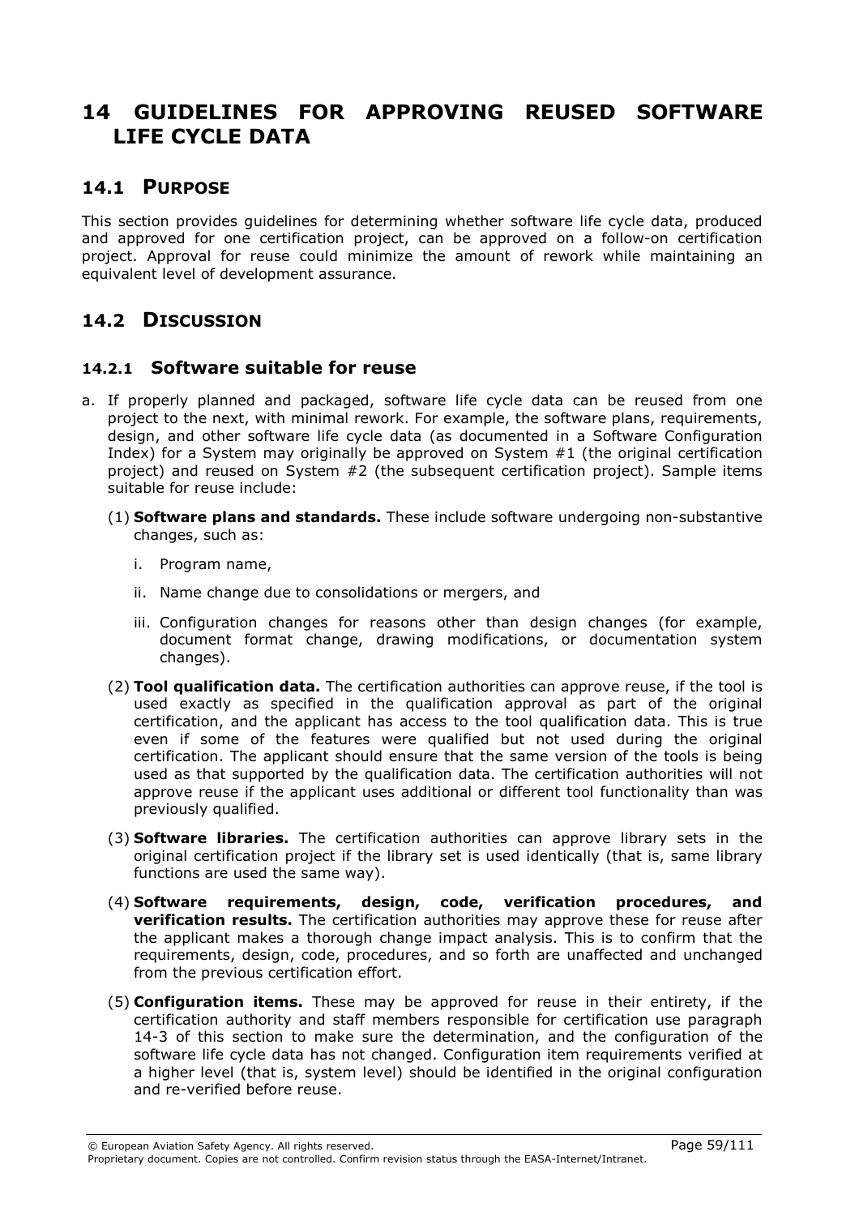# 14 GUIDELINES FOR APPROVING REUSED SOFTWARE LIFE CYCLE DATA

## 14.1 PURPOSE

This section provides guidelines for determining whether software life cycle data, produced and approved for one certification project, can be approved on a follow-on certification project. Approval for reuse could minimize the amount of rework while maintaining an equivalent level of development assurance.

## 14.2 DISCUSSION

### 14.2.1 Software suitable for reuse

a. If properly planned and packaged, software life cycle data can be reused from one project to the next, with minimal rework. For example, the software plans, requirements, design, and other software life cycle data (as documented in a Software Configuration Index) for a System may originally be approved on System #1 (the original certification project) and reused on System #2 (the subsequent certification project). Sample items suitable for reuse include:

   (1) **Software plans and standards.** These include software undergoing non-substantive changes, such as:

      i. Program name,

      ii. Name change due to consolidations or mergers, and

      iii. Configuration changes for reasons other than design changes (for example, document format change, drawing modifications, or documentation system changes).

   (2) **Tool qualification data.** The certification authorities can approve reuse, if the tool is used exactly as specified in the qualification approval as part of the original certification, and the applicant has access to the tool qualification data. This is true even if some of the features were qualified but not used during the original certification. The applicant should ensure that the same version of the tools is being used as that supported by the qualification data. The certification authorities will not approve reuse if the applicant uses additional or different tool functionality than was previously qualified.

   (3) **Software libraries.** The certification authorities can approve library sets in the original certification project if the library set is used identically (that is, same library functions are used the same way).

   (4) **Software requirements, design, code, verification procedures, and verification results.** The certification authorities may approve these for reuse after the applicant makes a thorough change impact analysis. This is to confirm that the requirements, design, code, procedures, and so forth are unaffected and unchanged from the previous certification effort.

   (5) **Configuration items.** These may be approved for reuse in their entirety, if the certification authority and staff members responsible for certification use paragraph 14-3 of this section to make sure the determination, and the configuration of the software life cycle data has not changed. Configuration item requirements verified at a higher level (that is, system level) should be identified in the original configuration and re-verified before reuse.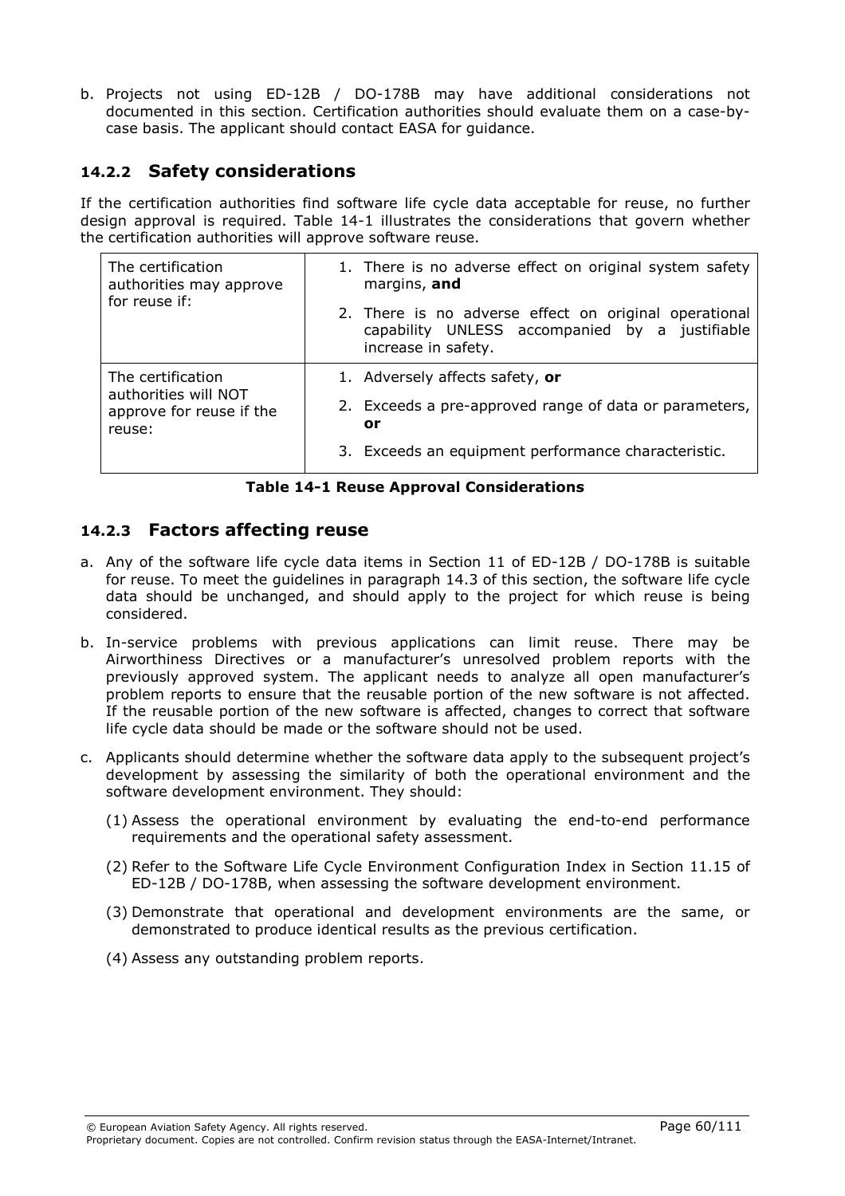b. Projects not using ED-12B / DO-178B may have additional considerations not documented in this section. Certification authorities should evaluate them on a case-by-case basis. The applicant should contact EASA for guidance.

### 14.2.2 Safety considerations

If the certification authorities find software life cycle data acceptable for reuse, no further design approval is required. Table 14-1 illustrates the considerations that govern whether the certification authorities will approve software reuse.

| | |
|---|---|
| The certification authorities may approve for reuse if: | 1. There is no adverse effect on original system safety margins, **and**<br>2. There is no adverse effect on original operational capability UNLESS accompanied by a justifiable increase in safety. |
| The certification authorities will NOT approve for reuse if the reuse: | 1. Adversely affects safety, **or**<br>2. Exceeds a pre-approved range of data or parameters, **or**<br>3. Exceeds an equipment performance characteristic. |

**Table 14-1 Reuse Approval Considerations**

### 14.2.3 Factors affecting reuse

a. Any of the software life cycle data items in Section 11 of ED-12B / DO-178B is suitable for reuse. To meet the guidelines in paragraph 14.3 of this section, the software life cycle data should be unchanged, and should apply to the project for which reuse is being considered.

b. In-service problems with previous applications can limit reuse. There may be Airworthiness Directives or a manufacturer's unresolved problem reports with the previously approved system. The applicant needs to analyze all open manufacturer's problem reports to ensure that the reusable portion of the new software is not affected. If the reusable portion of the new software is affected, changes to correct that software life cycle data should be made or the software should not be used.

c. Applicants should determine whether the software data apply to the subsequent project's development by assessing the similarity of both the operational environment and the software development environment. They should:

   (1) Assess the operational environment by evaluating the end-to-end performance requirements and the operational safety assessment.

   (2) Refer to the Software Life Cycle Environment Configuration Index in Section 11.15 of ED-12B / DO-178B, when assessing the software development environment.

   (3) Demonstrate that operational and development environments are the same, or demonstrated to produce identical results as the previous certification.

   (4) Assess any outstanding problem reports.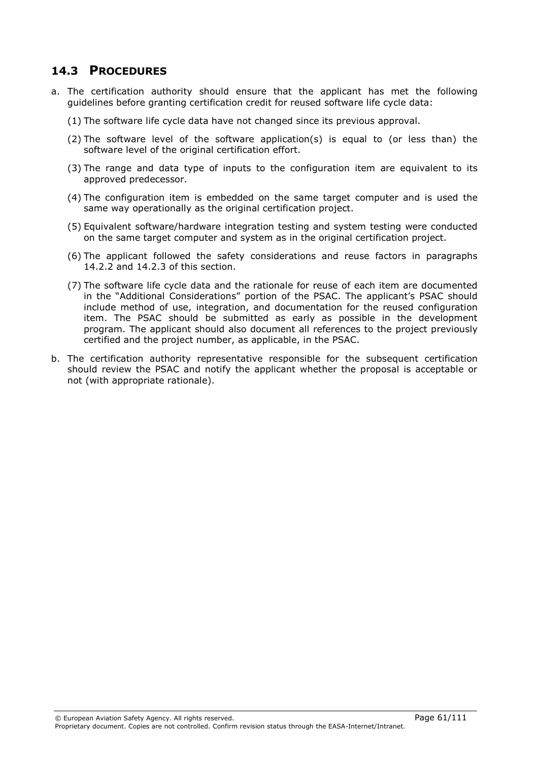## 14.3 PROCEDURES

a. The certification authority should ensure that the applicant has met the following guidelines before granting certification credit for reused software life cycle data:

   (1) The software life cycle data have not changed since its previous approval.

   (2) The software level of the software application(s) is equal to (or less than) the software level of the original certification effort.

   (3) The range and data type of inputs to the configuration item are equivalent to its approved predecessor.

   (4) The configuration item is embedded on the same target computer and is used the same way operationally as the original certification project.

   (5) Equivalent software/hardware integration testing and system testing were conducted on the same target computer and system as in the original certification project.

   (6) The applicant followed the safety considerations and reuse factors in paragraphs 14.2.2 and 14.2.3 of this section.

   (7) The software life cycle data and the rationale for reuse of each item are documented in the "Additional Considerations" portion of the PSAC. The applicant's PSAC should include method of use, integration, and documentation for the reused configuration item. The PSAC should be submitted as early as possible in the development program. The applicant should also document all references to the project previously certified and the project number, as applicable, in the PSAC.

b. The certification authority representative responsible for the subsequent certification should review the PSAC and notify the applicant whether the proposal is acceptable or not (with appropriate rationale).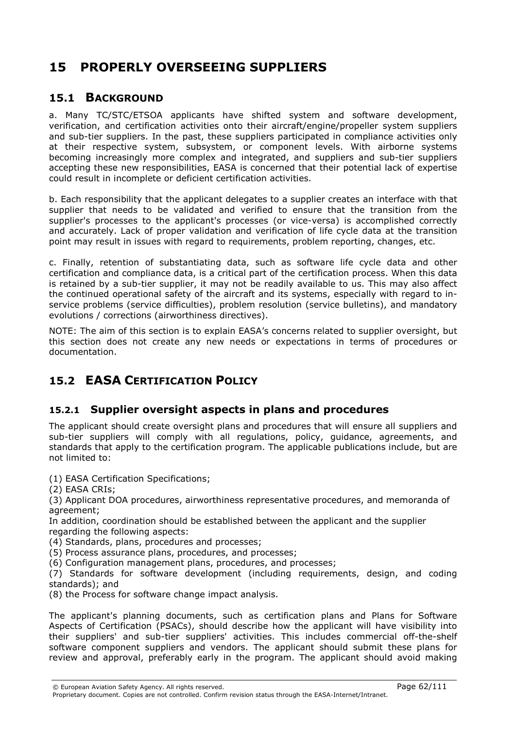# 15 PROPERLY OVERSEEING SUPPLIERS

## 15.1 BACKGROUND

a. Many TC/STC/ETSOA applicants have shifted system and software development, verification, and certification activities onto their aircraft/engine/propeller system suppliers and sub-tier suppliers. In the past, these suppliers participated in compliance activities only at their respective system, subsystem, or component levels. With airborne systems becoming increasingly more complex and integrated, and suppliers and sub-tier suppliers accepting these new responsibilities, EASA is concerned that their potential lack of expertise could result in incomplete or deficient certification activities.

b. Each responsibility that the applicant delegates to a supplier creates an interface with that supplier that needs to be validated and verified to ensure that the transition from the supplier's processes to the applicant's processes (or vice-versa) is accomplished correctly and accurately. Lack of proper validation and verification of life cycle data at the transition point may result in issues with regard to requirements, problem reporting, changes, etc.

c. Finally, retention of substantiating data, such as software life cycle data and other certification and compliance data, is a critical part of the certification process. When this data is retained by a sub-tier supplier, it may not be readily available to us. This may also affect the continued operational safety of the aircraft and its systems, especially with regard to in-service problems (service difficulties), problem resolution (service bulletins), and mandatory evolutions / corrections (airworthiness directives).

NOTE: The aim of this section is to explain EASA's concerns related to supplier oversight, but this section does not create any new needs or expectations in terms of procedures or documentation.

## 15.2 EASA CERTIFICATION POLICY

### 15.2.1 Supplier oversight aspects in plans and procedures

The applicant should create oversight plans and procedures that will ensure all suppliers and sub-tier suppliers will comply with all regulations, policy, guidance, agreements, and standards that apply to the certification program. The applicable publications include, but are not limited to:

(1) EASA Certification Specifications;
(2) EASA CRIs;
(3) Applicant DOA procedures, airworthiness representative procedures, and memoranda of agreement;
In addition, coordination should be established between the applicant and the supplier regarding the following aspects:
(4) Standards, plans, procedures and processes;
(5) Process assurance plans, procedures, and processes;
(6) Configuration management plans, procedures, and processes;
(7) Standards for software development (including requirements, design, and coding standards); and
(8) the Process for software change impact analysis.

The applicant's planning documents, such as certification plans and Plans for Software Aspects of Certification (PSACs), should describe how the applicant will have visibility into their suppliers' and sub-tier suppliers' activities. This includes commercial off-the-shelf software component suppliers and vendors. The applicant should submit these plans for review and approval, preferably early in the program. The applicant should avoid making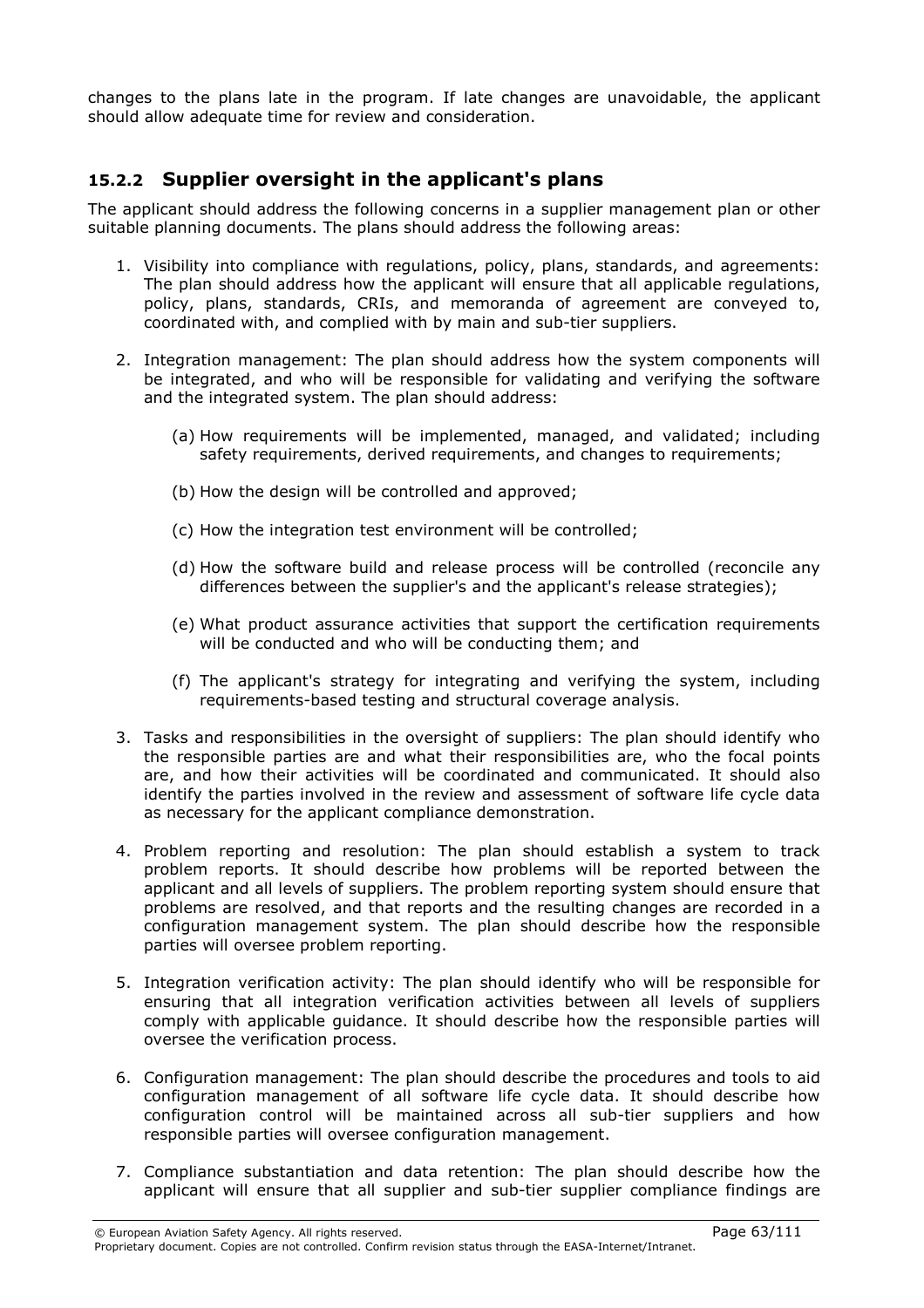changes to the plans late in the program. If late changes are unavoidable, the applicant should allow adequate time for review and consideration.

### 15.2.2 Supplier oversight in the applicant's plans

The applicant should address the following concerns in a supplier management plan or other suitable planning documents. The plans should address the following areas:

1. Visibility into compliance with regulations, policy, plans, standards, and agreements: The plan should address how the applicant will ensure that all applicable regulations, policy, plans, standards, CRIs, and memoranda of agreement are conveyed to, coordinated with, and complied with by main and sub-tier suppliers.

2. Integration management: The plan should address how the system components will be integrated, and who will be responsible for validating and verifying the software and the integrated system. The plan should address:

   (a) How requirements will be implemented, managed, and validated; including safety requirements, derived requirements, and changes to requirements;

   (b) How the design will be controlled and approved;

   (c) How the integration test environment will be controlled;

   (d) How the software build and release process will be controlled (reconcile any differences between the supplier's and the applicant's release strategies);

   (e) What product assurance activities that support the certification requirements will be conducted and who will be conducting them; and

   (f) The applicant's strategy for integrating and verifying the system, including requirements-based testing and structural coverage analysis.

3. Tasks and responsibilities in the oversight of suppliers: The plan should identify who the responsible parties are and what their responsibilities are, who the focal points are, and how their activities will be coordinated and communicated. It should also identify the parties involved in the review and assessment of software life cycle data as necessary for the applicant compliance demonstration.

4. Problem reporting and resolution: The plan should establish a system to track problem reports. It should describe how problems will be reported between the applicant and all levels of suppliers. The problem reporting system should ensure that problems are resolved, and that reports and the resulting changes are recorded in a configuration management system. The plan should describe how the responsible parties will oversee problem reporting.

5. Integration verification activity: The plan should identify who will be responsible for ensuring that all integration verification activities between all levels of suppliers comply with applicable guidance. It should describe how the responsible parties will oversee the verification process.

6. Configuration management: The plan should describe the procedures and tools to aid configuration management of all software life cycle data. It should describe how configuration control will be maintained across all sub-tier suppliers and how responsible parties will oversee configuration management.

7. Compliance substantiation and data retention: The plan should describe how the applicant will ensure that all supplier and sub-tier supplier compliance findings are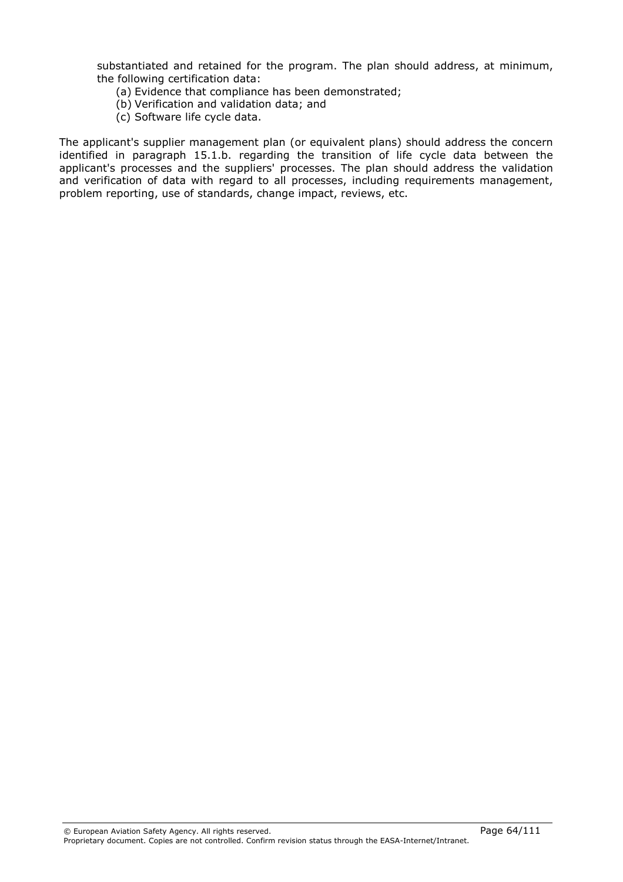substantiated and retained for the program. The plan should address, at minimum, the following certification data:

(a) Evidence that compliance has been demonstrated;

(b) Verification and validation data; and

(c) Software life cycle data.

The applicant's supplier management plan (or equivalent plans) should address the concern identified in paragraph 15.1.b. regarding the transition of life cycle data between the applicant's processes and the suppliers' processes. The plan should address the validation and verification of data with regard to all processes, including requirements management, problem reporting, use of standards, change impact, reviews, etc.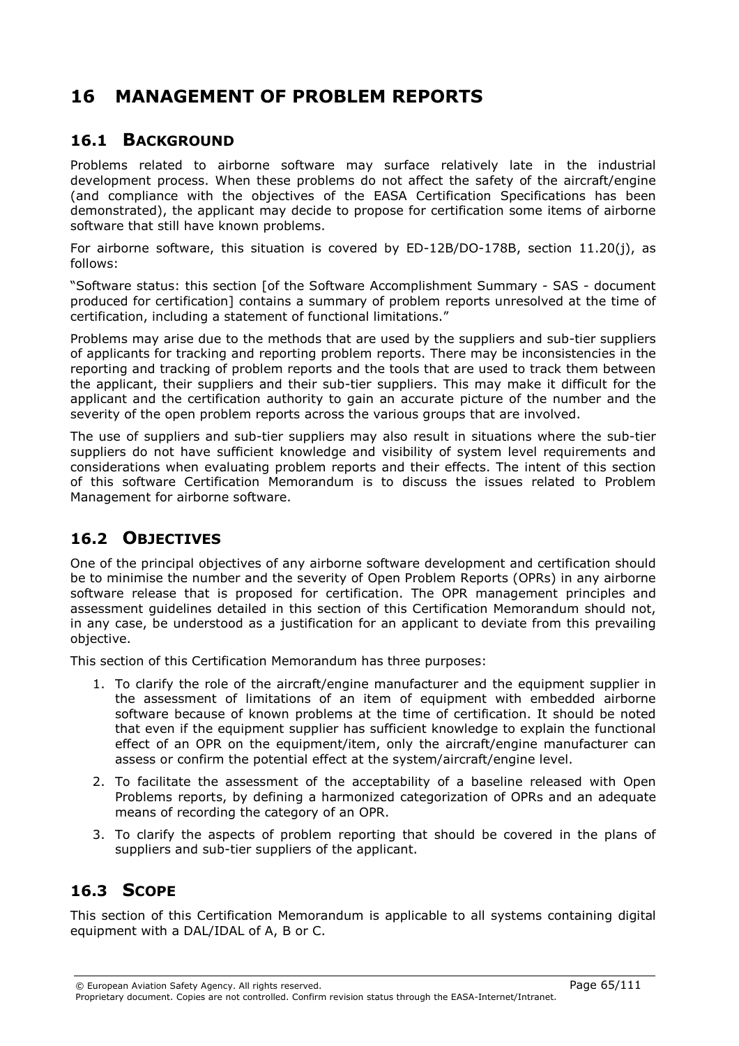# 16 MANAGEMENT OF PROBLEM REPORTS

## 16.1 BACKGROUND

Problems related to airborne software may surface relatively late in the industrial development process. When these problems do not affect the safety of the aircraft/engine (and compliance with the objectives of the EASA Certification Specifications has been demonstrated), the applicant may decide to propose for certification some items of airborne software that still have known problems.

For airborne software, this situation is covered by ED-12B/DO-178B, section 11.20(j), as follows:

"Software status: this section [of the Software Accomplishment Summary - SAS - document produced for certification] contains a summary of problem reports unresolved at the time of certification, including a statement of functional limitations."

Problems may arise due to the methods that are used by the suppliers and sub-tier suppliers of applicants for tracking and reporting problem reports. There may be inconsistencies in the reporting and tracking of problem reports and the tools that are used to track them between the applicant, their suppliers and their sub-tier suppliers. This may make it difficult for the applicant and the certification authority to gain an accurate picture of the number and the severity of the open problem reports across the various groups that are involved.

The use of suppliers and sub-tier suppliers may also result in situations where the sub-tier suppliers do not have sufficient knowledge and visibility of system level requirements and considerations when evaluating problem reports and their effects. The intent of this section of this software Certification Memorandum is to discuss the issues related to Problem Management for airborne software.

## 16.2 OBJECTIVES

One of the principal objectives of any airborne software development and certification should be to minimise the number and the severity of Open Problem Reports (OPRs) in any airborne software release that is proposed for certification. The OPR management principles and assessment guidelines detailed in this section of this Certification Memorandum should not, in any case, be understood as a justification for an applicant to deviate from this prevailing objective.

This section of this Certification Memorandum has three purposes:

1. To clarify the role of the aircraft/engine manufacturer and the equipment supplier in the assessment of limitations of an item of equipment with embedded airborne software because of known problems at the time of certification. It should be noted that even if the equipment supplier has sufficient knowledge to explain the functional effect of an OPR on the equipment/item, only the aircraft/engine manufacturer can assess or confirm the potential effect at the system/aircraft/engine level.
2. To facilitate the assessment of the acceptability of a baseline released with Open Problems reports, by defining a harmonized categorization of OPRs and an adequate means of recording the category of an OPR.
3. To clarify the aspects of problem reporting that should be covered in the plans of suppliers and sub-tier suppliers of the applicant.

## 16.3 SCOPE

This section of this Certification Memorandum is applicable to all systems containing digital equipment with a DAL/IDAL of A, B or C.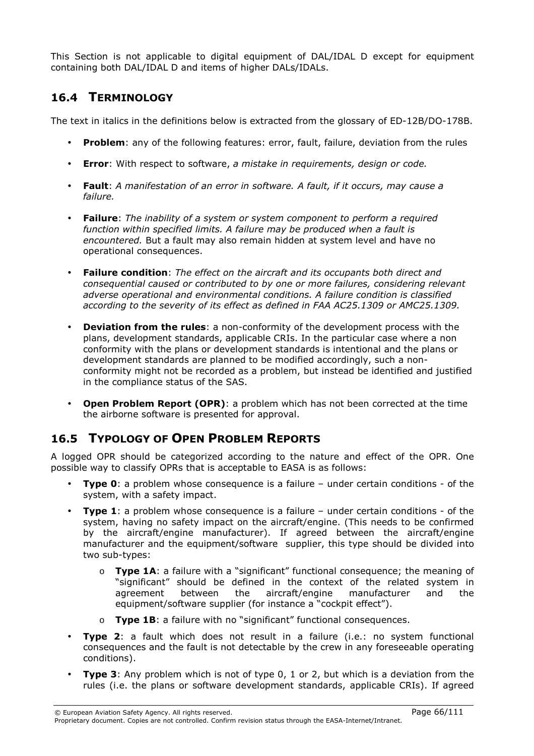This Section is not applicable to digital equipment of DAL/IDAL D except for equipment containing both DAL/IDAL D and items of higher DALs/IDALs.

## 16.4 TERMINOLOGY

The text in italics in the definitions below is extracted from the glossary of ED-12B/DO-178B.

- **Problem**: any of the following features: error, fault, failure, deviation from the rules
- **Error**: With respect to software, *a mistake in requirements, design or code.*
- **Fault**: *A manifestation of an error in software. A fault, if it occurs, may cause a failure.*
- **Failure**: *The inability of a system or system component to perform a required function within specified limits. A failure may be produced when a fault is encountered.* But a fault may also remain hidden at system level and have no operational consequences.
- **Failure condition**: *The effect on the aircraft and its occupants both direct and consequential caused or contributed to by one or more failures, considering relevant adverse operational and environmental conditions. A failure condition is classified according to the severity of its effect as defined in FAA AC25.1309 or AMC25.1309.*
- **Deviation from the rules**: a non-conformity of the development process with the plans, development standards, applicable CRIs. In the particular case where a non conformity with the plans or development standards is intentional and the plans or development standards are planned to be modified accordingly, such a non-conformity might not be recorded as a problem, but instead be identified and justified in the compliance status of the SAS.
- **Open Problem Report (OPR)**: a problem which has not been corrected at the time the airborne software is presented for approval.

## 16.5 TYPOLOGY OF OPEN PROBLEM REPORTS

A logged OPR should be categorized according to the nature and effect of the OPR. One possible way to classify OPRs that is acceptable to EASA is as follows:

- **Type 0**: a problem whose consequence is a failure – under certain conditions - of the system, with a safety impact.
- **Type 1**: a problem whose consequence is a failure – under certain conditions - of the system, having no safety impact on the aircraft/engine. (This needs to be confirmed by the aircraft/engine manufacturer). If agreed between the aircraft/engine manufacturer and the equipment/software supplier, this type should be divided into two sub-types:
    - **Type 1A**: a failure with a "significant" functional consequence; the meaning of "significant" should be defined in the context of the related system in agreement between the aircraft/engine manufacturer and the equipment/software supplier (for instance a "cockpit effect").
    - **Type 1B**: a failure with no "significant" functional consequences.
- **Type 2**: a fault which does not result in a failure (i.e.: no system functional consequences and the fault is not detectable by the crew in any foreseeable operating conditions).
- **Type 3**: Any problem which is not of type 0, 1 or 2, but which is a deviation from the rules (i.e. the plans or software development standards, applicable CRIs). If agreed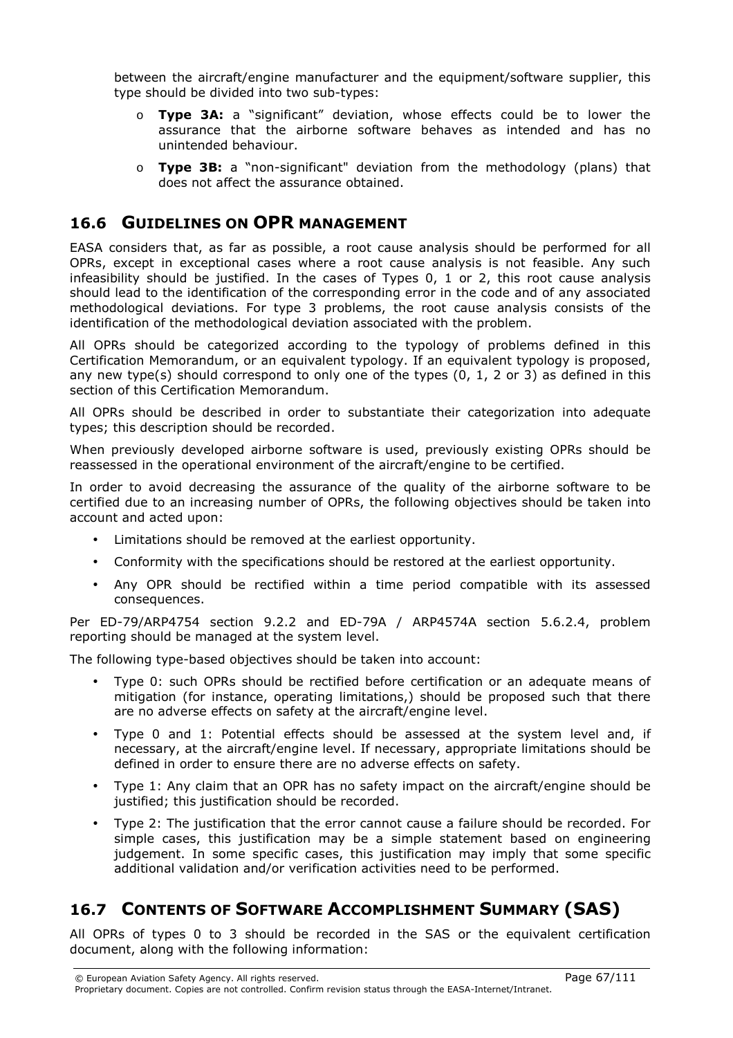between the aircraft/engine manufacturer and the equipment/software supplier, this type should be divided into two sub-types:

- **Type 3A:** a "significant" deviation, whose effects could be to lower the assurance that the airborne software behaves as intended and has no unintended behaviour.
- **Type 3B:** a "non-significant" deviation from the methodology (plans) that does not affect the assurance obtained.

## 16.6 GUIDELINES ON OPR MANAGEMENT

EASA considers that, as far as possible, a root cause analysis should be performed for all OPRs, except in exceptional cases where a root cause analysis is not feasible. Any such infeasibility should be justified. In the cases of Types 0, 1 or 2, this root cause analysis should lead to the identification of the corresponding error in the code and of any associated methodological deviations. For type 3 problems, the root cause analysis consists of the identification of the methodological deviation associated with the problem.

All OPRs should be categorized according to the typology of problems defined in this Certification Memorandum, or an equivalent typology. If an equivalent typology is proposed, any new type(s) should correspond to only one of the types (0, 1, 2 or 3) as defined in this section of this Certification Memorandum.

All OPRs should be described in order to substantiate their categorization into adequate types; this description should be recorded.

When previously developed airborne software is used, previously existing OPRs should be reassessed in the operational environment of the aircraft/engine to be certified.

In order to avoid decreasing the assurance of the quality of the airborne software to be certified due to an increasing number of OPRs, the following objectives should be taken into account and acted upon:

- Limitations should be removed at the earliest opportunity.
- Conformity with the specifications should be restored at the earliest opportunity.
- Any OPR should be rectified within a time period compatible with its assessed consequences.

Per ED-79/ARP4754 section 9.2.2 and ED-79A / ARP4574A section 5.6.2.4, problem reporting should be managed at the system level.

The following type-based objectives should be taken into account:

- Type 0: such OPRs should be rectified before certification or an adequate means of mitigation (for instance, operating limitations,) should be proposed such that there are no adverse effects on safety at the aircraft/engine level.
- Type 0 and 1: Potential effects should be assessed at the system level and, if necessary, at the aircraft/engine level. If necessary, appropriate limitations should be defined in order to ensure there are no adverse effects on safety.
- Type 1: Any claim that an OPR has no safety impact on the aircraft/engine should be justified; this justification should be recorded.
- Type 2: The justification that the error cannot cause a failure should be recorded. For simple cases, this justification may be a simple statement based on engineering judgement. In some specific cases, this justification may imply that some specific additional validation and/or verification activities need to be performed.

## 16.7 CONTENTS OF SOFTWARE ACCOMPLISHMENT SUMMARY (SAS)

All OPRs of types 0 to 3 should be recorded in the SAS or the equivalent certification document, along with the following information: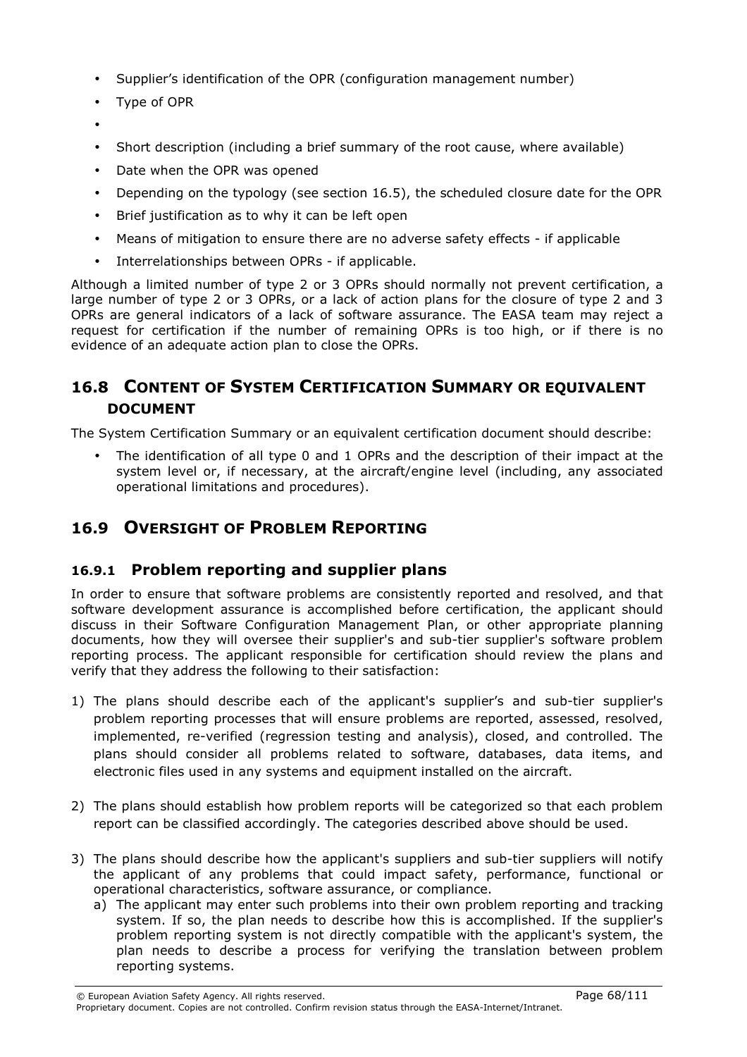- Supplier's identification of the OPR (configuration management number)
- Type of OPR
- 
- Short description (including a brief summary of the root cause, where available)
- Date when the OPR was opened
- Depending on the typology (see section 16.5), the scheduled closure date for the OPR
- Brief justification as to why it can be left open
- Means of mitigation to ensure there are no adverse safety effects - if applicable
- Interrelationships between OPRs - if applicable.

Although a limited number of type 2 or 3 OPRs should normally not prevent certification, a large number of type 2 or 3 OPRs, or a lack of action plans for the closure of type 2 and 3 OPRs are general indicators of a lack of software assurance. The EASA team may reject a request for certification if the number of remaining OPRs is too high, or if there is no evidence of an adequate action plan to close the OPRs.

## 16.8 CONTENT OF SYSTEM CERTIFICATION SUMMARY OR EQUIVALENT DOCUMENT

The System Certification Summary or an equivalent certification document should describe:

- The identification of all type 0 and 1 OPRs and the description of their impact at the system level or, if necessary, at the aircraft/engine level (including, any associated operational limitations and procedures).

## 16.9 OVERSIGHT OF PROBLEM REPORTING

### 16.9.1 Problem reporting and supplier plans

In order to ensure that software problems are consistently reported and resolved, and that software development assurance is accomplished before certification, the applicant should discuss in their Software Configuration Management Plan, or other appropriate planning documents, how they will oversee their supplier's and sub-tier supplier's software problem reporting process. The applicant responsible for certification should review the plans and verify that they address the following to their satisfaction:

1) The plans should describe each of the applicant's supplier's and sub-tier supplier's problem reporting processes that will ensure problems are reported, assessed, resolved, implemented, re-verified (regression testing and analysis), closed, and controlled. The plans should consider all problems related to software, databases, data items, and electronic files used in any systems and equipment installed on the aircraft.

2) The plans should establish how problem reports will be categorized so that each problem report can be classified accordingly. The categories described above should be used.

3) The plans should describe how the applicant's suppliers and sub-tier suppliers will notify the applicant of any problems that could impact safety, performance, functional or operational characteristics, software assurance, or compliance.
   a) The applicant may enter such problems into their own problem reporting and tracking system. If so, the plan needs to describe how this is accomplished. If the supplier's problem reporting system is not directly compatible with the applicant's system, the plan needs to describe a process for verifying the translation between problem reporting systems.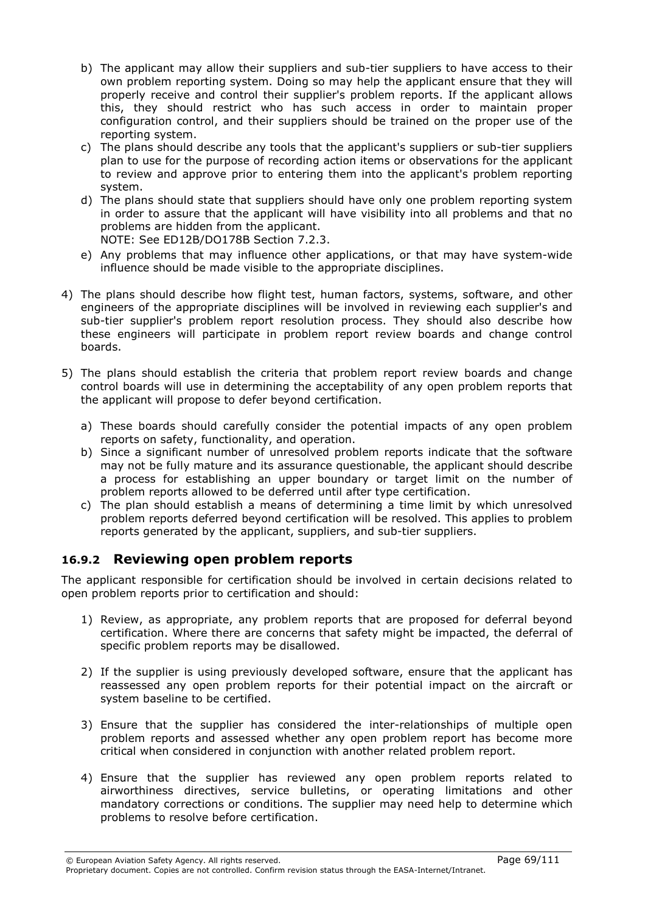b) The applicant may allow their suppliers and sub-tier suppliers to have access to their own problem reporting system. Doing so may help the applicant ensure that they will properly receive and control their supplier's problem reports. If the applicant allows this, they should restrict who has such access in order to maintain proper configuration control, and their suppliers should be trained on the proper use of the reporting system.

c) The plans should describe any tools that the applicant's suppliers or sub-tier suppliers plan to use for the purpose of recording action items or observations for the applicant to review and approve prior to entering them into the applicant's problem reporting system.

d) The plans should state that suppliers should have only one problem reporting system in order to assure that the applicant will have visibility into all problems and that no problems are hidden from the applicant.
NOTE: See ED12B/DO178B Section 7.2.3.

e) Any problems that may influence other applications, or that may have system-wide influence should be made visible to the appropriate disciplines.

4) The plans should describe how flight test, human factors, systems, software, and other engineers of the appropriate disciplines will be involved in reviewing each supplier's and sub-tier supplier's problem report resolution process. They should also describe how these engineers will participate in problem report review boards and change control boards.

5) The plans should establish the criteria that problem report review boards and change control boards will use in determining the acceptability of any open problem reports that the applicant will propose to defer beyond certification.

   a) These boards should carefully consider the potential impacts of any open problem reports on safety, functionality, and operation.
   b) Since a significant number of unresolved problem reports indicate that the software may not be fully mature and its assurance questionable, the applicant should describe a process for establishing an upper boundary or target limit on the number of problem reports allowed to be deferred until after type certification.
   c) The plan should establish a means of determining a time limit by which unresolved problem reports deferred beyond certification will be resolved. This applies to problem reports generated by the applicant, suppliers, and sub-tier suppliers.

### 16.9.2 Reviewing open problem reports

The applicant responsible for certification should be involved in certain decisions related to open problem reports prior to certification and should:

1) Review, as appropriate, any problem reports that are proposed for deferral beyond certification. Where there are concerns that safety might be impacted, the deferral of specific problem reports may be disallowed.

2) If the supplier is using previously developed software, ensure that the applicant has reassessed any open problem reports for their potential impact on the aircraft or system baseline to be certified.

3) Ensure that the supplier has considered the inter-relationships of multiple open problem reports and assessed whether any open problem report has become more critical when considered in conjunction with another related problem report.

4) Ensure that the supplier has reviewed any open problem reports related to airworthiness directives, service bulletins, or operating limitations and other mandatory corrections or conditions. The supplier may need help to determine which problems to resolve before certification.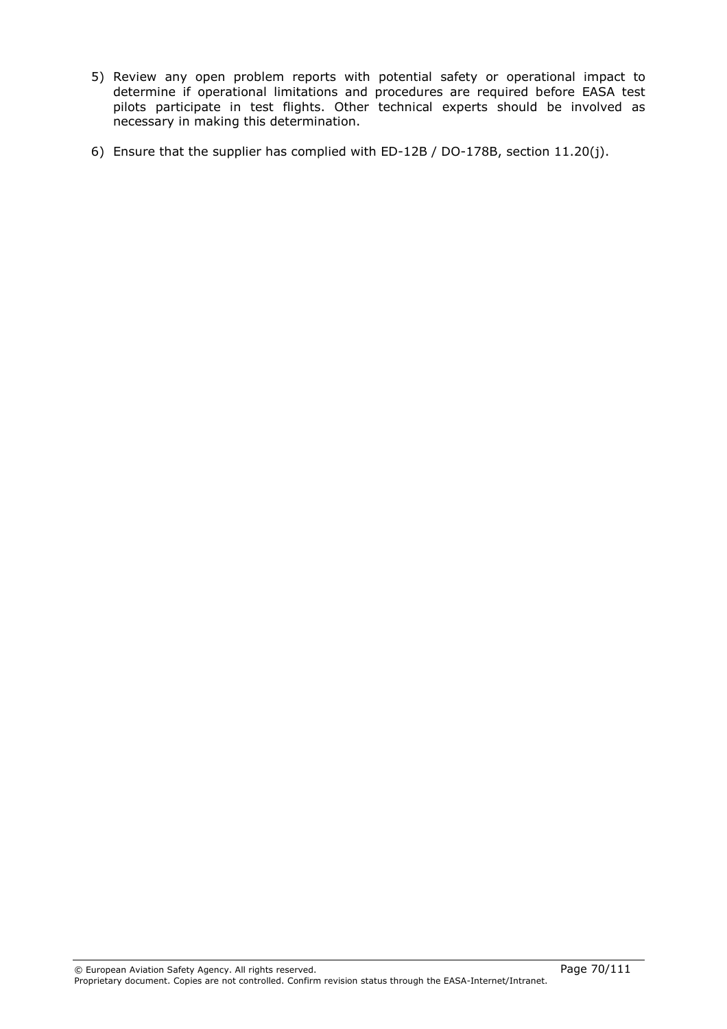5) Review any open problem reports with potential safety or operational impact to determine if operational limitations and procedures are required before EASA test pilots participate in test flights. Other technical experts should be involved as necessary in making this determination.

6) Ensure that the supplier has complied with ED-12B / DO-178B, section 11.20(j).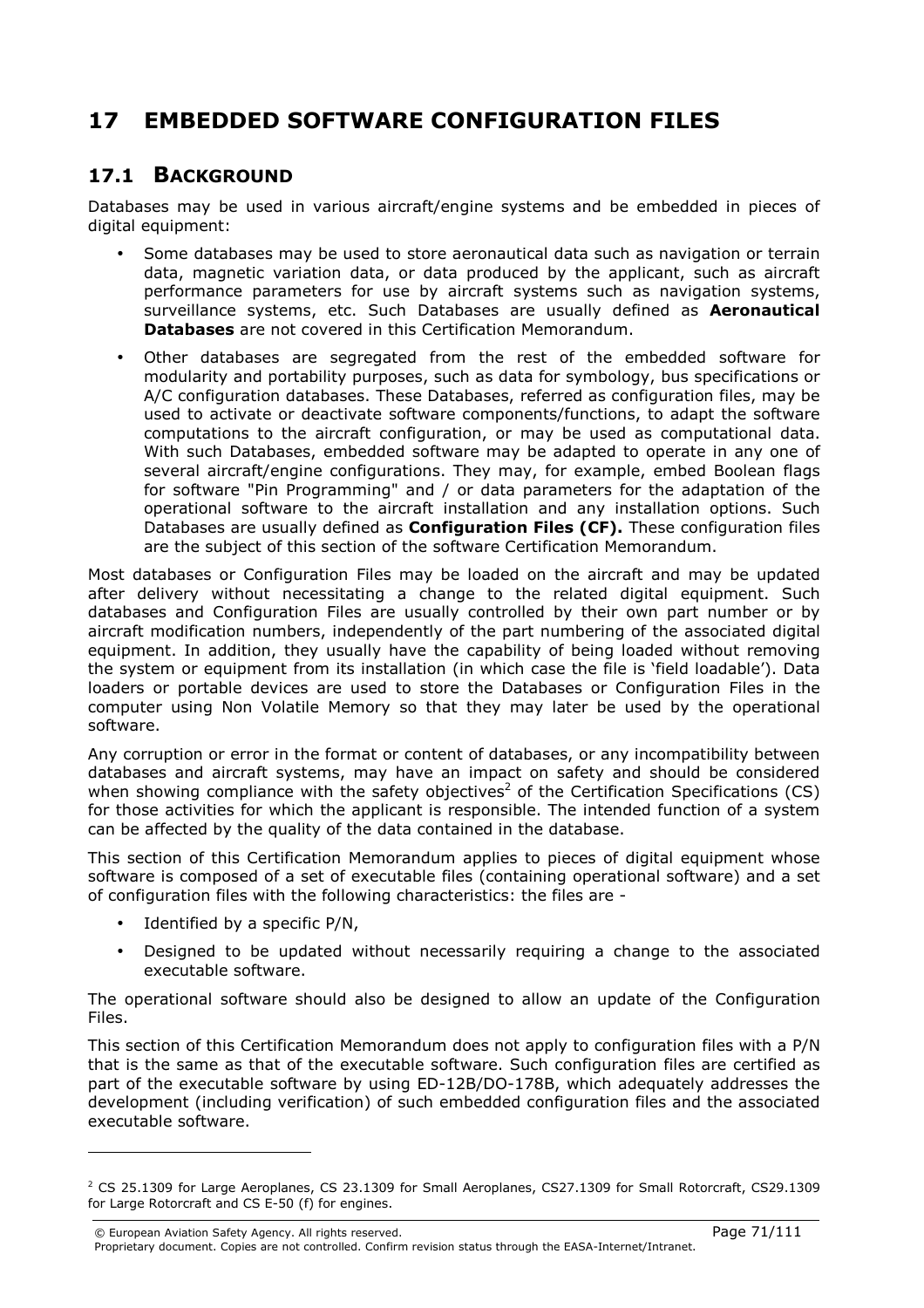# 17 EMBEDDED SOFTWARE CONFIGURATION FILES

## 17.1 BACKGROUND

Databases may be used in various aircraft/engine systems and be embedded in pieces of digital equipment:

- Some databases may be used to store aeronautical data such as navigation or terrain data, magnetic variation data, or data produced by the applicant, such as aircraft performance parameters for use by aircraft systems such as navigation systems, surveillance systems, etc. Such Databases are usually defined as **Aeronautical Databases** are not covered in this Certification Memorandum.
- Other databases are segregated from the rest of the embedded software for modularity and portability purposes, such as data for symbology, bus specifications or A/C configuration databases. These Databases, referred as configuration files, may be used to activate or deactivate software components/functions, to adapt the software computations to the aircraft configuration, or may be used as computational data. With such Databases, embedded software may be adapted to operate in any one of several aircraft/engine configurations. They may, for example, embed Boolean flags for software "Pin Programming" and / or data parameters for the adaptation of the operational software to the aircraft installation and any installation options. Such Databases are usually defined as **Configuration Files (CF).** These configuration files are the subject of this section of the software Certification Memorandum.

Most databases or Configuration Files may be loaded on the aircraft and may be updated after delivery without necessitating a change to the related digital equipment. Such databases and Configuration Files are usually controlled by their own part number or by aircraft modification numbers, independently of the part numbering of the associated digital equipment. In addition, they usually have the capability of being loaded without removing the system or equipment from its installation (in which case the file is 'field loadable'). Data loaders or portable devices are used to store the Databases or Configuration Files in the computer using Non Volatile Memory so that they may later be used by the operational software.

Any corruption or error in the format or content of databases, or any incompatibility between databases and aircraft systems, may have an impact on safety and should be considered when showing compliance with the safety objectives[2] of the Certification Specifications (CS) for those activities for which the applicant is responsible. The intended function of a system can be affected by the quality of the data contained in the database.

This section of this Certification Memorandum applies to pieces of digital equipment whose software is composed of a set of executable files (containing operational software) and a set of configuration files with the following characteristics: the files are -

- Identified by a specific P/N,
- Designed to be updated without necessarily requiring a change to the associated executable software.

The operational software should also be designed to allow an update of the Configuration Files.

This section of this Certification Memorandum does not apply to configuration files with a P/N that is the same as that of the executable software. Such configuration files are certified as part of the executable software by using ED-12B/DO-178B, which adequately addresses the development (including verification) of such embedded configuration files and the associated executable software.

---

[2] CS 25.1309 for Large Aeroplanes, CS 23.1309 for Small Aeroplanes, CS27.1309 for Small Rotorcraft, CS29.1309 for Large Rotorcraft and CS E-50 (f) for engines.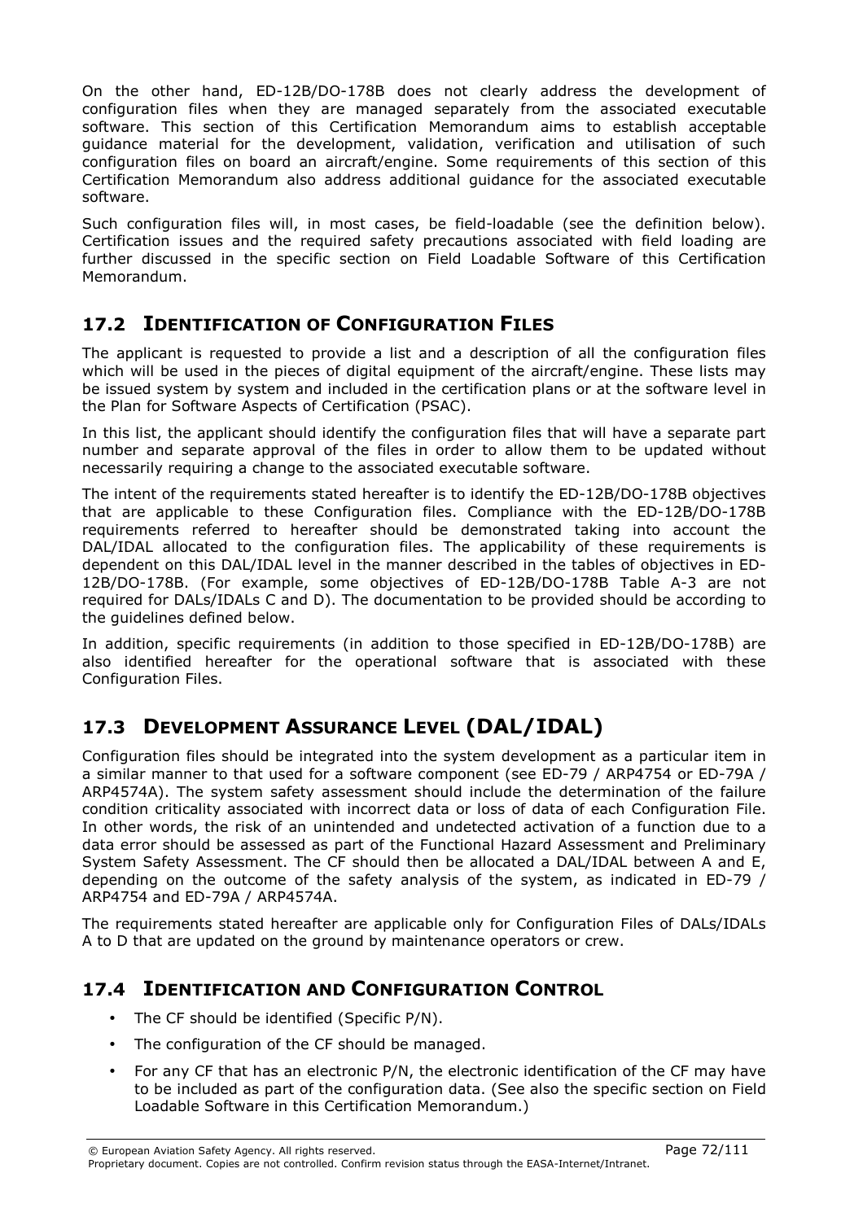On the other hand, ED-12B/DO-178B does not clearly address the development of configuration files when they are managed separately from the associated executable software. This section of this Certification Memorandum aims to establish acceptable guidance material for the development, validation, verification and utilisation of such configuration files on board an aircraft/engine. Some requirements of this section of this Certification Memorandum also address additional guidance for the associated executable software.

Such configuration files will, in most cases, be field-loadable (see the definition below). Certification issues and the required safety precautions associated with field loading are further discussed in the specific section on Field Loadable Software of this Certification Memorandum.

## 17.2 IDENTIFICATION OF CONFIGURATION FILES

The applicant is requested to provide a list and a description of all the configuration files which will be used in the pieces of digital equipment of the aircraft/engine. These lists may be issued system by system and included in the certification plans or at the software level in the Plan for Software Aspects of Certification (PSAC).

In this list, the applicant should identify the configuration files that will have a separate part number and separate approval of the files in order to allow them to be updated without necessarily requiring a change to the associated executable software.

The intent of the requirements stated hereafter is to identify the ED-12B/DO-178B objectives that are applicable to these Configuration files. Compliance with the ED-12B/DO-178B requirements referred to hereafter should be demonstrated taking into account the DAL/IDAL allocated to the configuration files. The applicability of these requirements is dependent on this DAL/IDAL level in the manner described in the tables of objectives in ED-12B/DO-178B. (For example, some objectives of ED-12B/DO-178B Table A-3 are not required for DALs/IDALs C and D). The documentation to be provided should be according to the guidelines defined below.

In addition, specific requirements (in addition to those specified in ED-12B/DO-178B) are also identified hereafter for the operational software that is associated with these Configuration Files.

## 17.3 DEVELOPMENT ASSURANCE LEVEL (DAL/IDAL)

Configuration files should be integrated into the system development as a particular item in a similar manner to that used for a software component (see ED-79 / ARP4754 or ED-79A / ARP4574A). The system safety assessment should include the determination of the failure condition criticality associated with incorrect data or loss of data of each Configuration File. In other words, the risk of an unintended and undetected activation of a function due to a data error should be assessed as part of the Functional Hazard Assessment and Preliminary System Safety Assessment. The CF should then be allocated a DAL/IDAL between A and E, depending on the outcome of the safety analysis of the system, as indicated in ED-79 / ARP4754 and ED-79A / ARP4574A.

The requirements stated hereafter are applicable only for Configuration Files of DALs/IDALs A to D that are updated on the ground by maintenance operators or crew.

## 17.4 IDENTIFICATION AND CONFIGURATION CONTROL

- The CF should be identified (Specific P/N).
- The configuration of the CF should be managed.
- For any CF that has an electronic P/N, the electronic identification of the CF may have to be included as part of the configuration data. (See also the specific section on Field Loadable Software in this Certification Memorandum.)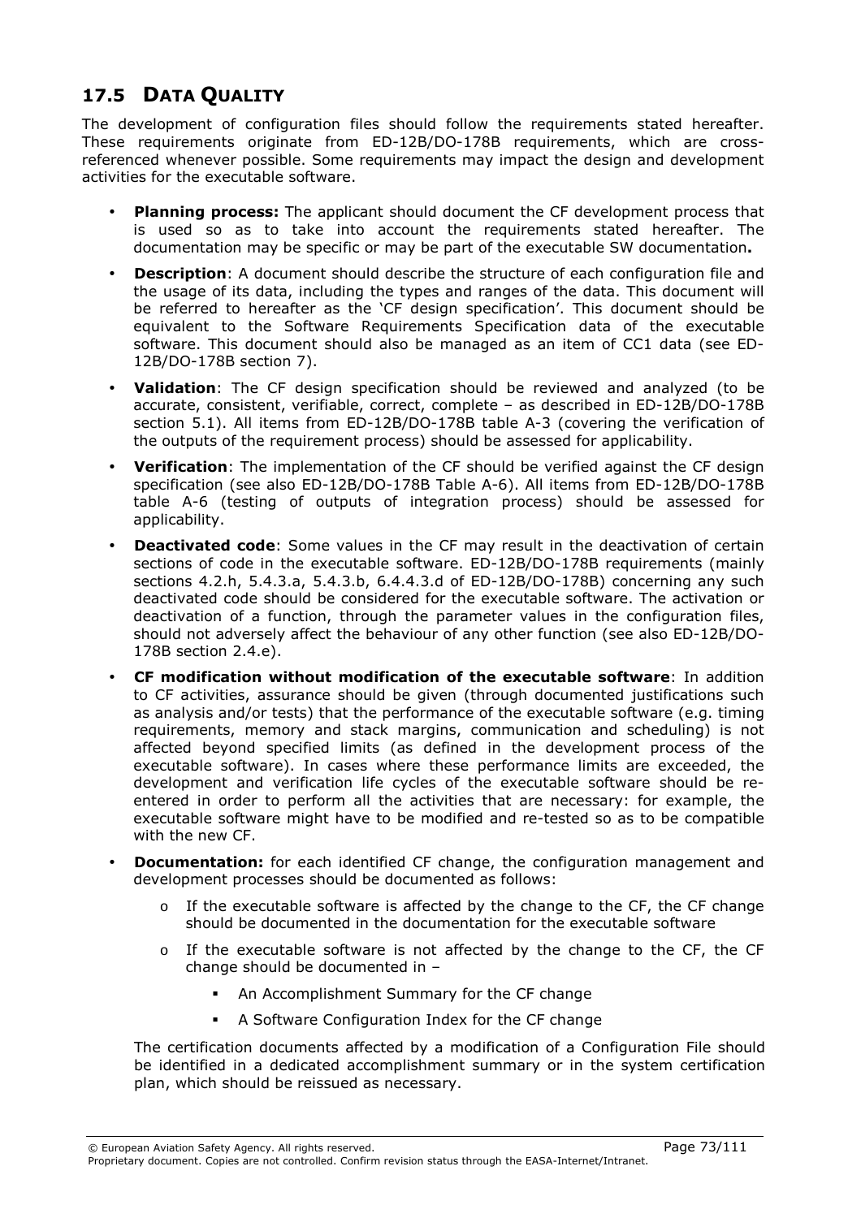## 17.5 DATA QUALITY

The development of configuration files should follow the requirements stated hereafter. These requirements originate from ED-12B/DO-178B requirements, which are cross-referenced whenever possible. Some requirements may impact the design and development activities for the executable software.

- **Planning process:** The applicant should document the CF development process that is used so as to take into account the requirements stated hereafter. The documentation may be specific or may be part of the executable SW documentation**.**
- **Description**: A document should describe the structure of each configuration file and the usage of its data, including the types and ranges of the data. This document will be referred to hereafter as the 'CF design specification'. This document should be equivalent to the Software Requirements Specification data of the executable software. This document should also be managed as an item of CC1 data (see ED-12B/DO-178B section 7).
- **Validation**: The CF design specification should be reviewed and analyzed (to be accurate, consistent, verifiable, correct, complete – as described in ED-12B/DO-178B section 5.1). All items from ED-12B/DO-178B table A-3 (covering the verification of the outputs of the requirement process) should be assessed for applicability.
- **Verification**: The implementation of the CF should be verified against the CF design specification (see also ED-12B/DO-178B Table A-6). All items from ED-12B/DO-178B table A-6 (testing of outputs of integration process) should be assessed for applicability.
- **Deactivated code**: Some values in the CF may result in the deactivation of certain sections of code in the executable software. ED-12B/DO-178B requirements (mainly sections 4.2.h, 5.4.3.a, 5.4.3.b, 6.4.4.3.d of ED-12B/DO-178B) concerning any such deactivated code should be considered for the executable software. The activation or deactivation of a function, through the parameter values in the configuration files, should not adversely affect the behaviour of any other function (see also ED-12B/DO-178B section 2.4.e).
- **CF modification without modification of the executable software**: In addition to CF activities, assurance should be given (through documented justifications such as analysis and/or tests) that the performance of the executable software (e.g. timing requirements, memory and stack margins, communication and scheduling) is not affected beyond specified limits (as defined in the development process of the executable software). In cases where these performance limits are exceeded, the development and verification life cycles of the executable software should be re-entered in order to perform all the activities that are necessary: for example, the executable software might have to be modified and re-tested so as to be compatible with the new CF.
- **Documentation:** for each identified CF change, the configuration management and development processes should be documented as follows:
  - If the executable software is affected by the change to the CF, the CF change should be documented in the documentation for the executable software
  - If the executable software is not affected by the change to the CF, the CF change should be documented in –
    - An Accomplishment Summary for the CF change
    - A Software Configuration Index for the CF change

  The certification documents affected by a modification of a Configuration File should be identified in a dedicated accomplishment summary or in the system certification plan, which should be reissued as necessary.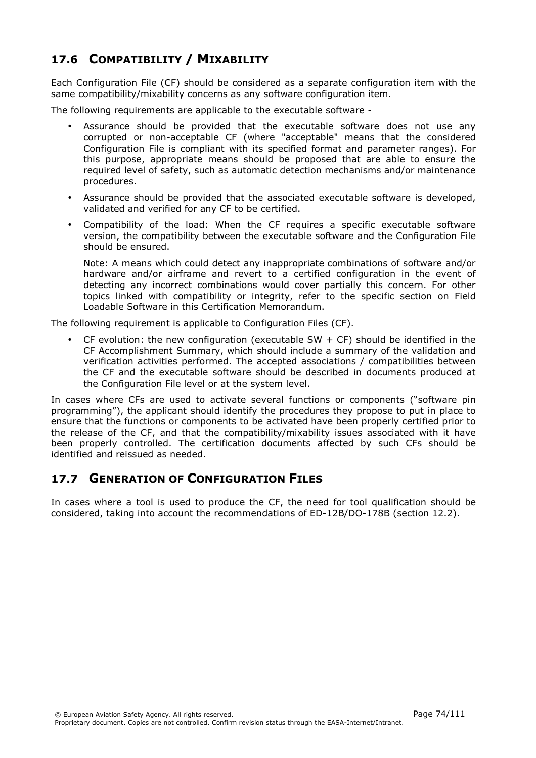## 17.6 COMPATIBILITY / MIXABILITY

Each Configuration File (CF) should be considered as a separate configuration item with the same compatibility/mixability concerns as any software configuration item.

The following requirements are applicable to the executable software -

- Assurance should be provided that the executable software does not use any corrupted or non-acceptable CF (where "acceptable" means that the considered Configuration File is compliant with its specified format and parameter ranges). For this purpose, appropriate means should be proposed that are able to ensure the required level of safety, such as automatic detection mechanisms and/or maintenance procedures.
- Assurance should be provided that the associated executable software is developed, validated and verified for any CF to be certified.
- Compatibility of the load: When the CF requires a specific executable software version, the compatibility between the executable software and the Configuration File should be ensured.

  Note: A means which could detect any inappropriate combinations of software and/or hardware and/or airframe and revert to a certified configuration in the event of detecting any incorrect combinations would cover partially this concern. For other topics linked with compatibility or integrity, refer to the specific section on Field Loadable Software in this Certification Memorandum.

The following requirement is applicable to Configuration Files (CF).

- CF evolution: the new configuration (executable SW + CF) should be identified in the CF Accomplishment Summary, which should include a summary of the validation and verification activities performed. The accepted associations / compatibilities between the CF and the executable software should be described in documents produced at the Configuration File level or at the system level.

In cases where CFs are used to activate several functions or components ("software pin programming"), the applicant should identify the procedures they propose to put in place to ensure that the functions or components to be activated have been properly certified prior to the release of the CF, and that the compatibility/mixability issues associated with it have been properly controlled. The certification documents affected by such CFs should be identified and reissued as needed.

## 17.7 GENERATION OF CONFIGURATION FILES

In cases where a tool is used to produce the CF, the need for tool qualification should be considered, taking into account the recommendations of ED-12B/DO-178B (section 12.2).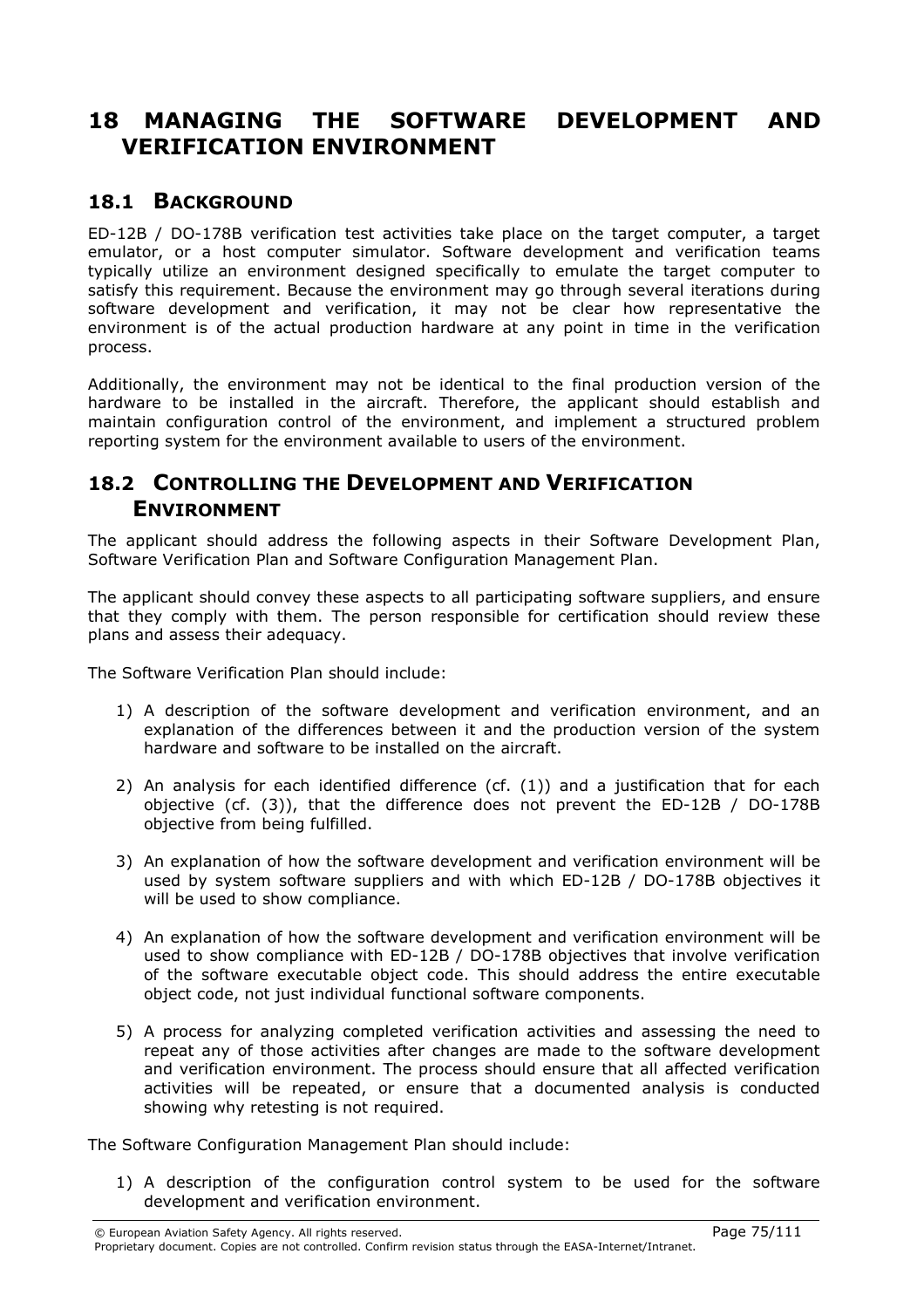# 18 MANAGING THE SOFTWARE DEVELOPMENT AND VERIFICATION ENVIRONMENT

## 18.1 BACKGROUND

ED-12B / DO-178B verification test activities take place on the target computer, a target emulator, or a host computer simulator. Software development and verification teams typically utilize an environment designed specifically to emulate the target computer to satisfy this requirement. Because the environment may go through several iterations during software development and verification, it may not be clear how representative the environment is of the actual production hardware at any point in time in the verification process.

Additionally, the environment may not be identical to the final production version of the hardware to be installed in the aircraft. Therefore, the applicant should establish and maintain configuration control of the environment, and implement a structured problem reporting system for the environment available to users of the environment.

## 18.2 CONTROLLING THE DEVELOPMENT AND VERIFICATION ENVIRONMENT

The applicant should address the following aspects in their Software Development Plan, Software Verification Plan and Software Configuration Management Plan.

The applicant should convey these aspects to all participating software suppliers, and ensure that they comply with them. The person responsible for certification should review these plans and assess their adequacy.

The Software Verification Plan should include:

1) A description of the software development and verification environment, and an explanation of the differences between it and the production version of the system hardware and software to be installed on the aircraft.

2) An analysis for each identified difference (cf. (1)) and a justification that for each objective (cf. (3)), that the difference does not prevent the ED-12B / DO-178B objective from being fulfilled.

3) An explanation of how the software development and verification environment will be used by system software suppliers and with which ED-12B / DO-178B objectives it will be used to show compliance.

4) An explanation of how the software development and verification environment will be used to show compliance with ED-12B / DO-178B objectives that involve verification of the software executable object code. This should address the entire executable object code, not just individual functional software components.

5) A process for analyzing completed verification activities and assessing the need to repeat any of those activities after changes are made to the software development and verification environment. The process should ensure that all affected verification activities will be repeated, or ensure that a documented analysis is conducted showing why retesting is not required.

The Software Configuration Management Plan should include:

1) A description of the configuration control system to be used for the software development and verification environment.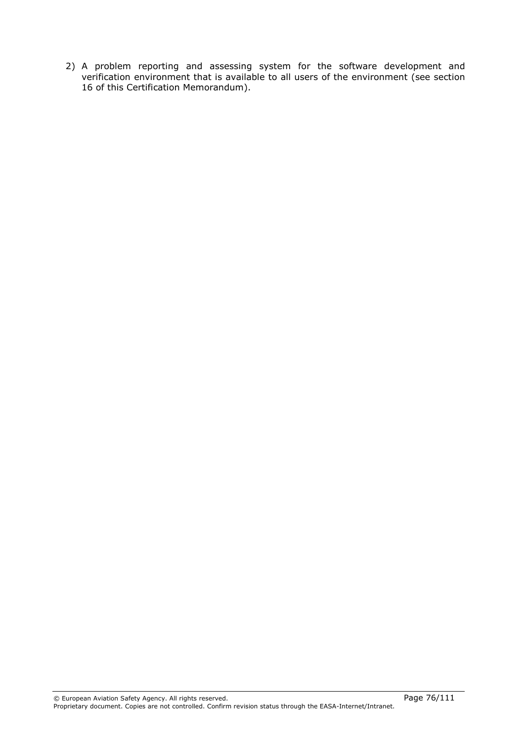2) A problem reporting and assessing system for the software development and verification environment that is available to all users of the environment (see section 16 of this Certification Memorandum).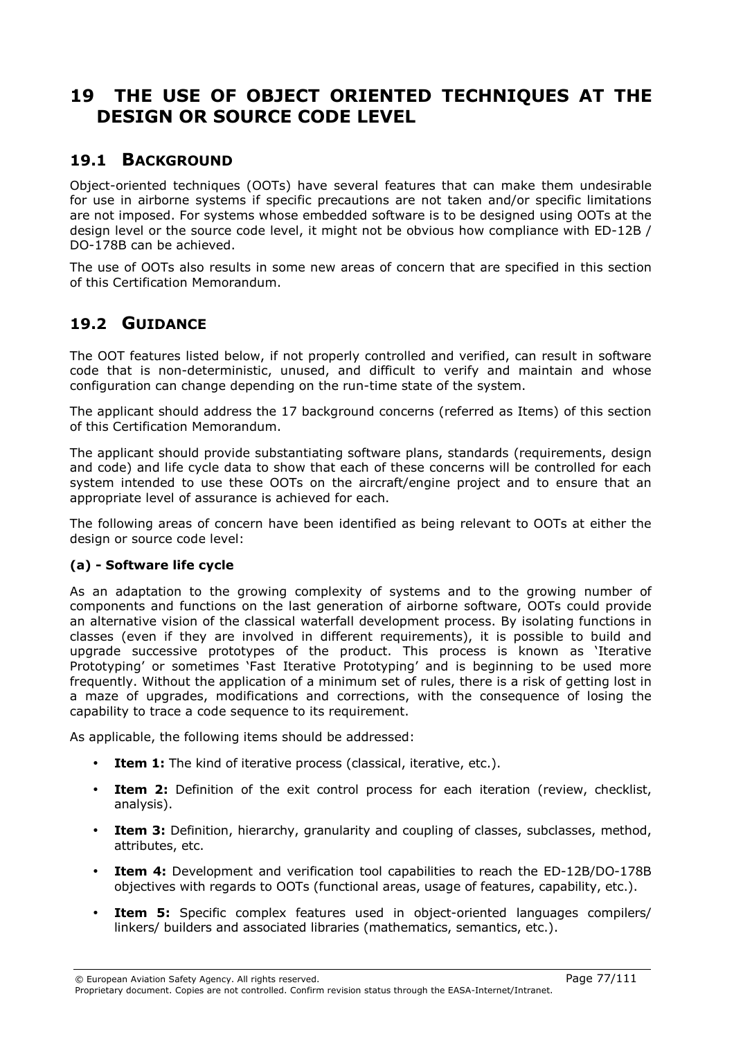# 19 THE USE OF OBJECT ORIENTED TECHNIQUES AT THE DESIGN OR SOURCE CODE LEVEL

## 19.1 BACKGROUND

Object-oriented techniques (OOTs) have several features that can make them undesirable for use in airborne systems if specific precautions are not taken and/or specific limitations are not imposed. For systems whose embedded software is to be designed using OOTs at the design level or the source code level, it might not be obvious how compliance with ED-12B / DO-178B can be achieved.

The use of OOTs also results in some new areas of concern that are specified in this section of this Certification Memorandum.

## 19.2 GUIDANCE

The OOT features listed below, if not properly controlled and verified, can result in software code that is non-deterministic, unused, and difficult to verify and maintain and whose configuration can change depending on the run-time state of the system.

The applicant should address the 17 background concerns (referred as Items) of this section of this Certification Memorandum.

The applicant should provide substantiating software plans, standards (requirements, design and code) and life cycle data to show that each of these concerns will be controlled for each system intended to use these OOTs on the aircraft/engine project and to ensure that an appropriate level of assurance is achieved for each.

The following areas of concern have been identified as being relevant to OOTs at either the design or source code level:

**(a) - Software life cycle**

As an adaptation to the growing complexity of systems and to the growing number of components and functions on the last generation of airborne software, OOTs could provide an alternative vision of the classical waterfall development process. By isolating functions in classes (even if they are involved in different requirements), it is possible to build and upgrade successive prototypes of the product. This process is known as 'Iterative Prototyping' or sometimes 'Fast Iterative Prototyping' and is beginning to be used more frequently. Without the application of a minimum set of rules, there is a risk of getting lost in a maze of upgrades, modifications and corrections, with the consequence of losing the capability to trace a code sequence to its requirement.

As applicable, the following items should be addressed:

- **Item 1:** The kind of iterative process (classical, iterative, etc.).
- **Item 2:** Definition of the exit control process for each iteration (review, checklist, analysis).
- **Item 3:** Definition, hierarchy, granularity and coupling of classes, subclasses, method, attributes, etc.
- **Item 4:** Development and verification tool capabilities to reach the ED-12B/DO-178B objectives with regards to OOTs (functional areas, usage of features, capability, etc.).
- **Item 5:** Specific complex features used in object-oriented languages compilers/ linkers/ builders and associated libraries (mathematics, semantics, etc.).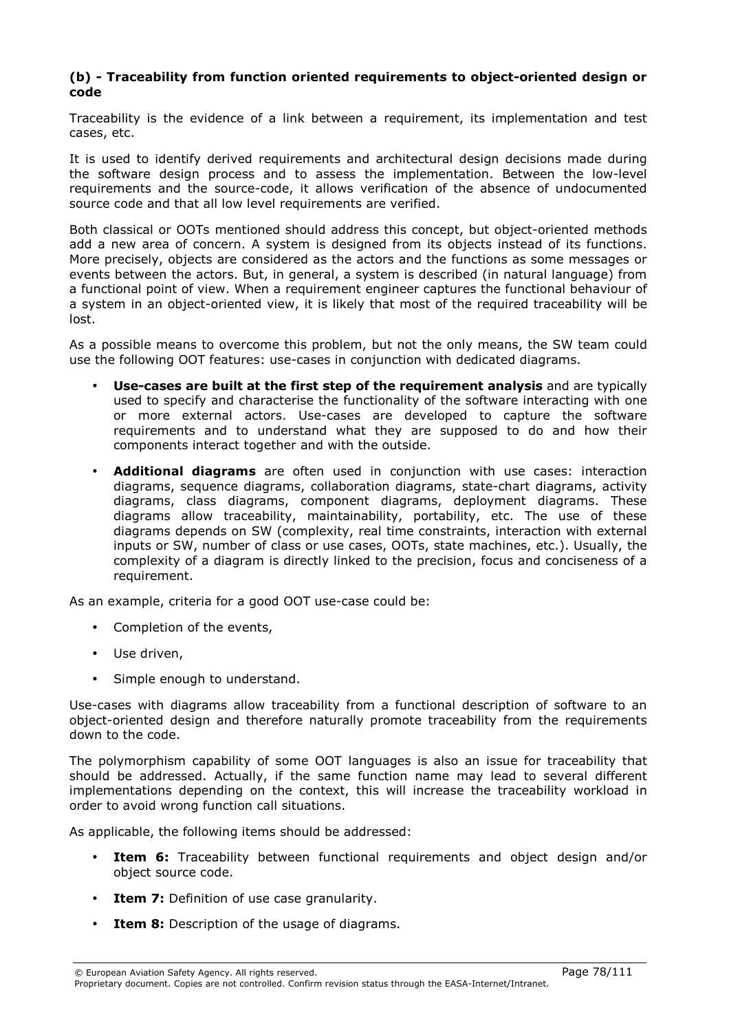**(b) - Traceability from function oriented requirements to object-oriented design or code**

Traceability is the evidence of a link between a requirement, its implementation and test cases, etc.

It is used to identify derived requirements and architectural design decisions made during the software design process and to assess the implementation. Between the low-level requirements and the source-code, it allows verification of the absence of undocumented source code and that all low level requirements are verified.

Both classical or OOTs mentioned should address this concept, but object-oriented methods add a new area of concern. A system is designed from its objects instead of its functions. More precisely, objects are considered as the actors and the functions as some messages or events between the actors. But, in general, a system is described (in natural language) from a functional point of view. When a requirement engineer captures the functional behaviour of a system in an object-oriented view, it is likely that most of the required traceability will be lost.

As a possible means to overcome this problem, but not the only means, the SW team could use the following OOT features: use-cases in conjunction with dedicated diagrams.

- **Use-cases are built at the first step of the requirement analysis** and are typically used to specify and characterise the functionality of the software interacting with one or more external actors. Use-cases are developed to capture the software requirements and to understand what they are supposed to do and how their components interact together and with the outside.
- **Additional diagrams** are often used in conjunction with use cases: interaction diagrams, sequence diagrams, collaboration diagrams, state-chart diagrams, activity diagrams, class diagrams, component diagrams, deployment diagrams. These diagrams allow traceability, maintainability, portability, etc. The use of these diagrams depends on SW (complexity, real time constraints, interaction with external inputs or SW, number of class or use cases, OOTs, state machines, etc.). Usually, the complexity of a diagram is directly linked to the precision, focus and conciseness of a requirement.

As an example, criteria for a good OOT use-case could be:

- Completion of the events,
- Use driven,
- Simple enough to understand.

Use-cases with diagrams allow traceability from a functional description of software to an object-oriented design and therefore naturally promote traceability from the requirements down to the code.

The polymorphism capability of some OOT languages is also an issue for traceability that should be addressed. Actually, if the same function name may lead to several different implementations depending on the context, this will increase the traceability workload in order to avoid wrong function call situations.

As applicable, the following items should be addressed:

- **Item 6:** Traceability between functional requirements and object design and/or object source code.
- **Item 7:** Definition of use case granularity.
- **Item 8:** Description of the usage of diagrams.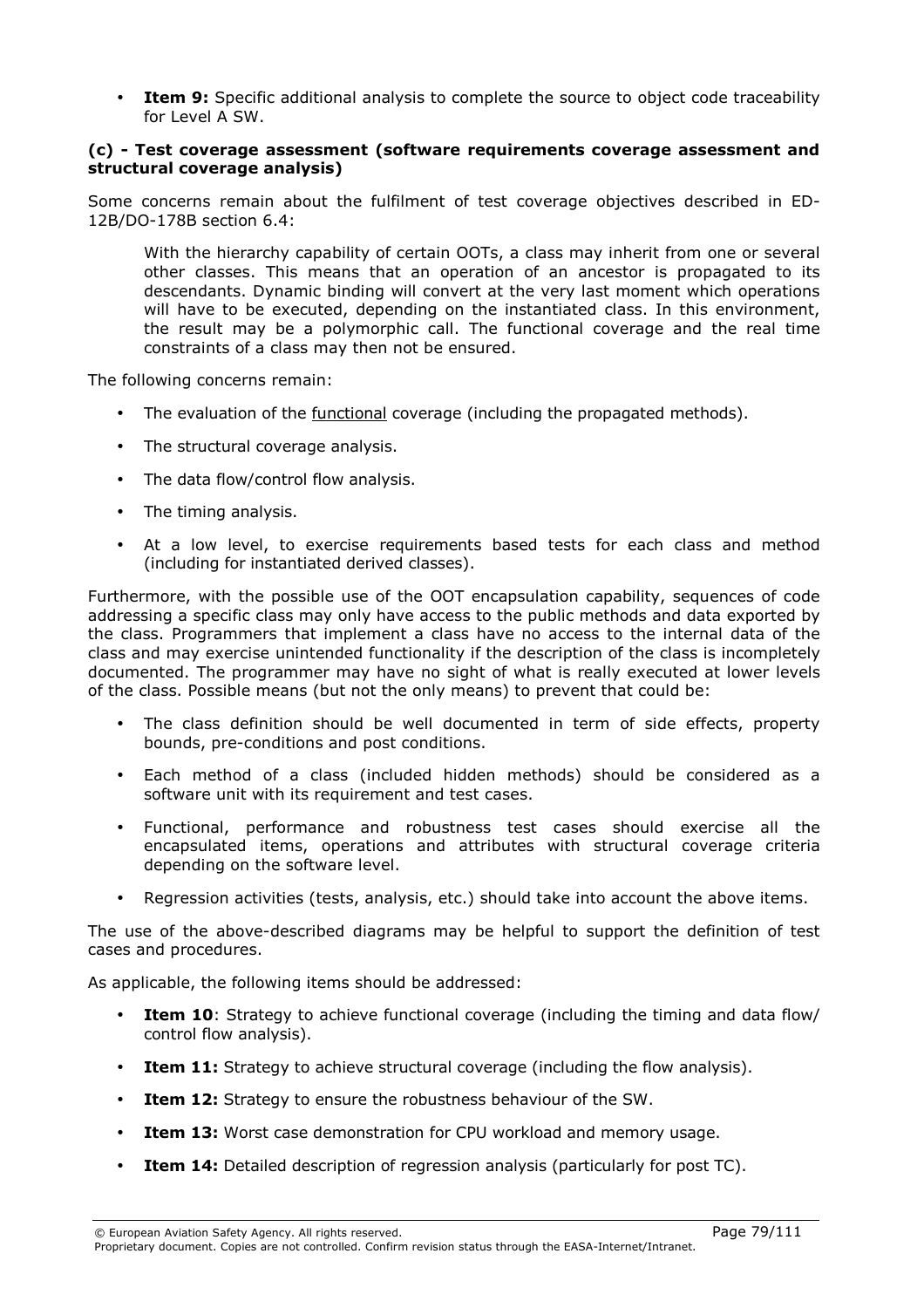- **Item 9:** Specific additional analysis to complete the source to object code traceability for Level A SW.

**(c) - Test coverage assessment (software requirements coverage assessment and structural coverage analysis)**

Some concerns remain about the fulfilment of test coverage objectives described in ED-12B/DO-178B section 6.4:

> With the hierarchy capability of certain OOTs, a class may inherit from one or several other classes. This means that an operation of an ancestor is propagated to its descendants. Dynamic binding will convert at the very last moment which operations will have to be executed, depending on the instantiated class. In this environment, the result may be a polymorphic call. The functional coverage and the real time constraints of a class may then not be ensured.

The following concerns remain:

- The evaluation of the functional coverage (including the propagated methods).
- The structural coverage analysis.
- The data flow/control flow analysis.
- The timing analysis.
- At a low level, to exercise requirements based tests for each class and method (including for instantiated derived classes).

Furthermore, with the possible use of the OOT encapsulation capability, sequences of code addressing a specific class may only have access to the public methods and data exported by the class. Programmers that implement a class have no access to the internal data of the class and may exercise unintended functionality if the description of the class is incompletely documented. The programmer may have no sight of what is really executed at lower levels of the class. Possible means (but not the only means) to prevent that could be:

- The class definition should be well documented in term of side effects, property bounds, pre-conditions and post conditions.
- Each method of a class (included hidden methods) should be considered as a software unit with its requirement and test cases.
- Functional, performance and robustness test cases should exercise all the encapsulated items, operations and attributes with structural coverage criteria depending on the software level.
- Regression activities (tests, analysis, etc.) should take into account the above items.

The use of the above-described diagrams may be helpful to support the definition of test cases and procedures.

As applicable, the following items should be addressed:

- **Item 10**: Strategy to achieve functional coverage (including the timing and data flow/ control flow analysis).
- **Item 11:** Strategy to achieve structural coverage (including the flow analysis).
- **Item 12:** Strategy to ensure the robustness behaviour of the SW.
- **Item 13:** Worst case demonstration for CPU workload and memory usage.
- **Item 14:** Detailed description of regression analysis (particularly for post TC).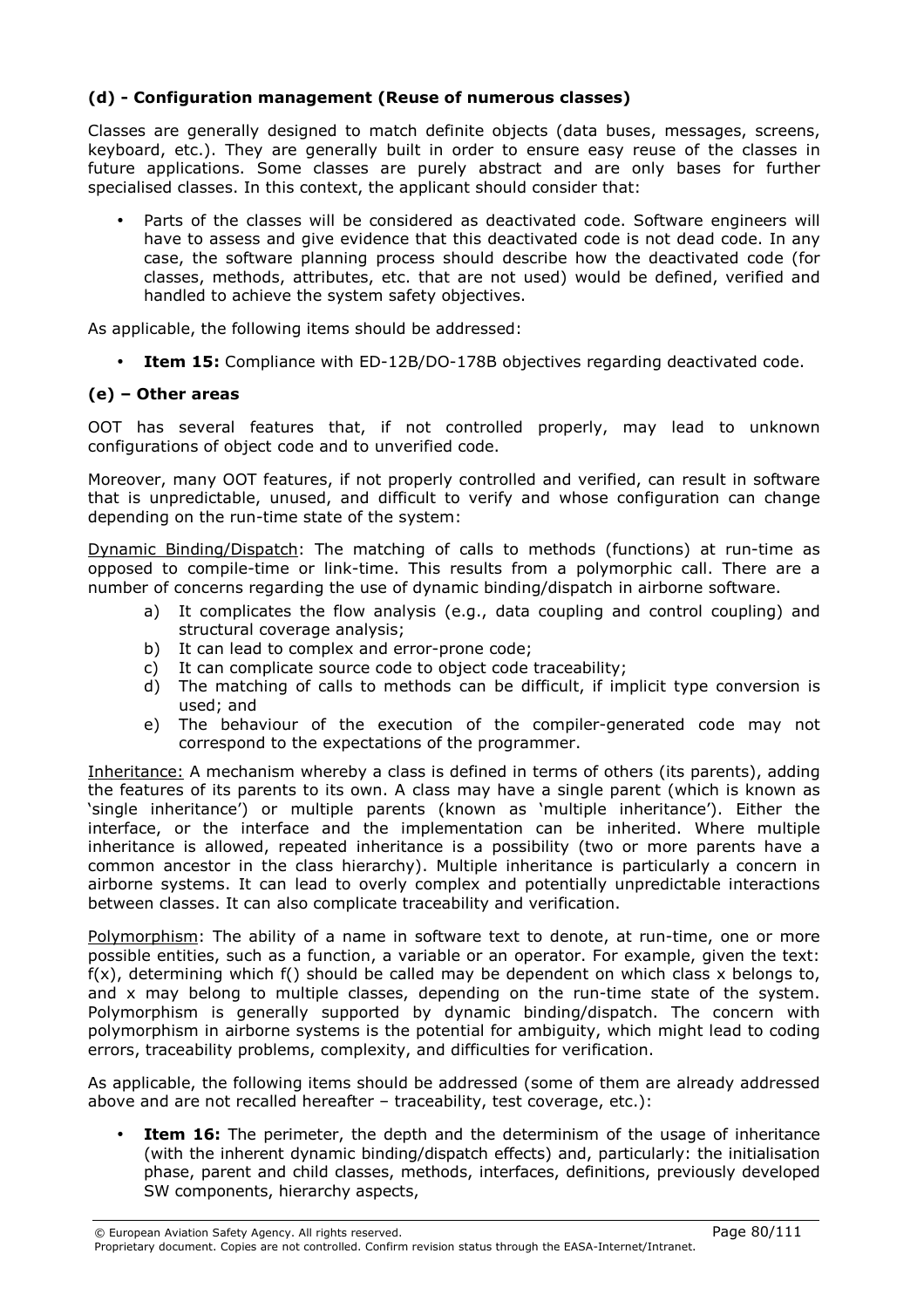### (d) - Configuration management (Reuse of numerous classes)

Classes are generally designed to match definite objects (data buses, messages, screens, keyboard, etc.). They are generally built in order to ensure easy reuse of the classes in future applications. Some classes are purely abstract and are only bases for further specialised classes. In this context, the applicant should consider that:

- Parts of the classes will be considered as deactivated code. Software engineers will have to assess and give evidence that this deactivated code is not dead code. In any case, the software planning process should describe how the deactivated code (for classes, methods, attributes, etc. that are not used) would be defined, verified and handled to achieve the system safety objectives.

As applicable, the following items should be addressed:

- **Item 15:** Compliance with ED-12B/DO-178B objectives regarding deactivated code.

### (e) – Other areas

OOT has several features that, if not controlled properly, may lead to unknown configurations of object code and to unverified code.

Moreover, many OOT features, if not properly controlled and verified, can result in software that is unpredictable, unused, and difficult to verify and whose configuration can change depending on the run-time state of the system:

Dynamic Binding/Dispatch: The matching of calls to methods (functions) at run-time as opposed to compile-time or link-time. This results from a polymorphic call. There are a number of concerns regarding the use of dynamic binding/dispatch in airborne software.

a) It complicates the flow analysis (e.g., data coupling and control coupling) and structural coverage analysis;
b) It can lead to complex and error-prone code;
c) It can complicate source code to object code traceability;
d) The matching of calls to methods can be difficult, if implicit type conversion is used; and
e) The behaviour of the execution of the compiler-generated code may not correspond to the expectations of the programmer.

Inheritance: A mechanism whereby a class is defined in terms of others (its parents), adding the features of its parents to its own. A class may have a single parent (which is known as 'single inheritance') or multiple parents (known as 'multiple inheritance'). Either the interface, or the interface and the implementation can be inherited. Where multiple inheritance is allowed, repeated inheritance is a possibility (two or more parents have a common ancestor in the class hierarchy). Multiple inheritance is particularly a concern in airborne systems. It can lead to overly complex and potentially unpredictable interactions between classes. It can also complicate traceability and verification.

Polymorphism: The ability of a name in software text to denote, at run-time, one or more possible entities, such as a function, a variable or an operator. For example, given the text: f(x), determining which f() should be called may be dependent on which class x belongs to, and x may belong to multiple classes, depending on the run-time state of the system. Polymorphism is generally supported by dynamic binding/dispatch. The concern with polymorphism in airborne systems is the potential for ambiguity, which might lead to coding errors, traceability problems, complexity, and difficulties for verification.

As applicable, the following items should be addressed (some of them are already addressed above and are not recalled hereafter – traceability, test coverage, etc.):

- **Item 16:** The perimeter, the depth and the determinism of the usage of inheritance (with the inherent dynamic binding/dispatch effects) and, particularly: the initialisation phase, parent and child classes, methods, interfaces, definitions, previously developed SW components, hierarchy aspects,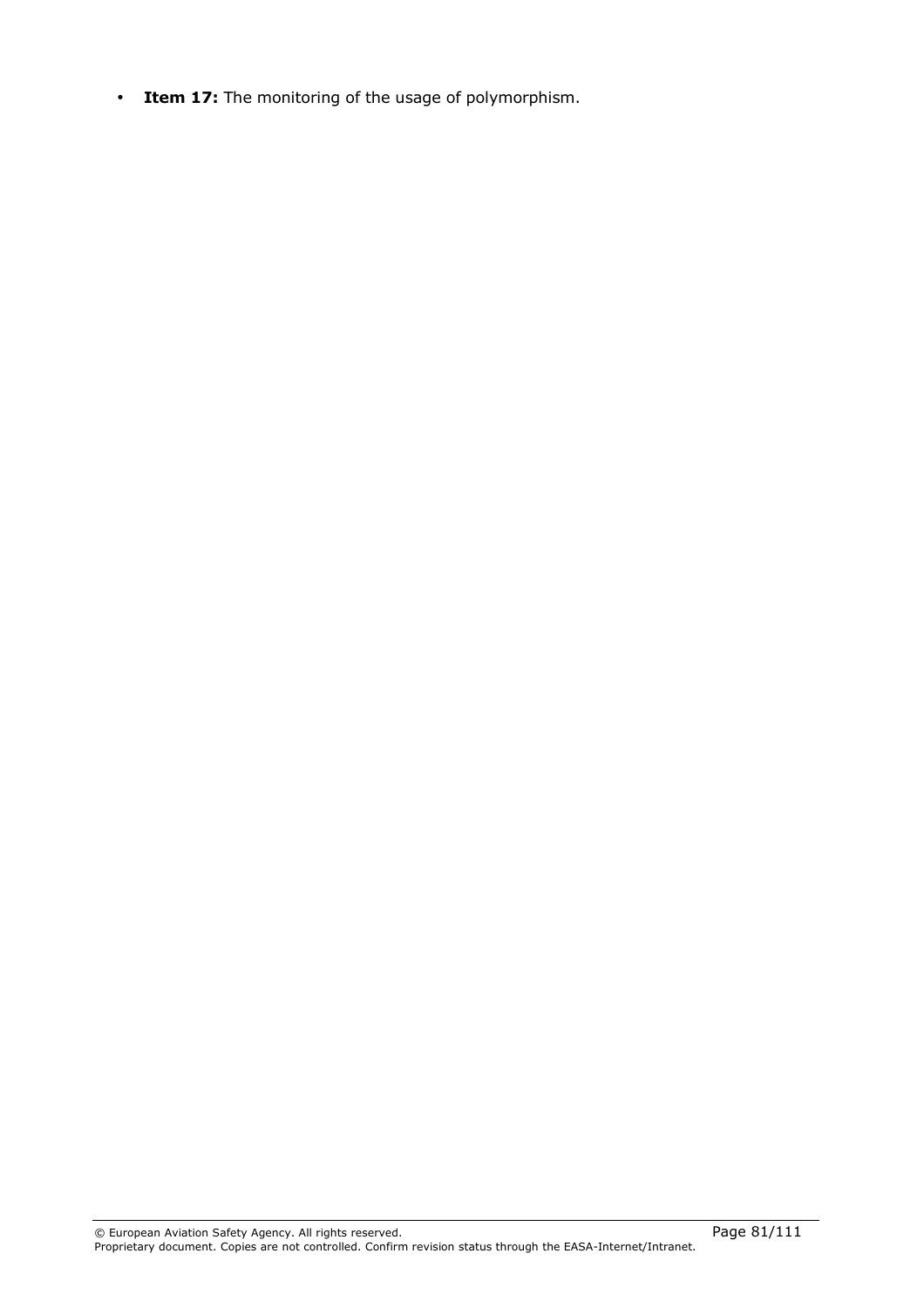- **Item 17:** The monitoring of the usage of polymorphism.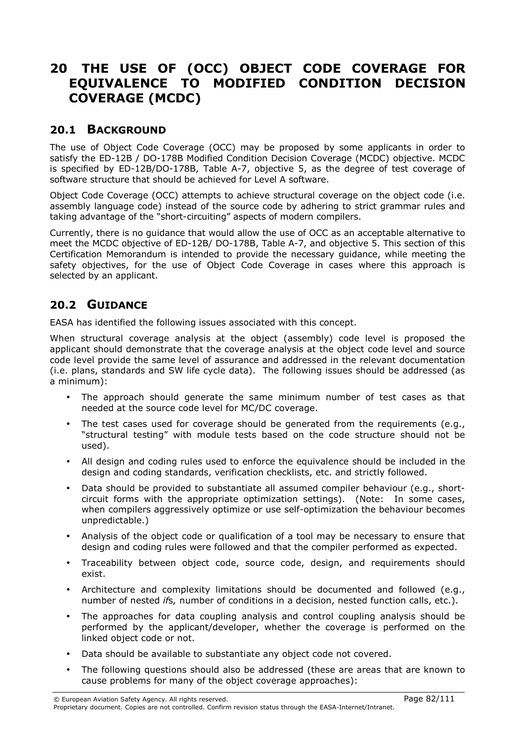# 20 THE USE OF (OCC) OBJECT CODE COVERAGE FOR EQUIVALENCE TO MODIFIED CONDITION DECISION COVERAGE (MCDC)

## 20.1 BACKGROUND

The use of Object Code Coverage (OCC) may be proposed by some applicants in order to satisfy the ED-12B / DO-178B Modified Condition Decision Coverage (MCDC) objective. MCDC is specified by ED-12B/DO-178B, Table A-7, objective 5, as the degree of test coverage of software structure that should be achieved for Level A software.

Object Code Coverage (OCC) attempts to achieve structural coverage on the object code (i.e. assembly language code) instead of the source code by adhering to strict grammar rules and taking advantage of the "short-circuiting" aspects of modern compilers.

Currently, there is no guidance that would allow the use of OCC as an acceptable alternative to meet the MCDC objective of ED-12B/ DO-178B, Table A-7, and objective 5. This section of this Certification Memorandum is intended to provide the necessary guidance, while meeting the safety objectives, for the use of Object Code Coverage in cases where this approach is selected by an applicant.

## 20.2 GUIDANCE

EASA has identified the following issues associated with this concept.

When structural coverage analysis at the object (assembly) code level is proposed the applicant should demonstrate that the coverage analysis at the object code level and source code level provide the same level of assurance and addressed in the relevant documentation (i.e. plans, standards and SW life cycle data). The following issues should be addressed (as a minimum):

- The approach should generate the same minimum number of test cases as that needed at the source code level for MC/DC coverage.
- The test cases used for coverage should be generated from the requirements (e.g., "structural testing" with module tests based on the code structure should not be used).
- All design and coding rules used to enforce the equivalence should be included in the design and coding standards, verification checklists, etc. and strictly followed.
- Data should be provided to substantiate all assumed compiler behaviour (e.g., short-circuit forms with the appropriate optimization settings). (Note: In some cases, when compilers aggressively optimize or use self-optimization the behaviour becomes unpredictable.)
- Analysis of the object code or qualification of a tool may be necessary to ensure that design and coding rules were followed and that the compiler performed as expected.
- Traceability between object code, source code, design, and requirements should exist.
- Architecture and complexity limitations should be documented and followed (e.g., number of nested *if*s*,* number of conditions in a decision, nested function calls, etc.).
- The approaches for data coupling analysis and control coupling analysis should be performed by the applicant/developer, whether the coverage is performed on the linked object code or not.
- Data should be available to substantiate any object code not covered.
- The following questions should also be addressed (these are areas that are known to cause problems for many of the object coverage approaches):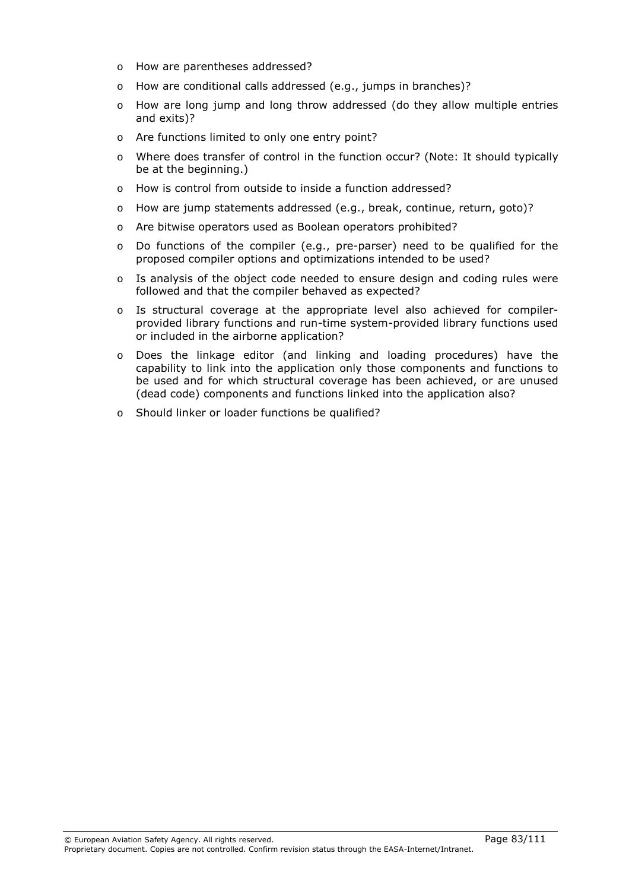- How are parentheses addressed?
- How are conditional calls addressed (e.g., jumps in branches)?
- How are long jump and long throw addressed (do they allow multiple entries and exits)?
- Are functions limited to only one entry point?
- Where does transfer of control in the function occur? (Note: It should typically be at the beginning.)
- How is control from outside to inside a function addressed?
- How are jump statements addressed (e.g., break, continue, return, goto)?
- Are bitwise operators used as Boolean operators prohibited?
- Do functions of the compiler (e.g., pre-parser) need to be qualified for the proposed compiler options and optimizations intended to be used?
- Is analysis of the object code needed to ensure design and coding rules were followed and that the compiler behaved as expected?
- Is structural coverage at the appropriate level also achieved for compiler-provided library functions and run-time system-provided library functions used or included in the airborne application?
- Does the linkage editor (and linking and loading procedures) have the capability to link into the application only those components and functions to be used and for which structural coverage has been achieved, or are unused (dead code) components and functions linked into the application also?
- Should linker or loader functions be qualified?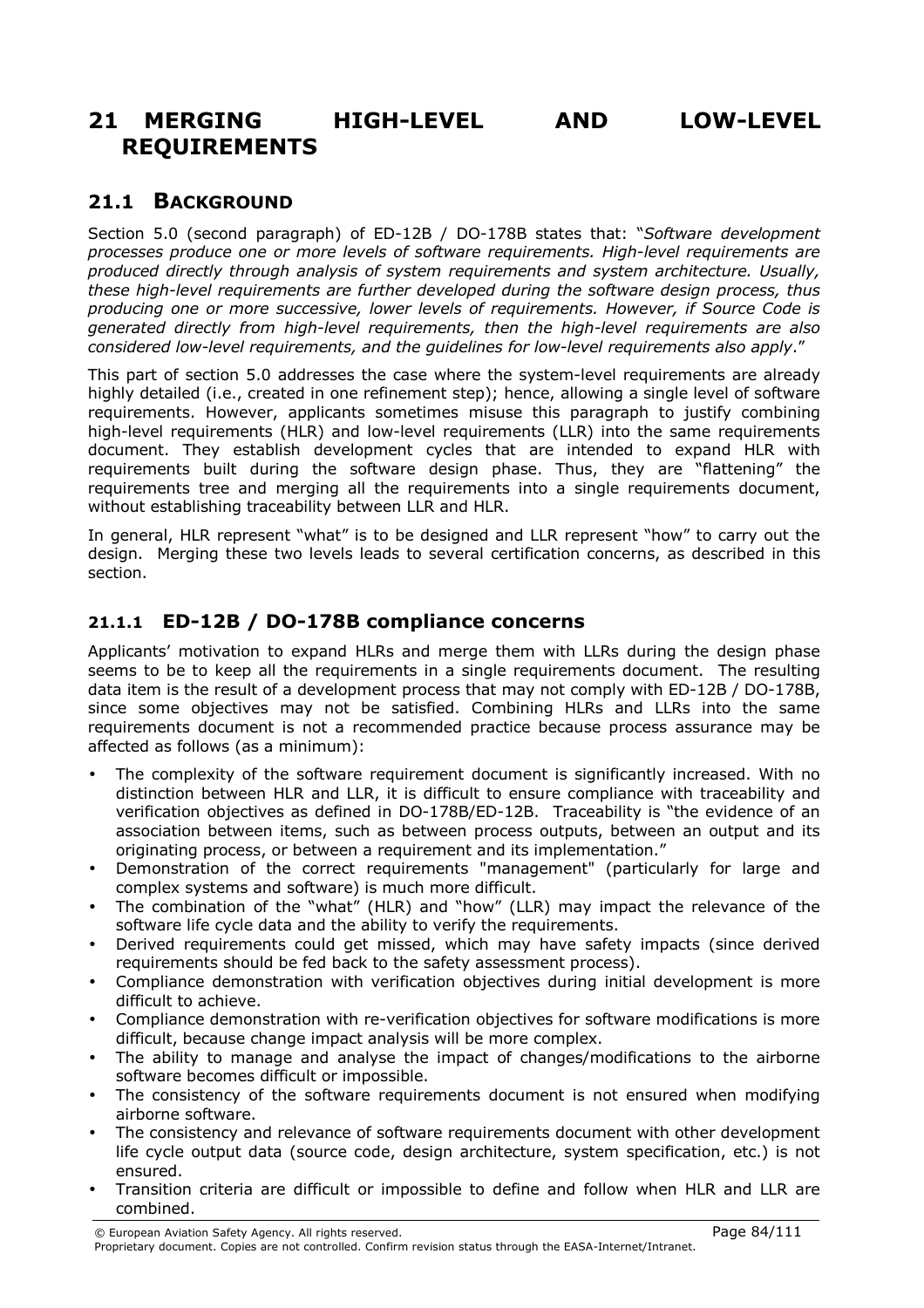# 21 MERGING HIGH-LEVEL AND LOW-LEVEL REQUIREMENTS

## 21.1 BACKGROUND

Section 5.0 (second paragraph) of ED-12B / DO-178B states that: "*Software development processes produce one or more levels of software requirements. High-level requirements are produced directly through analysis of system requirements and system architecture. Usually, these high-level requirements are further developed during the software design process, thus producing one or more successive, lower levels of requirements. However, if Source Code is generated directly from high-level requirements, then the high-level requirements are also considered low-level requirements, and the guidelines for low-level requirements also apply*."

This part of section 5.0 addresses the case where the system-level requirements are already highly detailed (i.e., created in one refinement step); hence, allowing a single level of software requirements. However, applicants sometimes misuse this paragraph to justify combining high-level requirements (HLR) and low-level requirements (LLR) into the same requirements document. They establish development cycles that are intended to expand HLR with requirements built during the software design phase. Thus, they are "flattening" the requirements tree and merging all the requirements into a single requirements document, without establishing traceability between LLR and HLR.

In general, HLR represent "what" is to be designed and LLR represent "how" to carry out the design. Merging these two levels leads to several certification concerns, as described in this section.

### 21.1.1 ED-12B / DO-178B compliance concerns

Applicants' motivation to expand HLRs and merge them with LLRs during the design phase seems to be to keep all the requirements in a single requirements document. The resulting data item is the result of a development process that may not comply with ED-12B / DO-178B, since some objectives may not be satisfied. Combining HLRs and LLRs into the same requirements document is not a recommended practice because process assurance may be affected as follows (as a minimum):

- The complexity of the software requirement document is significantly increased. With no distinction between HLR and LLR, it is difficult to ensure compliance with traceability and verification objectives as defined in DO-178B/ED-12B. Traceability is "the evidence of an association between items, such as between process outputs, between an output and its originating process, or between a requirement and its implementation."
- Demonstration of the correct requirements "management" (particularly for large and complex systems and software) is much more difficult.
- The combination of the "what" (HLR) and "how" (LLR) may impact the relevance of the software life cycle data and the ability to verify the requirements.
- Derived requirements could get missed, which may have safety impacts (since derived requirements should be fed back to the safety assessment process).
- Compliance demonstration with verification objectives during initial development is more difficult to achieve.
- Compliance demonstration with re-verification objectives for software modifications is more difficult, because change impact analysis will be more complex.
- The ability to manage and analyse the impact of changes/modifications to the airborne software becomes difficult or impossible.
- The consistency of the software requirements document is not ensured when modifying airborne software.
- The consistency and relevance of software requirements document with other development life cycle output data (source code, design architecture, system specification, etc.) is not ensured.
- Transition criteria are difficult or impossible to define and follow when HLR and LLR are combined.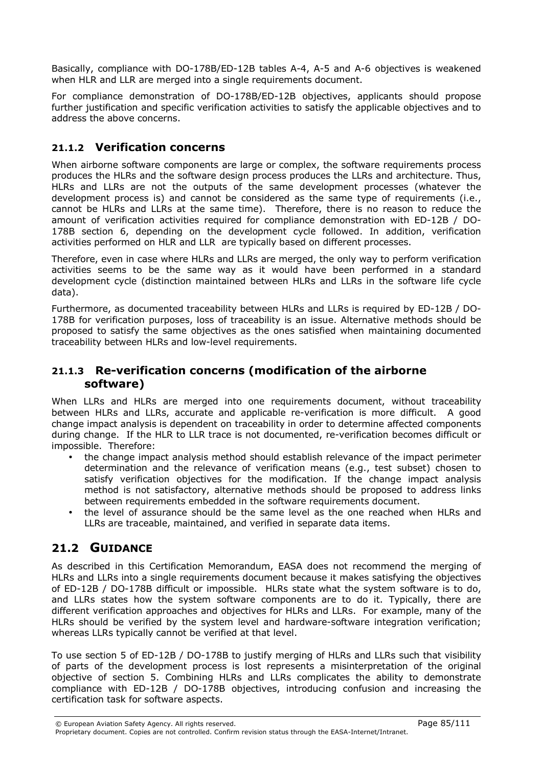Basically, compliance with DO-178B/ED-12B tables A-4, A-5 and A-6 objectives is weakened when HLR and LLR are merged into a single requirements document.

For compliance demonstration of DO-178B/ED-12B objectives, applicants should propose further justification and specific verification activities to satisfy the applicable objectives and to address the above concerns.

### 21.1.2 Verification concerns

When airborne software components are large or complex, the software requirements process produces the HLRs and the software design process produces the LLRs and architecture. Thus, HLRs and LLRs are not the outputs of the same development processes (whatever the development process is) and cannot be considered as the same type of requirements (i.e., cannot be HLRs and LLRs at the same time). Therefore, there is no reason to reduce the amount of verification activities required for compliance demonstration with ED-12B / DO-178B section 6, depending on the development cycle followed. In addition, verification activities performed on HLR and LLR are typically based on different processes.

Therefore, even in case where HLRs and LLRs are merged, the only way to perform verification activities seems to be the same way as it would have been performed in a standard development cycle (distinction maintained between HLRs and LLRs in the software life cycle data).

Furthermore, as documented traceability between HLRs and LLRs is required by ED-12B / DO-178B for verification purposes, loss of traceability is an issue. Alternative methods should be proposed to satisfy the same objectives as the ones satisfied when maintaining documented traceability between HLRs and low-level requirements.

### 21.1.3 Re-verification concerns (modification of the airborne software)

When LLRs and HLRs are merged into one requirements document, without traceability between HLRs and LLRs, accurate and applicable re-verification is more difficult. A good change impact analysis is dependent on traceability in order to determine affected components during change. If the HLR to LLR trace is not documented, re-verification becomes difficult or impossible. Therefore:

- the change impact analysis method should establish relevance of the impact perimeter determination and the relevance of verification means (e.g., test subset) chosen to satisfy verification objectives for the modification. If the change impact analysis method is not satisfactory, alternative methods should be proposed to address links between requirements embedded in the software requirements document.
- the level of assurance should be the same level as the one reached when HLRs and LLRs are traceable, maintained, and verified in separate data items.

## 21.2 GUIDANCE

As described in this Certification Memorandum, EASA does not recommend the merging of HLRs and LLRs into a single requirements document because it makes satisfying the objectives of ED-12B / DO-178B difficult or impossible. HLRs state what the system software is to do, and LLRs states how the system software components are to do it. Typically, there are different verification approaches and objectives for HLRs and LLRs. For example, many of the HLRs should be verified by the system level and hardware-software integration verification; whereas LLRs typically cannot be verified at that level.

To use section 5 of ED-12B / DO-178B to justify merging of HLRs and LLRs such that visibility of parts of the development process is lost represents a misinterpretation of the original objective of section 5. Combining HLRs and LLRs complicates the ability to demonstrate compliance with ED-12B / DO-178B objectives, introducing confusion and increasing the certification task for software aspects.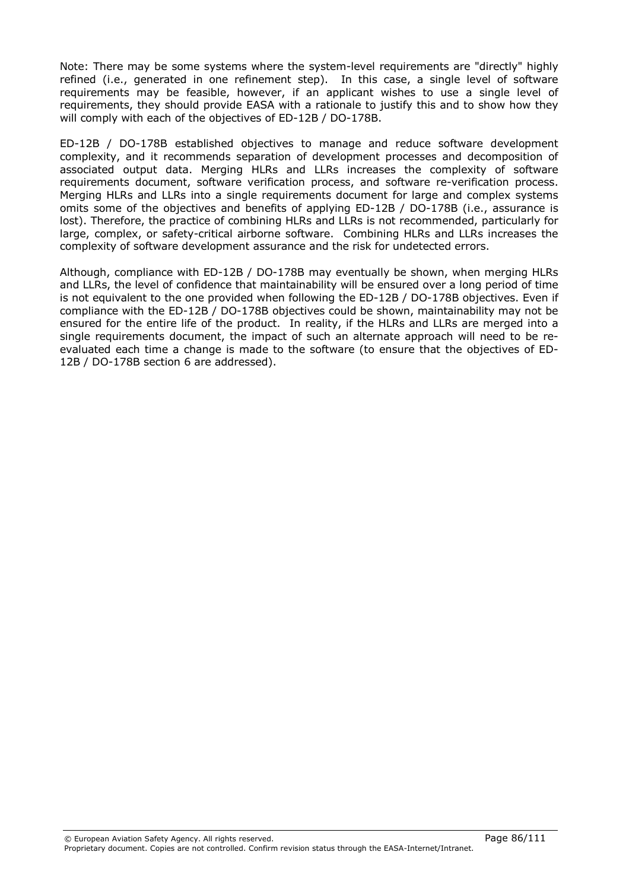Note: There may be some systems where the system-level requirements are "directly" highly refined (i.e., generated in one refinement step). In this case, a single level of software requirements may be feasible, however, if an applicant wishes to use a single level of requirements, they should provide EASA with a rationale to justify this and to show how they will comply with each of the objectives of ED-12B / DO-178B.

ED-12B / DO-178B established objectives to manage and reduce software development complexity, and it recommends separation of development processes and decomposition of associated output data. Merging HLRs and LLRs increases the complexity of software requirements document, software verification process, and software re-verification process. Merging HLRs and LLRs into a single requirements document for large and complex systems omits some of the objectives and benefits of applying ED-12B / DO-178B (i.e., assurance is lost). Therefore, the practice of combining HLRs and LLRs is not recommended, particularly for large, complex, or safety-critical airborne software. Combining HLRs and LLRs increases the complexity of software development assurance and the risk for undetected errors.

Although, compliance with ED-12B / DO-178B may eventually be shown, when merging HLRs and LLRs, the level of confidence that maintainability will be ensured over a long period of time is not equivalent to the one provided when following the ED-12B / DO-178B objectives. Even if compliance with the ED-12B / DO-178B objectives could be shown, maintainability may not be ensured for the entire life of the product. In reality, if the HLRs and LLRs are merged into a single requirements document, the impact of such an alternate approach will need to be re-evaluated each time a change is made to the software (to ensure that the objectives of ED-12B / DO-178B section 6 are addressed).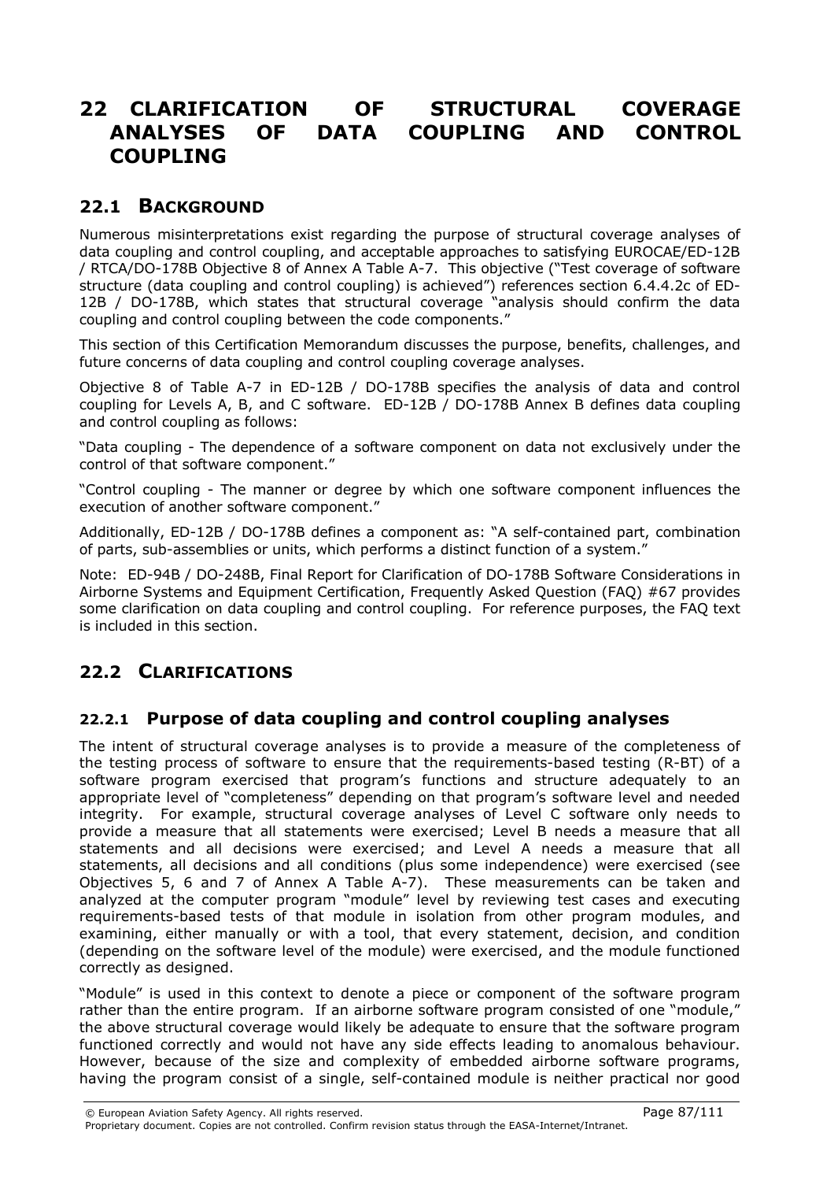# 22 CLARIFICATION OF STRUCTURAL COVERAGE ANALYSES OF DATA COUPLING AND CONTROL COUPLING

## 22.1 BACKGROUND

Numerous misinterpretations exist regarding the purpose of structural coverage analyses of data coupling and control coupling, and acceptable approaches to satisfying EUROCAE/ED-12B / RTCA/DO-178B Objective 8 of Annex A Table A-7. This objective ("Test coverage of software structure (data coupling and control coupling) is achieved") references section 6.4.4.2c of ED-12B / DO-178B, which states that structural coverage "analysis should confirm the data coupling and control coupling between the code components."

This section of this Certification Memorandum discusses the purpose, benefits, challenges, and future concerns of data coupling and control coupling coverage analyses.

Objective 8 of Table A-7 in ED-12B / DO-178B specifies the analysis of data and control coupling for Levels A, B, and C software. ED-12B / DO-178B Annex B defines data coupling and control coupling as follows:

"Data coupling - The dependence of a software component on data not exclusively under the control of that software component."

"Control coupling - The manner or degree by which one software component influences the execution of another software component."

Additionally, ED-12B / DO-178B defines a component as: "A self-contained part, combination of parts, sub-assemblies or units, which performs a distinct function of a system."

Note: ED-94B / DO-248B, Final Report for Clarification of DO-178B Software Considerations in Airborne Systems and Equipment Certification, Frequently Asked Question (FAQ) #67 provides some clarification on data coupling and control coupling. For reference purposes, the FAQ text is included in this section.

## 22.2 CLARIFICATIONS

### 22.2.1 Purpose of data coupling and control coupling analyses

The intent of structural coverage analyses is to provide a measure of the completeness of the testing process of software to ensure that the requirements-based testing (R-BT) of a software program exercised that program's functions and structure adequately to an appropriate level of "completeness" depending on that program's software level and needed integrity. For example, structural coverage analyses of Level C software only needs to provide a measure that all statements were exercised; Level B needs a measure that all statements and all decisions were exercised; and Level A needs a measure that all statements, all decisions and all conditions (plus some independence) were exercised (see Objectives 5, 6 and 7 of Annex A Table A-7). These measurements can be taken and analyzed at the computer program "module" level by reviewing test cases and executing requirements-based tests of that module in isolation from other program modules, and examining, either manually or with a tool, that every statement, decision, and condition (depending on the software level of the module) were exercised, and the module functioned correctly as designed.

"Module" is used in this context to denote a piece or component of the software program rather than the entire program. If an airborne software program consisted of one "module," the above structural coverage would likely be adequate to ensure that the software program functioned correctly and would not have any side effects leading to anomalous behaviour. However, because of the size and complexity of embedded airborne software programs, having the program consist of a single, self-contained module is neither practical nor good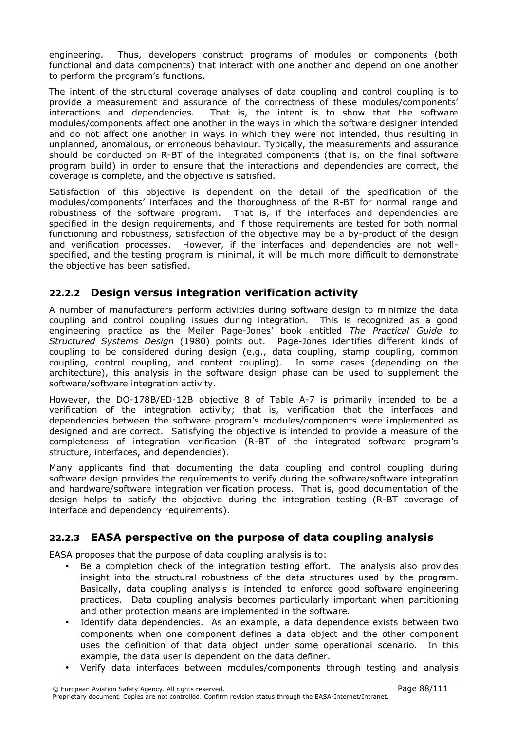engineering. Thus, developers construct programs of modules or components (both functional and data components) that interact with one another and depend on one another to perform the program's functions.

The intent of the structural coverage analyses of data coupling and control coupling is to provide a measurement and assurance of the correctness of these modules/components' interactions and dependencies. That is, the intent is to show that the software modules/components affect one another in the ways in which the software designer intended and do not affect one another in ways in which they were not intended, thus resulting in unplanned, anomalous, or erroneous behaviour. Typically, the measurements and assurance should be conducted on R-BT of the integrated components (that is, on the final software program build) in order to ensure that the interactions and dependencies are correct, the coverage is complete, and the objective is satisfied.

Satisfaction of this objective is dependent on the detail of the specification of the modules/components' interfaces and the thoroughness of the R-BT for normal range and robustness of the software program. That is, if the interfaces and dependencies are specified in the design requirements, and if those requirements are tested for both normal functioning and robustness, satisfaction of the objective may be a by-product of the design and verification processes. However, if the interfaces and dependencies are not well-specified, and the testing program is minimal, it will be much more difficult to demonstrate the objective has been satisfied.

### 22.2.2 Design versus integration verification activity

A number of manufacturers perform activities during software design to minimize the data coupling and control coupling issues during integration. This is recognized as a good engineering practice as the Meiler Page-Jones' book entitled *The Practical Guide to Structured Systems Design* (1980) points out. Page-Jones identifies different kinds of coupling to be considered during design (e.g., data coupling, stamp coupling, common coupling, control coupling, and content coupling). In some cases (depending on the architecture), this analysis in the software design phase can be used to supplement the software/software integration activity.

However, the DO-178B/ED-12B objective 8 of Table A-7 is primarily intended to be a verification of the integration activity; that is, verification that the interfaces and dependencies between the software program's modules/components were implemented as designed and are correct. Satisfying the objective is intended to provide a measure of the completeness of integration verification (R-BT of the integrated software program's structure, interfaces, and dependencies).

Many applicants find that documenting the data coupling and control coupling during software design provides the requirements to verify during the software/software integration and hardware/software integration verification process. That is, good documentation of the design helps to satisfy the objective during the integration testing (R-BT coverage of interface and dependency requirements).

### 22.2.3 EASA perspective on the purpose of data coupling analysis

EASA proposes that the purpose of data coupling analysis is to:

- Be a completion check of the integration testing effort. The analysis also provides insight into the structural robustness of the data structures used by the program. Basically, data coupling analysis is intended to enforce good software engineering practices. Data coupling analysis becomes particularly important when partitioning and other protection means are implemented in the software.
- Identify data dependencies. As an example, a data dependence exists between two components when one component defines a data object and the other component uses the definition of that data object under some operational scenario. In this example, the data user is dependent on the data definer.
- Verify data interfaces between modules/components through testing and analysis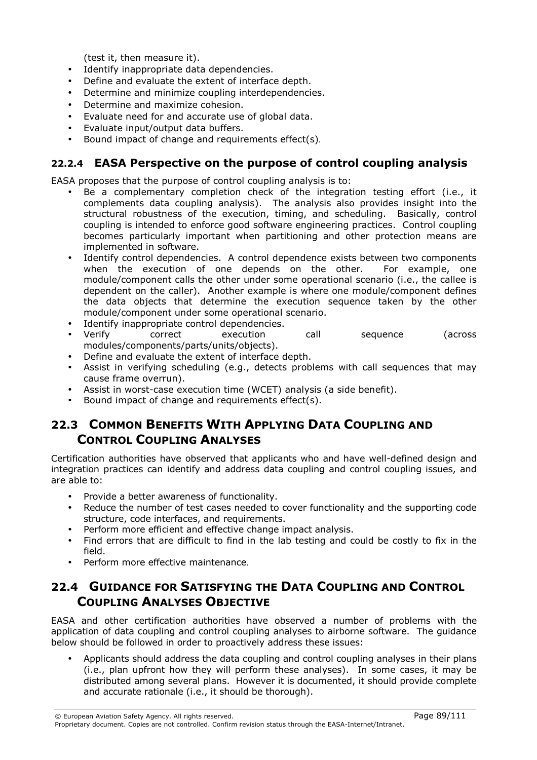(test it, then measure it).

- Identify inappropriate data dependencies.
- Define and evaluate the extent of interface depth.
- Determine and minimize coupling interdependencies.
- Determine and maximize cohesion.
- Evaluate need for and accurate use of global data.
- Evaluate input/output data buffers.
- Bound impact of change and requirements effect(s).

### 22.2.4 EASA Perspective on the purpose of control coupling analysis

EASA proposes that the purpose of control coupling analysis is to:

- Be a complementary completion check of the integration testing effort (i.e., it complements data coupling analysis). The analysis also provides insight into the structural robustness of the execution, timing, and scheduling. Basically, control coupling is intended to enforce good software engineering practices. Control coupling becomes particularly important when partitioning and other protection means are implemented in software.
- Identify control dependencies. A control dependence exists between two components when the execution of one depends on the other. For example, one module/component calls the other under some operational scenario (i.e., the callee is dependent on the caller). Another example is where one module/component defines the data objects that determine the execution sequence taken by the other module/component under some operational scenario.
- Identify inappropriate control dependencies.
- Verify correct execution call sequence (across modules/components/parts/units/objects).
- Define and evaluate the extent of interface depth.
- Assist in verifying scheduling (e.g., detects problems with call sequences that may cause frame overrun).
- Assist in worst-case execution time (WCET) analysis (a side benefit).
- Bound impact of change and requirements effect(s).

## 22.3 Common Benefits With Applying Data Coupling and Control Coupling Analyses

Certification authorities have observed that applicants who and have well-defined design and integration practices can identify and address data coupling and control coupling issues, and are able to:

- Provide a better awareness of functionality.
- Reduce the number of test cases needed to cover functionality and the supporting code structure, code interfaces, and requirements.
- Perform more efficient and effective change impact analysis.
- Find errors that are difficult to find in the lab testing and could be costly to fix in the field.
- Perform more effective maintenance.

## 22.4 Guidance for Satisfying the Data Coupling and Control Coupling Analyses Objective

EASA and other certification authorities have observed a number of problems with the application of data coupling and control coupling analyses to airborne software. The guidance below should be followed in order to proactively address these issues:

- Applicants should address the data coupling and control coupling analyses in their plans (i.e., plan upfront how they will perform these analyses). In some cases, it may be distributed among several plans. However it is documented, it should provide complete and accurate rationale (i.e., it should be thorough).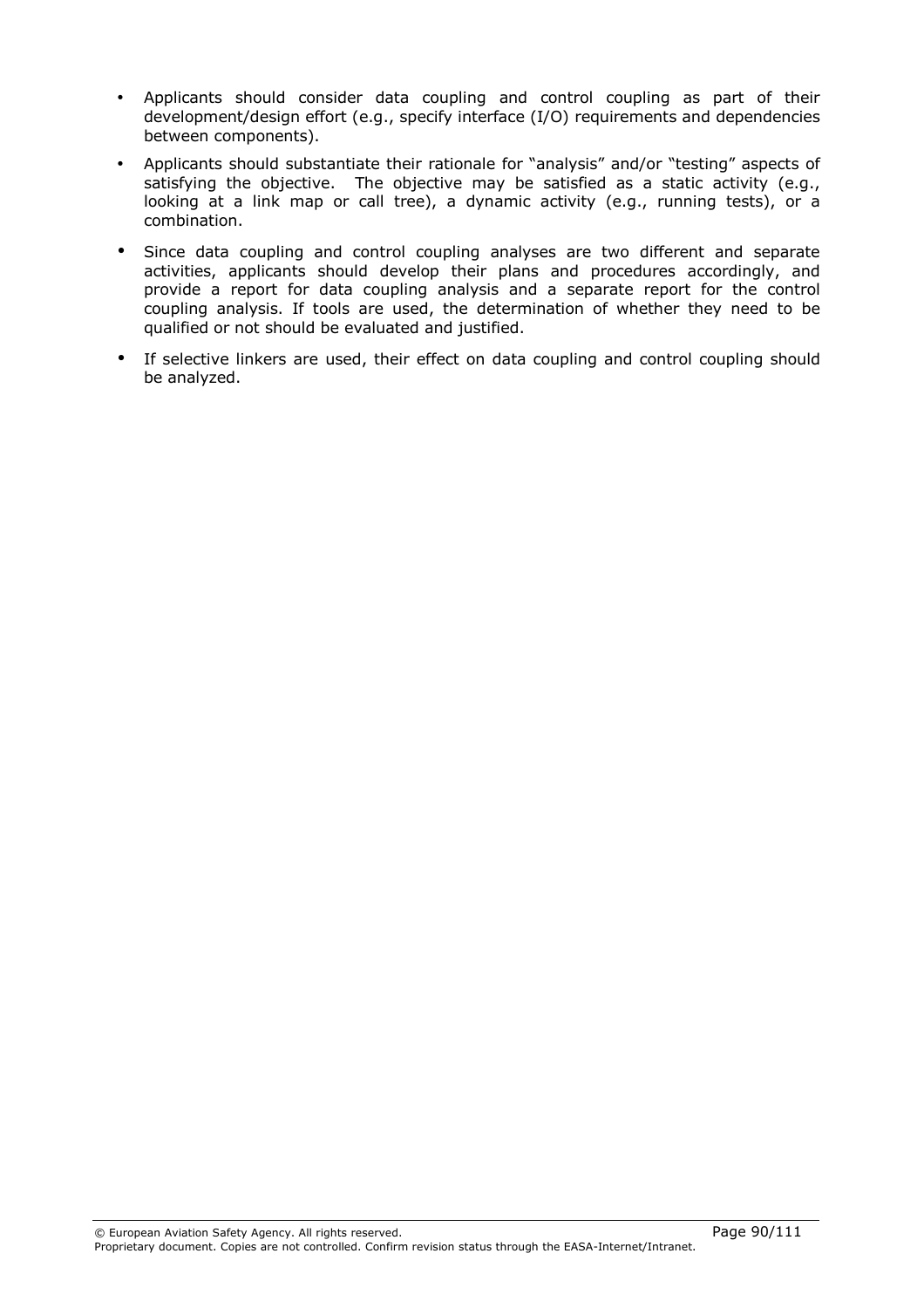- Applicants should consider data coupling and control coupling as part of their development/design effort (e.g., specify interface (I/O) requirements and dependencies between components).
- Applicants should substantiate their rationale for "analysis" and/or "testing" aspects of satisfying the objective. The objective may be satisfied as a static activity (e.g., looking at a link map or call tree), a dynamic activity (e.g., running tests), or a combination.
- Since data coupling and control coupling analyses are two different and separate activities, applicants should develop their plans and procedures accordingly, and provide a report for data coupling analysis and a separate report for the control coupling analysis. If tools are used, the determination of whether they need to be qualified or not should be evaluated and justified.
- If selective linkers are used, their effect on data coupling and control coupling should be analyzed.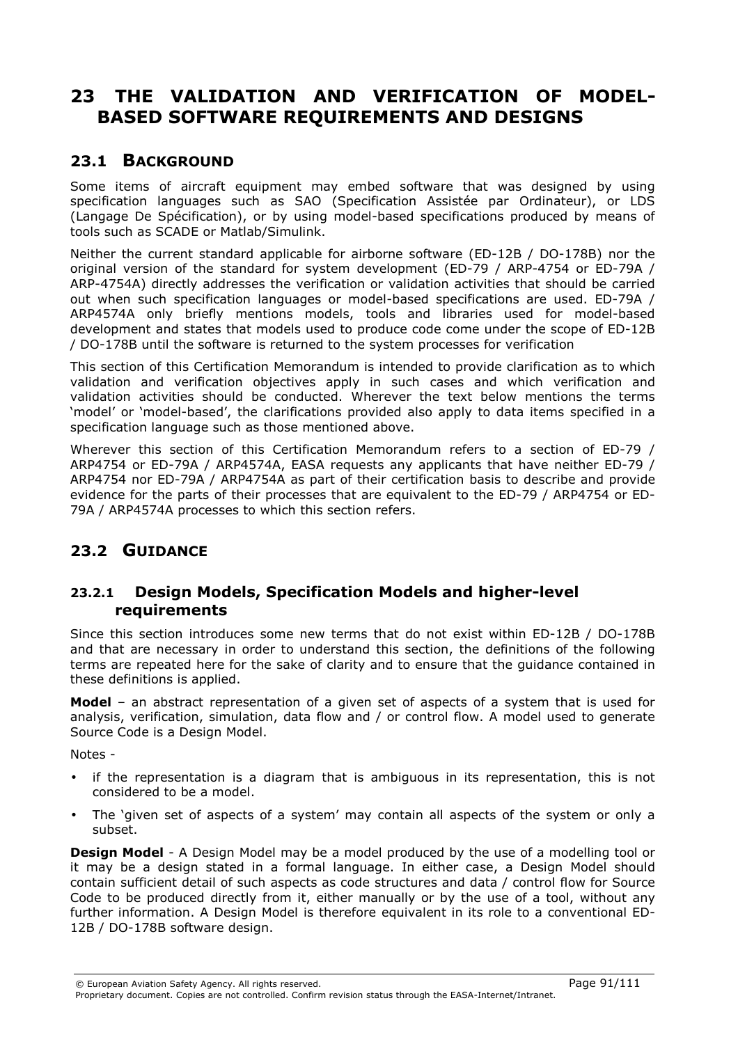# 23 THE VALIDATION AND VERIFICATION OF MODEL-BASED SOFTWARE REQUIREMENTS AND DESIGNS

## 23.1 BACKGROUND

Some items of aircraft equipment may embed software that was designed by using specification languages such as SAO (Specification Assistée par Ordinateur), or LDS (Langage De Spécification), or by using model-based specifications produced by means of tools such as SCADE or Matlab/Simulink.

Neither the current standard applicable for airborne software (ED-12B / DO-178B) nor the original version of the standard for system development (ED-79 / ARP-4754 or ED-79A / ARP-4754A) directly addresses the verification or validation activities that should be carried out when such specification languages or model-based specifications are used. ED-79A / ARP4574A only briefly mentions models, tools and libraries used for model-based development and states that models used to produce code come under the scope of ED-12B / DO-178B until the software is returned to the system processes for verification

This section of this Certification Memorandum is intended to provide clarification as to which validation and verification objectives apply in such cases and which verification and validation activities should be conducted. Wherever the text below mentions the terms 'model' or 'model-based', the clarifications provided also apply to data items specified in a specification language such as those mentioned above.

Wherever this section of this Certification Memorandum refers to a section of ED-79 / ARP4754 or ED-79A / ARP4574A, EASA requests any applicants that have neither ED-79 / ARP4754 nor ED-79A / ARP4754A as part of their certification basis to describe and provide evidence for the parts of their processes that are equivalent to the ED-79 / ARP4754 or ED-79A / ARP4574A processes to which this section refers.

## 23.2 GUIDANCE

### 23.2.1 Design Models, Specification Models and higher-level requirements

Since this section introduces some new terms that do not exist within ED-12B / DO-178B and that are necessary in order to understand this section, the definitions of the following terms are repeated here for the sake of clarity and to ensure that the guidance contained in these definitions is applied.

**Model** – an abstract representation of a given set of aspects of a system that is used for analysis, verification, simulation, data flow and / or control flow. A model used to generate Source Code is a Design Model.

Notes -

- if the representation is a diagram that is ambiguous in its representation, this is not considered to be a model.
- The 'given set of aspects of a system' may contain all aspects of the system or only a subset.

**Design Model** - A Design Model may be a model produced by the use of a modelling tool or it may be a design stated in a formal language. In either case, a Design Model should contain sufficient detail of such aspects as code structures and data / control flow for Source Code to be produced directly from it, either manually or by the use of a tool, without any further information. A Design Model is therefore equivalent in its role to a conventional ED-12B / DO-178B software design.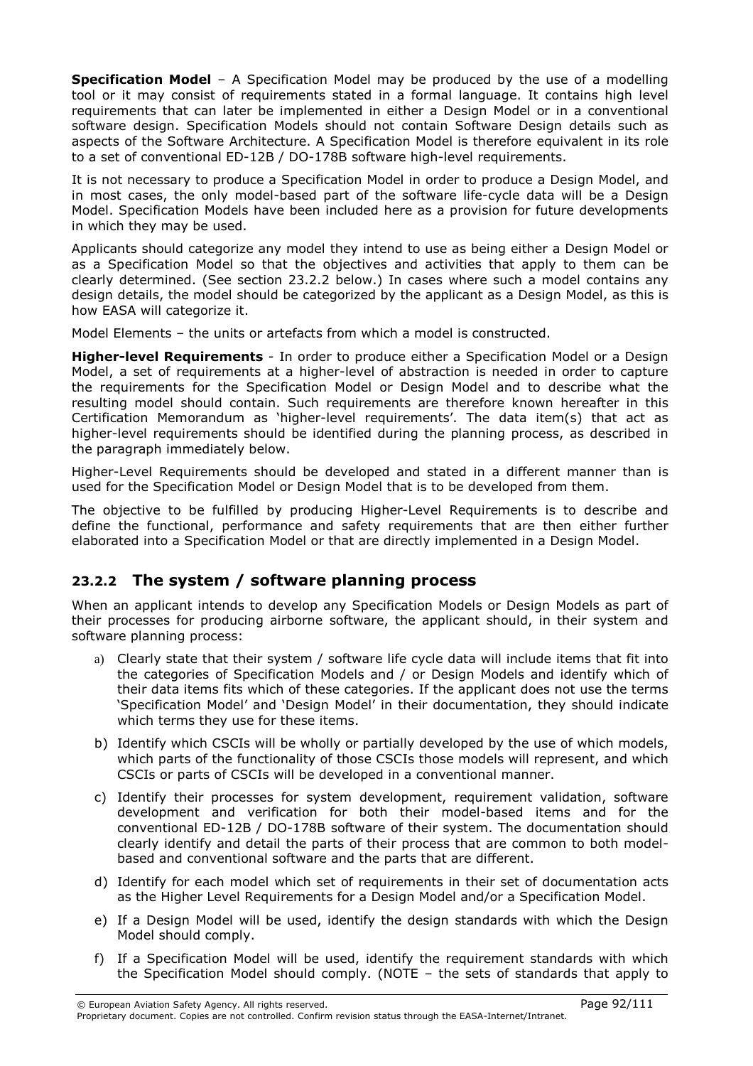**Specification Model** – A Specification Model may be produced by the use of a modelling tool or it may consist of requirements stated in a formal language. It contains high level requirements that can later be implemented in either a Design Model or in a conventional software design. Specification Models should not contain Software Design details such as aspects of the Software Architecture. A Specification Model is therefore equivalent in its role to a set of conventional ED-12B / DO-178B software high-level requirements.

It is not necessary to produce a Specification Model in order to produce a Design Model, and in most cases, the only model-based part of the software life-cycle data will be a Design Model. Specification Models have been included here as a provision for future developments in which they may be used.

Applicants should categorize any model they intend to use as being either a Design Model or as a Specification Model so that the objectives and activities that apply to them can be clearly determined. (See section 23.2.2 below.) In cases where such a model contains any design details, the model should be categorized by the applicant as a Design Model, as this is how EASA will categorize it.

Model Elements – the units or artefacts from which a model is constructed.

**Higher-level Requirements** - In order to produce either a Specification Model or a Design Model, a set of requirements at a higher-level of abstraction is needed in order to capture the requirements for the Specification Model or Design Model and to describe what the resulting model should contain. Such requirements are therefore known hereafter in this Certification Memorandum as 'higher-level requirements'. The data item(s) that act as higher-level requirements should be identified during the planning process, as described in the paragraph immediately below.

Higher-Level Requirements should be developed and stated in a different manner than is used for the Specification Model or Design Model that is to be developed from them.

The objective to be fulfilled by producing Higher-Level Requirements is to describe and define the functional, performance and safety requirements that are then either further elaborated into a Specification Model or that are directly implemented in a Design Model.

### 23.2.2 The system / software planning process

When an applicant intends to develop any Specification Models or Design Models as part of their processes for producing airborne software, the applicant should, in their system and software planning process:

a) Clearly state that their system / software life cycle data will include items that fit into the categories of Specification Models and / or Design Models and identify which of their data items fits which of these categories. If the applicant does not use the terms 'Specification Model' and 'Design Model' in their documentation, they should indicate which terms they use for these items.

b) Identify which CSCIs will be wholly or partially developed by the use of which models, which parts of the functionality of those CSCIs those models will represent, and which CSCIs or parts of CSCIs will be developed in a conventional manner.

c) Identify their processes for system development, requirement validation, software development and verification for both their model-based items and for the conventional ED-12B / DO-178B software of their system. The documentation should clearly identify and detail the parts of their process that are common to both model-based and conventional software and the parts that are different.

d) Identify for each model which set of requirements in their set of documentation acts as the Higher Level Requirements for a Design Model and/or a Specification Model.

e) If a Design Model will be used, identify the design standards with which the Design Model should comply.

f) If a Specification Model will be used, identify the requirement standards with which the Specification Model should comply. (NOTE – the sets of standards that apply to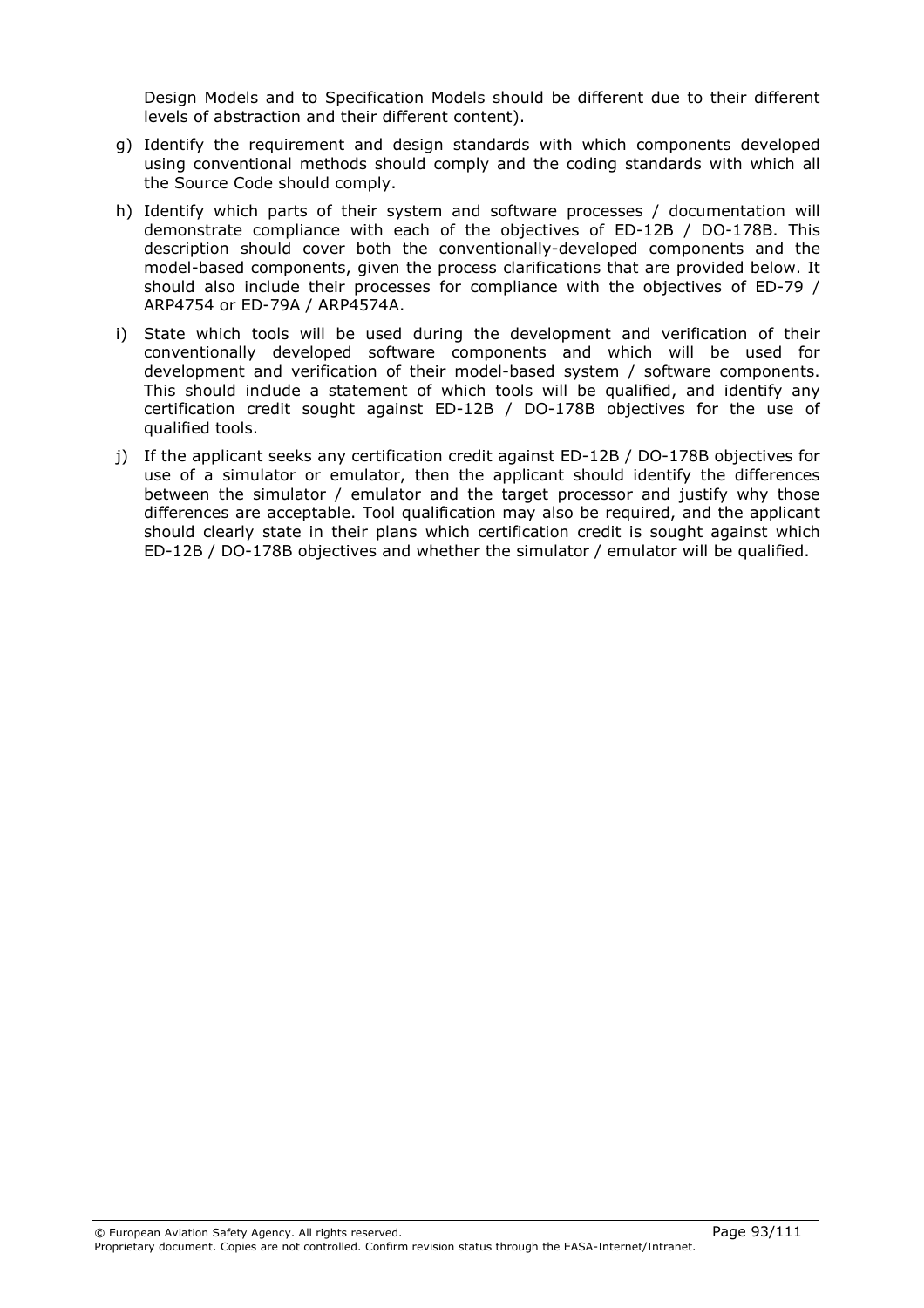Design Models and to Specification Models should be different due to their different levels of abstraction and their different content).

g) Identify the requirement and design standards with which components developed using conventional methods should comply and the coding standards with which all the Source Code should comply.

h) Identify which parts of their system and software processes / documentation will demonstrate compliance with each of the objectives of ED-12B / DO-178B. This description should cover both the conventionally-developed components and the model-based components, given the process clarifications that are provided below. It should also include their processes for compliance with the objectives of ED-79 / ARP4754 or ED-79A / ARP4574A.

i) State which tools will be used during the development and verification of their conventionally developed software components and which will be used for development and verification of their model-based system / software components. This should include a statement of which tools will be qualified, and identify any certification credit sought against ED-12B / DO-178B objectives for the use of qualified tools.

j) If the applicant seeks any certification credit against ED-12B / DO-178B objectives for use of a simulator or emulator, then the applicant should identify the differences between the simulator / emulator and the target processor and justify why those differences are acceptable. Tool qualification may also be required, and the applicant should clearly state in their plans which certification credit is sought against which ED-12B / DO-178B objectives and whether the simulator / emulator will be qualified.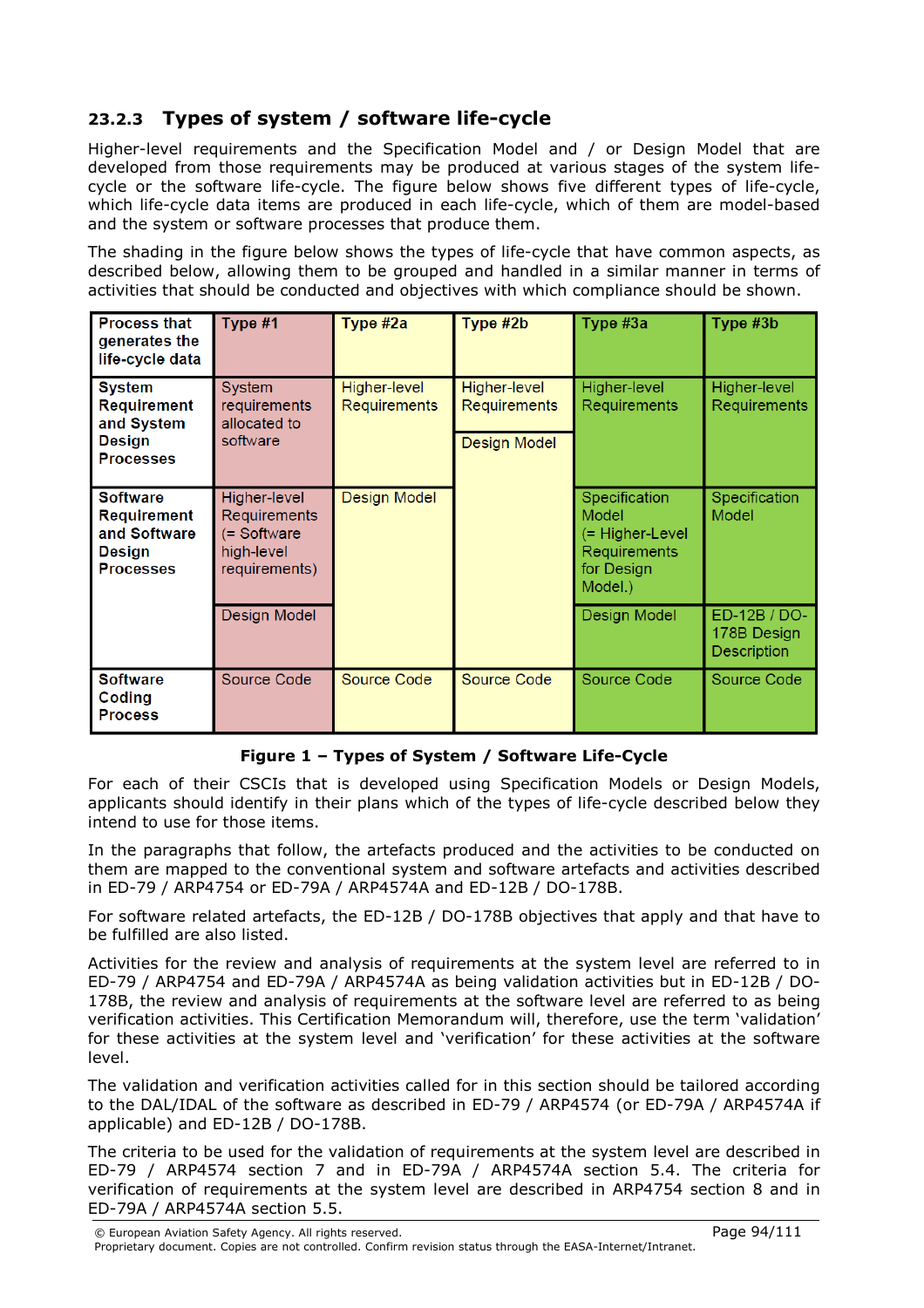### 23.2.3 Types of system / software life-cycle

Higher-level requirements and the Specification Model and / or Design Model that are developed from those requirements may be produced at various stages of the system life-cycle or the software life-cycle. The figure below shows five different types of life-cycle, which life-cycle data items are produced in each life-cycle, which of them are model-based and the system or software processes that produce them.

The shading in the figure below shows the types of life-cycle that have common aspects, as described below, allowing them to be grouped and handled in a similar manner in terms of activities that should be conducted and objectives with which compliance should be shown.

| Process that generates the life-cycle data | Type #1 | Type #2a | Type #2b | Type #3a | Type #3b |
|---|---|---|---|---|---|
| System Requirement and System Design Processes | System requirements allocated to software | Higher-level Requirements | Higher-level Requirements<br>Design Model | Higher-level Requirements | Higher-level Requirements |
| Software Requirement and Software Design Processes | Higher-level Requirements (= Software high-level requirements)<br>Design Model | Design Model | | Specification Model (= Higher-Level Requirements for Design Model.)<br>Design Model | Specification Model<br>ED-12B / DO-178B Design Description |
| Software Coding Process | Source Code | Source Code | Source Code | Source Code | Source Code |

**Figure 1 – Types of System / Software Life-Cycle**

For each of their CSCIs that is developed using Specification Models or Design Models, applicants should identify in their plans which of the types of life-cycle described below they intend to use for those items.

In the paragraphs that follow, the artefacts produced and the activities to be conducted on them are mapped to the conventional system and software artefacts and activities described in ED-79 / ARP4754 or ED-79A / ARP4574A and ED-12B / DO-178B.

For software related artefacts, the ED-12B / DO-178B objectives that apply and that have to be fulfilled are also listed.

Activities for the review and analysis of requirements at the system level are referred to in ED-79 / ARP4754 and ED-79A / ARP4574A as being validation activities but in ED-12B / DO-178B, the review and analysis of requirements at the software level are referred to as being verification activities. This Certification Memorandum will, therefore, use the term 'validation' for these activities at the system level and 'verification' for these activities at the software level.

The validation and verification activities called for in this section should be tailored according to the DAL/IDAL of the software as described in ED-79 / ARP4574 (or ED-79A / ARP4574A if applicable) and ED-12B / DO-178B.

The criteria to be used for the validation of requirements at the system level are described in ED-79 / ARP4574 section 7 and in ED-79A / ARP4574A section 5.4. The criteria for verification of requirements at the system level are described in ARP4754 section 8 and in ED-79A / ARP4574A section 5.5.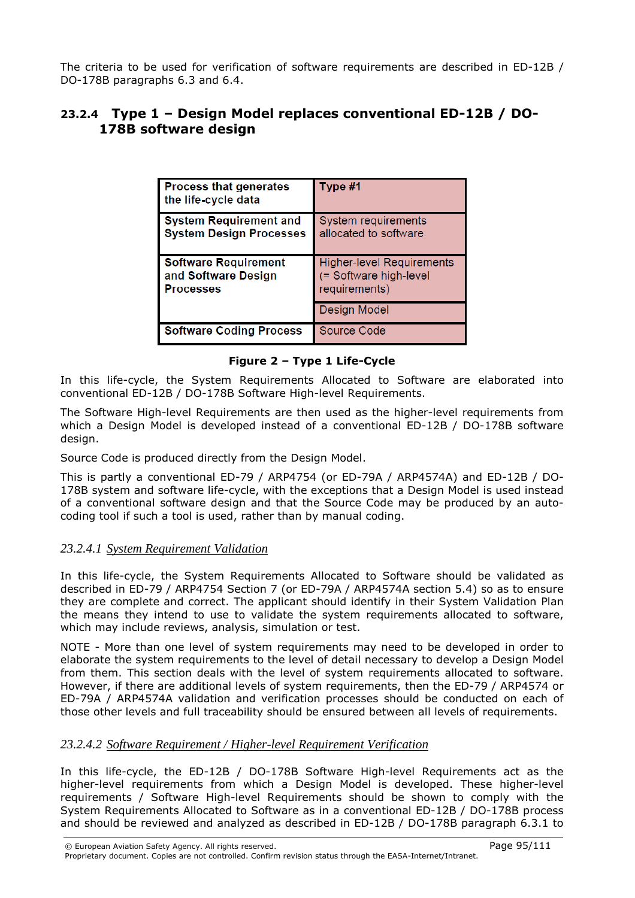The criteria to be used for verification of software requirements are described in ED-12B / DO-178B paragraphs 6.3 and 6.4.

### 23.2.4 Type 1 – Design Model replaces conventional ED-12B / DO-178B software design

| Process that generates the life-cycle data | Type #1 |
|---|---|
| System Requirement and System Design Processes | System requirements allocated to software |
| Software Requirement and Software Design Processes | Higher-level Requirements (= Software high-level requirements) |
| | Design Model |
| Software Coding Process | Source Code |

**Figure 2 – Type 1 Life-Cycle**

In this life-cycle, the System Requirements Allocated to Software are elaborated into conventional ED-12B / DO-178B Software High-level Requirements.

The Software High-level Requirements are then used as the higher-level requirements from which a Design Model is developed instead of a conventional ED-12B / DO-178B software design.

Source Code is produced directly from the Design Model.

This is partly a conventional ED-79 / ARP4754 (or ED-79A / ARP4574A) and ED-12B / DO-178B system and software life-cycle, with the exceptions that a Design Model is used instead of a conventional software design and that the Source Code may be produced by an auto-coding tool if such a tool is used, rather than by manual coding.

#### 23.2.4.1 *System Requirement Validation*

In this life-cycle, the System Requirements Allocated to Software should be validated as described in ED-79 / ARP4754 Section 7 (or ED-79A / ARP4574A section 5.4) so as to ensure they are complete and correct. The applicant should identify in their System Validation Plan the means they intend to use to validate the system requirements allocated to software, which may include reviews, analysis, simulation or test.

NOTE - More than one level of system requirements may need to be developed in order to elaborate the system requirements to the level of detail necessary to develop a Design Model from them. This section deals with the level of system requirements allocated to software. However, if there are additional levels of system requirements, then the ED-79 / ARP4574 or ED-79A / ARP4574A validation and verification processes should be conducted on each of those other levels and full traceability should be ensured between all levels of requirements.

#### 23.2.4.2 *Software Requirement / Higher-level Requirement Verification*

In this life-cycle, the ED-12B / DO-178B Software High-level Requirements act as the higher-level requirements from which a Design Model is developed. These higher-level requirements / Software High-level Requirements should be shown to comply with the System Requirements Allocated to Software as in a conventional ED-12B / DO-178B process and should be reviewed and analyzed as described in ED-12B / DO-178B paragraph 6.3.1 to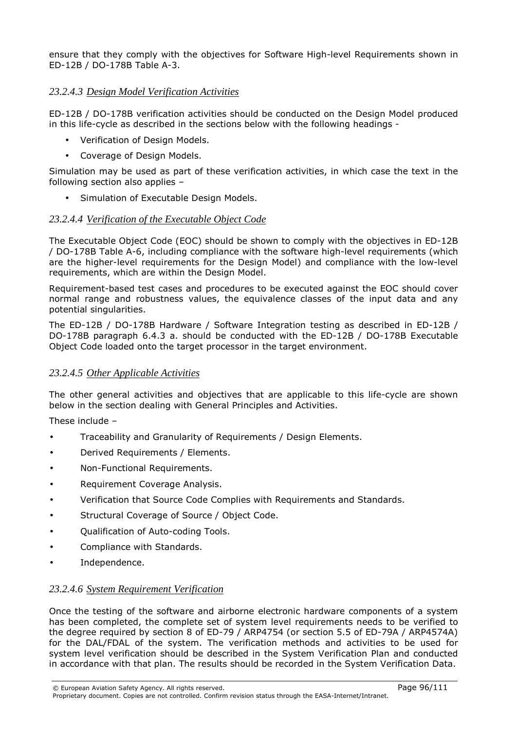ensure that they comply with the objectives for Software High-level Requirements shown in ED-12B / DO-178B Table A-3.

#### *23.2.4.3 Design Model Verification Activities*

ED-12B / DO-178B verification activities should be conducted on the Design Model produced in this life-cycle as described in the sections below with the following headings -

- Verification of Design Models.
- Coverage of Design Models.

Simulation may be used as part of these verification activities, in which case the text in the following section also applies –

- Simulation of Executable Design Models.

#### *23.2.4.4 Verification of the Executable Object Code*

The Executable Object Code (EOC) should be shown to comply with the objectives in ED-12B / DO-178B Table A-6, including compliance with the software high-level requirements (which are the higher-level requirements for the Design Model) and compliance with the low-level requirements, which are within the Design Model.

Requirement-based test cases and procedures to be executed against the EOC should cover normal range and robustness values, the equivalence classes of the input data and any potential singularities.

The ED-12B / DO-178B Hardware / Software Integration testing as described in ED-12B / DO-178B paragraph 6.4.3 a. should be conducted with the ED-12B / DO-178B Executable Object Code loaded onto the target processor in the target environment.

#### *23.2.4.5 Other Applicable Activities*

The other general activities and objectives that are applicable to this life-cycle are shown below in the section dealing with General Principles and Activities.

These include –

- Traceability and Granularity of Requirements / Design Elements.
- Derived Requirements / Elements.
- Non-Functional Requirements.
- Requirement Coverage Analysis.
- Verification that Source Code Complies with Requirements and Standards.
- Structural Coverage of Source / Object Code.
- Qualification of Auto-coding Tools.
- Compliance with Standards.
- Independence.

#### *23.2.4.6 System Requirement Verification*

Once the testing of the software and airborne electronic hardware components of a system has been completed, the complete set of system level requirements needs to be verified to the degree required by section 8 of ED-79 / ARP4754 (or section 5.5 of ED-79A / ARP4574A) for the DAL/FDAL of the system. The verification methods and activities to be used for system level verification should be described in the System Verification Plan and conducted in accordance with that plan. The results should be recorded in the System Verification Data.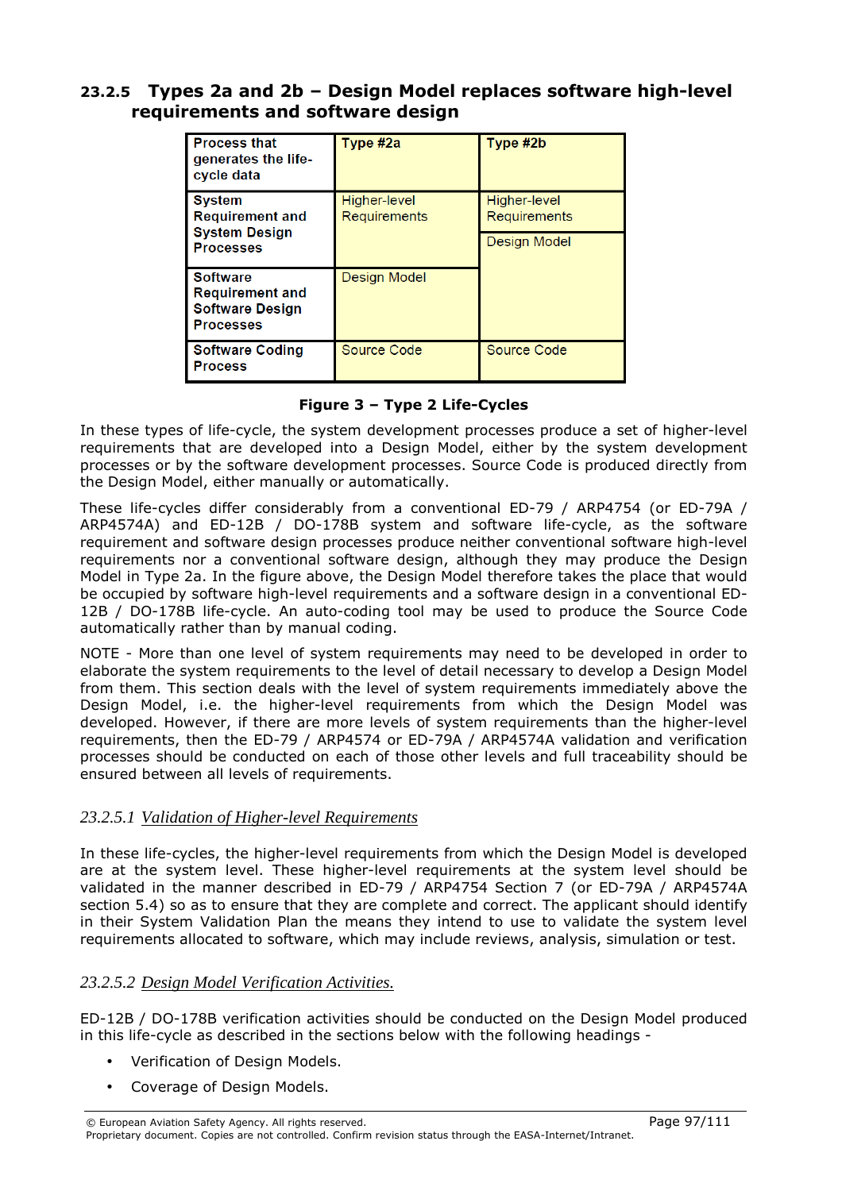### 23.2.5 Types 2a and 2b – Design Model replaces software high-level requirements and software design

| Process that generates the life-cycle data | Type #2a | Type #2b |
|---|---|---|
| System Requirement and System Design Processes | Higher-level Requirements | Higher-level Requirements<br>Design Model |
| Software Requirement and Software Design Processes | Design Model | |
| Software Coding Process | Source Code | Source Code |

**Figure 3 – Type 2 Life-Cycles**

In these types of life-cycle, the system development processes produce a set of higher-level requirements that are developed into a Design Model, either by the system development processes or by the software development processes. Source Code is produced directly from the Design Model, either manually or automatically.

These life-cycles differ considerably from a conventional ED-79 / ARP4754 (or ED-79A / ARP4574A) and ED-12B / DO-178B system and software life-cycle, as the software requirement and software design processes produce neither conventional software high-level requirements nor a conventional software design, although they may produce the Design Model in Type 2a. In the figure above, the Design Model therefore takes the place that would be occupied by software high-level requirements and a software design in a conventional ED-12B / DO-178B life-cycle. An auto-coding tool may be used to produce the Source Code automatically rather than by manual coding.

NOTE - More than one level of system requirements may need to be developed in order to elaborate the system requirements to the level of detail necessary to develop a Design Model from them. This section deals with the level of system requirements immediately above the Design Model, i.e. the higher-level requirements from which the Design Model was developed. However, if there are more levels of system requirements than the higher-level requirements, then the ED-79 / ARP4574 or ED-79A / ARP4574A validation and verification processes should be conducted on each of those other levels and full traceability should be ensured between all levels of requirements.

#### 23.2.5.1 *Validation of Higher-level Requirements*

In these life-cycles, the higher-level requirements from which the Design Model is developed are at the system level. These higher-level requirements at the system level should be validated in the manner described in ED-79 / ARP4754 Section 7 (or ED-79A / ARP4574A section 5.4) so as to ensure that they are complete and correct. The applicant should identify in their System Validation Plan the means they intend to use to validate the system level requirements allocated to software, which may include reviews, analysis, simulation or test.

#### 23.2.5.2 *Design Model Verification Activities.*

ED-12B / DO-178B verification activities should be conducted on the Design Model produced in this life-cycle as described in the sections below with the following headings -

- Verification of Design Models.
- Coverage of Design Models.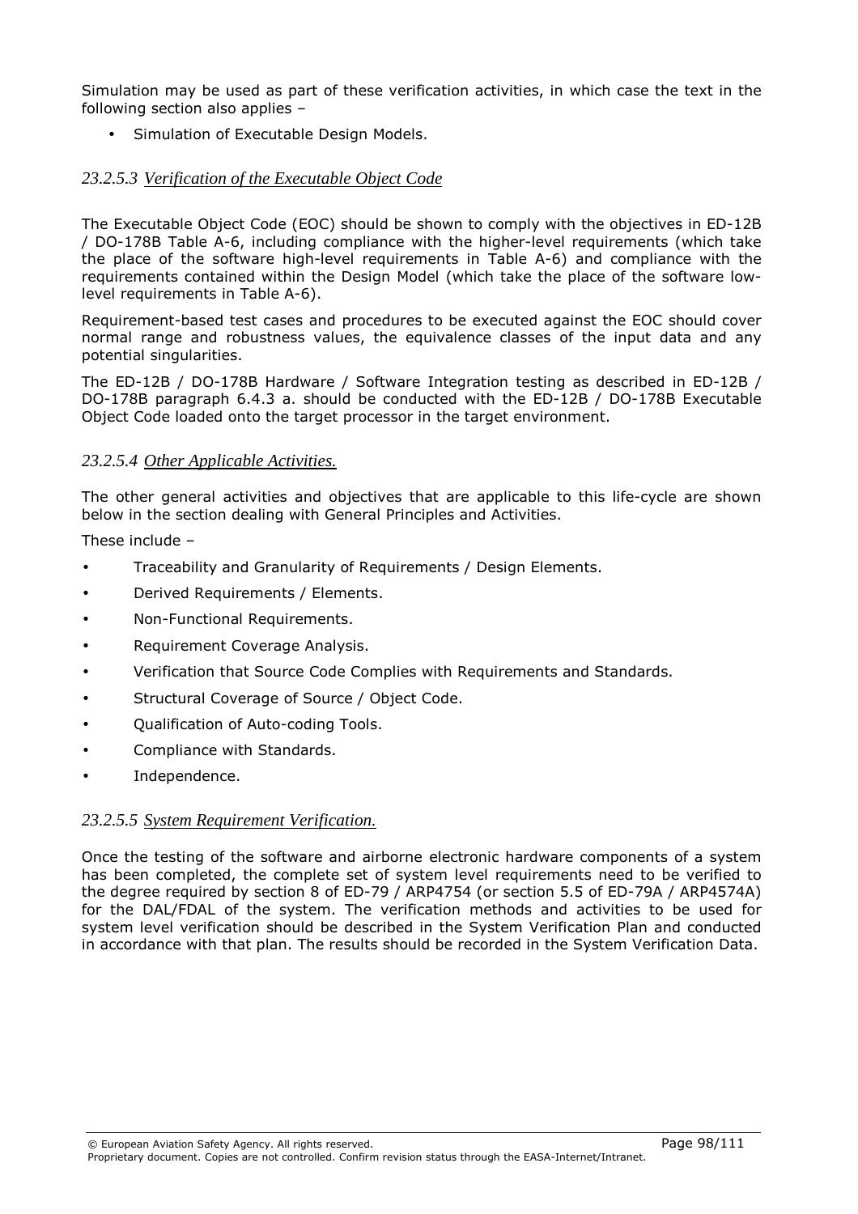Simulation may be used as part of these verification activities, in which case the text in the following section also applies –

- Simulation of Executable Design Models.

#### *23.2.5.3 Verification of the Executable Object Code*

The Executable Object Code (EOC) should be shown to comply with the objectives in ED-12B / DO-178B Table A-6, including compliance with the higher-level requirements (which take the place of the software high-level requirements in Table A-6) and compliance with the requirements contained within the Design Model (which take the place of the software low-level requirements in Table A-6).

Requirement-based test cases and procedures to be executed against the EOC should cover normal range and robustness values, the equivalence classes of the input data and any potential singularities.

The ED-12B / DO-178B Hardware / Software Integration testing as described in ED-12B / DO-178B paragraph 6.4.3 a. should be conducted with the ED-12B / DO-178B Executable Object Code loaded onto the target processor in the target environment.

#### *23.2.5.4 Other Applicable Activities.*

The other general activities and objectives that are applicable to this life-cycle are shown below in the section dealing with General Principles and Activities.

These include –

- Traceability and Granularity of Requirements / Design Elements.
- Derived Requirements / Elements.
- Non-Functional Requirements.
- Requirement Coverage Analysis.
- Verification that Source Code Complies with Requirements and Standards.
- Structural Coverage of Source / Object Code.
- Qualification of Auto-coding Tools.
- Compliance with Standards.
- Independence.

#### *23.2.5.5 System Requirement Verification.*

Once the testing of the software and airborne electronic hardware components of a system has been completed, the complete set of system level requirements need to be verified to the degree required by section 8 of ED-79 / ARP4754 (or section 5.5 of ED-79A / ARP4574A) for the DAL/FDAL of the system. The verification methods and activities to be used for system level verification should be described in the System Verification Plan and conducted in accordance with that plan. The results should be recorded in the System Verification Data.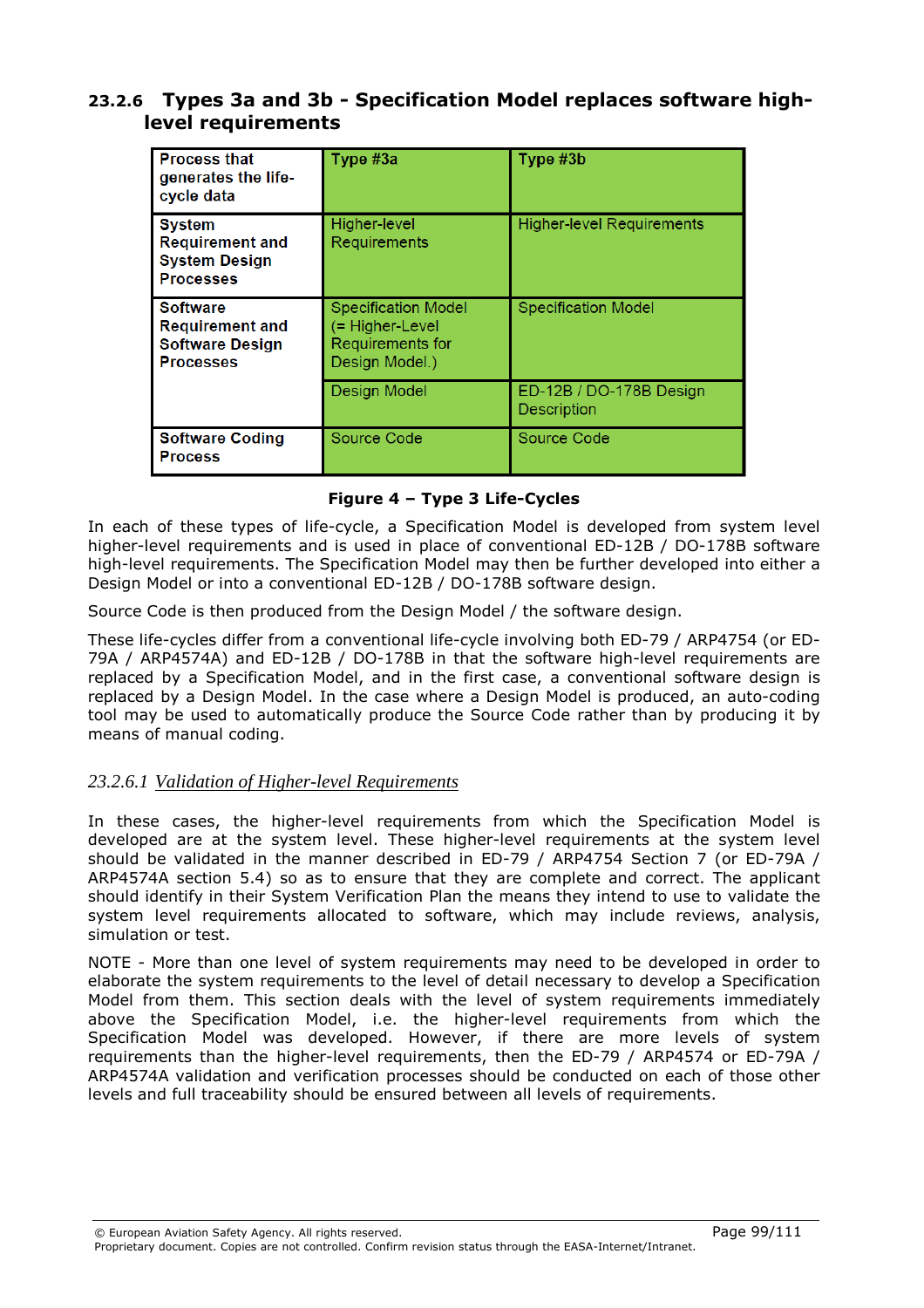### 23.2.6 Types 3a and 3b - Specification Model replaces software high-level requirements

| Process that generates the life-cycle data | Type #3a | Type #3b |
|---|---|---|
| System Requirement and System Design Processes | Higher-level Requirements | Higher-level Requirements |
| Software Requirement and Software Design Processes | Specification Model (= Higher-Level Requirements for Design Model.) | Specification Model |
| | Design Model | ED-12B / DO-178B Design Description |
| Software Coding Process | Source Code | Source Code |

**Figure 4 – Type 3 Life-Cycles**

In each of these types of life-cycle, a Specification Model is developed from system level higher-level requirements and is used in place of conventional ED-12B / DO-178B software high-level requirements. The Specification Model may then be further developed into either a Design Model or into a conventional ED-12B / DO-178B software design.

Source Code is then produced from the Design Model / the software design.

These life-cycles differ from a conventional life-cycle involving both ED-79 / ARP4754 (or ED-79A / ARP4574A) and ED-12B / DO-178B in that the software high-level requirements are replaced by a Specification Model, and in the first case, a conventional software design is replaced by a Design Model. In the case where a Design Model is produced, an auto-coding tool may be used to automatically produce the Source Code rather than by producing it by means of manual coding.

#### 23.2.6.1 *Validation of Higher-level Requirements*

In these cases, the higher-level requirements from which the Specification Model is developed are at the system level. These higher-level requirements at the system level should be validated in the manner described in ED-79 / ARP4754 Section 7 (or ED-79A / ARP4574A section 5.4) so as to ensure that they are complete and correct. The applicant should identify in their System Verification Plan the means they intend to use to validate the system level requirements allocated to software, which may include reviews, analysis, simulation or test.

NOTE - More than one level of system requirements may need to be developed in order to elaborate the system requirements to the level of detail necessary to develop a Specification Model from them. This section deals with the level of system requirements immediately above the Specification Model, i.e. the higher-level requirements from which the Specification Model was developed. However, if there are more levels of system requirements than the higher-level requirements, then the ED-79 / ARP4574 or ED-79A / ARP4574A validation and verification processes should be conducted on each of those other levels and full traceability should be ensured between all levels of requirements.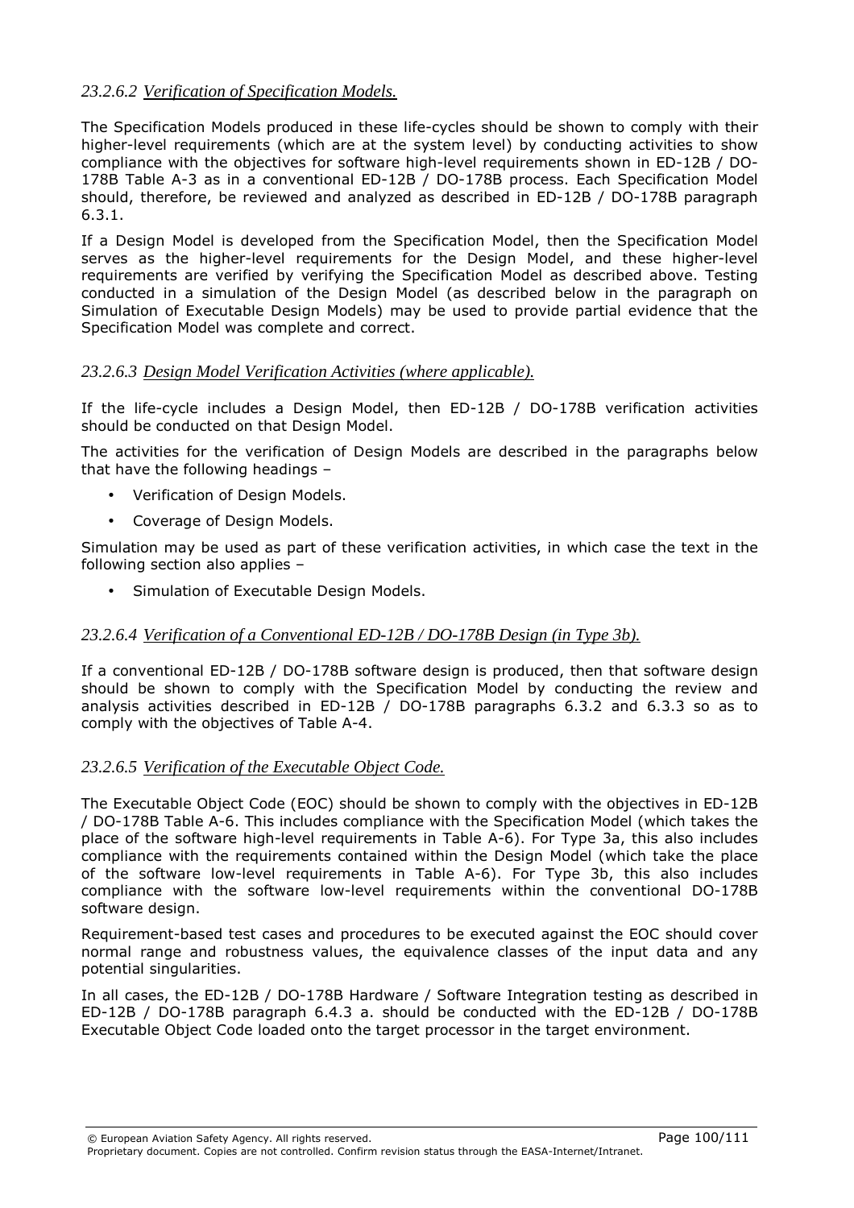#### 23.2.6.2 *Verification of Specification Models.*

The Specification Models produced in these life-cycles should be shown to comply with their higher-level requirements (which are at the system level) by conducting activities to show compliance with the objectives for software high-level requirements shown in ED-12B / DO-178B Table A-3 as in a conventional ED-12B / DO-178B process. Each Specification Model should, therefore, be reviewed and analyzed as described in ED-12B / DO-178B paragraph 6.3.1.

If a Design Model is developed from the Specification Model, then the Specification Model serves as the higher-level requirements for the Design Model, and these higher-level requirements are verified by verifying the Specification Model as described above. Testing conducted in a simulation of the Design Model (as described below in the paragraph on Simulation of Executable Design Models) may be used to provide partial evidence that the Specification Model was complete and correct.

#### 23.2.6.3 *Design Model Verification Activities (where applicable).*

If the life-cycle includes a Design Model, then ED-12B / DO-178B verification activities should be conducted on that Design Model.

The activities for the verification of Design Models are described in the paragraphs below that have the following headings –

- Verification of Design Models.
- Coverage of Design Models.

Simulation may be used as part of these verification activities, in which case the text in the following section also applies –

- Simulation of Executable Design Models.

#### 23.2.6.4 *Verification of a Conventional ED-12B / DO-178B Design (in Type 3b).*

If a conventional ED-12B / DO-178B software design is produced, then that software design should be shown to comply with the Specification Model by conducting the review and analysis activities described in ED-12B / DO-178B paragraphs 6.3.2 and 6.3.3 so as to comply with the objectives of Table A-4.

#### 23.2.6.5 *Verification of the Executable Object Code.*

The Executable Object Code (EOC) should be shown to comply with the objectives in ED-12B / DO-178B Table A-6. This includes compliance with the Specification Model (which takes the place of the software high-level requirements in Table A-6). For Type 3a, this also includes compliance with the requirements contained within the Design Model (which take the place of the software low-level requirements in Table A-6). For Type 3b, this also includes compliance with the software low-level requirements within the conventional DO-178B software design.

Requirement-based test cases and procedures to be executed against the EOC should cover normal range and robustness values, the equivalence classes of the input data and any potential singularities.

In all cases, the ED-12B / DO-178B Hardware / Software Integration testing as described in ED-12B / DO-178B paragraph 6.4.3 a. should be conducted with the ED-12B / DO-178B Executable Object Code loaded onto the target processor in the target environment.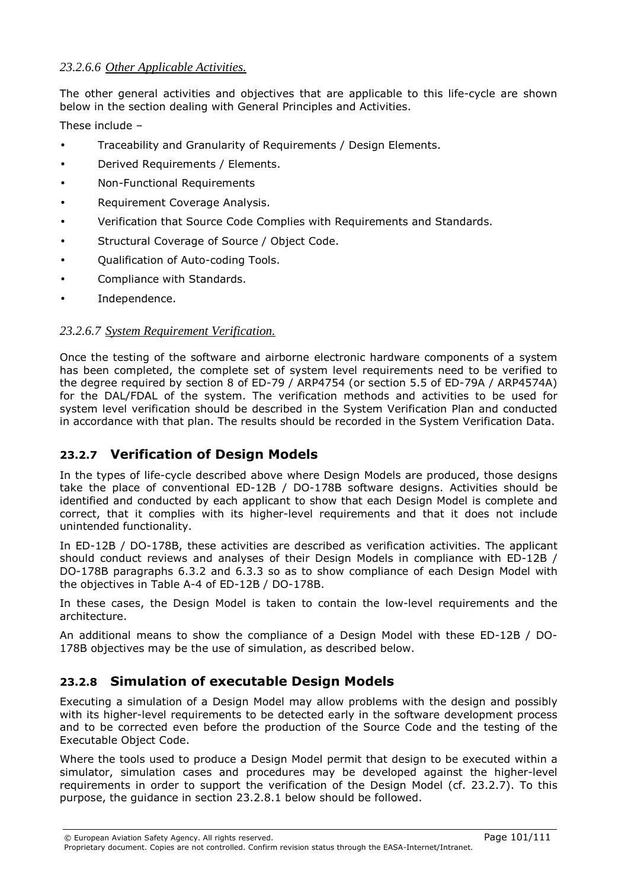*23.2.6.6 Other Applicable Activities.*

The other general activities and objectives that are applicable to this life-cycle are shown below in the section dealing with General Principles and Activities.

These include –

- Traceability and Granularity of Requirements / Design Elements.
- Derived Requirements / Elements.
- Non-Functional Requirements
- Requirement Coverage Analysis.
- Verification that Source Code Complies with Requirements and Standards.
- Structural Coverage of Source / Object Code.
- Qualification of Auto-coding Tools.
- Compliance with Standards.
- Independence.

*23.2.6.7 System Requirement Verification.*

Once the testing of the software and airborne electronic hardware components of a system has been completed, the complete set of system level requirements need to be verified to the degree required by section 8 of ED-79 / ARP4754 (or section 5.5 of ED-79A / ARP4574A) for the DAL/FDAL of the system. The verification methods and activities to be used for system level verification should be described in the System Verification Plan and conducted in accordance with that plan. The results should be recorded in the System Verification Data.

## 23.2.7 Verification of Design Models

In the types of life-cycle described above where Design Models are produced, those designs take the place of conventional ED-12B / DO-178B software designs. Activities should be identified and conducted by each applicant to show that each Design Model is complete and correct, that it complies with its higher-level requirements and that it does not include unintended functionality.

In ED-12B / DO-178B, these activities are described as verification activities. The applicant should conduct reviews and analyses of their Design Models in compliance with ED-12B / DO-178B paragraphs 6.3.2 and 6.3.3 so as to show compliance of each Design Model with the objectives in Table A-4 of ED-12B / DO-178B.

In these cases, the Design Model is taken to contain the low-level requirements and the architecture.

An additional means to show the compliance of a Design Model with these ED-12B / DO-178B objectives may be the use of simulation, as described below.

## 23.2.8 Simulation of executable Design Models

Executing a simulation of a Design Model may allow problems with the design and possibly with its higher-level requirements to be detected early in the software development process and to be corrected even before the production of the Source Code and the testing of the Executable Object Code.

Where the tools used to produce a Design Model permit that design to be executed within a simulator, simulation cases and procedures may be developed against the higher-level requirements in order to support the verification of the Design Model (cf. 23.2.7). To this purpose, the guidance in section 23.2.8.1 below should be followed.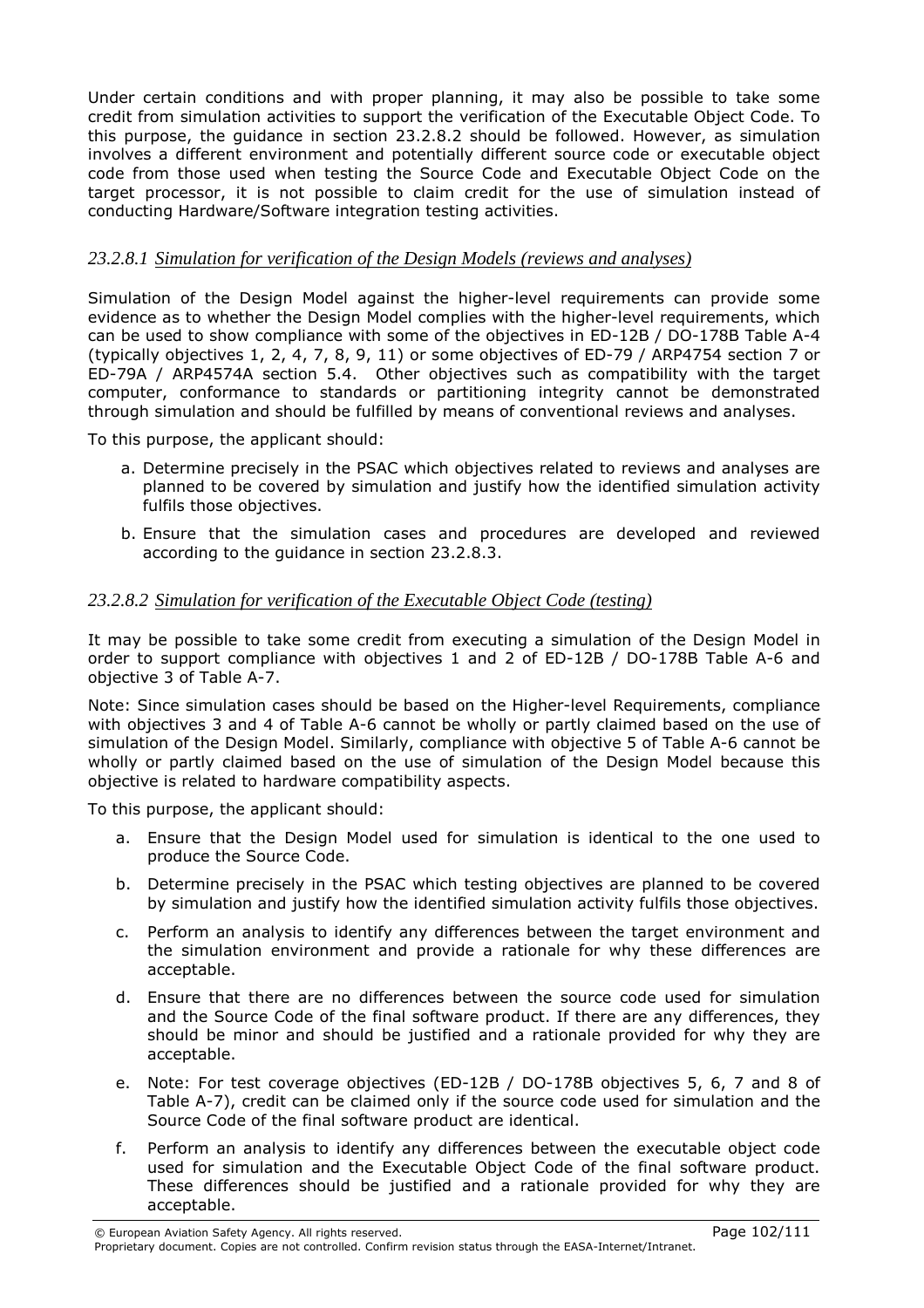Under certain conditions and with proper planning, it may also be possible to take some credit from simulation activities to support the verification of the Executable Object Code. To this purpose, the guidance in section 23.2.8.2 should be followed. However, as simulation involves a different environment and potentially different source code or executable object code from those used when testing the Source Code and Executable Object Code on the target processor, it is not possible to claim credit for the use of simulation instead of conducting Hardware/Software integration testing activities.

#### *23.2.8.1 Simulation for verification of the Design Models (reviews and analyses)*

Simulation of the Design Model against the higher-level requirements can provide some evidence as to whether the Design Model complies with the higher-level requirements, which can be used to show compliance with some of the objectives in ED-12B / DO-178B Table A-4 (typically objectives 1, 2, 4, 7, 8, 9, 11) or some objectives of ED-79 / ARP4754 section 7 or ED-79A / ARP4574A section 5.4. Other objectives such as compatibility with the target computer, conformance to standards or partitioning integrity cannot be demonstrated through simulation and should be fulfilled by means of conventional reviews and analyses.

To this purpose, the applicant should:

a. Determine precisely in the PSAC which objectives related to reviews and analyses are planned to be covered by simulation and justify how the identified simulation activity fulfils those objectives.

b. Ensure that the simulation cases and procedures are developed and reviewed according to the guidance in section 23.2.8.3.

#### *23.2.8.2 Simulation for verification of the Executable Object Code (testing)*

It may be possible to take some credit from executing a simulation of the Design Model in order to support compliance with objectives 1 and 2 of ED-12B / DO-178B Table A-6 and objective 3 of Table A-7.

Note: Since simulation cases should be based on the Higher-level Requirements, compliance with objectives 3 and 4 of Table A-6 cannot be wholly or partly claimed based on the use of simulation of the Design Model. Similarly, compliance with objective 5 of Table A-6 cannot be wholly or partly claimed based on the use of simulation of the Design Model because this objective is related to hardware compatibility aspects.

To this purpose, the applicant should:

a. Ensure that the Design Model used for simulation is identical to the one used to produce the Source Code.

b. Determine precisely in the PSAC which testing objectives are planned to be covered by simulation and justify how the identified simulation activity fulfils those objectives.

c. Perform an analysis to identify any differences between the target environment and the simulation environment and provide a rationale for why these differences are acceptable.

d. Ensure that there are no differences between the source code used for simulation and the Source Code of the final software product. If there are any differences, they should be minor and should be justified and a rationale provided for why they are acceptable.

e. Note: For test coverage objectives (ED-12B / DO-178B objectives 5, 6, 7 and 8 of Table A-7), credit can be claimed only if the source code used for simulation and the Source Code of the final software product are identical.

f. Perform an analysis to identify any differences between the executable object code used for simulation and the Executable Object Code of the final software product. These differences should be justified and a rationale provided for why they are acceptable.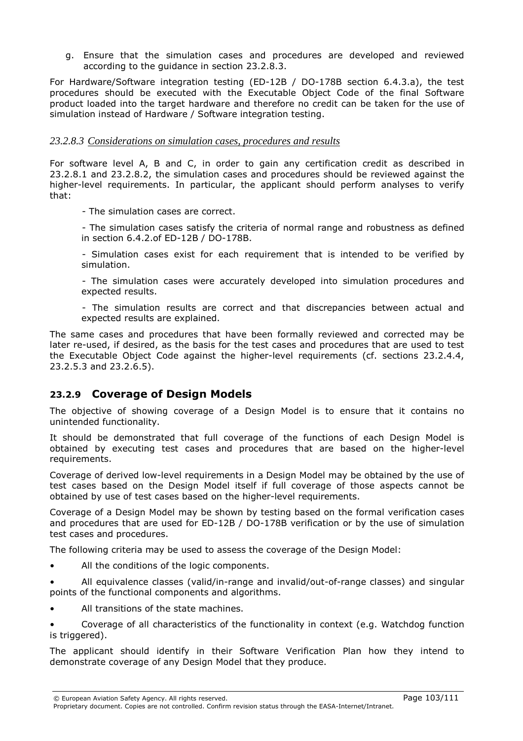g. Ensure that the simulation cases and procedures are developed and reviewed according to the guidance in section 23.2.8.3.

For Hardware/Software integration testing (ED-12B / DO-178B section 6.4.3.a), the test procedures should be executed with the Executable Object Code of the final Software product loaded into the target hardware and therefore no credit can be taken for the use of simulation instead of Hardware / Software integration testing.

#### *23.2.8.3 Considerations on simulation cases, procedures and results*

For software level A, B and C, in order to gain any certification credit as described in 23.2.8.1 and 23.2.8.2, the simulation cases and procedures should be reviewed against the higher-level requirements. In particular, the applicant should perform analyses to verify that:

- The simulation cases are correct.

- The simulation cases satisfy the criteria of normal range and robustness as defined in section 6.4.2.of ED-12B / DO-178B.

- Simulation cases exist for each requirement that is intended to be verified by simulation.

- The simulation cases were accurately developed into simulation procedures and expected results.

- The simulation results are correct and that discrepancies between actual and expected results are explained.

The same cases and procedures that have been formally reviewed and corrected may be later re-used, if desired, as the basis for the test cases and procedures that are used to test the Executable Object Code against the higher-level requirements (cf. sections 23.2.4.4, 23.2.5.3 and 23.2.6.5).

### 23.2.9 Coverage of Design Models

The objective of showing coverage of a Design Model is to ensure that it contains no unintended functionality.

It should be demonstrated that full coverage of the functions of each Design Model is obtained by executing test cases and procedures that are based on the higher-level requirements.

Coverage of derived low-level requirements in a Design Model may be obtained by the use of test cases based on the Design Model itself if full coverage of those aspects cannot be obtained by use of test cases based on the higher-level requirements.

Coverage of a Design Model may be shown by testing based on the formal verification cases and procedures that are used for ED-12B / DO-178B verification or by the use of simulation test cases and procedures.

The following criteria may be used to assess the coverage of the Design Model:

- All the conditions of the logic components.
- All equivalence classes (valid/in-range and invalid/out-of-range classes) and singular points of the functional components and algorithms.
- All transitions of the state machines.
- Coverage of all characteristics of the functionality in context (e.g. Watchdog function is triggered).

The applicant should identify in their Software Verification Plan how they intend to demonstrate coverage of any Design Model that they produce.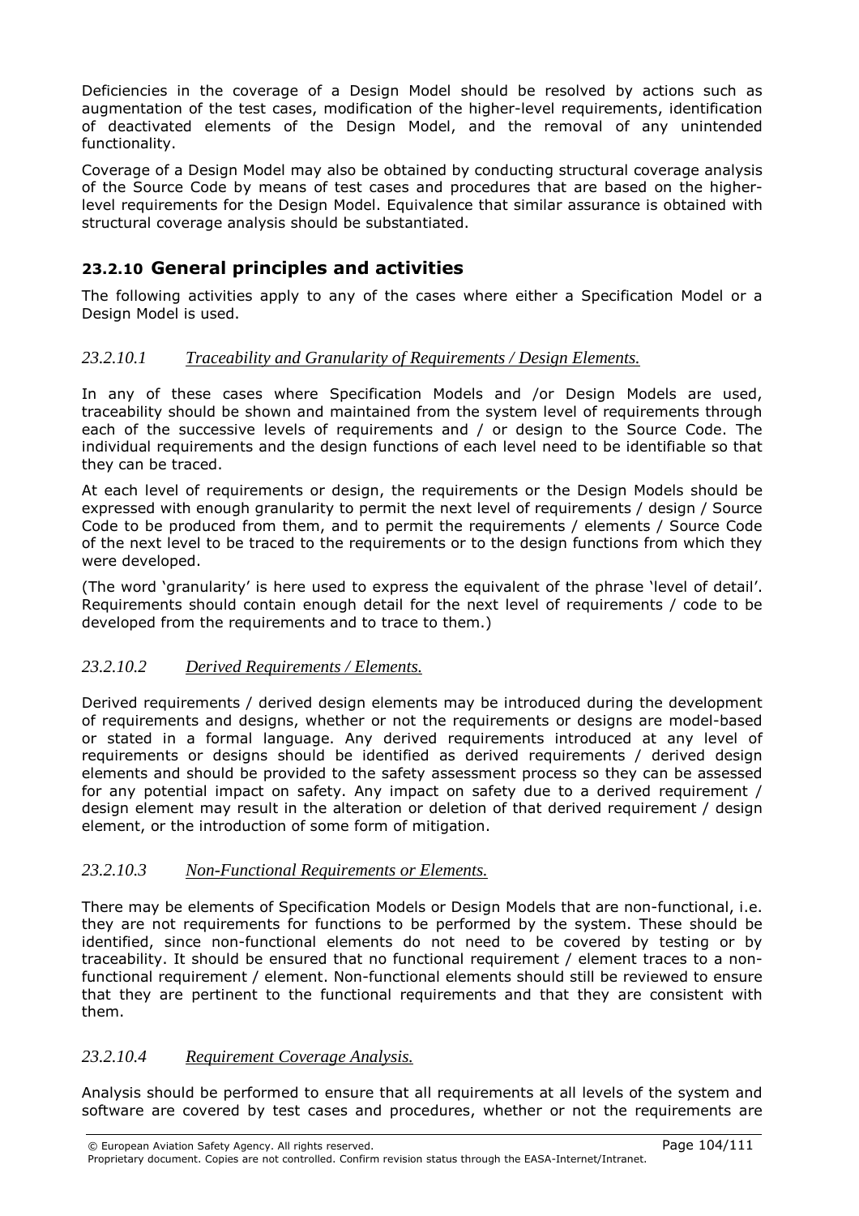Deficiencies in the coverage of a Design Model should be resolved by actions such as augmentation of the test cases, modification of the higher-level requirements, identification of deactivated elements of the Design Model, and the removal of any unintended functionality.

Coverage of a Design Model may also be obtained by conducting structural coverage analysis of the Source Code by means of test cases and procedures that are based on the higher-level requirements for the Design Model. Equivalence that similar assurance is obtained with structural coverage analysis should be substantiated.

## 23.2.10 General principles and activities

The following activities apply to any of the cases where either a Specification Model or a Design Model is used.

### *23.2.10.1 Traceability and Granularity of Requirements / Design Elements.*

In any of these cases where Specification Models and /or Design Models are used, traceability should be shown and maintained from the system level of requirements through each of the successive levels of requirements and / or design to the Source Code. The individual requirements and the design functions of each level need to be identifiable so that they can be traced.

At each level of requirements or design, the requirements or the Design Models should be expressed with enough granularity to permit the next level of requirements / design / Source Code to be produced from them, and to permit the requirements / elements / Source Code of the next level to be traced to the requirements or to the design functions from which they were developed.

(The word 'granularity' is here used to express the equivalent of the phrase 'level of detail'. Requirements should contain enough detail for the next level of requirements / code to be developed from the requirements and to trace to them.)

### *23.2.10.2 Derived Requirements / Elements.*

Derived requirements / derived design elements may be introduced during the development of requirements and designs, whether or not the requirements or designs are model-based or stated in a formal language. Any derived requirements introduced at any level of requirements or designs should be identified as derived requirements / derived design elements and should be provided to the safety assessment process so they can be assessed for any potential impact on safety. Any impact on safety due to a derived requirement / design element may result in the alteration or deletion of that derived requirement / design element, or the introduction of some form of mitigation.

### *23.2.10.3 Non-Functional Requirements or Elements.*

There may be elements of Specification Models or Design Models that are non-functional, i.e. they are not requirements for functions to be performed by the system. These should be identified, since non-functional elements do not need to be covered by testing or by traceability. It should be ensured that no functional requirement / element traces to a non-functional requirement / element. Non-functional elements should still be reviewed to ensure that they are pertinent to the functional requirements and that they are consistent with them.

### *23.2.10.4 Requirement Coverage Analysis.*

Analysis should be performed to ensure that all requirements at all levels of the system and software are covered by test cases and procedures, whether or not the requirements are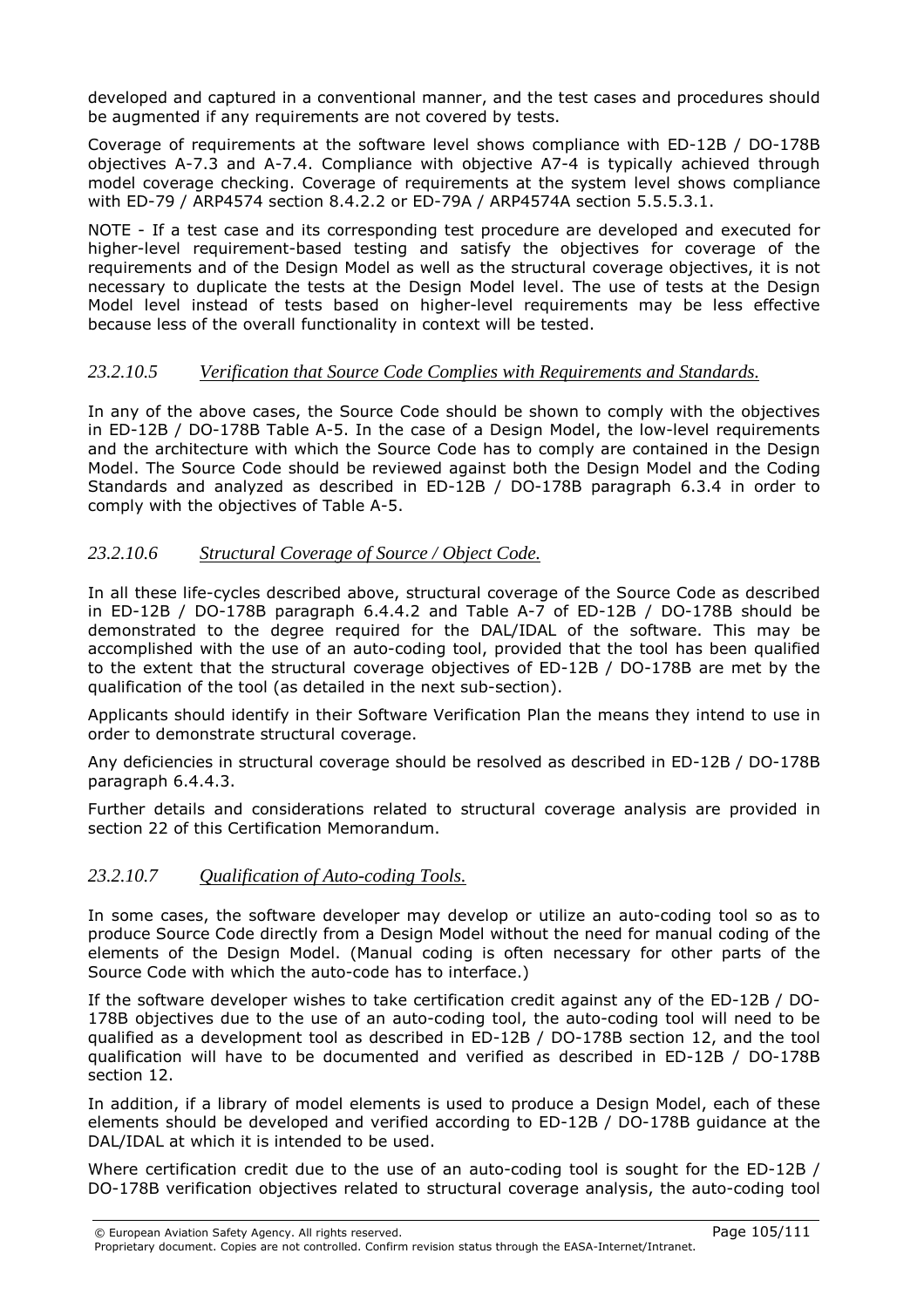developed and captured in a conventional manner, and the test cases and procedures should be augmented if any requirements are not covered by tests.

Coverage of requirements at the software level shows compliance with ED-12B / DO-178B objectives A-7.3 and A-7.4. Compliance with objective A7-4 is typically achieved through model coverage checking. Coverage of requirements at the system level shows compliance with ED-79 / ARP4574 section 8.4.2.2 or ED-79A / ARP4574A section 5.5.5.3.1.

NOTE - If a test case and its corresponding test procedure are developed and executed for higher-level requirement-based testing and satisfy the objectives for coverage of the requirements and of the Design Model as well as the structural coverage objectives, it is not necessary to duplicate the tests at the Design Model level. The use of tests at the Design Model level instead of tests based on higher-level requirements may be less effective because less of the overall functionality in context will be tested.

#### *23.2.10.5 Verification that Source Code Complies with Requirements and Standards.*

In any of the above cases, the Source Code should be shown to comply with the objectives in ED-12B / DO-178B Table A-5. In the case of a Design Model, the low-level requirements and the architecture with which the Source Code has to comply are contained in the Design Model. The Source Code should be reviewed against both the Design Model and the Coding Standards and analyzed as described in ED-12B / DO-178B paragraph 6.3.4 in order to comply with the objectives of Table A-5.

#### *23.2.10.6 Structural Coverage of Source / Object Code.*

In all these life-cycles described above, structural coverage of the Source Code as described in ED-12B / DO-178B paragraph 6.4.4.2 and Table A-7 of ED-12B / DO-178B should be demonstrated to the degree required for the DAL/IDAL of the software. This may be accomplished with the use of an auto-coding tool, provided that the tool has been qualified to the extent that the structural coverage objectives of ED-12B / DO-178B are met by the qualification of the tool (as detailed in the next sub-section).

Applicants should identify in their Software Verification Plan the means they intend to use in order to demonstrate structural coverage.

Any deficiencies in structural coverage should be resolved as described in ED-12B / DO-178B paragraph 6.4.4.3.

Further details and considerations related to structural coverage analysis are provided in section 22 of this Certification Memorandum.

#### *23.2.10.7 Qualification of Auto-coding Tools.*

In some cases, the software developer may develop or utilize an auto-coding tool so as to produce Source Code directly from a Design Model without the need for manual coding of the elements of the Design Model. (Manual coding is often necessary for other parts of the Source Code with which the auto-code has to interface.)

If the software developer wishes to take certification credit against any of the ED-12B / DO-178B objectives due to the use of an auto-coding tool, the auto-coding tool will need to be qualified as a development tool as described in ED-12B / DO-178B section 12, and the tool qualification will have to be documented and verified as described in ED-12B / DO-178B section 12.

In addition, if a library of model elements is used to produce a Design Model, each of these elements should be developed and verified according to ED-12B / DO-178B guidance at the DAL/IDAL at which it is intended to be used.

Where certification credit due to the use of an auto-coding tool is sought for the ED-12B / DO-178B verification objectives related to structural coverage analysis, the auto-coding tool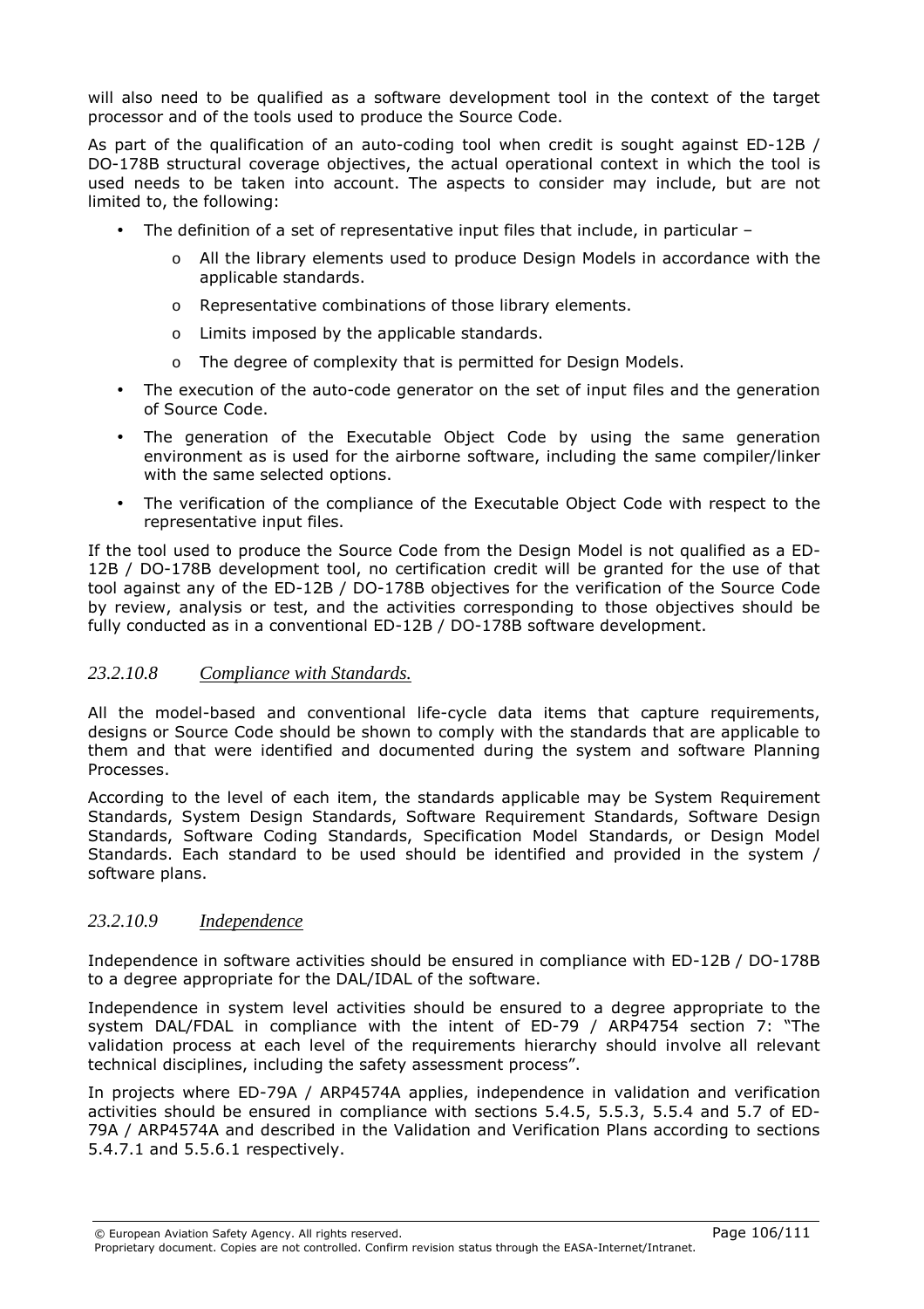will also need to be qualified as a software development tool in the context of the target processor and of the tools used to produce the Source Code.

As part of the qualification of an auto-coding tool when credit is sought against ED-12B / DO-178B structural coverage objectives, the actual operational context in which the tool is used needs to be taken into account. The aspects to consider may include, but are not limited to, the following:

- The definition of a set of representative input files that include, in particular –
  - All the library elements used to produce Design Models in accordance with the applicable standards.
  - Representative combinations of those library elements.
  - Limits imposed by the applicable standards.
  - The degree of complexity that is permitted for Design Models.
- The execution of the auto-code generator on the set of input files and the generation of Source Code.
- The generation of the Executable Object Code by using the same generation environment as is used for the airborne software, including the same compiler/linker with the same selected options.
- The verification of the compliance of the Executable Object Code with respect to the representative input files.

If the tool used to produce the Source Code from the Design Model is not qualified as a ED-12B / DO-178B development tool, no certification credit will be granted for the use of that tool against any of the ED-12B / DO-178B objectives for the verification of the Source Code by review, analysis or test, and the activities corresponding to those objectives should be fully conducted as in a conventional ED-12B / DO-178B software development.

### *23.2.10.8 Compliance with Standards.*

All the model-based and conventional life-cycle data items that capture requirements, designs or Source Code should be shown to comply with the standards that are applicable to them and that were identified and documented during the system and software Planning Processes.

According to the level of each item, the standards applicable may be System Requirement Standards, System Design Standards, Software Requirement Standards, Software Design Standards, Software Coding Standards, Specification Model Standards, or Design Model Standards. Each standard to be used should be identified and provided in the system / software plans.

### *23.2.10.9 Independence*

Independence in software activities should be ensured in compliance with ED-12B / DO-178B to a degree appropriate for the DAL/IDAL of the software.

Independence in system level activities should be ensured to a degree appropriate to the system DAL/FDAL in compliance with the intent of ED-79 / ARP4754 section 7: "The validation process at each level of the requirements hierarchy should involve all relevant technical disciplines, including the safety assessment process".

In projects where ED-79A / ARP4574A applies, independence in validation and verification activities should be ensured in compliance with sections 5.4.5, 5.5.3, 5.5.4 and 5.7 of ED-79A / ARP4574A and described in the Validation and Verification Plans according to sections 5.4.7.1 and 5.5.6.1 respectively.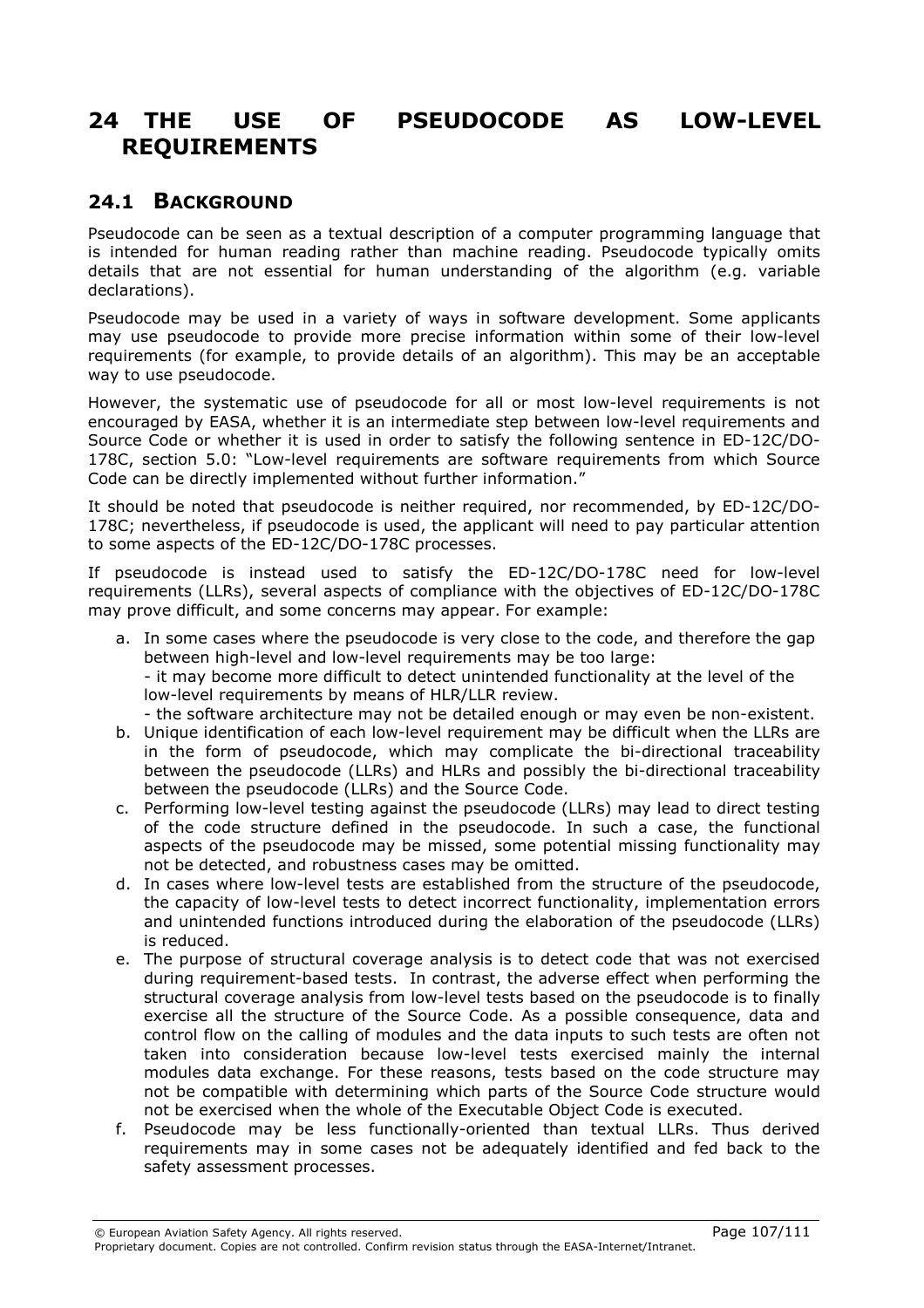# 24 THE USE OF PSEUDOCODE AS LOW-LEVEL REQUIREMENTS

## 24.1 BACKGROUND

Pseudocode can be seen as a textual description of a computer programming language that is intended for human reading rather than machine reading. Pseudocode typically omits details that are not essential for human understanding of the algorithm (e.g. variable declarations).

Pseudocode may be used in a variety of ways in software development. Some applicants may use pseudocode to provide more precise information within some of their low-level requirements (for example, to provide details of an algorithm). This may be an acceptable way to use pseudocode.

However, the systematic use of pseudocode for all or most low-level requirements is not encouraged by EASA, whether it is an intermediate step between low-level requirements and Source Code or whether it is used in order to satisfy the following sentence in ED-12C/DO-178C, section 5.0: "Low-level requirements are software requirements from which Source Code can be directly implemented without further information."

It should be noted that pseudocode is neither required, nor recommended, by ED-12C/DO-178C; nevertheless, if pseudocode is used, the applicant will need to pay particular attention to some aspects of the ED-12C/DO-178C processes.

If pseudocode is instead used to satisfy the ED-12C/DO-178C need for low-level requirements (LLRs), several aspects of compliance with the objectives of ED-12C/DO-178C may prove difficult, and some concerns may appear. For example:

a. In some cases where the pseudocode is very close to the code, and therefore the gap between high-level and low-level requirements may be too large:
   - it may become more difficult to detect unintended functionality at the level of the low-level requirements by means of HLR/LLR review.
   - the software architecture may not be detailed enough or may even be non-existent.
b. Unique identification of each low-level requirement may be difficult when the LLRs are in the form of pseudocode, which may complicate the bi-directional traceability between the pseudocode (LLRs) and HLRs and possibly the bi-directional traceability between the pseudocode (LLRs) and the Source Code.
c. Performing low-level testing against the pseudocode (LLRs) may lead to direct testing of the code structure defined in the pseudocode. In such a case, the functional aspects of the pseudocode may be missed, some potential missing functionality may not be detected, and robustness cases may be omitted.
d. In cases where low-level tests are established from the structure of the pseudocode, the capacity of low-level tests to detect incorrect functionality, implementation errors and unintended functions introduced during the elaboration of the pseudocode (LLRs) is reduced.
e. The purpose of structural coverage analysis is to detect code that was not exercised during requirement-based tests. In contrast, the adverse effect when performing the structural coverage analysis from low-level tests based on the pseudocode is to finally exercise all the structure of the Source Code. As a possible consequence, data and control flow on the calling of modules and the data inputs to such tests are often not taken into consideration because low-level tests exercised mainly the internal modules data exchange. For these reasons, tests based on the code structure may not be compatible with determining which parts of the Source Code structure would not be exercised when the whole of the Executable Object Code is executed.
f. Pseudocode may be less functionally-oriented than textual LLRs. Thus derived requirements may in some cases not be adequately identified and fed back to the safety assessment processes.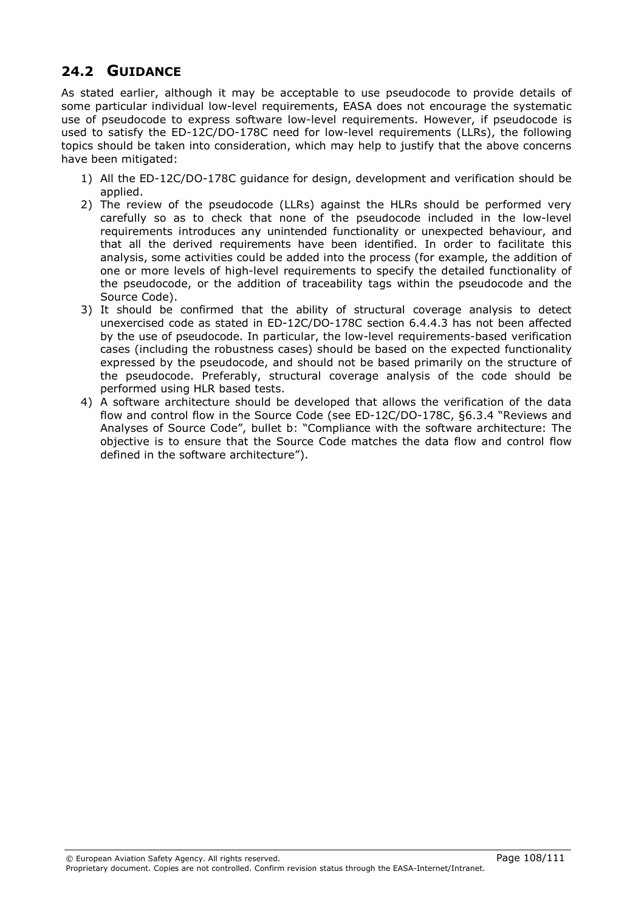## 24.2 GUIDANCE

As stated earlier, although it may be acceptable to use pseudocode to provide details of some particular individual low-level requirements, EASA does not encourage the systematic use of pseudocode to express software low-level requirements. However, if pseudocode is used to satisfy the ED-12C/DO-178C need for low-level requirements (LLRs), the following topics should be taken into consideration, which may help to justify that the above concerns have been mitigated:

1) All the ED-12C/DO-178C guidance for design, development and verification should be applied.
2) The review of the pseudocode (LLRs) against the HLRs should be performed very carefully so as to check that none of the pseudocode included in the low-level requirements introduces any unintended functionality or unexpected behaviour, and that all the derived requirements have been identified. In order to facilitate this analysis, some activities could be added into the process (for example, the addition of one or more levels of high-level requirements to specify the detailed functionality of the pseudocode, or the addition of traceability tags within the pseudocode and the Source Code).
3) It should be confirmed that the ability of structural coverage analysis to detect unexercised code as stated in ED-12C/DO-178C section 6.4.4.3 has not been affected by the use of pseudocode. In particular, the low-level requirements-based verification cases (including the robustness cases) should be based on the expected functionality expressed by the pseudocode, and should not be based primarily on the structure of the pseudocode. Preferably, structural coverage analysis of the code should be performed using HLR based tests.
4) A software architecture should be developed that allows the verification of the data flow and control flow in the Source Code (see ED-12C/DO-178C, §6.3.4 "Reviews and Analyses of Source Code", bullet b: "Compliance with the software architecture: The objective is to ensure that the Source Code matches the data flow and control flow defined in the software architecture").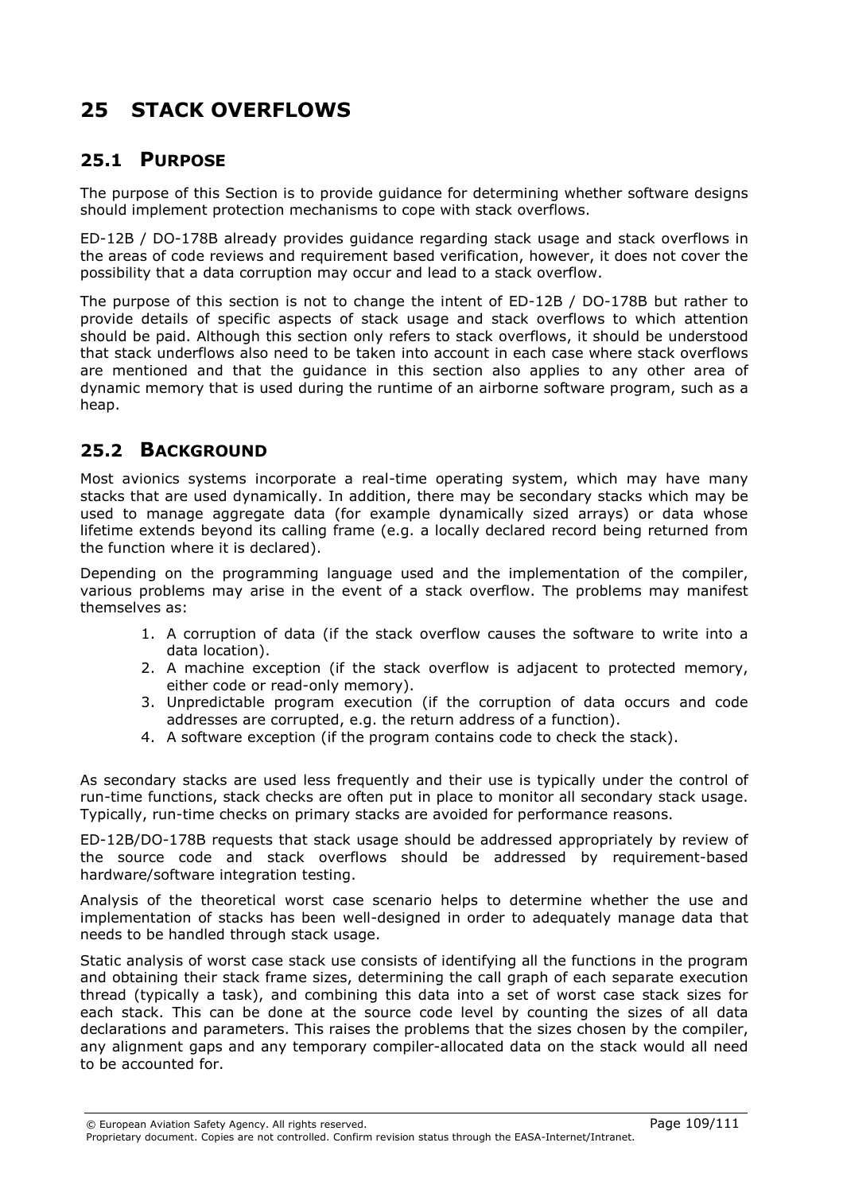# 25 STACK OVERFLOWS

## 25.1 PURPOSE

The purpose of this Section is to provide guidance for determining whether software designs should implement protection mechanisms to cope with stack overflows.

ED-12B / DO-178B already provides guidance regarding stack usage and stack overflows in the areas of code reviews and requirement based verification, however, it does not cover the possibility that a data corruption may occur and lead to a stack overflow.

The purpose of this section is not to change the intent of ED-12B / DO-178B but rather to provide details of specific aspects of stack usage and stack overflows to which attention should be paid. Although this section only refers to stack overflows, it should be understood that stack underflows also need to be taken into account in each case where stack overflows are mentioned and that the guidance in this section also applies to any other area of dynamic memory that is used during the runtime of an airborne software program, such as a heap.

## 25.2 BACKGROUND

Most avionics systems incorporate a real-time operating system, which may have many stacks that are used dynamically. In addition, there may be secondary stacks which may be used to manage aggregate data (for example dynamically sized arrays) or data whose lifetime extends beyond its calling frame (e.g. a locally declared record being returned from the function where it is declared).

Depending on the programming language used and the implementation of the compiler, various problems may arise in the event of a stack overflow. The problems may manifest themselves as:

1. A corruption of data (if the stack overflow causes the software to write into a data location).
2. A machine exception (if the stack overflow is adjacent to protected memory, either code or read-only memory).
3. Unpredictable program execution (if the corruption of data occurs and code addresses are corrupted, e.g. the return address of a function).
4. A software exception (if the program contains code to check the stack).

As secondary stacks are used less frequently and their use is typically under the control of run-time functions, stack checks are often put in place to monitor all secondary stack usage. Typically, run-time checks on primary stacks are avoided for performance reasons.

ED-12B/DO-178B requests that stack usage should be addressed appropriately by review of the source code and stack overflows should be addressed by requirement-based hardware/software integration testing.

Analysis of the theoretical worst case scenario helps to determine whether the use and implementation of stacks has been well-designed in order to adequately manage data that needs to be handled through stack usage.

Static analysis of worst case stack use consists of identifying all the functions in the program and obtaining their stack frame sizes, determining the call graph of each separate execution thread (typically a task), and combining this data into a set of worst case stack sizes for each stack. This can be done at the source code level by counting the sizes of all data declarations and parameters. This raises the problems that the sizes chosen by the compiler, any alignment gaps and any temporary compiler-allocated data on the stack would all need to be accounted for.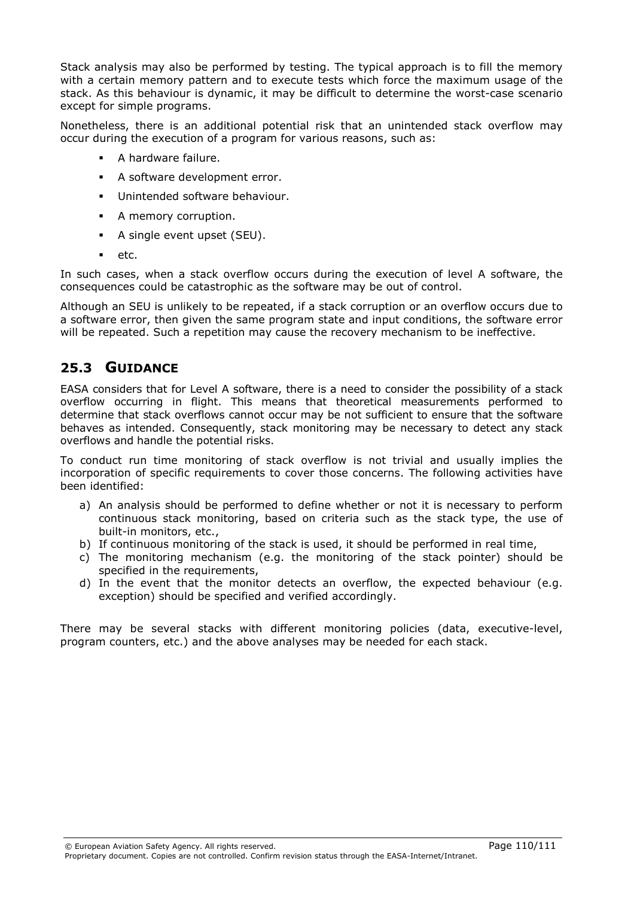Stack analysis may also be performed by testing. The typical approach is to fill the memory with a certain memory pattern and to execute tests which force the maximum usage of the stack. As this behaviour is dynamic, it may be difficult to determine the worst-case scenario except for simple programs.

Nonetheless, there is an additional potential risk that an unintended stack overflow may occur during the execution of a program for various reasons, such as:

- A hardware failure.
- A software development error.
- Unintended software behaviour.
- A memory corruption.
- A single event upset (SEU).
- etc.

In such cases, when a stack overflow occurs during the execution of level A software, the consequences could be catastrophic as the software may be out of control.

Although an SEU is unlikely to be repeated, if a stack corruption or an overflow occurs due to a software error, then given the same program state and input conditions, the software error will be repeated. Such a repetition may cause the recovery mechanism to be ineffective.

## 25.3 GUIDANCE

EASA considers that for Level A software, there is a need to consider the possibility of a stack overflow occurring in flight. This means that theoretical measurements performed to determine that stack overflows cannot occur may be not sufficient to ensure that the software behaves as intended. Consequently, stack monitoring may be necessary to detect any stack overflows and handle the potential risks.

To conduct run time monitoring of stack overflow is not trivial and usually implies the incorporation of specific requirements to cover those concerns. The following activities have been identified:

a) An analysis should be performed to define whether or not it is necessary to perform continuous stack monitoring, based on criteria such as the stack type, the use of built-in monitors, etc.,
b) If continuous monitoring of the stack is used, it should be performed in real time,
c) The monitoring mechanism (e.g. the monitoring of the stack pointer) should be specified in the requirements,
d) In the event that the monitor detects an overflow, the expected behaviour (e.g. exception) should be specified and verified accordingly.

There may be several stacks with different monitoring policies (data, executive-level, program counters, etc.) and the above analyses may be needed for each stack.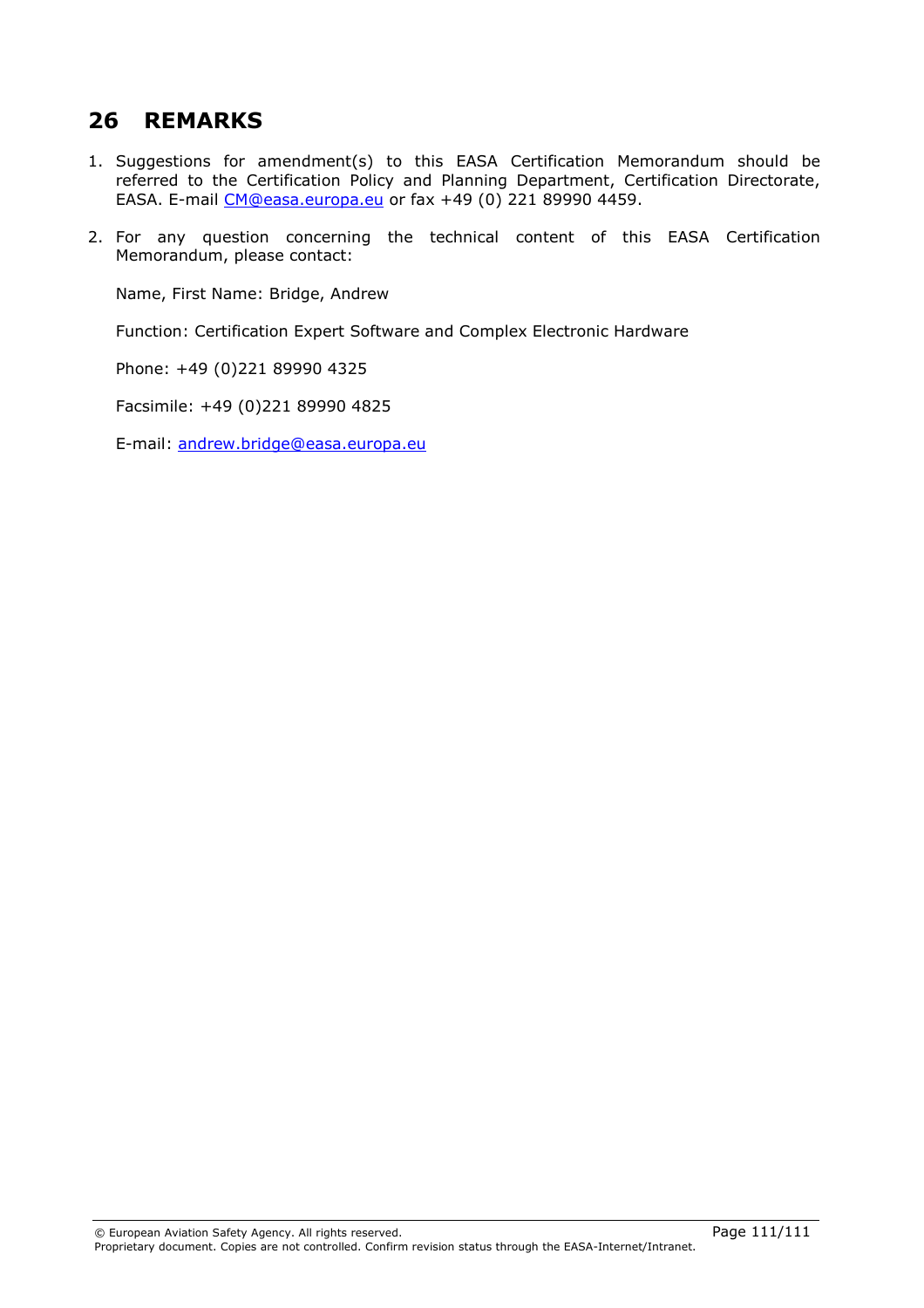# 26 REMARKS

1. Suggestions for amendment(s) to this EASA Certification Memorandum should be referred to the Certification Policy and Planning Department, Certification Directorate, EASA. E-mail CM@easa.europa.eu or fax +49 (0) 221 89990 4459.

2. For any question concerning the technical content of this EASA Certification Memorandum, please contact:

   Name, First Name: Bridge, Andrew

   Function: Certification Expert Software and Complex Electronic Hardware

   Phone: +49 (0)221 89990 4325

   Facsimile: +49 (0)221 89990 4825

   E-mail: andrew.bridge@easa.europa.eu